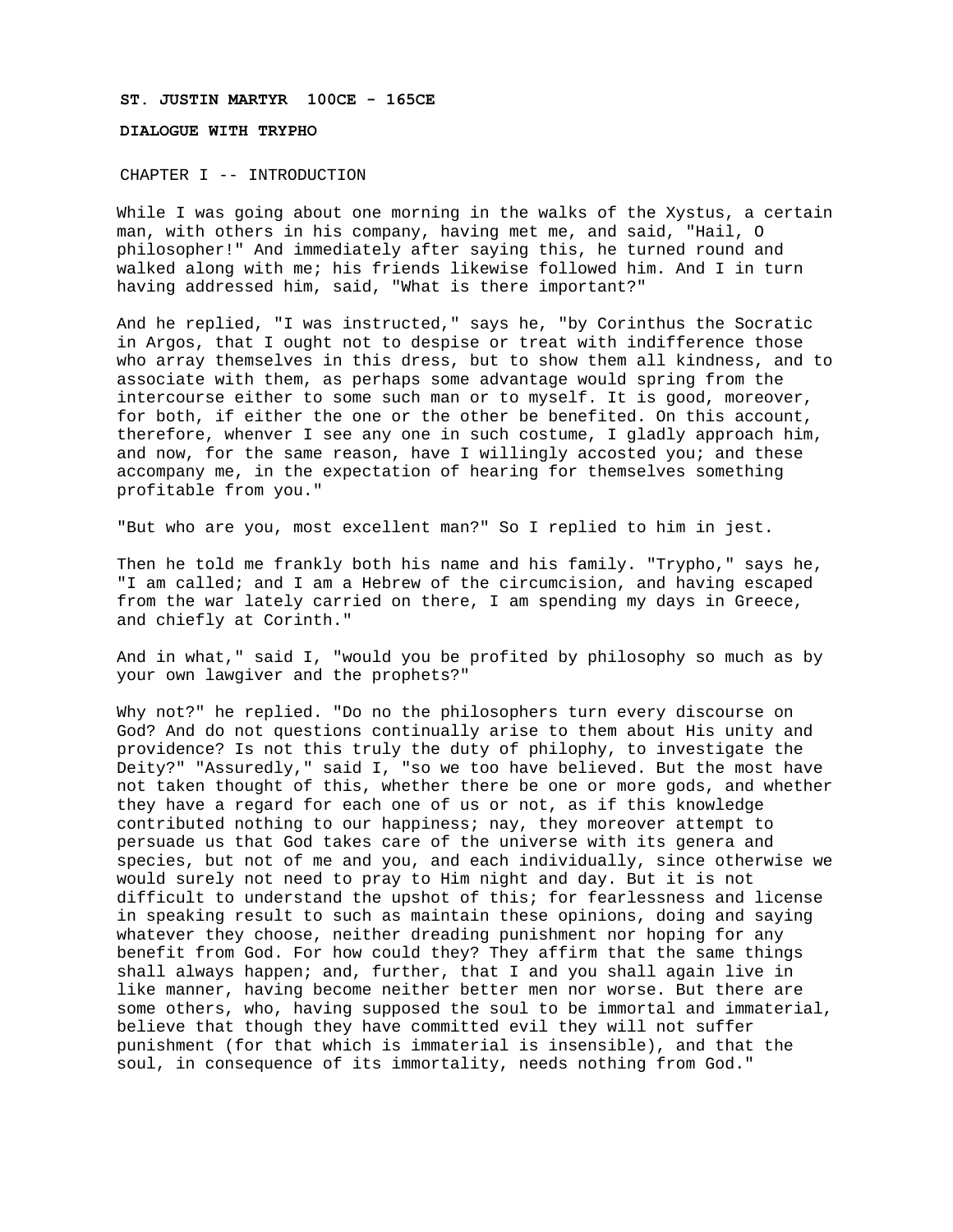**ST. JUSTIN MARTYR 100CE - 165CE**

**DIALOGUE WITH TRYPHO**

CHAPTER I -- INTRODUCTION

While I was going about one morning in the walks of the Xystus, a certain man, with others in his company, having met me, and said, "Hail, O philosopher!" And immediately after saying this, he turned round and walked along with me; his friends likewise followed him. And I in turn having addressed him, said, "What is there important?"

And he replied, "I was instructed," says he, "by Corinthus the Socratic in Argos, that I ought not to despise or treat with indifference those who array themselves in this dress, but to show them all kindness, and to associate with them, as perhaps some advantage would spring from the intercourse either to some such man or to myself. It is good, moreover, for both, if either the one or the other be benefited. On this account, therefore, whenver I see any one in such costume, I gladly approach him, and now, for the same reason, have I willingly accosted you; and these accompany me, in the expectation of hearing for themselves something profitable from you."

"But who are you, most excellent man?" So I replied to him in jest.

Then he told me frankly both his name and his family. "Trypho," says he, "I am called; and I am a Hebrew of the circumcision, and having escaped from the war lately carried on there, I am spending my days in Greece, and chiefly at Corinth."

And in what," said I, "would you be profited by philosophy so much as by your own lawgiver and the prophets?"

Why not?" he replied. "Do no the philosophers turn every discourse on God? And do not questions continually arise to them about His unity and providence? Is not this truly the duty of philophy, to investigate the Deity?" "Assuredly," said I, "so we too have believed. But the most have not taken thought of this, whether there be one or more gods, and whether they have a regard for each one of us or not, as if this knowledge contributed nothing to our happiness; nay, they moreover attempt to persuade us that God takes care of the universe with its genera and species, but not of me and you, and each individually, since otherwise we would surely not need to pray to Him night and day. But it is not difficult to understand the upshot of this; for fearlessness and license in speaking result to such as maintain these opinions, doing and saying whatever they choose, neither dreading punishment nor hoping for any benefit from God. For how could they? They affirm that the same things shall always happen; and, further, that I and you shall again live in like manner, having become neither better men nor worse. But there are some others, who, having supposed the soul to be immortal and immaterial, believe that though they have committed evil they will not suffer punishment (for that which is immaterial is insensible), and that the soul, in consequence of its immortality, needs nothing from God."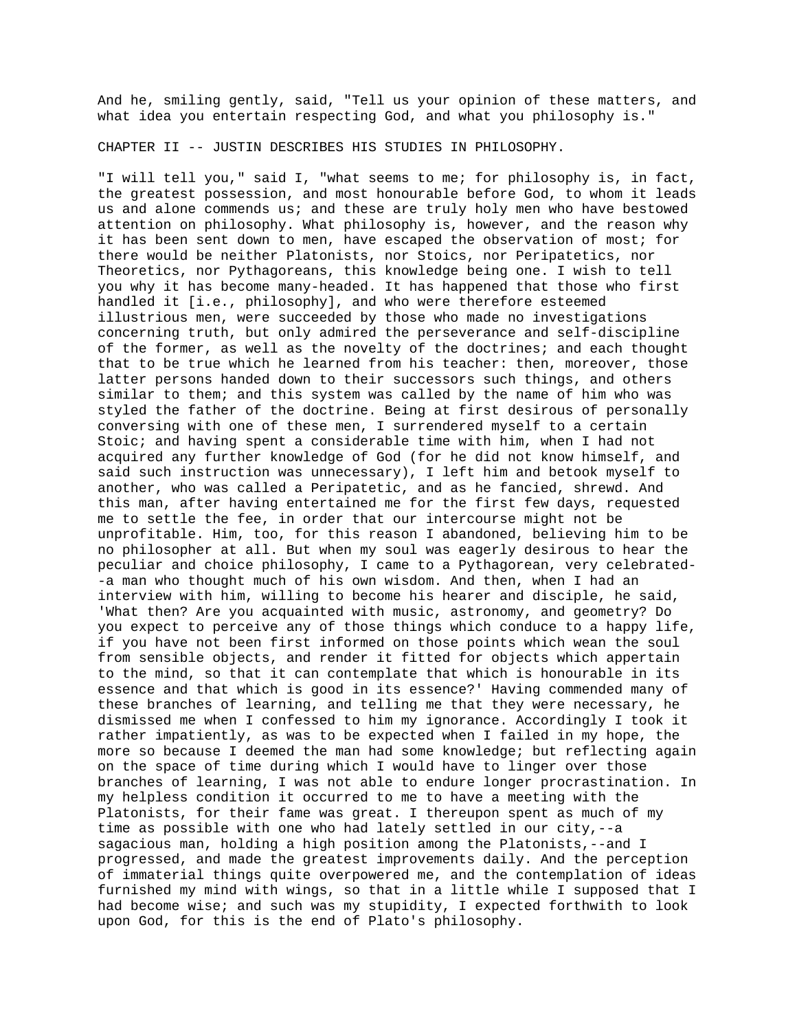And he, smiling gently, said, "Tell us your opinion of these matters, and what idea you entertain respecting God, and what you philosophy is."

## CHAPTER II -- JUSTIN DESCRIBES HIS STUDIES IN PHILOSOPHY.

"I will tell you," said I, "what seems to me; for philosophy is, in fact, the greatest possession, and most honourable before God, to whom it leads us and alone commends us; and these are truly holy men who have bestowed attention on philosophy. What philosophy is, however, and the reason why it has been sent down to men, have escaped the observation of most; for there would be neither Platonists, nor Stoics, nor Peripatetics, nor Theoretics, nor Pythagoreans, this knowledge being one. I wish to tell you why it has become many-headed. It has happened that those who first handled it [i.e., philosophy], and who were therefore esteemed illustrious men, were succeeded by those who made no investigations concerning truth, but only admired the perseverance and self-discipline of the former, as well as the novelty of the doctrines; and each thought that to be true which he learned from his teacher: then, moreover, those latter persons handed down to their successors such things, and others similar to them; and this system was called by the name of him who was styled the father of the doctrine. Being at first desirous of personally conversing with one of these men, I surrendered myself to a certain Stoic; and having spent a considerable time with him, when I had not acquired any further knowledge of God (for he did not know himself, and said such instruction was unnecessary), I left him and betook myself to another, who was called a Peripatetic, and as he fancied, shrewd. And this man, after having entertained me for the first few days, requested me to settle the fee, in order that our intercourse might not be unprofitable. Him, too, for this reason I abandoned, believing him to be no philosopher at all. But when my soul was eagerly desirous to hear the peculiar and choice philosophy, I came to a Pythagorean, very celebrated--a man who thought much of his own wisdom. And then, when I had an interview with him, willing to become his hearer and disciple, he said, 'What then? Are you acquainted with music, astronomy, and geometry? Do you expect to perceive any of those things which conduce to a happy life, if you have not been first informed on those points which wean the soul from sensible objects, and render it fitted for objects which appertain to the mind, so that it can contemplate that which is honourable in its essence and that which is good in its essence?' Having commended many of these branches of learning, and telling me that they were necessary, he dismissed me when I confessed to him my ignorance. Accordingly I took it rather impatiently, as was to be expected when I failed in my hope, the more so because I deemed the man had some knowledge; but reflecting again on the space of time during which I would have to linger over those branches of learning, I was not able to endure longer procrastination. In my helpless condition it occurred to me to have a meeting with the Platonists, for their fame was great. I thereupon spent as much of my time as possible with one who had lately settled in our city,--a sagacious man, holding a high position among the Platonists,--and I progressed, and made the greatest improvements daily. And the perception of immaterial things quite overpowered me, and the contemplation of ideas furnished my mind with wings, so that in a little while I supposed that I had become wise; and such was my stupidity, I expected forthwith to look upon God, for this is the end of Plato's philosophy.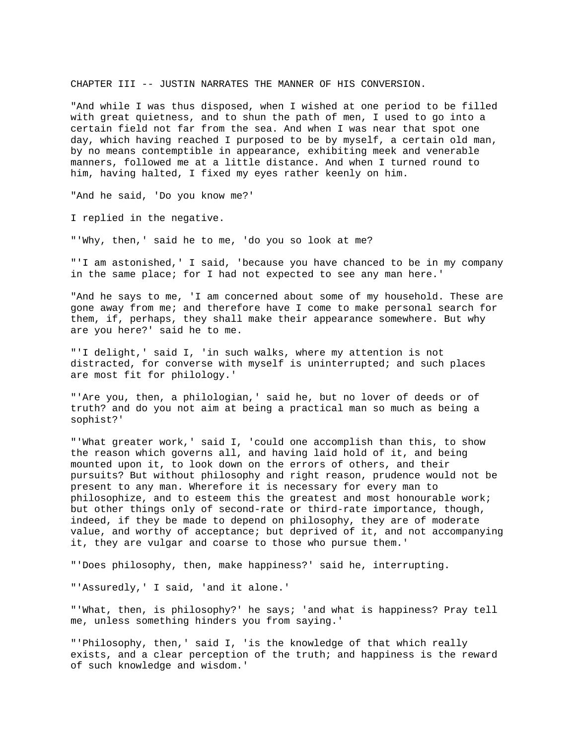## CHAPTER III -- JUSTIN NARRATES THE MANNER OF HIS CONVERSION.

"And while I was thus disposed, when I wished at one period to be filled with great quietness, and to shun the path of men, I used to go into a certain field not far from the sea. And when I was near that spot one day, which having reached I purposed to be by myself, a certain old man, by no means contemptible in appearance, exhibiting meek and venerable manners, followed me at a little distance. And when I turned round to him, having halted, I fixed my eyes rather keenly on him.

"And he said, 'Do you know me?'

I replied in the negative.

"'Why, then,' said he to me, 'do you so look at me?

"'I am astonished,' I said, 'because you have chanced to be in my company in the same place; for I had not expected to see any man here.'

"And he says to me, 'I am concerned about some of my household. These are gone away from me; and therefore have I come to make personal search for them, if, perhaps, they shall make their appearance somewhere. But why are you here?' said he to me.

"'I delight,' said I, 'in such walks, where my attention is not distracted, for converse with myself is uninterrupted; and such places are most fit for philology.'

"'Are you, then, a philologian,' said he, but no lover of deeds or of truth? and do you not aim at being a practical man so much as being a sophist?'

"'What greater work,' said I, 'could one accomplish than this, to show the reason which governs all, and having laid hold of it, and being mounted upon it, to look down on the errors of others, and their pursuits? But without philosophy and right reason, prudence would not be present to any man. Wherefore it is necessary for every man to philosophize, and to esteem this the greatest and most honourable work; but other things only of second-rate or third-rate importance, though, indeed, if they be made to depend on philosophy, they are of moderate value, and worthy of acceptance; but deprived of it, and not accompanying it, they are vulgar and coarse to those who pursue them.'

"'Does philosophy, then, make happiness?' said he, interrupting.

"'Assuredly,' I said, 'and it alone.'

"'What, then, is philosophy?' he says; 'and what is happiness? Pray tell me, unless something hinders you from saying.'

"'Philosophy, then,' said I, 'is the knowledge of that which really exists, and a clear perception of the truth; and happiness is the reward of such knowledge and wisdom.'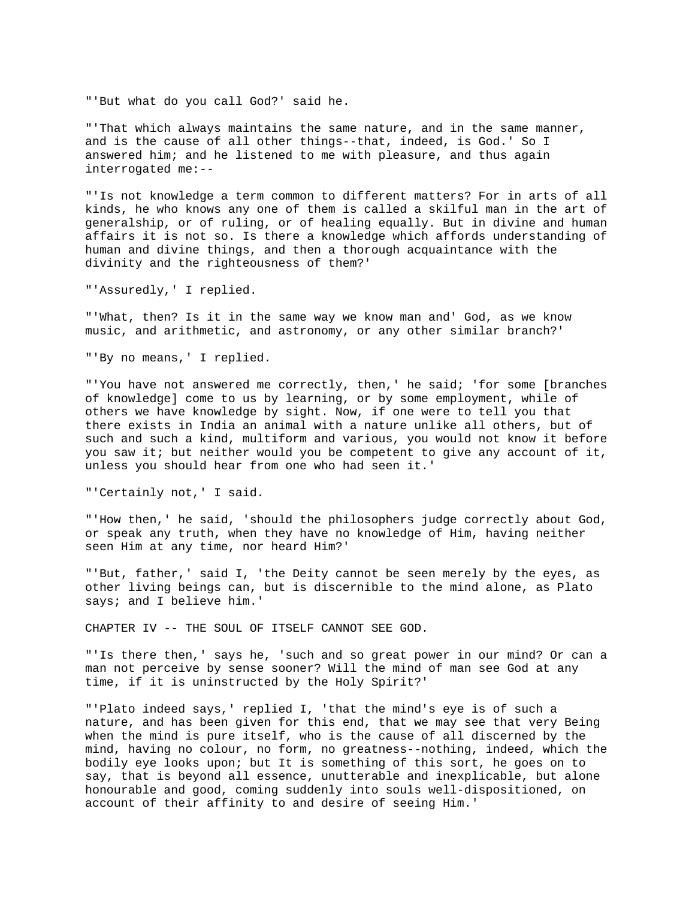"'But what do you call God?' said he.

"'That which always maintains the same nature, and in the same manner, and is the cause of all other things--that, indeed, is God.' So I answered him; and he listened to me with pleasure, and thus again interrogated me:--

"'Is not knowledge a term common to different matters? For in arts of all kinds, he who knows any one of them is called a skilful man in the art of generalship, or of ruling, or of healing equally. But in divine and human affairs it is not so. Is there a knowledge which affords understanding of human and divine things, and then a thorough acquaintance with the divinity and the righteousness of them?'

"'Assuredly,' I replied.

"'What, then? Is it in the same way we know man and' God, as we know music, and arithmetic, and astronomy, or any other similar branch?'

"'By no means,' I replied.

"'You have not answered me correctly, then,' he said; 'for some [branches of knowledge] come to us by learning, or by some employment, while of others we have knowledge by sight. Now, if one were to tell you that there exists in India an animal with a nature unlike all others, but of such and such a kind, multiform and various, you would not know it before you saw it; but neither would you be competent to give any account of it, unless you should hear from one who had seen it.'

"'Certainly not,' I said.

"'How then,' he said, 'should the philosophers judge correctly about God, or speak any truth, when they have no knowledge of Him, having neither seen Him at any time, nor heard Him?'

"'But, father,' said I, 'the Deity cannot be seen merely by the eyes, as other living beings can, but is discernible to the mind alone, as Plato says; and I believe him.'

## CHAPTER IV -- THE SOUL OF ITSELF CANNOT SEE GOD.

"'Is there then,' says he, 'such and so great power in our mind? Or can a man not perceive by sense sooner? Will the mind of man see God at any time, if it is uninstructed by the Holy Spirit?'

"'Plato indeed says,' replied I, 'that the mind's eye is of such a nature, and has been given for this end, that we may see that very Being when the mind is pure itself, who is the cause of all discerned by the mind, having no colour, no form, no greatness--nothing, indeed, which the bodily eye looks upon; but It is something of this sort, he goes on to say, that is beyond all essence, unutterable and inexplicable, but alone honourable and good, coming suddenly into souls well-dispositioned, on account of their affinity to and desire of seeing Him.'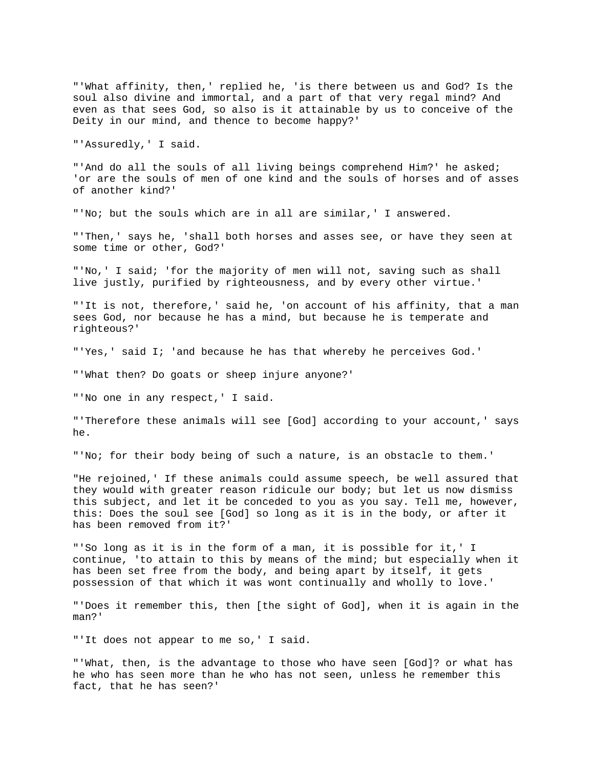"'What affinity, then,' replied he, 'is there between us and God? Is the soul also divine and immortal, and a part of that very regal mind? And even as that sees God, so also is it attainable by us to conceive of the Deity in our mind, and thence to become happy?'

"'Assuredly,' I said.

"'And do all the souls of all living beings comprehend Him?' he asked; 'or are the souls of men of one kind and the souls of horses and of asses of another kind?'

"'No; but the souls which are in all are similar,' I answered.

"'Then,' says he, 'shall both horses and asses see, or have they seen at some time or other, God?'

"'No,' I said; 'for the majority of men will not, saving such as shall live justly, purified by righteousness, and by every other virtue.'

"'It is not, therefore,' said he, 'on account of his affinity, that a man sees God, nor because he has a mind, but because he is temperate and righteous?'

"'Yes,' said I; 'and because he has that whereby he perceives God.'

"'What then? Do goats or sheep injure anyone?'

"'No one in any respect,' I said.

"'Therefore these animals will see [God] according to your account,' says he.

"'No; for their body being of such a nature, is an obstacle to them.'

"He rejoined,' If these animals could assume speech, be well assured that they would with greater reason ridicule our body; but let us now dismiss this subject, and let it be conceded to you as you say. Tell me, however, this: Does the soul see [God] so long as it is in the body, or after it has been removed from it?'

"'So long as it is in the form of a man, it is possible for it,' I continue, 'to attain to this by means of the mind; but especially when it has been set free from the body, and being apart by itself, it gets possession of that which it was wont continually and wholly to love.'

"'Does it remember this, then [the sight of God], when it is again in the man?'

"'It does not appear to me so,' I said.

"'What, then, is the advantage to those who have seen [God]? or what has he who has seen more than he who has not seen, unless he remember this fact, that he has seen?'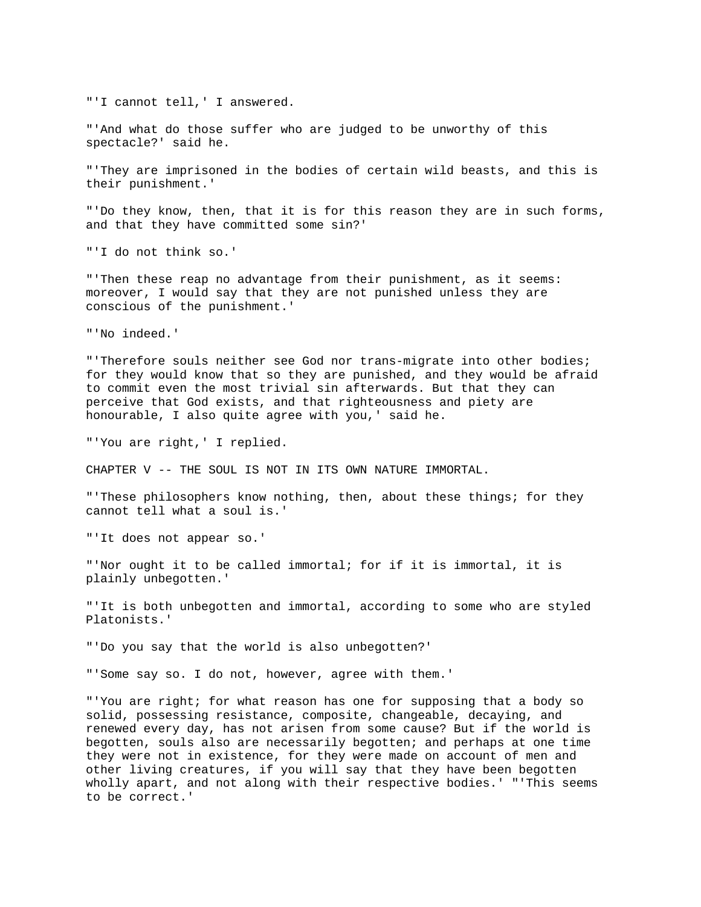"'I cannot tell,' I answered.

"'And what do those suffer who are judged to be unworthy of this spectacle?' said he.

"'They are imprisoned in the bodies of certain wild beasts, and this is their punishment.'

"'Do they know, then, that it is for this reason they are in such forms, and that they have committed some sin?'

"'I do not think so.'

"'Then these reap no advantage from their punishment, as it seems: moreover, I would say that they are not punished unless they are conscious of the punishment.'

"'No indeed.'

"'Therefore souls neither see God nor trans-migrate into other bodies; for they would know that so they are punished, and they would be afraid to commit even the most trivial sin afterwards. But that they can perceive that God exists, and that righteousness and piety are honourable, I also quite agree with you,' said he.

"'You are right,' I replied.

## CHAPTER V -- THE SOUL IS NOT IN ITS OWN NATURE IMMORTAL.

"'These philosophers know nothing, then, about these things; for they cannot tell what a soul is.'

"'It does not appear so.'

"'Nor ought it to be called immortal; for if it is immortal, it is plainly unbegotten.'

"'It is both unbegotten and immortal, according to some who are styled Platonists.'

"'Do you say that the world is also unbegotten?'

"'Some say so. I do not, however, agree with them.'

"'You are right; for what reason has one for supposing that a body so solid, possessing resistance, composite, changeable, decaying, and renewed every day, has not arisen from some cause? But if the world is begotten, souls also are necessarily begotten; and perhaps at one time they were not in existence, for they were made on account of men and other living creatures, if you will say that they have been begotten wholly apart, and not along with their respective bodies.' "'This seems to be correct.'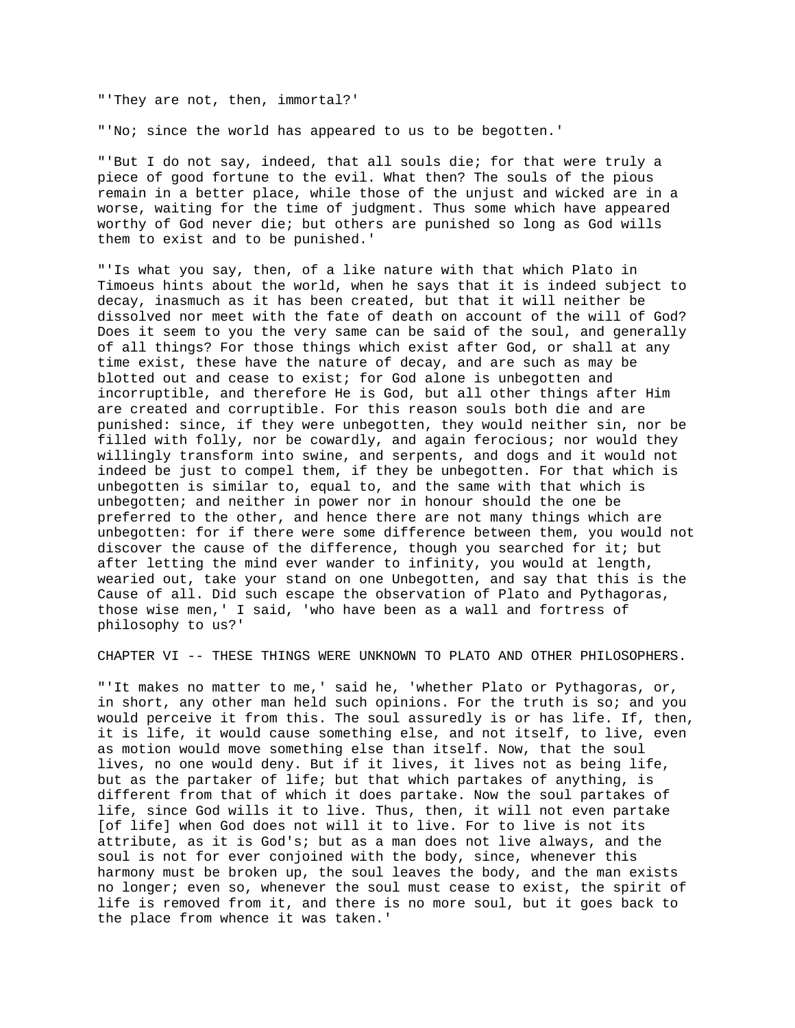"'They are not, then, immortal?'

"'No; since the world has appeared to us to be begotten.'

"'But I do not say, indeed, that all souls die; for that were truly a piece of good fortune to the evil. What then? The souls of the pious remain in a better place, while those of the unjust and wicked are in a worse, waiting for the time of judgment. Thus some which have appeared worthy of God never die; but others are punished so long as God wills them to exist and to be punished.'

"'Is what you say, then, of a like nature with that which Plato in Timoeus hints about the world, when he says that it is indeed subject to decay, inasmuch as it has been created, but that it will neither be dissolved nor meet with the fate of death on account of the will of God? Does it seem to you the very same can be said of the soul, and generally of all things? For those things which exist after God, or shall at any time exist, these have the nature of decay, and are such as may be blotted out and cease to exist; for God alone is unbegotten and incorruptible, and therefore He is God, but all other things after Him are created and corruptible. For this reason souls both die and are punished: since, if they were unbegotten, they would neither sin, nor be filled with folly, nor be cowardly, and again ferocious; nor would they willingly transform into swine, and serpents, and dogs and it would not indeed be just to compel them, if they be unbegotten. For that which is unbegotten is similar to, equal to, and the same with that which is unbegotten; and neither in power nor in honour should the one be preferred to the other, and hence there are not many things which are unbegotten: for if there were some difference between them, you would not discover the cause of the difference, though you searched for it; but after letting the mind ever wander to infinity, you would at length, wearied out, take your stand on one Unbegotten, and say that this is the Cause of all. Did such escape the observation of Plato and Pythagoras, those wise men,' I said, 'who have been as a wall and fortress of philosophy to us?'

## CHAPTER VI -- THESE THINGS WERE UNKNOWN TO PLATO AND OTHER PHILOSOPHERS.

"'It makes no matter to me,' said he, 'whether Plato or Pythagoras, or, in short, any other man held such opinions. For the truth is so; and you would perceive it from this. The soul assuredly is or has life. If, then, it is life, it would cause something else, and not itself, to live, even as motion would move something else than itself. Now, that the soul lives, no one would deny. But if it lives, it lives not as being life, but as the partaker of life; but that which partakes of anything, is different from that of which it does partake. Now the soul partakes of life, since God wills it to live. Thus, then, it will not even partake [of life] when God does not will it to live. For to live is not its attribute, as it is God's; but as a man does not live always, and the soul is not for ever conjoined with the body, since, whenever this harmony must be broken up, the soul leaves the body, and the man exists no longer; even so, whenever the soul must cease to exist, the spirit of life is removed from it, and there is no more soul, but it goes back to the place from whence it was taken.'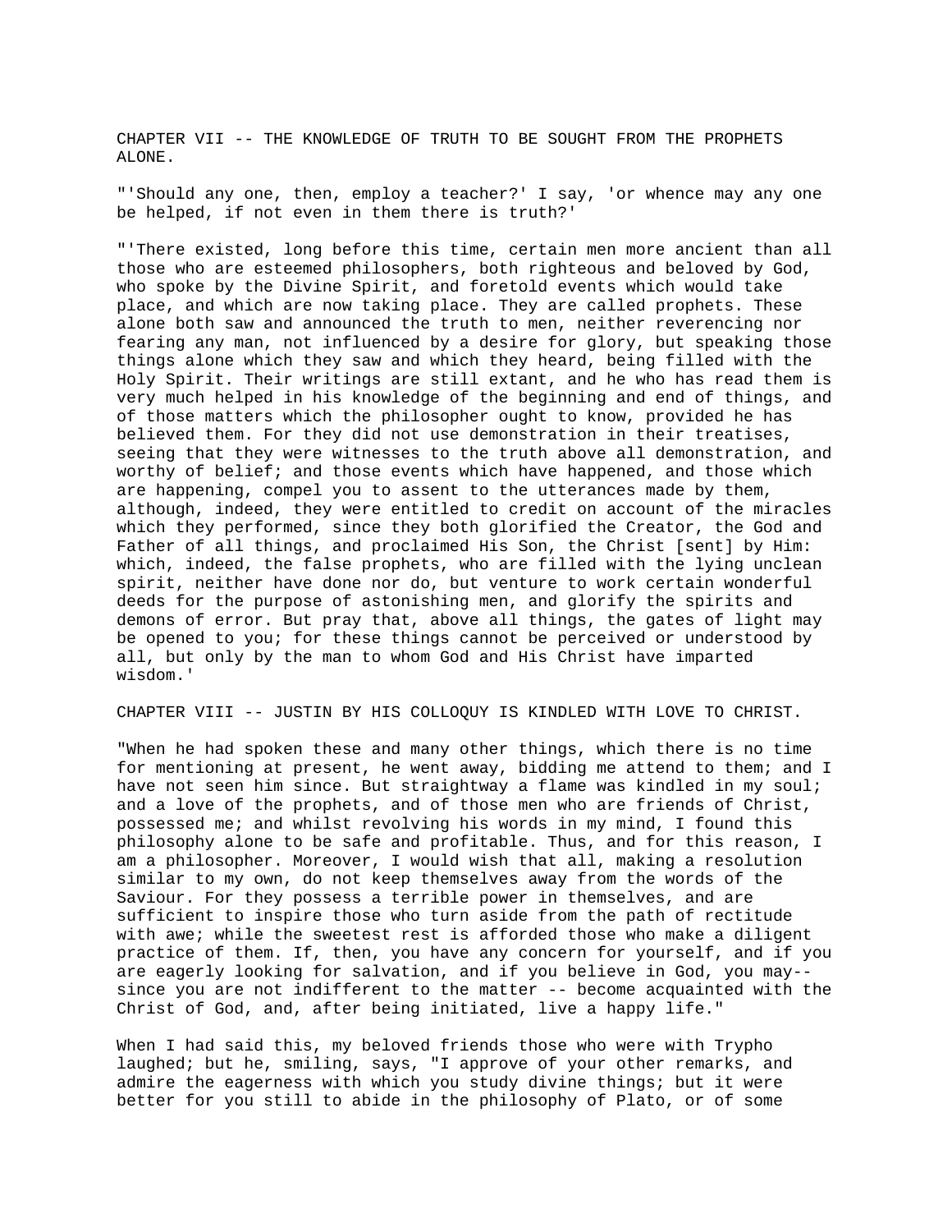## CHAPTER VII -- THE KNOWLEDGE OF TRUTH TO BE SOUGHT FROM THE PROPHETS ALONE.

"'Should any one, then, employ a teacher?' I say, 'or whence may any one be helped, if not even in them there is truth?'

"'There existed, long before this time, certain men more ancient than all those who are esteemed philosophers, both righteous and beloved by God, who spoke by the Divine Spirit, and foretold events which would take place, and which are now taking place. They are called prophets. These alone both saw and announced the truth to men, neither reverencing nor fearing any man, not influenced by a desire for glory, but speaking those things alone which they saw and which they heard, being filled with the Holy Spirit. Their writings are still extant, and he who has read them is very much helped in his knowledge of the beginning and end of things, and of those matters which the philosopher ought to know, provided he has believed them. For they did not use demonstration in their treatises, seeing that they were witnesses to the truth above all demonstration, and worthy of belief; and those events which have happened, and those which are happening, compel you to assent to the utterances made by them, although, indeed, they were entitled to credit on account of the miracles which they performed, since they both glorified the Creator, the God and Father of all things, and proclaimed His Son, the Christ [sent] by Him: which, indeed, the false prophets, who are filled with the lying unclean spirit, neither have done nor do, but venture to work certain wonderful deeds for the purpose of astonishing men, and glorify the spirits and demons of error. But pray that, above all things, the gates of light may be opened to you; for these things cannot be perceived or understood by all, but only by the man to whom God and His Christ have imparted wisdom.'

## CHAPTER VIII -- JUSTIN BY HIS COLLOQUY IS KINDLED WITH LOVE TO CHRIST.

"When he had spoken these and many other things, which there is no time for mentioning at present, he went away, bidding me attend to them; and I have not seen him since. But straightway a flame was kindled in my soul; and a love of the prophets, and of those men who are friends of Christ, possessed me; and whilst revolving his words in my mind, I found this philosophy alone to be safe and profitable. Thus, and for this reason, I am a philosopher. Moreover, I would wish that all, making a resolution similar to my own, do not keep themselves away from the words of the Saviour. For they possess a terrible power in themselves, and are sufficient to inspire those who turn aside from the path of rectitude with awe; while the sweetest rest is afforded those who make a diligent practice of them. If, then, you have any concern for yourself, and if you are eagerly looking for salvation, and if you believe in God, you may-- since you are not indifferent to the matter -- become acquainted with the Christ of God, and, after being initiated, live a happy life."

When I had said this, my beloved friends those who were with Trypho laughed; but he, smiling, says, "I approve of your other remarks, and admire the eagerness with which you study divine things; but it were better for you still to abide in the philosophy of Plato, or of some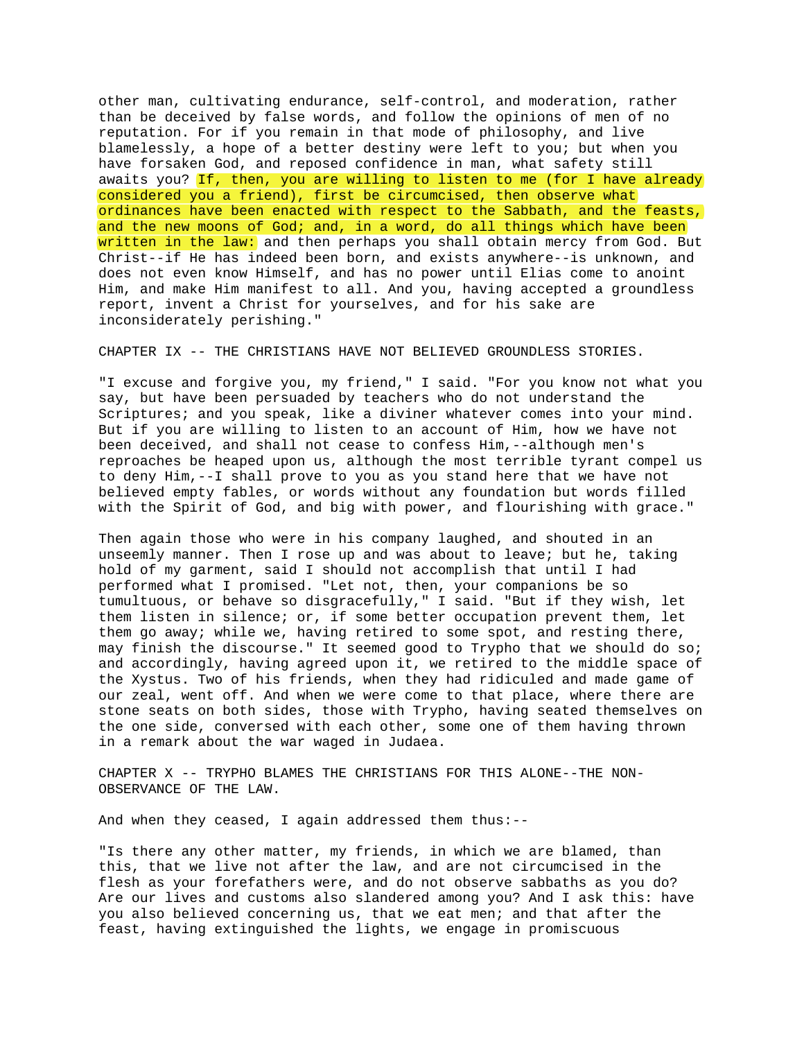other man, cultivating endurance, self-control, and moderation, rather than be deceived by false words, and follow the opinions of men of no reputation. For if you remain in that mode of philosophy, and live blamelessly, a hope of a better destiny were left to you; but when you have forsaken God, and reposed confidence in man, what safety still awaits you? If, then, you are willing to listen to me (for I have already considered you a friend), first be circumcised, then observe what ordinances have been enacted with respect to the Sabbath, and the feasts, and the new moons of God; and, in a word, do all things which have been written in the law: and then perhaps you shall obtain mercy from God. But Christ--if He has indeed been born, and exists anywhere--is unknown, and does not even know Himself, and has no power until Elias come to anoint Him, and make Him manifest to all. And you, having accepted a groundless report, invent a Christ for yourselves, and for his sake are inconsiderately perishing."

## CHAPTER IX -- THE CHRISTIANS HAVE NOT BELIEVED GROUNDLESS STORIES.

"I excuse and forgive you, my friend," I said. "For you know not what you say, but have been persuaded by teachers who do not understand the Scriptures; and you speak, like a diviner whatever comes into your mind. But if you are willing to listen to an account of Him, how we have not been deceived, and shall not cease to confess Him,--although men's reproaches be heaped upon us, although the most terrible tyrant compel us to deny Him,--I shall prove to you as you stand here that we have not believed empty fables, or words without any foundation but words filled with the Spirit of God, and big with power, and flourishing with grace."

Then again those who were in his company laughed, and shouted in an unseemly manner. Then I rose up and was about to leave; but he, taking hold of my garment, said I should not accomplish that until I had performed what I promised. "Let not, then, your companions be so tumultuous, or behave so disgracefully," I said. "But if they wish, let them listen in silence; or, if some better occupation prevent them, let them go away; while we, having retired to some spot, and resting there, may finish the discourse." It seemed good to Trypho that we should do so; and accordingly, having agreed upon it, we retired to the middle space of the Xystus. Two of his friends, when they had ridiculed and made game of our zeal, went off. And when we were come to that place, where there are stone seats on both sides, those with Trypho, having seated themselves on the one side, conversed with each other, some one of them having thrown in a remark about the war waged in Judaea.

## CHAPTER X -- TRYPHO BLAMES THE CHRISTIANS FOR THIS ALONE--THE NON-OBSERVANCE OF THE LAW.

And when they ceased, I again addressed them thus:--

"Is there any other matter, my friends, in which we are blamed, than this, that we live not after the law, and are not circumcised in the flesh as your forefathers were, and do not observe sabbaths as you do? Are our lives and customs also slandered among you? And I ask this: have you also believed concerning us, that we eat men; and that after the feast, having extinguished the lights, we engage in promiscuous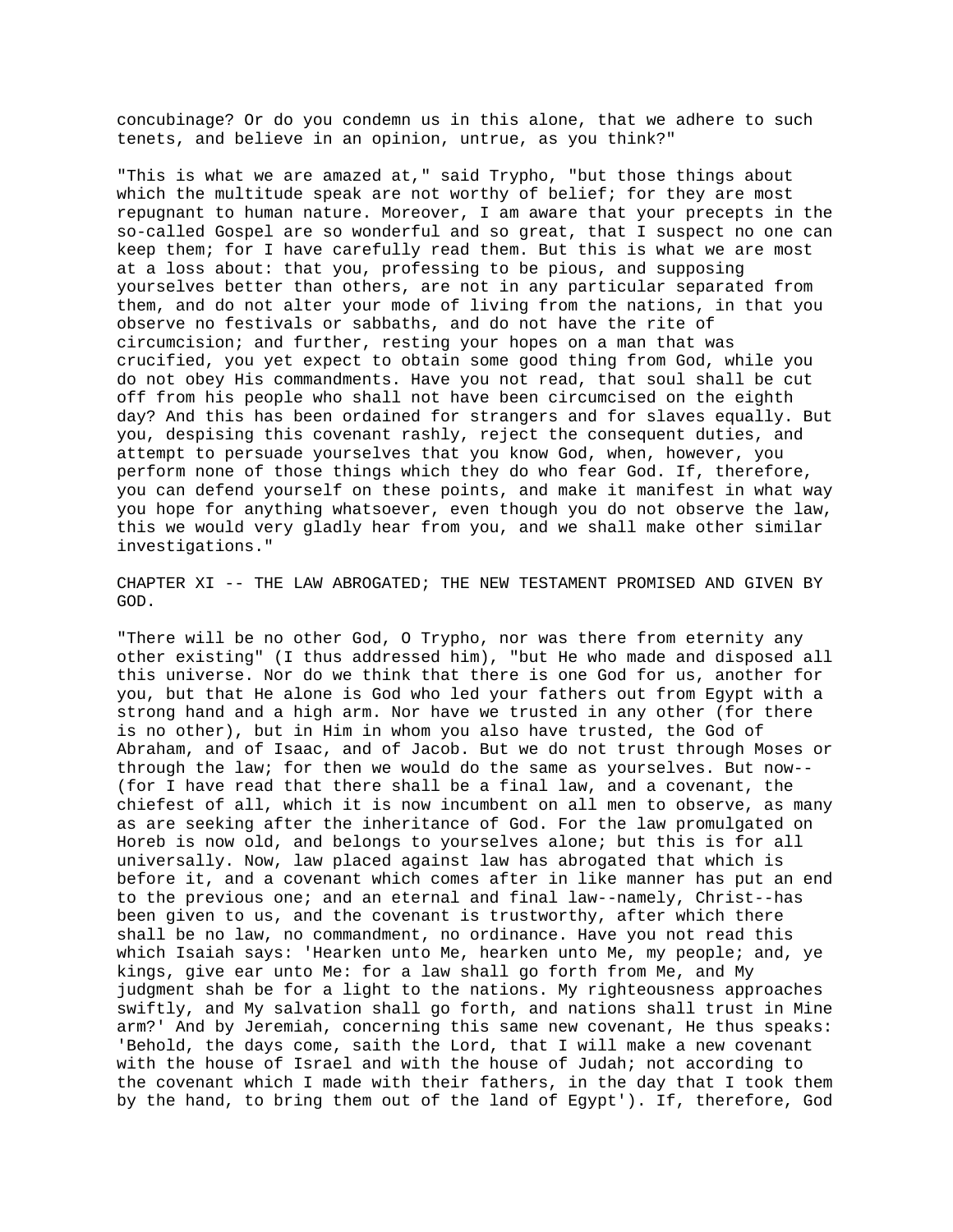concubinage? Or do you condemn us in this alone, that we adhere to such tenets, and believe in an opinion, untrue, as you think?"

"This is what we are amazed at," said Trypho, "but those things about which the multitude speak are not worthy of belief; for they are most repugnant to human nature. Moreover, I am aware that your precepts in the so-called Gospel are so wonderful and so great, that I suspect no one can keep them; for I have carefully read them. But this is what we are most at a loss about: that you, professing to be pious, and supposing yourselves better than others, are not in any particular separated from them, and do not alter your mode of living from the nations, in that you observe no festivals or sabbaths, and do not have the rite of circumcision; and further, resting your hopes on a man that was crucified, you yet expect to obtain some good thing from God, while you do not obey His commandments. Have you not read, that soul shall be cut off from his people who shall not have been circumcised on the eighth day? And this has been ordained for strangers and for slaves equally. But you, despising this covenant rashly, reject the consequent duties, and attempt to persuade yourselves that you know God, when, however, you perform none of those things which they do who fear God. If, therefore, you can defend yourself on these points, and make it manifest in what way you hope for anything whatsoever, even though you do not observe the law, this we would very gladly hear from you, and we shall make other similar investigations."

## CHAPTER XI -- THE LAW ABROGATED; THE NEW TESTAMENT PROMISED AND GIVEN BY GOD.

"There will be no other God, O Trypho, nor was there from eternity any other existing" (I thus addressed him), "but He who made and disposed all this universe. Nor do we think that there is one God for us, another for you, but that He alone is God who led your fathers out from Egypt with a strong hand and a high arm. Nor have we trusted in any other (for there is no other), but in Him in whom you also have trusted, the God of Abraham, and of Isaac, and of Jacob. But we do not trust through Moses or through the law; for then we would do the same as yourselves. But now--(for I have read that there shall be a final law, and a covenant, the chiefest of all, which it is now incumbent on all men to observe, as many as are seeking after the inheritance of God. For the law promulgated on Horeb is now old, and belongs to yourselves alone; but this is for all universally. Now, law placed against law has abrogated that which is before it, and a covenant which comes after in like manner has put an end to the previous one; and an eternal and final law--namely, Christ--has been given to us, and the covenant is trustworthy, after which there shall be no law, no commandment, no ordinance. Have you not read this which Isaiah says: 'Hearken unto Me, hearken unto Me, my people; and, ye kings, give ear unto Me: for a law shall go forth from Me, and My judgment shah be for a light to the nations. My righteousness approaches swiftly, and My salvation shall go forth, and nations shall trust in Mine arm?' And by Jeremiah, concerning this same new covenant, He thus speaks: 'Behold, the days come, saith the Lord, that I will make a new covenant with the house of Israel and with the house of Judah; not according to the covenant which I made with their fathers, in the day that I took them by the hand, to bring them out of the land of Egypt'). If, therefore, God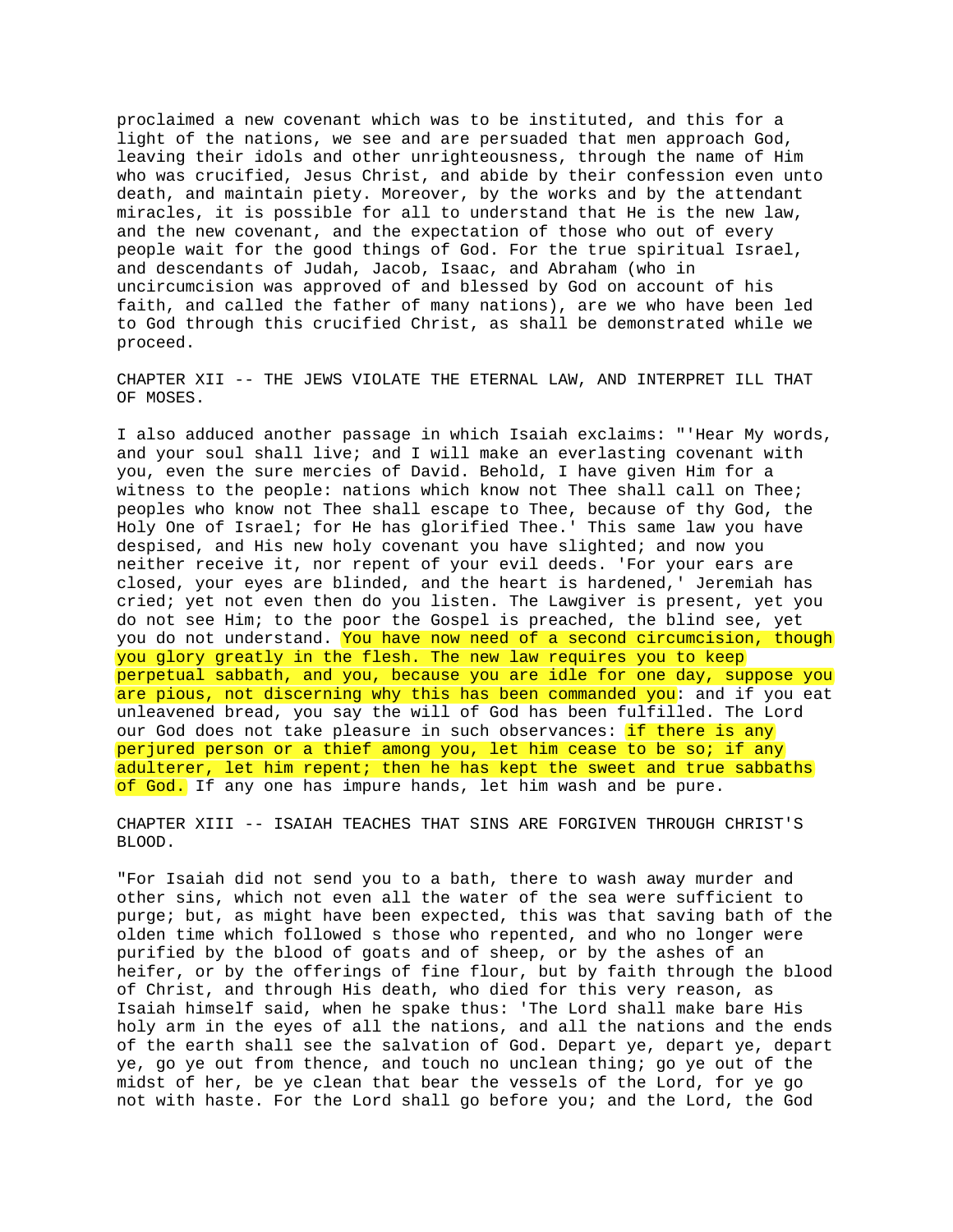proclaimed a new covenant which was to be instituted, and this for a light of the nations, we see and are persuaded that men approach God, leaving their idols and other unrighteousness, through the name of Him who was crucified, Jesus Christ, and abide by their confession even unto death, and maintain piety. Moreover, by the works and by the attendant miracles, it is possible for all to understand that He is the new law, and the new covenant, and the expectation of those who out of every people wait for the good things of God. For the true spiritual Israel, and descendants of Judah, Jacob, Isaac, and Abraham (who in uncircumcision was approved of and blessed by God on account of his faith, and called the father of many nations), are we who have been led to God through this crucified Christ, as shall be demonstrated while we proceed.

## CHAPTER XII -- THE JEWS VIOLATE THE ETERNAL LAW, AND INTERPRET ILL THAT OF MOSES.

I also adduced another passage in which Isaiah exclaims: "'Hear My words, and your soul shall live; and I will make an everlasting covenant with you, even the sure mercies of David. Behold, I have given Him for a witness to the people: nations which know not Thee shall call on Thee; peoples who know not Thee shall escape to Thee, because of thy God, the Holy One of Israel; for He has glorified Thee.' This same law you have despised, and His new holy covenant you have slighted; and now you neither receive it, nor repent of your evil deeds. 'For your ears are closed, your eyes are blinded, and the heart is hardened,' Jeremiah has cried; yet not even then do you listen. The Lawgiver is present, yet you do not see Him; to the poor the Gospel is preached, the blind see, yet you do not understand. You have now need of a second circumcision, though you glory greatly in the flesh. The new law requires you to keep perpetual sabbath, and you, because you are idle for one day, suppose you are pious, not discerning why this has been commanded you: and if you eat unleavened bread, you say the will of God has been fulfilled. The Lord our God does not take pleasure in such observances: if there is any perjured person or a thief among you, let him cease to be so; if any adulterer, let him repent; then he has kept the sweet and true sabbaths of God. If any one has impure hands, let him wash and be pure.

## CHAPTER XIII -- ISAIAH TEACHES THAT SINS ARE FORGIVEN THROUGH CHRIST'S BLOOD.

"For Isaiah did not send you to a bath, there to wash away murder and other sins, which not even all the water of the sea were sufficient to purge; but, as might have been expected, this was that saving bath of the olden time which followed s those who repented, and who no longer were purified by the blood of goats and of sheep, or by the ashes of an heifer, or by the offerings of fine flour, but by faith through the blood of Christ, and through His death, who died for this very reason, as Isaiah himself said, when he spake thus: 'The Lord shall make bare His holy arm in the eyes of all the nations, and all the nations and the ends of the earth shall see the salvation of God. Depart ye, depart ye, depart ye, go ye out from thence, and touch no unclean thing; go ye out of the midst of her, be ye clean that bear the vessels of the Lord, for ye go not with haste. For the Lord shall go before you; and the Lord, the God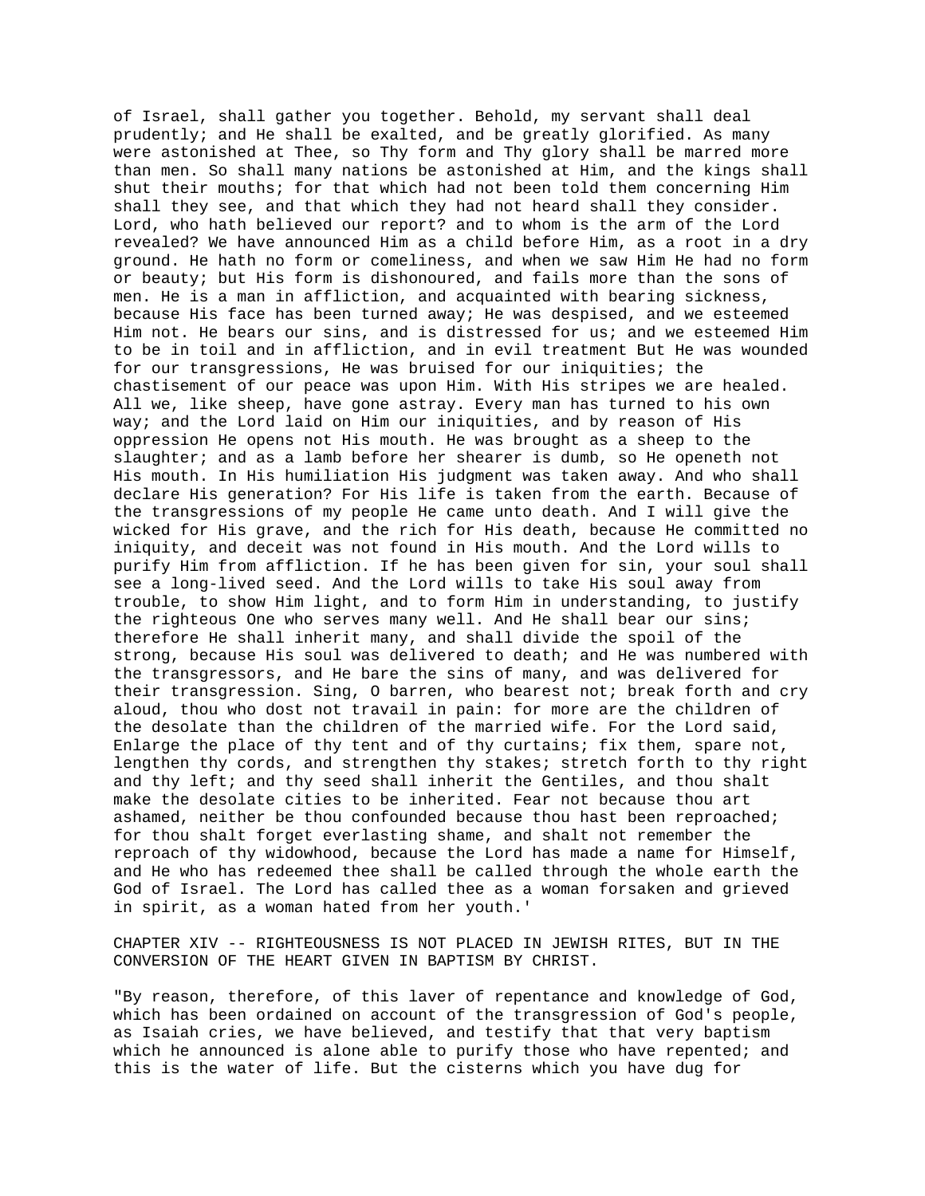of Israel, shall gather you together. Behold, my servant shall deal prudently; and He shall be exalted, and be greatly glorified. As many were astonished at Thee, so Thy form and Thy glory shall be marred more than men. So shall many nations be astonished at Him, and the kings shall shut their mouths; for that which had not been told them concerning Him shall they see, and that which they had not heard shall they consider. Lord, who hath believed our report? and to whom is the arm of the Lord revealed? We have announced Him as a child before Him, as a root in a dry ground. He hath no form or comeliness, and when we saw Him He had no form or beauty; but His form is dishonoured, and fails more than the sons of men. He is a man in affliction, and acquainted with bearing sickness, because His face has been turned away; He was despised, and we esteemed Him not. He bears our sins, and is distressed for us; and we esteemed Him to be in toil and in affliction, and in evil treatment But He was wounded for our transgressions, He was bruised for our iniquities; the chastisement of our peace was upon Him. With His stripes we are healed. All we, like sheep, have gone astray. Every man has turned to his own way; and the Lord laid on Him our iniquities, and by reason of His oppression He opens not His mouth. He was brought as a sheep to the slaughter; and as a lamb before her shearer is dumb, so He openeth not His mouth. In His humiliation His judgment was taken away. And who shall declare His generation? For His life is taken from the earth. Because of the transgressions of my people He came unto death. And I will give the wicked for His grave, and the rich for His death, because He committed no iniquity, and deceit was not found in His mouth. And the Lord wills to purify Him from affliction. If he has been given for sin, your soul shall see a long-lived seed. And the Lord wills to take His soul away from trouble, to show Him light, and to form Him in understanding, to justify the righteous One who serves many well. And He shall bear our sins; therefore He shall inherit many, and shall divide the spoil of the strong, because His soul was delivered to death; and He was numbered with the transgressors, and He bare the sins of many, and was delivered for their transgression. Sing, O barren, who bearest not; break forth and cry aloud, thou who dost not travail in pain: for more are the children of the desolate than the children of the married wife. For the Lord said, Enlarge the place of thy tent and of thy curtains; fix them, spare not, lengthen thy cords, and strengthen thy stakes; stretch forth to thy right and thy left; and thy seed shall inherit the Gentiles, and thou shalt make the desolate cities to be inherited. Fear not because thou art ashamed, neither be thou confounded because thou hast been reproached; for thou shalt forget everlasting shame, and shalt not remember the reproach of thy widowhood, because the Lord has made a name for Himself, and He who has redeemed thee shall be called through the whole earth the God of Israel. The Lord has called thee as a woman forsaken and grieved in spirit, as a woman hated from her youth.'

## CHAPTER XIV -- RIGHTEOUSNESS IS NOT PLACED IN JEWISH RITES, BUT IN THE CONVERSION OF THE HEART GIVEN IN BAPTISM BY CHRIST.

"By reason, therefore, of this laver of repentance and knowledge of God, which has been ordained on account of the transgression of God's people, as Isaiah cries, we have believed, and testify that that very baptism which he announced is alone able to purify those who have repented; and this is the water of life. But the cisterns which you have dug for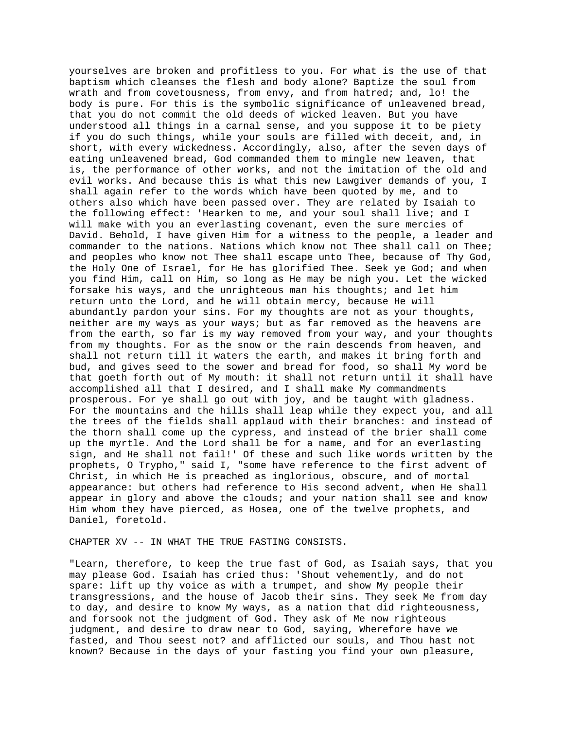yourselves are broken and profitless to you. For what is the use of that baptism which cleanses the flesh and body alone? Baptize the soul from wrath and from covetousness, from envy, and from hatred; and, lo! the body is pure. For this is the symbolic significance of unleavened bread, that you do not commit the old deeds of wicked leaven. But you have understood all things in a carnal sense, and you suppose it to be piety if you do such things, while your souls are filled with deceit, and, in short, with every wickedness. Accordingly, also, after the seven days of eating unleavened bread, God commanded them to mingle new leaven, that is, the performance of other works, and not the imitation of the old and evil works. And because this is what this new Lawgiver demands of you, I shall again refer to the words which have been quoted by me, and to others also which have been passed over. They are related by Isaiah to the following effect: 'Hearken to me, and your soul shall live; and I will make with you an everlasting covenant, even the sure mercies of David. Behold, I have given Him for a witness to the people, a leader and commander to the nations. Nations which know not Thee shall call on Thee; and peoples who know not Thee shall escape unto Thee, because of Thy God, the Holy One of Israel, for He has glorified Thee. Seek ye God; and when you find Him, call on Him, so long as He may be nigh you. Let the wicked forsake his ways, and the unrighteous man his thoughts; and let him return unto the Lord, and he will obtain mercy, because He will abundantly pardon your sins. For my thoughts are not as your thoughts, neither are my ways as your ways; but as far removed as the heavens are from the earth, so far is my way removed from your way, and your thoughts from my thoughts. For as the snow or the rain descends from heaven, and shall not return till it waters the earth, and makes it bring forth and bud, and gives seed to the sower and bread for food, so shall My word be that goeth forth out of My mouth: it shall not return until it shall have accomplished all that I desired, and I shall make My commandments prosperous. For ye shall go out with joy, and be taught with gladness. For the mountains and the hills shall leap while they expect you, and all the trees of the fields shall applaud with their branches: and instead of the thorn shall come up the cypress, and instead of the brier shall come up the myrtle. And the Lord shall be for a name, and for an everlasting sign, and He shall not fail!' Of these and such like words written by the prophets, O Trypho," said I, "some have reference to the first advent of Christ, in which He is preached as inglorious, obscure, and of mortal appearance: but others had reference to His second advent, when He shall appear in glory and above the clouds; and your nation shall see and know Him whom they have pierced, as Hosea, one of the twelve prophets, and Daniel, foretold.

## CHAPTER XV -- IN WHAT THE TRUE FASTING CONSISTS.

"Learn, therefore, to keep the true fast of God, as Isaiah says, that you may please God. Isaiah has cried thus: 'Shout vehemently, and do not spare: lift up thy voice as with a trumpet, and show My people their transgressions, and the house of Jacob their sins. They seek Me from day to day, and desire to know My ways, as a nation that did righteousness, and forsook not the judgment of God. They ask of Me now righteous judgment, and desire to draw near to God, saying, Wherefore have we fasted, and Thou seest not? and afflicted our souls, and Thou hast not known? Because in the days of your fasting you find your own pleasure,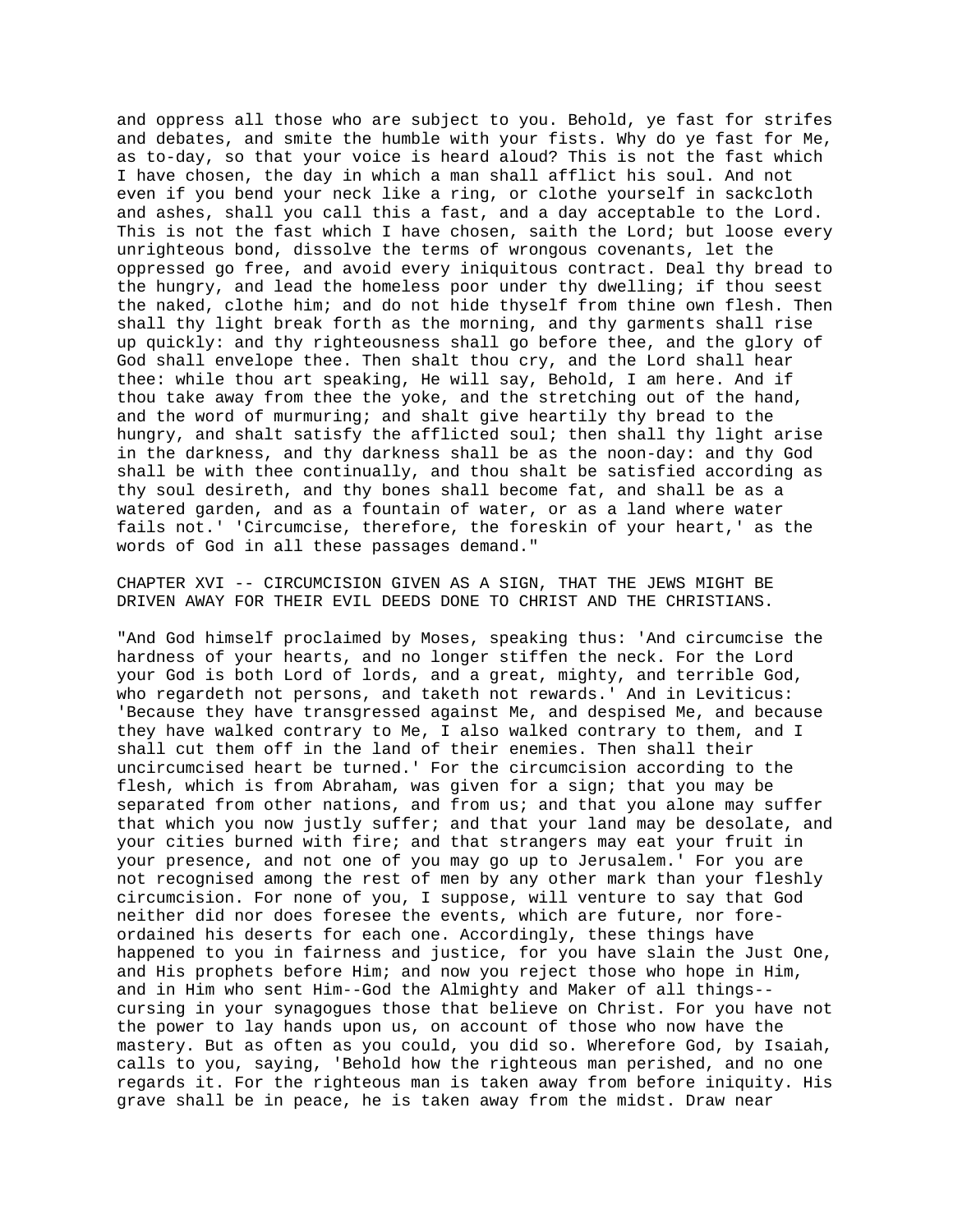and oppress all those who are subject to you. Behold, ye fast for strifes and debates, and smite the humble with your fists. Why do ye fast for Me, as to-day, so that your voice is heard aloud? This is not the fast which I have chosen, the day in which a man shall afflict his soul. And not even if you bend your neck like a ring, or clothe yourself in sackcloth and ashes, shall you call this a fast, and a day acceptable to the Lord. This is not the fast which I have chosen, saith the Lord; but loose every unrighteous bond, dissolve the terms of wrongous covenants, let the oppressed go free, and avoid every iniquitous contract. Deal thy bread to the hungry, and lead the homeless poor under thy dwelling; if thou seest the naked, clothe him; and do not hide thyself from thine own flesh. Then shall thy light break forth as the morning, and thy garments shall rise up quickly: and thy righteousness shall go before thee, and the glory of God shall envelope thee. Then shalt thou cry, and the Lord shall hear thee: while thou art speaking, He will say, Behold, I am here. And if thou take away from thee the yoke, and the stretching out of the hand, and the word of murmuring; and shalt give heartily thy bread to the hungry, and shalt satisfy the afflicted soul; then shall thy light arise in the darkness, and thy darkness shall be as the noon-day: and thy God shall be with thee continually, and thou shalt be satisfied according as thy soul desireth, and thy bones shall become fat, and shall be as a watered garden, and as a fountain of water, or as a land where water fails not.' 'Circumcise, therefore, the foreskin of your heart,' as the words of God in all these passages demand."

## CHAPTER XVI -- CIRCUMCISION GIVEN AS A SIGN, THAT THE JEWS MIGHT BE DRIVEN AWAY FOR THEIR EVIL DEEDS DONE TO CHRIST AND THE CHRISTIANS.

"And God himself proclaimed by Moses, speaking thus: 'And circumcise the hardness of your hearts, and no longer stiffen the neck. For the Lord your God is both Lord of lords, and a great, mighty, and terrible God, who regardeth not persons, and taketh not rewards.' And in Leviticus: 'Because they have transgressed against Me, and despised Me, and because they have walked contrary to Me, I also walked contrary to them, and I shall cut them off in the land of their enemies. Then shall their uncircumcised heart be turned.' For the circumcision according to the flesh, which is from Abraham, was given for a sign; that you may be separated from other nations, and from us; and that you alone may suffer that which you now justly suffer; and that your land may be desolate, and your cities burned with fire; and that strangers may eat your fruit in your presence, and not one of you may go up to Jerusalem.' For you are not recognised among the rest of men by any other mark than your fleshly circumcision. For none of you, I suppose, will venture to say that God neither did nor does foresee the events, which are future, nor fore-ordained his deserts for each one. Accordingly, these things have happened to you in fairness and justice, for you have slain the Just One, and His prophets before Him; and now you reject those who hope in Him, and in Him who sent Him--God the Almighty and Maker of all things--cursing in your synagogues those that believe on Christ. For you have not the power to lay hands upon us, on account of those who now have the mastery. But as often as you could, you did so. Wherefore God, by Isaiah, calls to you, saying, 'Behold how the righteous man perished, and no one regards it. For the righteous man is taken away from before iniquity. His grave shall be in peace, he is taken away from the midst. Draw near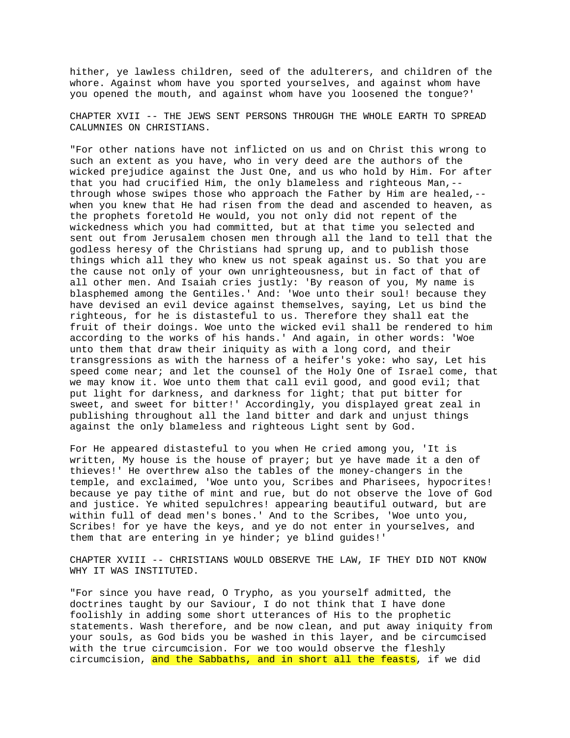hither, ye lawless children, seed of the adulterers, and children of the whore. Against whom have you sported yourselves, and against whom have you opened the mouth, and against whom have you loosened the tongue?'

## CHAPTER XVII -- THE JEWS SENT PERSONS THROUGH THE WHOLE EARTH TO SPREAD CALUMNIES ON CHRISTIANS.

"For other nations have not inflicted on us and on Christ this wrong to such an extent as you have, who in very deed are the authors of the wicked prejudice against the Just One, and us who hold by Him. For after that you had crucified Him, the only blameless and righteous Man,--through whose swipes those who approach the Father by Him are healed,--when you knew that He had risen from the dead and ascended to heaven, as the prophets foretold He would, you not only did not repent of the wickedness which you had committed, but at that time you selected and sent out from Jerusalem chosen men through all the land to tell that the godless heresy of the Christians had sprung up, and to publish those things which all they who knew us not speak against us. So that you are the cause not only of your own unrighteousness, but in fact of that of all other men. And Isaiah cries justly: 'By reason of you, My name is blasphemed among the Gentiles.' And: 'Woe unto their soul! because they have devised an evil device against themselves, saying, Let us bind the righteous, for he is distasteful to us. Therefore they shall eat the fruit of their doings. Woe unto the wicked evil shall be rendered to him according to the works of his hands.' And again, in other words: 'Woe unto them that draw their iniquity as with a long cord, and their transgressions as with the harness of a heifer's yoke: who say, Let his speed come near; and let the counsel of the Holy One of Israel come, that we may know it. Woe unto them that call evil good, and good evil; that put light for darkness, and darkness for light; that put bitter for sweet, and sweet for bitter!' Accordingly, you displayed great zeal in publishing throughout all the land bitter and dark and unjust things against the only blameless and righteous Light sent by God.

For He appeared distasteful to you when He cried among you, 'It is written, My house is the house of prayer; but ye have made it a den of thieves!' He overthrew also the tables of the money-changers in the temple, and exclaimed, 'Woe unto you, Scribes and Pharisees, hypocrites! because ye pay tithe of mint and rue, but do not observe the love of God and justice. Ye whited sepulchres! appearing beautiful outward, but are within full of dead men's bones.' And to the Scribes, 'Woe unto you, Scribes! for ye have the keys, and ye do not enter in yourselves, and them that are entering in ye hinder; ye blind guides!'

## CHAPTER XVIII -- CHRISTIANS WOULD OBSERVE THE LAW, IF THEY DID NOT KNOW WHY IT WAS INSTITUTED.

"For since you have read, O Trypho, as you yourself admitted, the doctrines taught by our Saviour, I do not think that I have done foolishly in adding some short utterances of His to the prophetic statements. Wash therefore, and be now clean, and put away iniquity from your souls, as God bids you be washed in this layer, and be circumcised with the true circumcision. For we too would observe the fleshly circumcision, and the Sabbaths, and in short all the feasts, if we did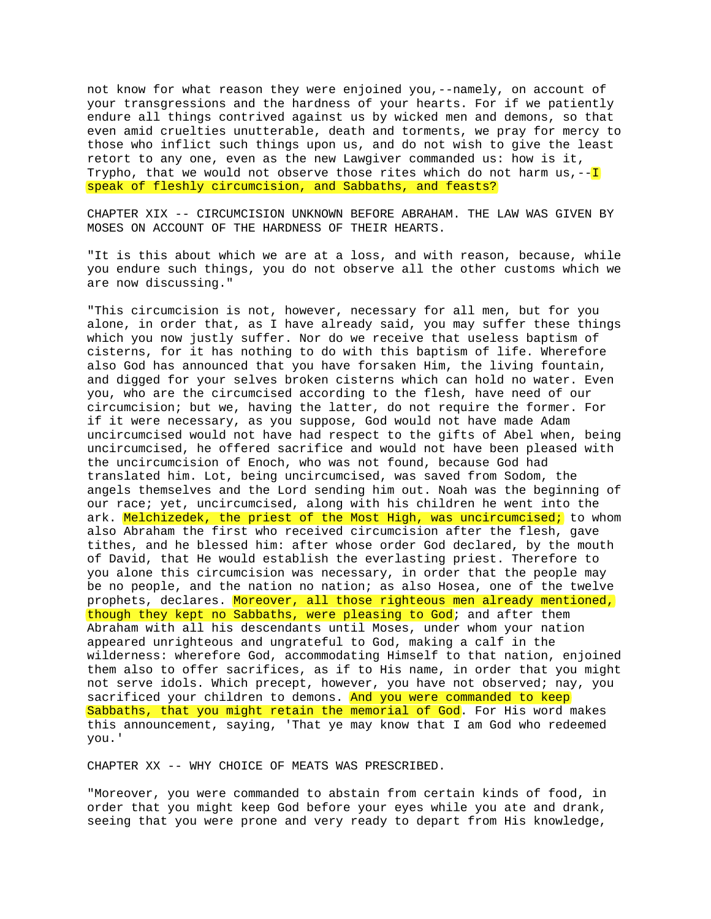not know for what reason they were enjoined you,--namely, on account of your transgressions and the hardness of your hearts. For if we patiently endure all things contrived against us by wicked men and demons, so that even amid cruelties unutterable, death and torments, we pray for mercy to those who inflict such things upon us, and do not wish to give the least retort to any one, even as the new Lawgiver commanded us: how is it, Trypho, that we would not observe those rites which do not harm us,--I speak of fleshly circumcision, and Sabbaths, and feasts?

## CHAPTER XIX -- CIRCUMCISION UNKNOWN BEFORE ABRAHAM. THE LAW WAS GIVEN BY MOSES ON ACCOUNT OF THE HARDNESS OF THEIR HEARTS.

"It is this about which we are at a loss, and with reason, because, while you endure such things, you do not observe all the other customs which we are now discussing."

"This circumcision is not, however, necessary for all men, but for you alone, in order that, as I have already said, you may suffer these things which you now justly suffer. Nor do we receive that useless baptism of cisterns, for it has nothing to do with this baptism of life. Wherefore also God has announced that you have forsaken Him, the living fountain, and digged for your selves broken cisterns which can hold no water. Even you, who are the circumcised according to the flesh, have need of our circumcision; but we, having the latter, do not require the former. For if it were necessary, as you suppose, God would not have made Adam uncircumcised would not have had respect to the gifts of Abel when, being uncircumcised, he offered sacrifice and would not have been pleased with the uncircumcision of Enoch, who was not found, because God had translated him. Lot, being uncircumcised, was saved from Sodom, the angels themselves and the Lord sending him out. Noah was the beginning of our race; yet, uncircumcised, along with his children he went into the ark. Melchizedek, the priest of the Most High, was uncircumcised; to whom also Abraham the first who received circumcision after the flesh, gave tithes, and he blessed him: after whose order God declared, by the mouth of David, that He would establish the everlasting priest. Therefore to you alone this circumcision was necessary, in order that the people may be no people, and the nation no nation; as also Hosea, one of the twelve prophets, declares. Moreover, all those righteous men already mentioned, though they kept no Sabbaths, were pleasing to God; and after them Abraham with all his descendants until Moses, under whom your nation appeared unrighteous and ungrateful to God, making a calf in the wilderness: wherefore God, accommodating Himself to that nation, enjoined them also to offer sacrifices, as if to His name, in order that you might not serve idols. Which precept, however, you have not observed; nay, you sacrificed your children to demons. And you were commanded to keep Sabbaths, that you might retain the memorial of God. For His word makes this announcement, saying, 'That ye may know that I am God who redeemed you.'

## CHAPTER XX -- WHY CHOICE OF MEATS WAS PRESCRIBED.

"Moreover, you were commanded to abstain from certain kinds of food, in order that you might keep God before your eyes while you ate and drank, seeing that you were prone and very ready to depart from His knowledge,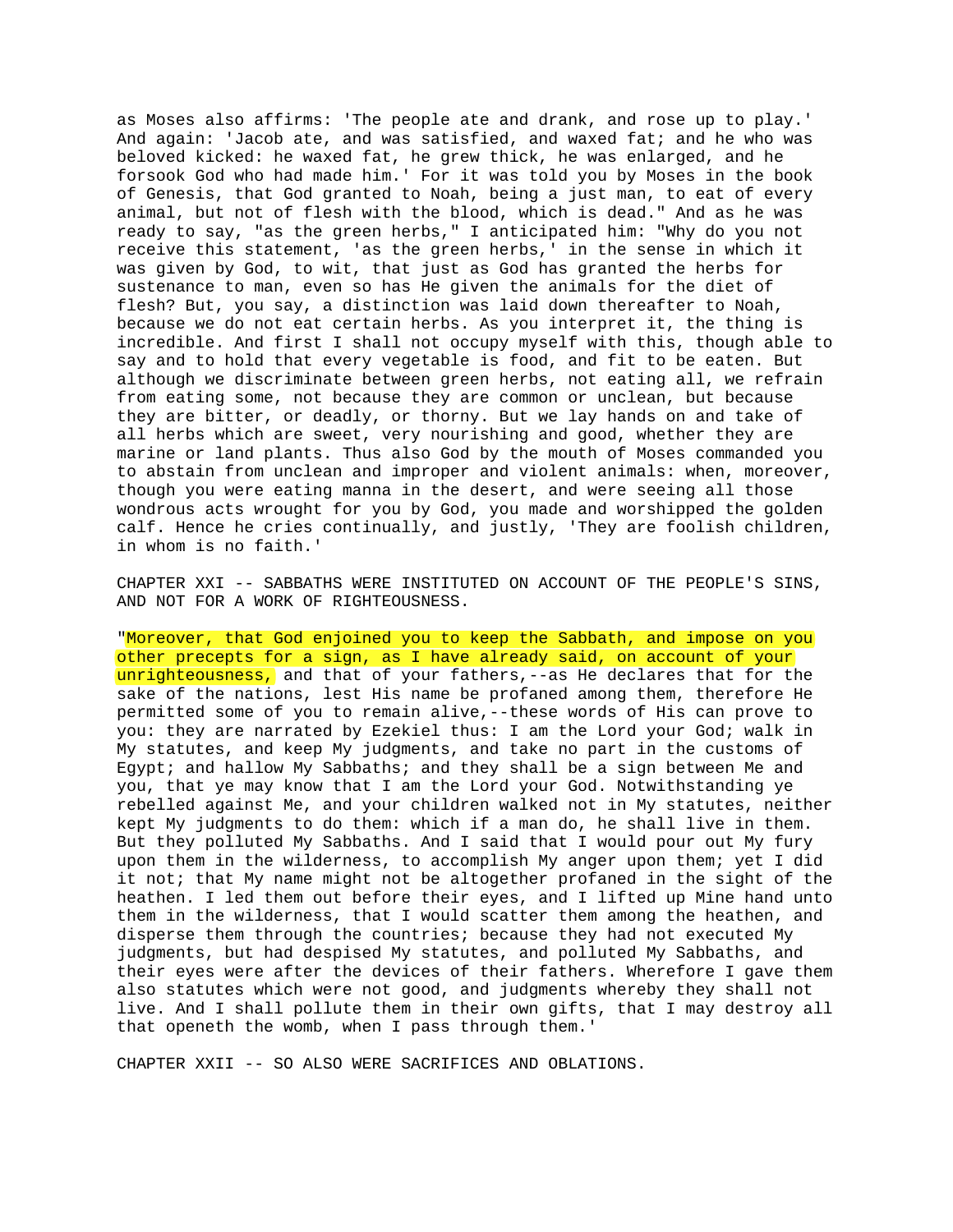as Moses also affirms: 'The people ate and drank, and rose up to play.' And again: 'Jacob ate, and was satisfied, and waxed fat; and he who was beloved kicked: he waxed fat, he grew thick, he was enlarged, and he forsook God who had made him.' For it was told you by Moses in the book of Genesis, that God granted to Noah, being a just man, to eat of every animal, but not of flesh with the blood, which is dead." And as he was ready to say, "as the green herbs," I anticipated him: "Why do you not receive this statement, 'as the green herbs,' in the sense in which it was given by God, to wit, that just as God has granted the herbs for sustenance to man, even so has He given the animals for the diet of flesh? But, you say, a distinction was laid down thereafter to Noah, because we do not eat certain herbs. As you interpret it, the thing is incredible. And first I shall not occupy myself with this, though able to say and to hold that every vegetable is food, and fit to be eaten. But although we discriminate between green herbs, not eating all, we refrain from eating some, not because they are common or unclean, but because they are bitter, or deadly, or thorny. But we lay hands on and take of all herbs which are sweet, very nourishing and good, whether they are marine or land plants. Thus also God by the mouth of Moses commanded you to abstain from unclean and improper and violent animals: when, moreover, though you were eating manna in the desert, and were seeing all those wondrous acts wrought for you by God, you made and worshipped the golden calf. Hence he cries continually, and justly, 'They are foolish children, in whom is no faith.'

## CHAPTER XXI -- SABBATHS WERE INSTITUTED ON ACCOUNT OF THE PEOPLE'S SINS, AND NOT FOR A WORK OF RIGHTEOUSNESS.

"Moreover, that God enjoined you to keep the Sabbath, and impose on you other precepts for a sign, as I have already said, on account of your unrighteousness, and that of your fathers,--as He declares that for the sake of the nations, lest His name be profaned among them, therefore He permitted some of you to remain alive,--these words of His can prove to you: they are narrated by Ezekiel thus: I am the Lord your God; walk in My statutes, and keep My judgments, and take no part in the customs of Egypt; and hallow My Sabbaths; and they shall be a sign between Me and you, that ye may know that I am the Lord your God. Notwithstanding ye rebelled against Me, and your children walked not in My statutes, neither kept My judgments to do them: which if a man do, he shall live in them. But they polluted My Sabbaths. And I said that I would pour out My fury upon them in the wilderness, to accomplish My anger upon them; yet I did it not; that My name might not be altogether profaned in the sight of the heathen. I led them out before their eyes, and I lifted up Mine hand unto them in the wilderness, that I would scatter them among the heathen, and disperse them through the countries; because they had not executed My judgments, but had despised My statutes, and polluted My Sabbaths, and their eyes were after the devices of their fathers. Wherefore I gave them also statutes which were not good, and judgments whereby they shall not live. And I shall pollute them in their own gifts, that I may destroy all that openeth the womb, when I pass through them.'

## CHAPTER XXII -- SO ALSO WERE SACRIFICES AND OBLATIONS.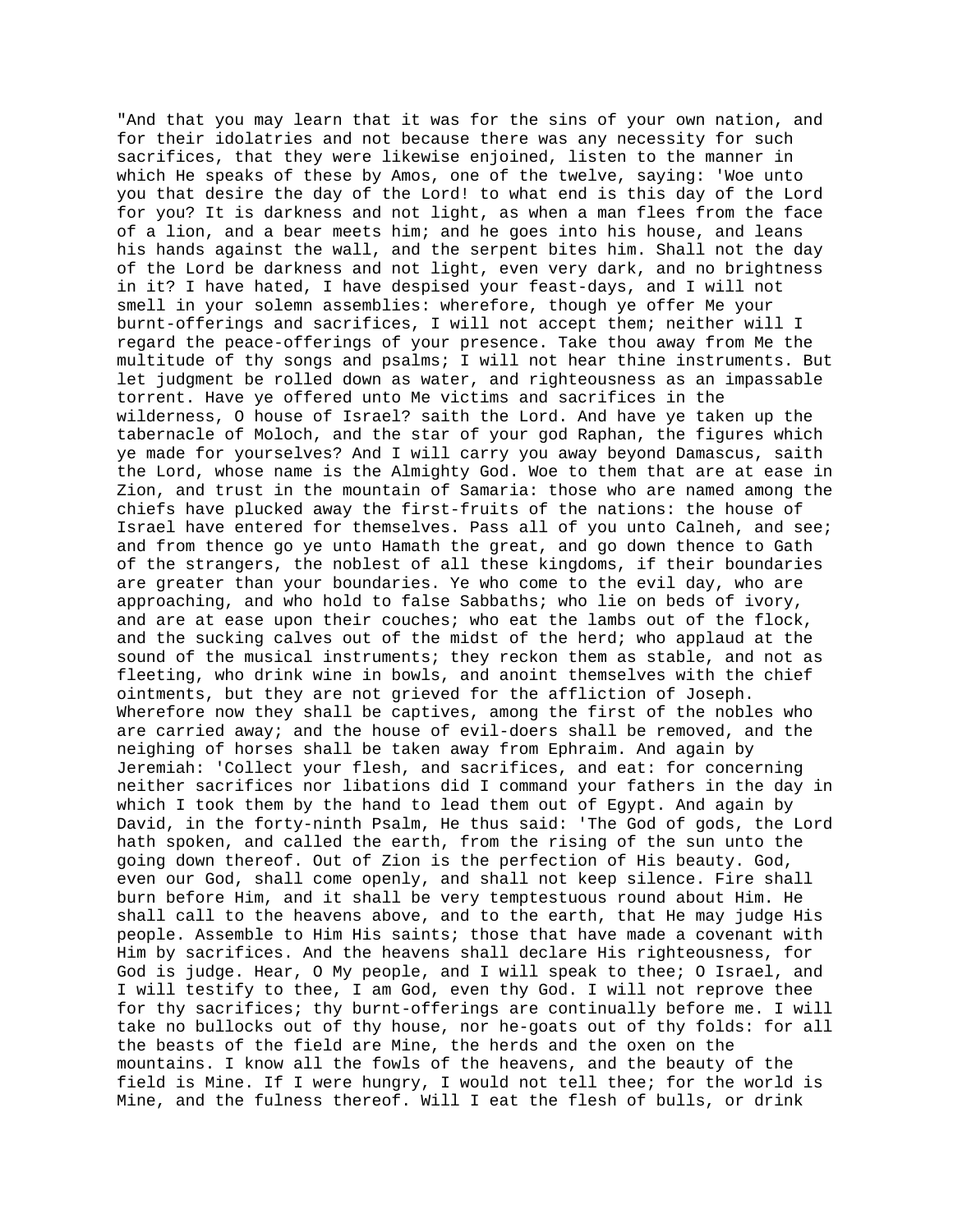"And that you may learn that it was for the sins of your own nation, and for their idolatries and not because there was any necessity for such sacrifices, that they were likewise enjoined, listen to the manner in which He speaks of these by Amos, one of the twelve, saying: 'Woe unto you that desire the day of the Lord! to what end is this day of the Lord for you? It is darkness and not light, as when a man flees from the face of a lion, and a bear meets him; and he goes into his house, and leans his hands against the wall, and the serpent bites him. Shall not the day of the Lord be darkness and not light, even very dark, and no brightness in it? I have hated, I have despised your feast-days, and I will not smell in your solemn assemblies: wherefore, though ye offer Me your burnt-offerings and sacrifices, I will not accept them; neither will I regard the peace-offerings of your presence. Take thou away from Me the multitude of thy songs and psalms; I will not hear thine instruments. But let judgment be rolled down as water, and righteousness as an impassable torrent. Have ye offered unto Me victims and sacrifices in the wilderness, O house of Israel? saith the Lord. And have ye taken up the tabernacle of Moloch, and the star of your god Raphan, the figures which ye made for yourselves? And I will carry you away beyond Damascus, saith the Lord, whose name is the Almighty God. Woe to them that are at ease in Zion, and trust in the mountain of Samaria: those who are named among the chiefs have plucked away the first-fruits of the nations: the house of Israel have entered for themselves. Pass all of you unto Calneh, and see; and from thence go ye unto Hamath the great, and go down thence to Gath of the strangers, the noblest of all these kingdoms, if their boundaries are greater than your boundaries. Ye who come to the evil day, who are approaching, and who hold to false Sabbaths; who lie on beds of ivory, and are at ease upon their couches; who eat the lambs out of the flock, and the sucking calves out of the midst of the herd; who applaud at the sound of the musical instruments; they reckon them as stable, and not as fleeting, who drink wine in bowls, and anoint themselves with the chief ointments, but they are not grieved for the affliction of Joseph. Wherefore now they shall be captives, among the first of the nobles who are carried away; and the house of evil-doers shall be removed, and the neighing of horses shall be taken away from Ephraim. And again by Jeremiah: 'Collect your flesh, and sacrifices, and eat: for concerning neither sacrifices nor libations did I command your fathers in the day in which I took them by the hand to lead them out of Egypt. And again by David, in the forty-ninth Psalm, He thus said: 'The God of gods, the Lord hath spoken, and called the earth, from the rising of the sun unto the going down thereof. Out of Zion is the perfection of His beauty. God, even our God, shall come openly, and shall not keep silence. Fire shall burn before Him, and it shall be very temptestuous round about Him. He shall call to the heavens above, and to the earth, that He may judge His people. Assemble to Him His saints; those that have made a covenant with Him by sacrifices. And the heavens shall declare His righteousness, for God is judge. Hear, O My people, and I will speak to thee; O Israel, and I will testify to thee, I am God, even thy God. I will not reprove thee for thy sacrifices; thy burnt-offerings are continually before me. I will take no bullocks out of thy house, nor he-goats out of thy folds: for all the beasts of the field are Mine, the herds and the oxen on the mountains. I know all the fowls of the heavens, and the beauty of the field is Mine. If I were hungry, I would not tell thee; for the world is Mine, and the fulness thereof. Will I eat the flesh of bulls, or drink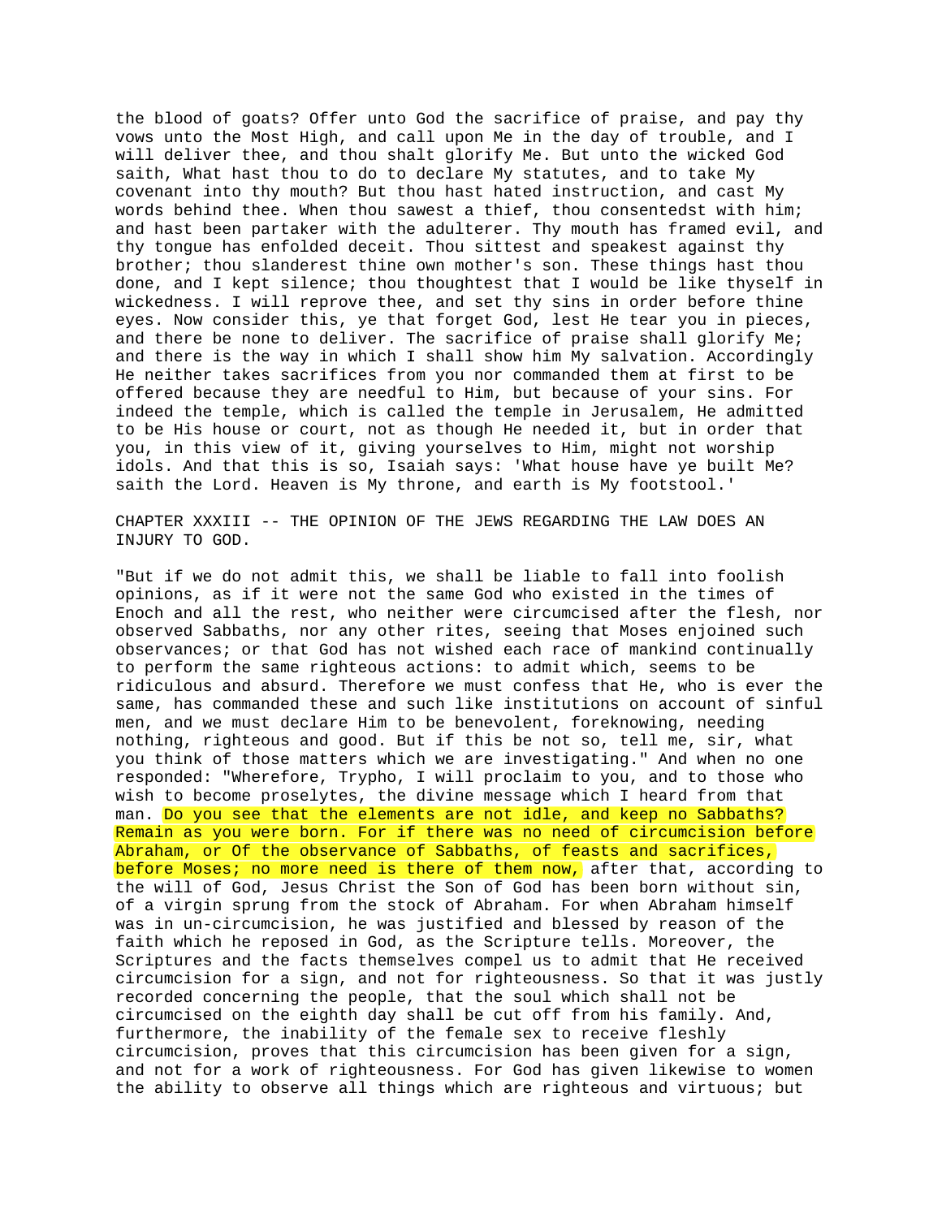the blood of goats? Offer unto God the sacrifice of praise, and pay thy vows unto the Most High, and call upon Me in the day of trouble, and I will deliver thee, and thou shalt glorify Me. But unto the wicked God saith, What hast thou to do to declare My statutes, and to take My covenant into thy mouth? But thou hast hated instruction, and cast My words behind thee. When thou sawest a thief, thou consentedst with him; and hast been partaker with the adulterer. Thy mouth has framed evil, and thy tongue has enfolded deceit. Thou sittest and speakest against thy brother; thou slanderest thine own mother's son. These things hast thou done, and I kept silence; thou thoughtest that I would be like thyself in wickedness. I will reprove thee, and set thy sins in order before thine eyes. Now consider this, ye that forget God, lest He tear you in pieces, and there be none to deliver. The sacrifice of praise shall glorify Me; and there is the way in which I shall show him My salvation. Accordingly He neither takes sacrifices from you nor commanded them at first to be offered because they are needful to Him, but because of your sins. For indeed the temple, which is called the temple in Jerusalem, He admitted to be His house or court, not as though He needed it, but in order that you, in this view of it, giving yourselves to Him, might not worship idols. And that this is so, Isaiah says: 'What house have ye built Me? saith the Lord. Heaven is My throne, and earth is My footstool.'

## CHAPTER XXXIII -- THE OPINION OF THE JEWS REGARDING THE LAW DOES AN INJURY TO GOD.

"But if we do not admit this, we shall be liable to fall into foolish opinions, as if it were not the same God who existed in the times of Enoch and all the rest, who neither were circumcised after the flesh, nor observed Sabbaths, nor any other rites, seeing that Moses enjoined such observances; or that God has not wished each race of mankind continually to perform the same righteous actions: to admit which, seems to be ridiculous and absurd. Therefore we must confess that He, who is ever the same, has commanded these and such like institutions on account of sinful men, and we must declare Him to be benevolent, foreknowing, needing nothing, righteous and good. But if this be not so, tell me, sir, what you think of those matters which we are investigating." And when no one responded: "Wherefore, Trypho, I will proclaim to you, and to those who wish to become proselytes, the divine message which I heard from that man. Do you see that the elements are not idle, and keep no Sabbaths? Remain as you were born. For if there was no need of circumcision before Abraham, or Of the observance of Sabbaths, of feasts and sacrifices, before Moses; no more need is there of them now, after that, according to the will of God, Jesus Christ the Son of God has been born without sin, of a virgin sprung from the stock of Abraham. For when Abraham himself was in un-circumcision, he was justified and blessed by reason of the faith which he reposed in God, as the Scripture tells. Moreover, the Scriptures and the facts themselves compel us to admit that He received circumcision for a sign, and not for righteousness. So that it was justly recorded concerning the people, that the soul which shall not be circumcised on the eighth day shall be cut off from his family. And, furthermore, the inability of the female sex to receive fleshly circumcision, proves that this circumcision has been given for a sign, and not for a work of righteousness. For God has given likewise to women the ability to observe all things which are righteous and virtuous; but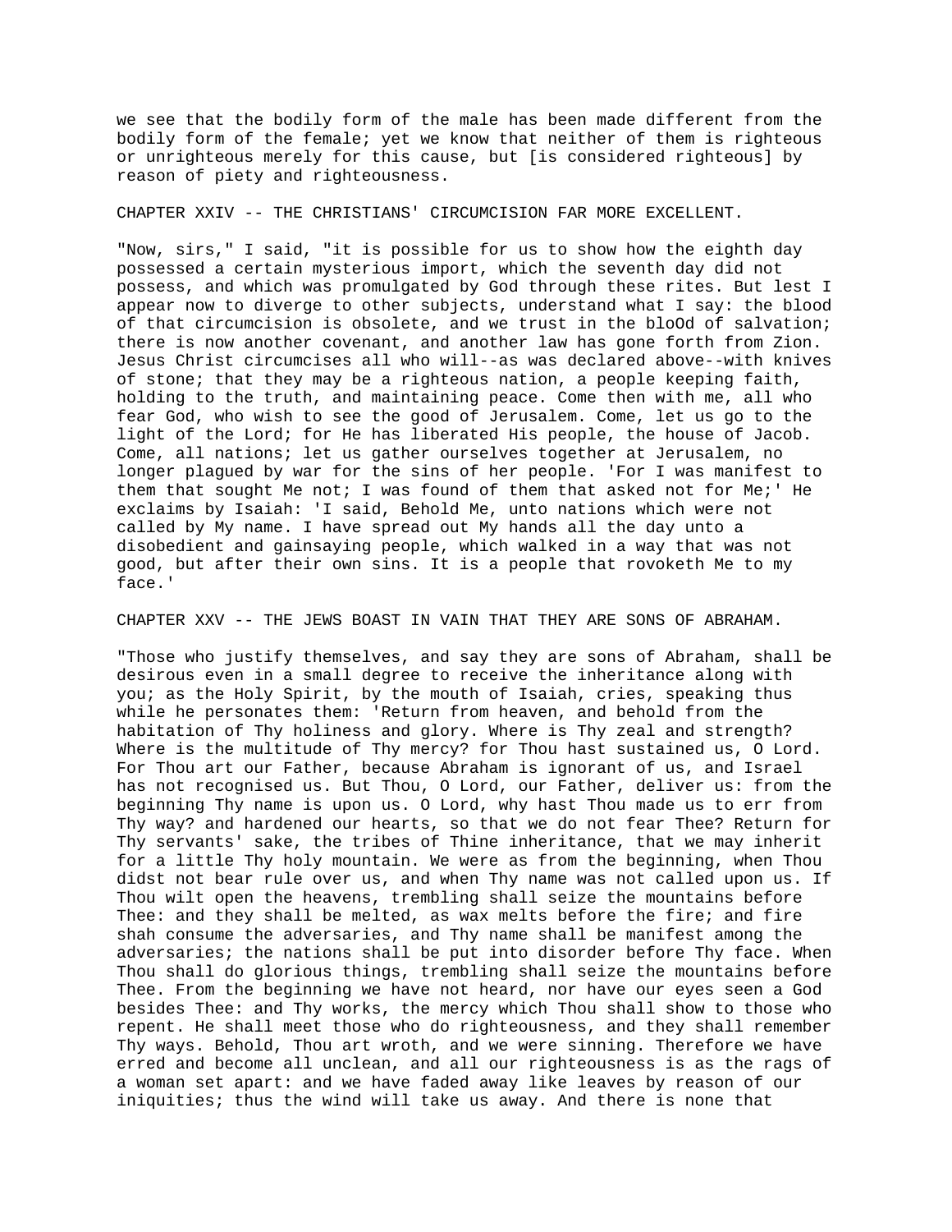we see that the bodily form of the male has been made different from the bodily form of the female; yet we know that neither of them is righteous or unrighteous merely for this cause, but [is considered righteous] by reason of piety and righteousness.

## CHAPTER XXIV -- THE CHRISTIANS' CIRCUMCISION FAR MORE EXCELLENT.

"Now, sirs," I said, "it is possible for us to show how the eighth day possessed a certain mysterious import, which the seventh day did not possess, and which was promulgated by God through these rites. But lest I appear now to diverge to other subjects, understand what I say: the blood of that circumcision is obsolete, and we trust in the bloOd of salvation; there is now another covenant, and another law has gone forth from Zion. Jesus Christ circumcises all who will--as was declared above--with knives of stone; that they may be a righteous nation, a people keeping faith, holding to the truth, and maintaining peace. Come then with me, all who fear God, who wish to see the good of Jerusalem. Come, let us go to the light of the Lord; for He has liberated His people, the house of Jacob. Come, all nations; let us gather ourselves together at Jerusalem, no longer plagued by war for the sins of her people. 'For I was manifest to them that sought Me not; I was found of them that asked not for Me;' He exclaims by Isaiah: 'I said, Behold Me, unto nations which were not called by My name. I have spread out My hands all the day unto a disobedient and gainsaying people, which walked in a way that was not good, but after their own sins. It is a people that rovoketh Me to my face.'

## CHAPTER XXV -- THE JEWS BOAST IN VAIN THAT THEY ARE SONS OF ABRAHAM.

"Those who justify themselves, and say they are sons of Abraham, shall be desirous even in a small degree to receive the inheritance along with you; as the Holy Spirit, by the mouth of Isaiah, cries, speaking thus while he personates them: 'Return from heaven, and behold from the habitation of Thy holiness and glory. Where is Thy zeal and strength? Where is the multitude of Thy mercy? for Thou hast sustained us, O Lord. For Thou art our Father, because Abraham is ignorant of us, and Israel has not recognised us. But Thou, O Lord, our Father, deliver us: from the beginning Thy name is upon us. O Lord, why hast Thou made us to err from Thy way? and hardened our hearts, so that we do not fear Thee? Return for Thy servants' sake, the tribes of Thine inheritance, that we may inherit for a little Thy holy mountain. We were as from the beginning, when Thou didst not bear rule over us, and when Thy name was not called upon us. If Thou wilt open the heavens, trembling shall seize the mountains before Thee: and they shall be melted, as wax melts before the fire; and fire shah consume the adversaries, and Thy name shall be manifest among the adversaries; the nations shall be put into disorder before Thy face. When Thou shall do glorious things, trembling shall seize the mountains before Thee. From the beginning we have not heard, nor have our eyes seen a God besides Thee: and Thy works, the mercy which Thou shall show to those who repent. He shall meet those who do righteousness, and they shall remember Thy ways. Behold, Thou art wroth, and we were sinning. Therefore we have erred and become all unclean, and all our righteousness is as the rags of a woman set apart: and we have faded away like leaves by reason of our iniquities; thus the wind will take us away. And there is none that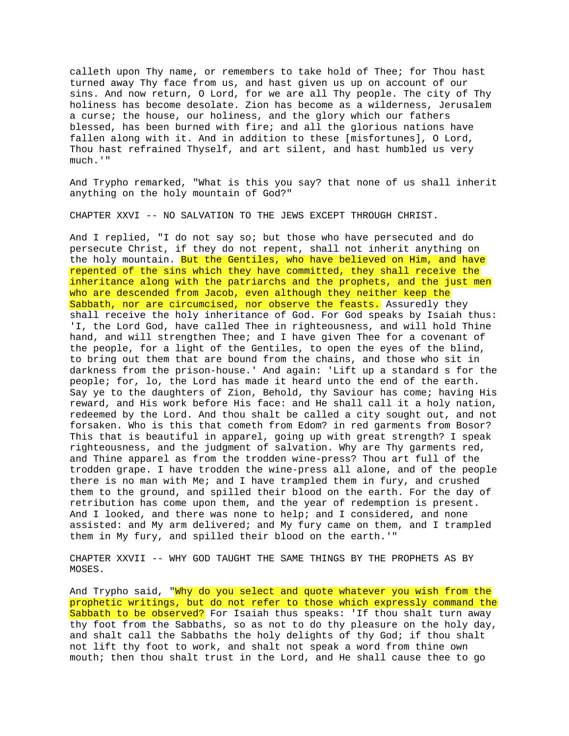calleth upon Thy name, or remembers to take hold of Thee; for Thou hast turned away Thy face from us, and hast given us up on account of our sins. And now return, O Lord, for we are all Thy people. The city of Thy holiness has become desolate. Zion has become as a wilderness, Jerusalem a curse; the house, our holiness, and the glory which our fathers blessed, has been burned with fire; and all the glorious nations have fallen along with it. And in addition to these [misfortunes], O Lord, Thou hast refrained Thyself, and art silent, and hast humbled us very much.'"

And Trypho remarked, "What is this you say? that none of us shall inherit anything on the holy mountain of God?"

## CHAPTER XXVI -- NO SALVATION TO THE JEWS EXCEPT THROUGH CHRIST.

And I replied, "I do not say so; but those who have persecuted and do persecute Christ, if they do not repent, shall not inherit anything on the holy mountain. But the Gentiles, who have believed on Him, and have repented of the sins which they have committed, they shall receive the inheritance along with the patriarchs and the prophets, and the just men who are descended from Jacob, even although they neither keep the Sabbath, nor are circumcised, nor observe the feasts. Assuredly they shall receive the holy inheritance of God. For God speaks by Isaiah thus: 'I, the Lord God, have called Thee in righteousness, and will hold Thine hand, and will strengthen Thee; and I have given Thee for a covenant of the people, for a light of the Gentiles, to open the eyes of the blind, to bring out them that are bound from the chains, and those who sit in darkness from the prison-house.' And again: 'Lift up a standard s for the people; for, lo, the Lord has made it heard unto the end of the earth. Say ye to the daughters of Zion, Behold, thy Saviour has come; having His reward, and His work before His face: and He shall call it a holy nation, redeemed by the Lord. And thou shalt be called a city sought out, and not forsaken. Who is this that cometh from Edom? in red garments from Bosor? This that is beautiful in apparel, going up with great strength? I speak righteousness, and the judgment of salvation. Why are Thy garments red, and Thine apparel as from the trodden wine-press? Thou art full of the trodden grape. I have trodden the wine-press all alone, and of the people there is no man with Me; and I have trampled them in fury, and crushed them to the ground, and spilled their blood on the earth. For the day of retribution has come upon them, and the year of redemption is present. And I looked, and there was none to help; and I considered, and none assisted: and My arm delivered; and My fury came on them, and I trampled them in My fury, and spilled their blood on the earth.'"

## CHAPTER XXVII -- WHY GOD TAUGHT THE SAME THINGS BY THE PROPHETS AS BY MOSES.

And Trypho said, "Why do you select and quote whatever you wish from the prophetic writings, but do not refer to those which expressly command the Sabbath to be observed? For Isaiah thus speaks: 'If thou shalt turn away thy foot from the Sabbaths, so as not to do thy pleasure on the holy day, and shalt call the Sabbaths the holy delights of thy God; if thou shalt not lift thy foot to work, and shalt not speak a word from thine own mouth; then thou shalt trust in the Lord, and He shall cause thee to go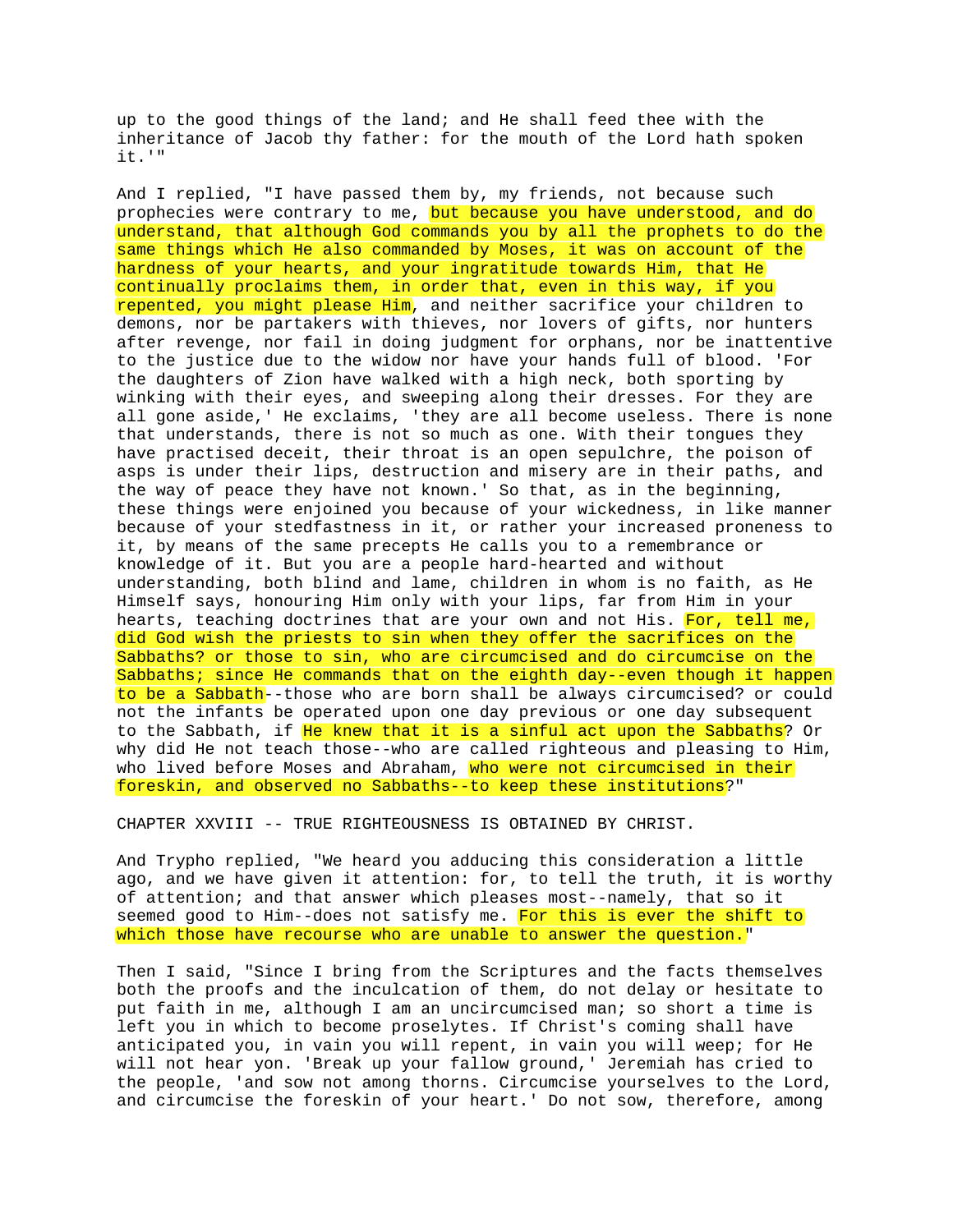up to the good things of the land; and He shall feed thee with the inheritance of Jacob thy father: for the mouth of the Lord hath spoken it.'"

And I replied, "I have passed them by, my friends, not because such prophecies were contrary to me, but because you have understood, and do understand, that although God commands you by all the prophets to do the same things which He also commanded by Moses, it was on account of the hardness of your hearts, and your ingratitude towards Him, that He continually proclaims them, in order that, even in this way, if you repented, you might please Him, and neither sacrifice your children to demons, nor be partakers with thieves, nor lovers of gifts, nor hunters after revenge, nor fail in doing judgment for orphans, nor be inattentive to the justice due to the widow nor have your hands full of blood. 'For the daughters of Zion have walked with a high neck, both sporting by winking with their eyes, and sweeping along their dresses. For they are all gone aside,' He exclaims, 'they are all become useless. There is none that understands, there is not so much as one. With their tongues they have practised deceit, their throat is an open sepulchre, the poison of asps is under their lips, destruction and misery are in their paths, and the way of peace they have not known.' So that, as in the beginning, these things were enjoined you because of your wickedness, in like manner because of your stedfastness in it, or rather your increased proneness to it, by means of the same precepts He calls you to a remembrance or knowledge of it. But you are a people hard-hearted and without understanding, both blind and lame, children in whom is no faith, as He Himself says, honouring Him only with your lips, far from Him in your hearts, teaching doctrines that are your own and not His. For, tell me, did God wish the priests to sin when they offer the sacrifices on the Sabbaths? or those to sin, who are circumcised and do circumcise on the Sabbaths; since He commands that on the eighth day--even though it happen to be a Sabbath--those who are born shall be always circumcised? or could not the infants be operated upon one day previous or one day subsequent to the Sabbath, if He knew that it is a sinful act upon the Sabbaths? Or why did He not teach those--who are called righteous and pleasing to Him, who lived before Moses and Abraham, who were not circumcised in their foreskin, and observed no Sabbaths--to keep these institutions?"

CHAPTER XXVIII -- TRUE RIGHTEOUSNESS IS OBTAINED BY CHRIST.

And Trypho replied, "We heard you adducing this consideration a little ago, and we have given it attention: for, to tell the truth, it is worthy of attention; and that answer which pleases most--namely, that so it seemed good to Him--does not satisfy me. For this is ever the shift to which those have recourse who are unable to answer the question."

Then I said, "Since I bring from the Scriptures and the facts themselves both the proofs and the inculcation of them, do not delay or hesitate to put faith in me, although I am an uncircumcised man; so short a time is left you in which to become proselytes. If Christ's coming shall have anticipated you, in vain you will repent, in vain you will weep; for He will not hear yon. 'Break up your fallow ground,' Jeremiah has cried to the people, 'and sow not among thorns. Circumcise yourselves to the Lord, and circumcise the foreskin of your heart.' Do not sow, therefore, among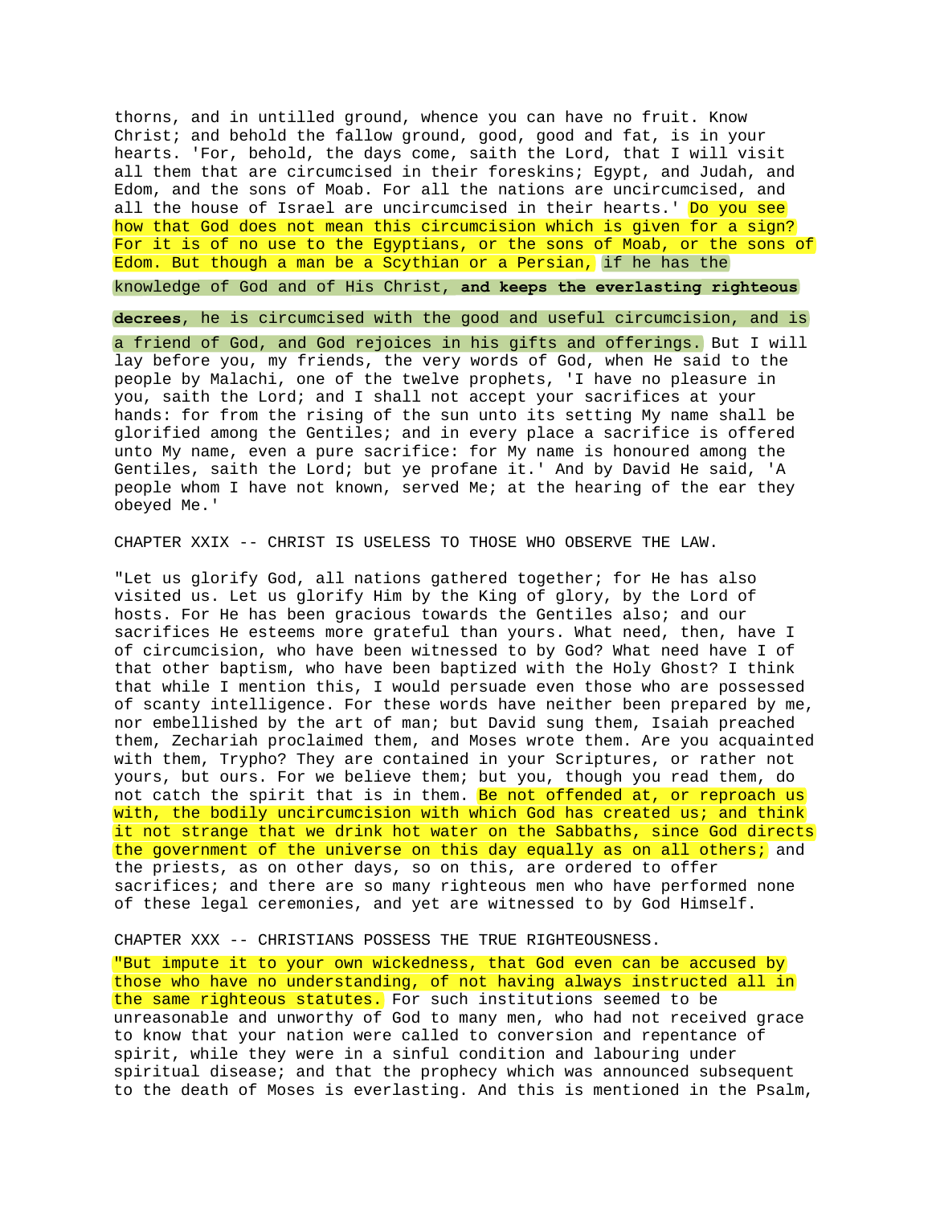thorns, and in untilled ground, whence you can have no fruit. Know Christ; and behold the fallow ground, good, good and fat, is in your hearts. 'For, behold, the days come, saith the Lord, that I will visit all them that are circumcised in their foreskins; Egypt, and Judah, and Edom, and the sons of Moab. For all the nations are uncircumcised, and all the house of Israel are uncircumcised in their hearts.' Do you see how that God does not mean this circumcision which is given for a sign? For it is of no use to the Egyptians, or the sons of Moab, or the sons of Edom. But though a man be a Scythian or a Persian, if he has the knowledge of God and of His Christ, **and keeps the everlasting righteous decrees**, he is circumcised with the good and useful circumcision, and is a friend of God, and God rejoices in his gifts and offerings. But I will lay before you, my friends, the very words of God, when He said to the people by Malachi, one of the twelve prophets, 'I have no pleasure in you, saith the Lord; and I shall not accept your sacrifices at your hands: for from the rising of the sun unto its setting My name shall be glorified among the Gentiles; and in every place a sacrifice is offered unto My name, even a pure sacrifice: for My name is honoured among the Gentiles, saith the Lord; but ye profane it.' And by David He said, 'A people whom I have not known, served Me; at the hearing of the ear they obeyed Me.'

## CHAPTER XXIX -- CHRIST IS USELESS TO THOSE WHO OBSERVE THE LAW.

"Let us glorify God, all nations gathered together; for He has also visited us. Let us glorify Him by the King of glory, by the Lord of hosts. For He has been gracious towards the Gentiles also; and our sacrifices He esteems more grateful than yours. What need, then, have I of circumcision, who have been witnessed to by God? What need have I of that other baptism, who have been baptized with the Holy Ghost? I think that while I mention this, I would persuade even those who are possessed of scanty intelligence. For these words have neither been prepared by me, nor embellished by the art of man; but David sung them, Isaiah preached them, Zechariah proclaimed them, and Moses wrote them. Are you acquainted with them, Trypho? They are contained in your Scriptures, or rather not yours, but ours. For we believe them; but you, though you read them, do not catch the spirit that is in them. Be not offended at, or reproach us with, the bodily uncircumcision with which God has created us; and think it not strange that we drink hot water on the Sabbaths, since God directs the government of the universe on this day equally as on all others; and the priests, as on other days, so on this, are ordered to offer sacrifices; and there are so many righteous men who have performed none of these legal ceremonies, and yet are witnessed to by God Himself.

## CHAPTER XXX -- CHRISTIANS POSSESS THE TRUE RIGHTEOUSNESS.

"But impute it to your own wickedness, that God even can be accused by those who have no understanding, of not having always instructed all in the same righteous statutes. For such institutions seemed to be unreasonable and unworthy of God to many men, who had not received grace to know that your nation were called to conversion and repentance of spirit, while they were in a sinful condition and labouring under spiritual disease; and that the prophecy which was announced subsequent to the death of Moses is everlasting. And this is mentioned in the Psalm,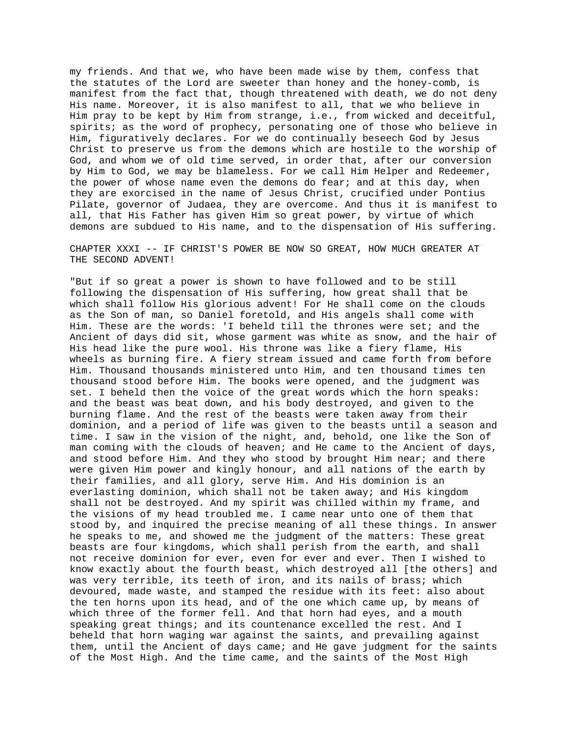my friends. And that we, who have been made wise by them, confess that the statutes of the Lord are sweeter than honey and the honey-comb, is manifest from the fact that, though threatened with death, we do not deny His name. Moreover, it is also manifest to all, that we who believe in Him pray to be kept by Him from strange, i.e., from wicked and deceitful, spirits; as the word of prophecy, personating one of those who believe in Him, figuratively declares. For we do continually beseech God by Jesus Christ to preserve us from the demons which are hostile to the worship of God, and whom we of old time served, in order that, after our conversion by Him to God, we may be blameless. For we call Him Helper and Redeemer, the power of whose name even the demons do fear; and at this day, when they are exorcised in the name of Jesus Christ, crucified under Pontius Pilate, governor of Judaea, they are overcome. And thus it is manifest to all, that His Father has given Him so great power, by virtue of which demons are subdued to His name, and to the dispensation of His suffering.

## CHAPTER XXXI -- IF CHRIST'S POWER BE NOW SO GREAT, HOW MUCH GREATER AT THE SECOND ADVENT!

"But if so great a power is shown to have followed and to be still following the dispensation of His suffering, how great shall that be which shall follow His glorious advent! For He shall come on the clouds as the Son of man, so Daniel foretold, and His angels shall come with Him. These are the words: 'I beheld till the thrones were set; and the Ancient of days did sit, whose garment was white as snow, and the hair of His head like the pure wool. His throne was like a fiery flame, His wheels as burning fire. A fiery stream issued and came forth from before Him. Thousand thousands ministered unto Him, and ten thousand times ten thousand stood before Him. The books were opened, and the judgment was set. I beheld then the voice of the great words which the horn speaks: and the beast was beat down, and his body destroyed, and given to the burning flame. And the rest of the beasts were taken away from their dominion, and a period of life was given to the beasts until a season and time. I saw in the vision of the night, and, behold, one like the Son of man coming with the clouds of heaven; and He came to the Ancient of days, and stood before Him. And they who stood by brought Him near; and there were given Him power and kingly honour, and all nations of the earth by their families, and all glory, serve Him. And His dominion is an everlasting dominion, which shall not be taken away; and His kingdom shall not be destroyed. And my spirit was chilled within my frame, and the visions of my head troubled me. I came near unto one of them that stood by, and inquired the precise meaning of all these things. In answer he speaks to me, and showed me the judgment of the matters: These great beasts are four kingdoms, which shall perish from the earth, and shall not receive dominion for ever, even for ever and ever. Then I wished to know exactly about the fourth beast, which destroyed all [the others] and was very terrible, its teeth of iron, and its nails of brass; which devoured, made waste, and stamped the residue with its feet: also about the ten horns upon its head, and of the one which came up, by means of which three of the former fell. And that horn had eyes, and a mouth speaking great things; and its countenance excelled the rest. And I beheld that horn waging war against the saints, and prevailing against them, until the Ancient of days came; and He gave judgment for the saints of the Most High. And the time came, and the saints of the Most High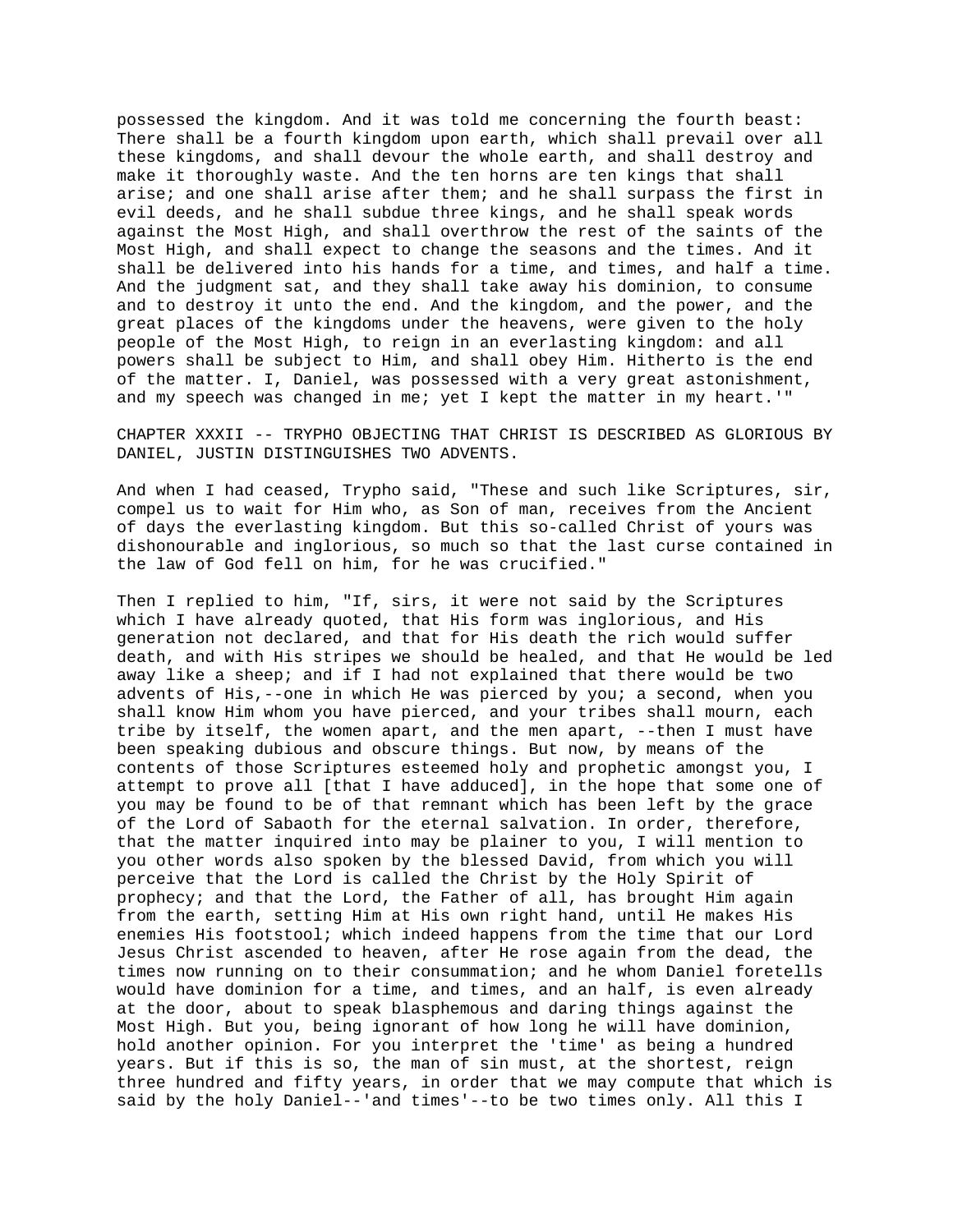possessed the kingdom. And it was told me concerning the fourth beast: There shall be a fourth kingdom upon earth, which shall prevail over all these kingdoms, and shall devour the whole earth, and shall destroy and make it thoroughly waste. And the ten horns are ten kings that shall arise; and one shall arise after them; and he shall surpass the first in evil deeds, and he shall subdue three kings, and he shall speak words against the Most High, and shall overthrow the rest of the saints of the Most High, and shall expect to change the seasons and the times. And it shall be delivered into his hands for a time, and times, and half a time. And the judgment sat, and they shall take away his dominion, to consume and to destroy it unto the end. And the kingdom, and the power, and the great places of the kingdoms under the heavens, were given to the holy people of the Most High, to reign in an everlasting kingdom: and all powers shall be subject to Him, and shall obey Him. Hitherto is the end of the matter. I, Daniel, was possessed with a very great astonishment, and my speech was changed in me; yet I kept the matter in my heart.'"

## CHAPTER XXXII -- TRYPHO OBJECTING THAT CHRIST IS DESCRIBED AS GLORIOUS BY DANIEL, JUSTIN DISTINGUISHES TWO ADVENTS.

And when I had ceased, Trypho said, "These and such like Scriptures, sir, compel us to wait for Him who, as Son of man, receives from the Ancient of days the everlasting kingdom. But this so-called Christ of yours was dishonourable and inglorious, so much so that the last curse contained in the law of God fell on him, for he was crucified."

Then I replied to him, "If, sirs, it were not said by the Scriptures which I have already quoted, that His form was inglorious, and His generation not declared, and that for His death the rich would suffer death, and with His stripes we should be healed, and that He would be led away like a sheep; and if I had not explained that there would be two advents of His,--one in which He was pierced by you; a second, when you shall know Him whom you have pierced, and your tribes shall mourn, each tribe by itself, the women apart, and the men apart, --then I must have been speaking dubious and obscure things. But now, by means of the contents of those Scriptures esteemed holy and prophetic amongst you, I attempt to prove all [that I have adduced], in the hope that some one of you may be found to be of that remnant which has been left by the grace of the Lord of Sabaoth for the eternal salvation. In order, therefore, that the matter inquired into may be plainer to you, I will mention to you other words also spoken by the blessed David, from which you will perceive that the Lord is called the Christ by the Holy Spirit of prophecy; and that the Lord, the Father of all, has brought Him again from the earth, setting Him at His own right hand, until He makes His enemies His footstool; which indeed happens from the time that our Lord Jesus Christ ascended to heaven, after He rose again from the dead, the times now running on to their consummation; and he whom Daniel foretells would have dominion for a time, and times, and an half, is even already at the door, about to speak blasphemous and daring things against the Most High. But you, being ignorant of how long he will have dominion, hold another opinion. For you interpret the 'time' as being a hundred years. But if this is so, the man of sin must, at the shortest, reign three hundred and fifty years, in order that we may compute that which is said by the holy Daniel--'and times'--to be two times only. All this I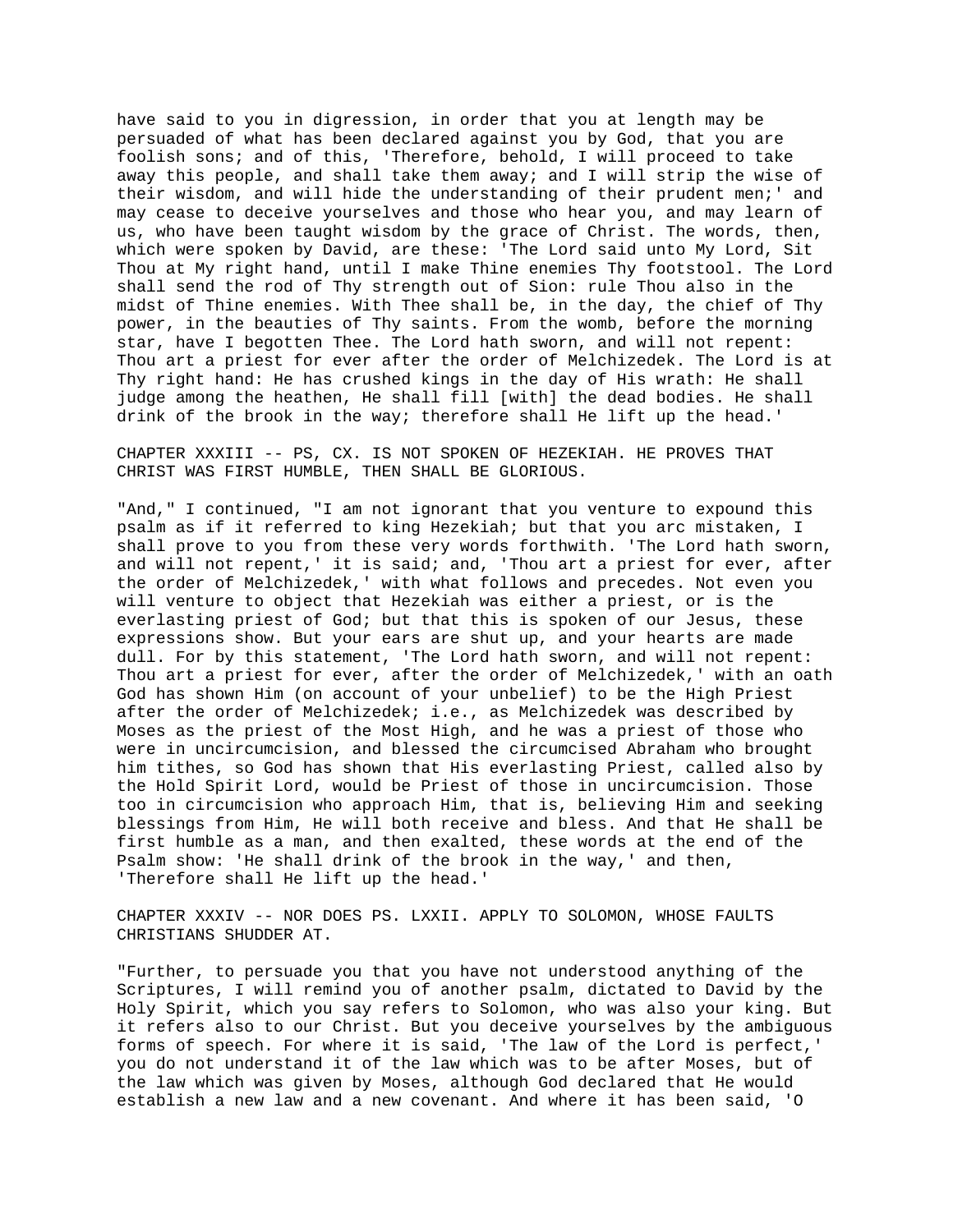have said to you in digression, in order that you at length may be persuaded of what has been declared against you by God, that you are foolish sons; and of this, 'Therefore, behold, I will proceed to take away this people, and shall take them away; and I will strip the wise of their wisdom, and will hide the understanding of their prudent men;' and may cease to deceive yourselves and those who hear you, and may learn of us, who have been taught wisdom by the grace of Christ. The words, then, which were spoken by David, are these: 'The Lord said unto My Lord, Sit Thou at My right hand, until I make Thine enemies Thy footstool. The Lord shall send the rod of Thy strength out of Sion: rule Thou also in the midst of Thine enemies. With Thee shall be, in the day, the chief of Thy power, in the beauties of Thy saints. From the womb, before the morning star, have I begotten Thee. The Lord hath sworn, and will not repent: Thou art a priest for ever after the order of Melchizedek. The Lord is at Thy right hand: He has crushed kings in the day of His wrath: He shall judge among the heathen, He shall fill [with] the dead bodies. He shall drink of the brook in the way; therefore shall He lift up the head.'

## CHAPTER XXXIII -- PS, CX. IS NOT SPOKEN OF HEZEKIAH. HE PROVES THAT CHRIST WAS FIRST HUMBLE, THEN SHALL BE GLORIOUS.

"And," I continued, "I am not ignorant that you venture to expound this psalm as if it referred to king Hezekiah; but that you arc mistaken, I shall prove to you from these very words forthwith. 'The Lord hath sworn, and will not repent,' it is said; and, 'Thou art a priest for ever, after the order of Melchizedek,' with what follows and precedes. Not even you will venture to object that Hezekiah was either a priest, or is the everlasting priest of God; but that this is spoken of our Jesus, these expressions show. But your ears are shut up, and your hearts are made dull. For by this statement, 'The Lord hath sworn, and will not repent: Thou art a priest for ever, after the order of Melchizedek,' with an oath God has shown Him (on account of your unbelief) to be the High Priest after the order of Melchizedek; i.e., as Melchizedek was described by Moses as the priest of the Most High, and he was a priest of those who were in uncircumcision, and blessed the circumcised Abraham who brought him tithes, so God has shown that His everlasting Priest, called also by the Hold Spirit Lord, would be Priest of those in uncircumcision. Those too in circumcision who approach Him, that is, believing Him and seeking blessings from Him, He will both receive and bless. And that He shall be first humble as a man, and then exalted, these words at the end of the Psalm show: 'He shall drink of the brook in the way,' and then, 'Therefore shall He lift up the head.'

## CHAPTER XXXIV -- NOR DOES PS. LXXII. APPLY TO SOLOMON, WHOSE FAULTS CHRISTIANS SHUDDER AT.

"Further, to persuade you that you have not understood anything of the Scriptures, I will remind you of another psalm, dictated to David by the Holy Spirit, which you say refers to Solomon, who was also your king. But it refers also to our Christ. But you deceive yourselves by the ambiguous forms of speech. For where it is said, 'The law of the Lord is perfect,' you do not understand it of the law which was to be after Moses, but of the law which was given by Moses, although God declared that He would establish a new law and a new covenant. And where it has been said, 'O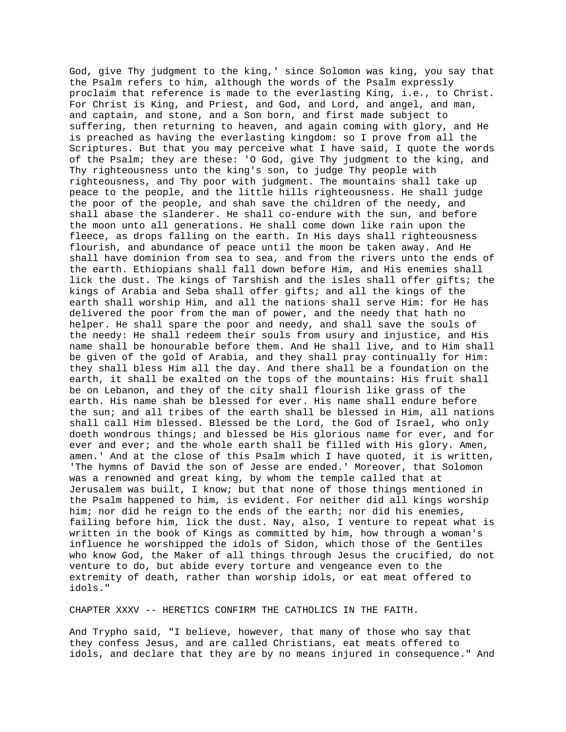God, give Thy judgment to the king,' since Solomon was king, you say that the Psalm refers to him, although the words of the Psalm expressly proclaim that reference is made to the everlasting King, i.e., to Christ. For Christ is King, and Priest, and God, and Lord, and angel, and man, and captain, and stone, and a Son born, and first made subject to suffering, then returning to heaven, and again coming with glory, and He is preached as having the everlasting kingdom: so I prove from all the Scriptures. But that you may perceive what I have said, I quote the words of the Psalm; they are these: 'O God, give Thy judgment to the king, and Thy righteousness unto the king's son, to judge Thy people with righteousness, and Thy poor with judgment. The mountains shall take up peace to the people, and the little hills righteousness. He shall judge the poor of the people, and shah save the children of the needy, and shall abase the slanderer. He shall co-endure with the sun, and before the moon unto all generations. He shall come down like rain upon the fleece, as drops falling on the earth. In His days shall righteousness flourish, and abundance of peace until the moon be taken away. And He shall have dominion from sea to sea, and from the rivers unto the ends of the earth. Ethiopians shall fall down before Him, and His enemies shall lick the dust. The kings of Tarshish and the isles shall offer gifts; the kings of Arabia and Seba shall offer gifts; and all the kings of the earth shall worship Him, and all the nations shall serve Him: for He has delivered the poor from the man of power, and the needy that hath no helper. He shall spare the poor and needy, and shall save the souls of the needy: He shall redeem their souls from usury and injustice, and His name shall be honourable before them. And He shall live, and to Him shall be given of the gold of Arabia, and they shall pray continually for Him: they shall bless Him all the day. And there shall be a foundation on the earth, it shall be exalted on the tops of the mountains: His fruit shall be on Lebanon, and they of the city shall flourish like grass of the earth. His name shah be blessed for ever. His name shall endure before the sun; and all tribes of the earth shall be blessed in Him, all nations shall call Him blessed. Blessed be the Lord, the God of Israel, who only doeth wondrous things; and blessed be His glorious name for ever, and for ever and ever; and the whole earth shall be filled with His glory. Amen, amen.' And at the close of this Psalm which I have quoted, it is written, 'The hymns of David the son of Jesse are ended.' Moreover, that Solomon was a renowned and great king, by whom the temple called that at Jerusalem was built, I know; but that none of those things mentioned in the Psalm happened to him, is evident. For neither did all kings worship him; nor did he reign to the ends of the earth; nor did his enemies, failing before him, lick the dust. Nay, also, I venture to repeat what is written in the book of Kings as committed by him, how through a woman's influence he worshipped the idols of Sidon, which those of the Gentiles who know God, the Maker of all things through Jesus the crucified, do not venture to do, but abide every torture and vengeance even to the extremity of death, rather than worship idols, or eat meat offered to idols."

## CHAPTER XXXV -- HERETICS CONFIRM THE CATHOLICS IN THE FAITH.

And Trypho said, "I believe, however, that many of those who say that they confess Jesus, and are called Christians, eat meats offered to idols, and declare that they are by no means injured in consequence." And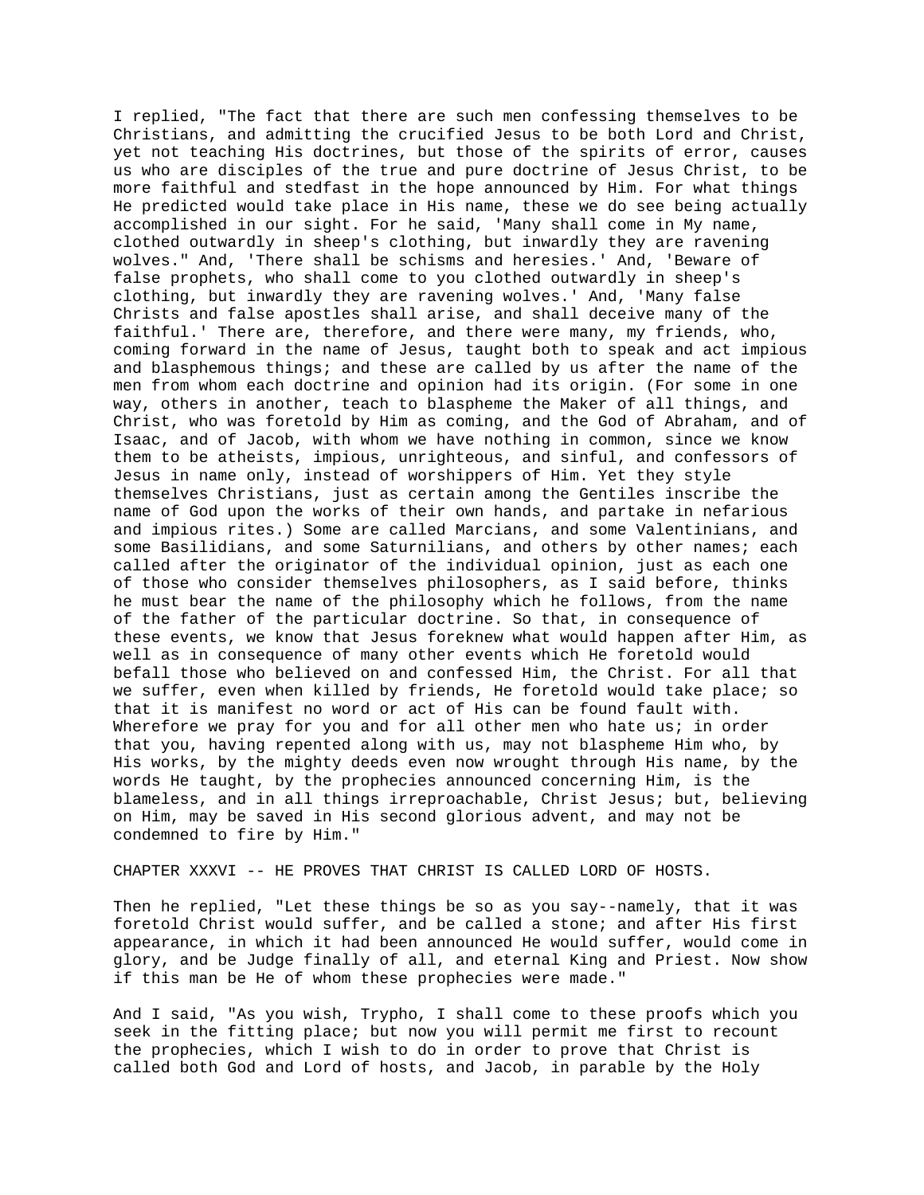I replied, "The fact that there are such men confessing themselves to be Christians, and admitting the crucified Jesus to be both Lord and Christ, yet not teaching His doctrines, but those of the spirits of error, causes us who are disciples of the true and pure doctrine of Jesus Christ, to be more faithful and stedfast in the hope announced by Him. For what things He predicted would take place in His name, these we do see being actually accomplished in our sight. For he said, 'Many shall come in My name, clothed outwardly in sheep's clothing, but inwardly they are ravening wolves." And, 'There shall be schisms and heresies.' And, 'Beware of false prophets, who shall come to you clothed outwardly in sheep's clothing, but inwardly they are ravening wolves.' And, 'Many false Christs and false apostles shall arise, and shall deceive many of the faithful.' There are, therefore, and there were many, my friends, who, coming forward in the name of Jesus, taught both to speak and act impious and blasphemous things; and these are called by us after the name of the men from whom each doctrine and opinion had its origin. (For some in one way, others in another, teach to blaspheme the Maker of all things, and Christ, who was foretold by Him as coming, and the God of Abraham, and of Isaac, and of Jacob, with whom we have nothing in common, since we know them to be atheists, impious, unrighteous, and sinful, and confessors of Jesus in name only, instead of worshippers of Him. Yet they style themselves Christians, just as certain among the Gentiles inscribe the name of God upon the works of their own hands, and partake in nefarious and impious rites.) Some are called Marcians, and some Valentinians, and some Basilidians, and some Saturnilians, and others by other names; each called after the originator of the individual opinion, just as each one of those who consider themselves philosophers, as I said before, thinks he must bear the name of the philosophy which he follows, from the name of the father of the particular doctrine. So that, in consequence of these events, we know that Jesus foreknew what would happen after Him, as well as in consequence of many other events which He foretold would befall those who believed on and confessed Him, the Christ. For all that we suffer, even when killed by friends, He foretold would take place; so that it is manifest no word or act of His can be found fault with. Wherefore we pray for you and for all other men who hate us; in order that you, having repented along with us, may not blaspheme Him who, by His works, by the mighty deeds even now wrought through His name, by the words He taught, by the prophecies announced concerning Him, is the blameless, and in all things irreproachable, Christ Jesus; but, believing on Him, may be saved in His second glorious advent, and may not be condemned to fire by Him."

## CHAPTER XXXVI -- HE PROVES THAT CHRIST IS CALLED LORD OF HOSTS.

Then he replied, "Let these things be so as you say--namely, that it was foretold Christ would suffer, and be called a stone; and after His first appearance, in which it had been announced He would suffer, would come in glory, and be Judge finally of all, and eternal King and Priest. Now show if this man be He of whom these prophecies were made."

And I said, "As you wish, Trypho, I shall come to these proofs which you seek in the fitting place; but now you will permit me first to recount the prophecies, which I wish to do in order to prove that Christ is called both God and Lord of hosts, and Jacob, in parable by the Holy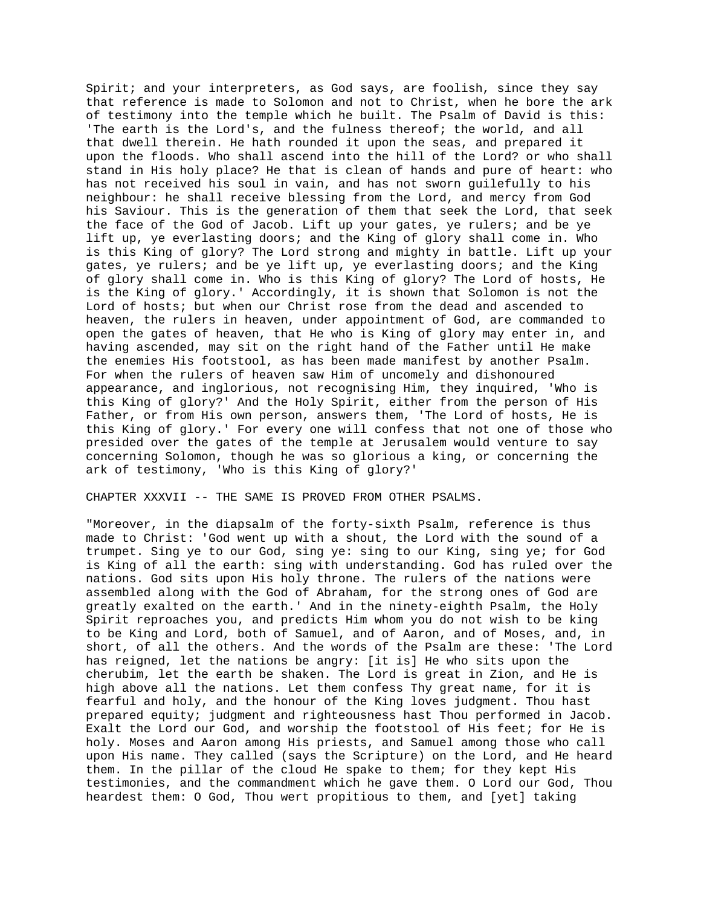Spirit; and your interpreters, as God says, are foolish, since they say that reference is made to Solomon and not to Christ, when he bore the ark of testimony into the temple which he built. The Psalm of David is this: 'The earth is the Lord's, and the fulness thereof; the world, and all that dwell therein. He hath rounded it upon the seas, and prepared it upon the floods. Who shall ascend into the hill of the Lord? or who shall stand in His holy place? He that is clean of hands and pure of heart: who has not received his soul in vain, and has not sworn guilefully to his neighbour: he shall receive blessing from the Lord, and mercy from God his Saviour. This is the generation of them that seek the Lord, that seek the face of the God of Jacob. Lift up your gates, ye rulers; and be ye lift up, ye everlasting doors; and the King of glory shall come in. Who is this King of glory? The Lord strong and mighty in battle. Lift up your gates, ye rulers; and be ye lift up, ye everlasting doors; and the King of glory shall come in. Who is this King of glory? The Lord of hosts, He is the King of glory.' Accordingly, it is shown that Solomon is not the Lord of hosts; but when our Christ rose from the dead and ascended to heaven, the rulers in heaven, under appointment of God, are commanded to open the gates of heaven, that He who is King of glory may enter in, and having ascended, may sit on the right hand of the Father until He make the enemies His footstool, as has been made manifest by another Psalm. For when the rulers of heaven saw Him of uncomely and dishonoured appearance, and inglorious, not recognising Him, they inquired, 'Who is this King of glory?' And the Holy Spirit, either from the person of His Father, or from His own person, answers them, 'The Lord of hosts, He is this King of glory.' For every one will confess that not one of those who presided over the gates of the temple at Jerusalem would venture to say concerning Solomon, though he was so glorious a king, or concerning the ark of testimony, 'Who is this King of glory?'

## CHAPTER XXXVII -- THE SAME IS PROVED FROM OTHER PSALMS.

"Moreover, in the diapsalm of the forty-sixth Psalm, reference is thus made to Christ: 'God went up with a shout, the Lord with the sound of a trumpet. Sing ye to our God, sing ye: sing to our King, sing ye; for God is King of all the earth: sing with understanding. God has ruled over the nations. God sits upon His holy throne. The rulers of the nations were assembled along with the God of Abraham, for the strong ones of God are greatly exalted on the earth.' And in the ninety-eighth Psalm, the Holy Spirit reproaches you, and predicts Him whom you do not wish to be king to be King and Lord, both of Samuel, and of Aaron, and of Moses, and, in short, of all the others. And the words of the Psalm are these: 'The Lord has reigned, let the nations be angry: [it is] He who sits upon the cherubim, let the earth be shaken. The Lord is great in Zion, and He is high above all the nations. Let them confess Thy great name, for it is fearful and holy, and the honour of the King loves judgment. Thou hast prepared equity; judgment and righteousness hast Thou performed in Jacob. Exalt the Lord our God, and worship the footstool of His feet; for He is holy. Moses and Aaron among His priests, and Samuel among those who call upon His name. They called (says the Scripture) on the Lord, and He heard them. In the pillar of the cloud He spake to them; for they kept His testimonies, and the commandment which he gave them. O Lord our God, Thou heardest them: O God, Thou wert propitious to them, and [yet] taking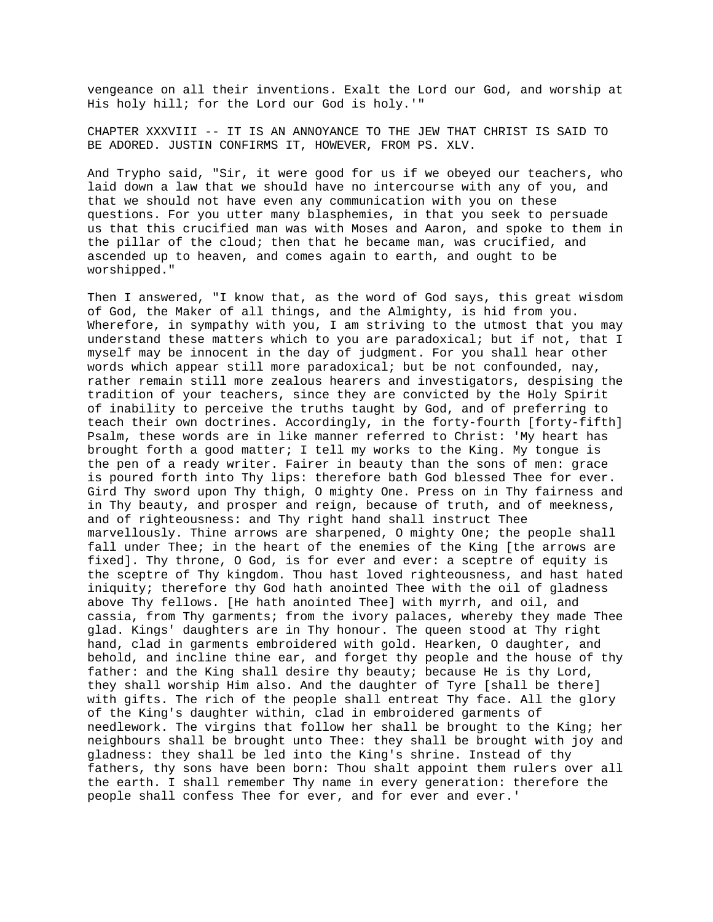vengeance on all their inventions. Exalt the Lord our God, and worship at His holy hill; for the Lord our God is holy.'"

## CHAPTER XXXVIII -- IT IS AN ANNOYANCE TO THE JEW THAT CHRIST IS SAID TO BE ADORED. JUSTIN CONFIRMS IT, HOWEVER, FROM PS. XLV.

And Trypho said, "Sir, it were good for us if we obeyed our teachers, who laid down a law that we should have no intercourse with any of you, and that we should not have even any communication with you on these questions. For you utter many blasphemies, in that you seek to persuade us that this crucified man was with Moses and Aaron, and spoke to them in the pillar of the cloud; then that he became man, was crucified, and ascended up to heaven, and comes again to earth, and ought to be worshipped."

Then I answered, "I know that, as the word of God says, this great wisdom of God, the Maker of all things, and the Almighty, is hid from you. Wherefore, in sympathy with you, I am striving to the utmost that you may understand these matters which to you are paradoxical; but if not, that I myself may be innocent in the day of judgment. For you shall hear other words which appear still more paradoxical; but be not confounded, nay, rather remain still more zealous hearers and investigators, despising the tradition of your teachers, since they are convicted by the Holy Spirit of inability to perceive the truths taught by God, and of preferring to teach their own doctrines. Accordingly, in the forty-fourth [forty-fifth] Psalm, these words are in like manner referred to Christ: 'My heart has brought forth a good matter; I tell my works to the King. My tongue is the pen of a ready writer. Fairer in beauty than the sons of men: grace is poured forth into Thy lips: therefore bath God blessed Thee for ever. Gird Thy sword upon Thy thigh, O mighty One. Press on in Thy fairness and in Thy beauty, and prosper and reign, because of truth, and of meekness, and of righteousness: and Thy right hand shall instruct Thee marvellously. Thine arrows are sharpened, O mighty One; the people shall fall under Thee; in the heart of the enemies of the King [the arrows are fixed]. Thy throne, O God, is for ever and ever: a sceptre of equity is the sceptre of Thy kingdom. Thou hast loved righteousness, and hast hated iniquity; therefore thy God hath anointed Thee with the oil of gladness above Thy fellows. [He hath anointed Thee] with myrrh, and oil, and cassia, from Thy garments; from the ivory palaces, whereby they made Thee glad. Kings' daughters are in Thy honour. The queen stood at Thy right hand, clad in garments embroidered with gold. Hearken, O daughter, and behold, and incline thine ear, and forget thy people and the house of thy father: and the King shall desire thy beauty; because He is thy Lord, they shall worship Him also. And the daughter of Tyre [shall be there] with gifts. The rich of the people shall entreat Thy face. All the glory of the King's daughter within, clad in embroidered garments of needlework. The virgins that follow her shall be brought to the King; her neighbours shall be brought unto Thee: they shall be brought with joy and gladness: they shall be led into the King's shrine. Instead of thy fathers, thy sons have been born: Thou shalt appoint them rulers over all the earth. I shall remember Thy name in every generation: therefore the people shall confess Thee for ever, and for ever and ever.'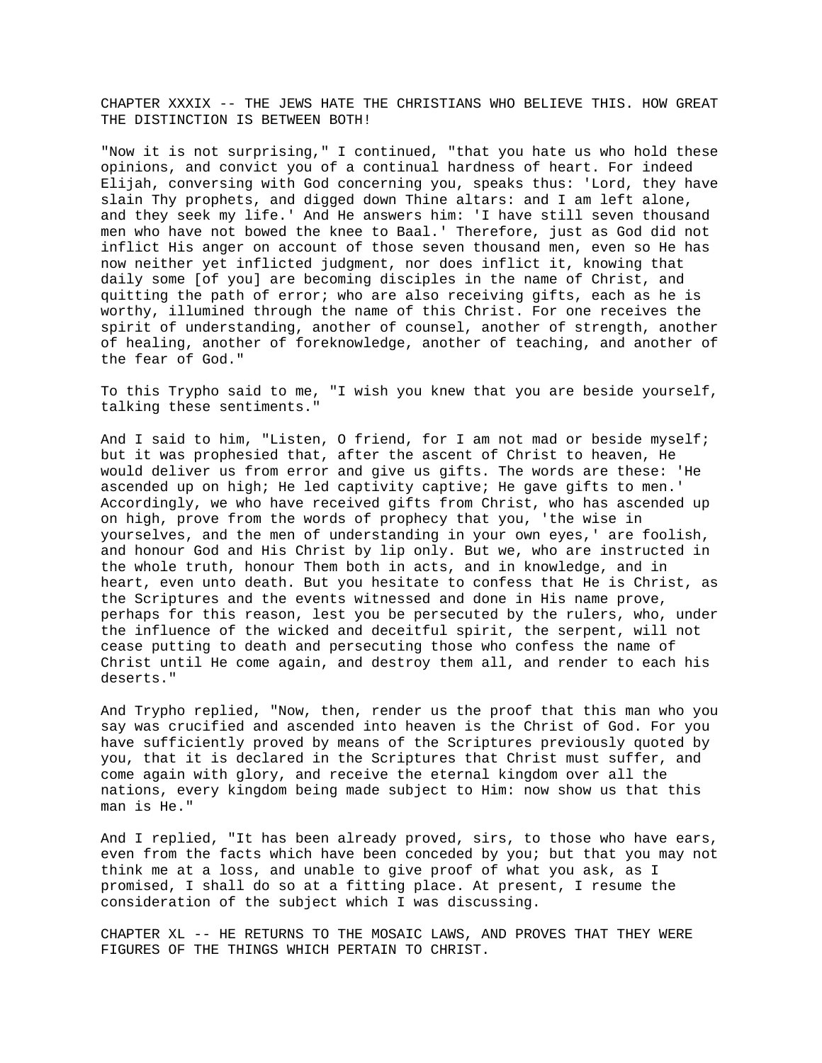## CHAPTER XXXIX -- THE JEWS HATE THE CHRISTIANS WHO BELIEVE THIS. HOW GREAT THE DISTINCTION IS BETWEEN BOTH!

"Now it is not surprising," I continued, "that you hate us who hold these opinions, and convict you of a continual hardness of heart. For indeed Elijah, conversing with God concerning you, speaks thus: 'Lord, they have slain Thy prophets, and digged down Thine altars: and I am left alone, and they seek my life.' And He answers him: 'I have still seven thousand men who have not bowed the knee to Baal.' Therefore, just as God did not inflict His anger on account of those seven thousand men, even so He has now neither yet inflicted judgment, nor does inflict it, knowing that daily some [of you] are becoming disciples in the name of Christ, and quitting the path of error; who are also receiving gifts, each as he is worthy, illumined through the name of this Christ. For one receives the spirit of understanding, another of counsel, another of strength, another of healing, another of foreknowledge, another of teaching, and another of the fear of God."

To this Trypho said to me, "I wish you knew that you are beside yourself, talking these sentiments."

And I said to him, "Listen, O friend, for I am not mad or beside myself; but it was prophesied that, after the ascent of Christ to heaven, He would deliver us from error and give us gifts. The words are these: 'He ascended up on high; He led captivity captive; He gave gifts to men.' Accordingly, we who have received gifts from Christ, who has ascended up on high, prove from the words of prophecy that you, 'the wise in yourselves, and the men of understanding in your own eyes,' are foolish, and honour God and His Christ by lip only. But we, who are instructed in the whole truth, honour Them both in acts, and in knowledge, and in heart, even unto death. But you hesitate to confess that He is Christ, as the Scriptures and the events witnessed and done in His name prove, perhaps for this reason, lest you be persecuted by the rulers, who, under the influence of the wicked and deceitful spirit, the serpent, will not cease putting to death and persecuting those who confess the name of Christ until He come again, and destroy them all, and render to each his deserts."

And Trypho replied, "Now, then, render us the proof that this man who you say was crucified and ascended into heaven is the Christ of God. For you have sufficiently proved by means of the Scriptures previously quoted by you, that it is declared in the Scriptures that Christ must suffer, and come again with glory, and receive the eternal kingdom over all the nations, every kingdom being made subject to Him: now show us that this man is He."

And I replied, "It has been already proved, sirs, to those who have ears, even from the facts which have been conceded by you; but that you may not think me at a loss, and unable to give proof of what you ask, as I promised, I shall do so at a fitting place. At present, I resume the consideration of the subject which I was discussing.

## CHAPTER XL -- HE RETURNS TO THE MOSAIC LAWS, AND PROVES THAT THEY WERE FIGURES OF THE THINGS WHICH PERTAIN TO CHRIST.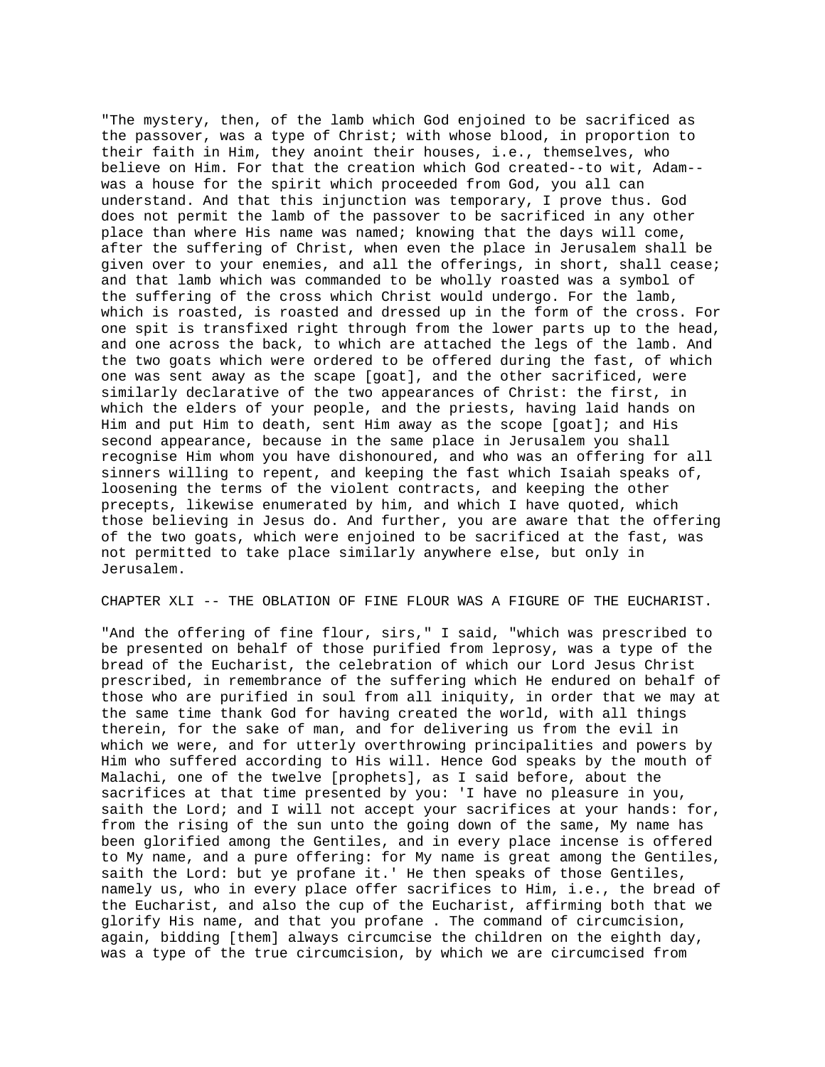"The mystery, then, of the lamb which God enjoined to be sacrificed as the passover, was a type of Christ; with whose blood, in proportion to their faith in Him, they anoint their houses, i.e., themselves, who believe on Him. For that the creation which God created--to wit, Adam--was a house for the spirit which proceeded from God, you all can understand. And that this injunction was temporary, I prove thus. God does not permit the lamb of the passover to be sacrificed in any other place than where His name was named; knowing that the days will come, after the suffering of Christ, when even the place in Jerusalem shall be given over to your enemies, and all the offerings, in short, shall cease; and that lamb which was commanded to be wholly roasted was a symbol of the suffering of the cross which Christ would undergo. For the lamb, which is roasted, is roasted and dressed up in the form of the cross. For one spit is transfixed right through from the lower parts up to the head, and one across the back, to which are attached the legs of the lamb. And the two goats which were ordered to be offered during the fast, of which one was sent away as the scape [goat], and the other sacrificed, were similarly declarative of the two appearances of Christ: the first, in which the elders of your people, and the priests, having laid hands on Him and put Him to death, sent Him away as the scope [goat]; and His second appearance, because in the same place in Jerusalem you shall recognise Him whom you have dishonoured, and who was an offering for all sinners willing to repent, and keeping the fast which Isaiah speaks of, loosening the terms of the violent contracts, and keeping the other precepts, likewise enumerated by him, and which I have quoted, which those believing in Jesus do. And further, you are aware that the offering of the two goats, which were enjoined to be sacrificed at the fast, was not permitted to take place similarly anywhere else, but only in Jerusalem.

## CHAPTER XLI -- THE OBLATION OF FINE FLOUR WAS A FIGURE OF THE EUCHARIST.

"And the offering of fine flour, sirs," I said, "which was prescribed to be presented on behalf of those purified from leprosy, was a type of the bread of the Eucharist, the celebration of which our Lord Jesus Christ prescribed, in remembrance of the suffering which He endured on behalf of those who are purified in soul from all iniquity, in order that we may at the same time thank God for having created the world, with all things therein, for the sake of man, and for delivering us from the evil in which we were, and for utterly overthrowing principalities and powers by Him who suffered according to His will. Hence God speaks by the mouth of Malachi, one of the twelve [prophets], as I said before, about the sacrifices at that time presented by you: 'I have no pleasure in you, saith the Lord; and I will not accept your sacrifices at your hands: for, from the rising of the sun unto the going down of the same, My name has been glorified among the Gentiles, and in every place incense is offered to My name, and a pure offering: for My name is great among the Gentiles, saith the Lord: but ye profane it.' He then speaks of those Gentiles, namely us, who in every place offer sacrifices to Him, i.e., the bread of the Eucharist, and also the cup of the Eucharist, affirming both that we glorify His name, and that you profane . The command of circumcision, again, bidding [them] always circumcise the children on the eighth day, was a type of the true circumcision, by which we are circumcised from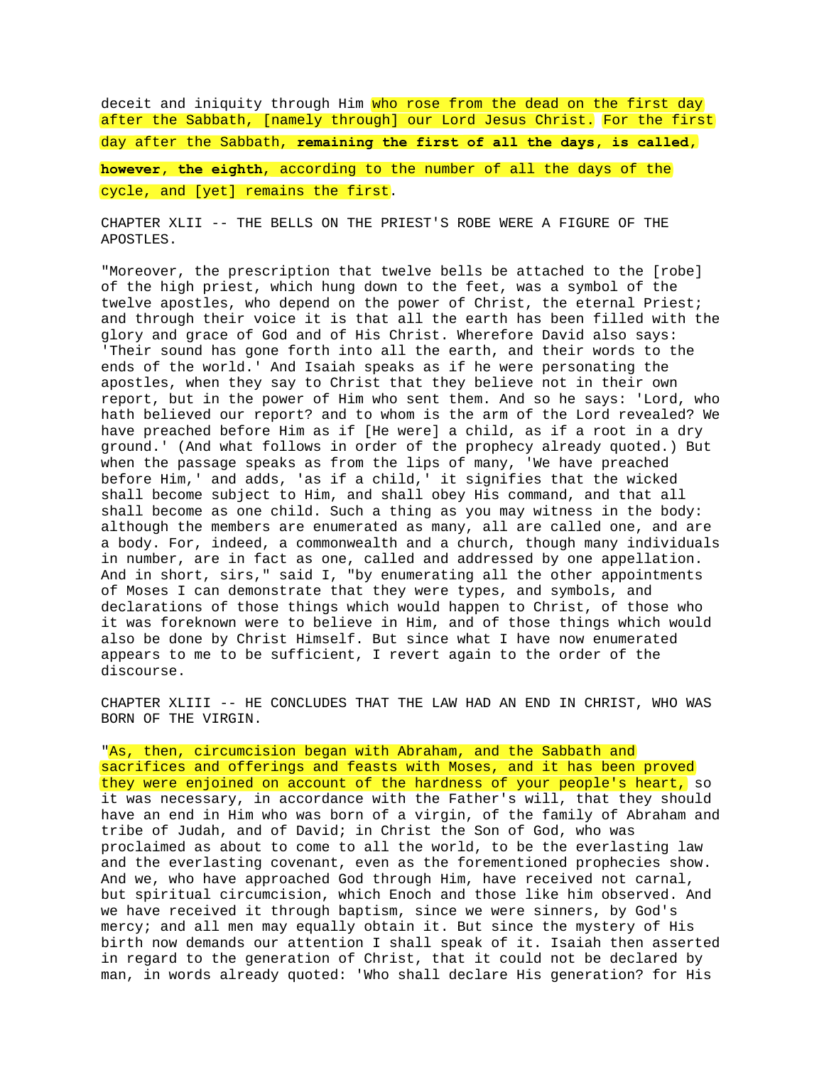deceit and iniquity through Him who rose from the dead on the first day after the Sabbath, [namely through] our Lord Jesus Christ. For the first day after the Sabbath, **remaining the first of all the days, is called, however, the eighth**, according to the number of all the days of the cycle, and [yet] remains the first.

## CHAPTER XLII -- THE BELLS ON THE PRIEST'S ROBE WERE A FIGURE OF THE APOSTLES.

"Moreover, the prescription that twelve bells be attached to the [robe] of the high priest, which hung down to the feet, was a symbol of the twelve apostles, who depend on the power of Christ, the eternal Priest; and through their voice it is that all the earth has been filled with the glory and grace of God and of His Christ. Wherefore David also says: 'Their sound has gone forth into all the earth, and their words to the ends of the world.' And Isaiah speaks as if he were personating the apostles, when they say to Christ that they believe not in their own report, but in the power of Him who sent them. And so he says: 'Lord, who hath believed our report? and to whom is the arm of the Lord revealed? We have preached before Him as if [He were] a child, as if a root in a dry ground.' (And what follows in order of the prophecy already quoted.) But when the passage speaks as from the lips of many, 'We have preached before Him,' and adds, 'as if a child,' it signifies that the wicked shall become subject to Him, and shall obey His command, and that all shall become as one child. Such a thing as you may witness in the body: although the members are enumerated as many, all are called one, and are a body. For, indeed, a commonwealth and a church, though many individuals in number, are in fact as one, called and addressed by one appellation. And in short, sirs," said I, "by enumerating all the other appointments of Moses I can demonstrate that they were types, and symbols, and declarations of those things which would happen to Christ, of those who it was foreknown were to believe in Him, and of those things which would also be done by Christ Himself. But since what I have now enumerated appears to me to be sufficient, I revert again to the order of the discourse.

## CHAPTER XLIII -- HE CONCLUDES THAT THE LAW HAD AN END IN CHRIST, WHO WAS BORN OF THE VIRGIN.

"As, then, circumcision began with Abraham, and the Sabbath and sacrifices and offerings and feasts with Moses, and it has been proved they were enjoined on account of the hardness of your people's heart, so it was necessary, in accordance with the Father's will, that they should have an end in Him who was born of a virgin, of the family of Abraham and tribe of Judah, and of David; in Christ the Son of God, who was proclaimed as about to come to all the world, to be the everlasting law and the everlasting covenant, even as the forementioned prophecies show. And we, who have approached God through Him, have received not carnal, but spiritual circumcision, which Enoch and those like him observed. And we have received it through baptism, since we were sinners, by God's mercy; and all men may equally obtain it. But since the mystery of His birth now demands our attention I shall speak of it. Isaiah then asserted in regard to the generation of Christ, that it could not be declared by man, in words already quoted: 'Who shall declare His generation? for His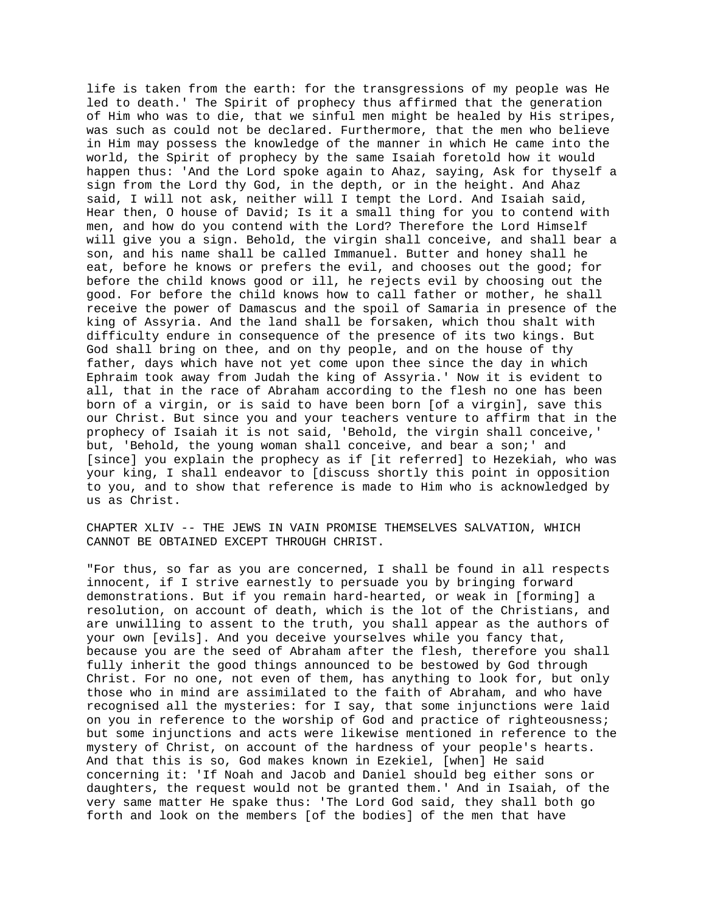life is taken from the earth: for the transgressions of my people was He led to death.' The Spirit of prophecy thus affirmed that the generation of Him who was to die, that we sinful men might be healed by His stripes, was such as could not be declared. Furthermore, that the men who believe in Him may possess the knowledge of the manner in which He came into the world, the Spirit of prophecy by the same Isaiah foretold how it would happen thus: 'And the Lord spoke again to Ahaz, saying, Ask for thyself a sign from the Lord thy God, in the depth, or in the height. And Ahaz said, I will not ask, neither will I tempt the Lord. And Isaiah said, Hear then, O house of David; Is it a small thing for you to contend with men, and how do you contend with the Lord? Therefore the Lord Himself will give you a sign. Behold, the virgin shall conceive, and shall bear a son, and his name shall be called Immanuel. Butter and honey shall he eat, before he knows or prefers the evil, and chooses out the good; for before the child knows good or ill, he rejects evil by choosing out the good. For before the child knows how to call father or mother, he shall receive the power of Damascus and the spoil of Samaria in presence of the king of Assyria. And the land shall be forsaken, which thou shalt with difficulty endure in consequence of the presence of its two kings. But God shall bring on thee, and on thy people, and on the house of thy father, days which have not yet come upon thee since the day in which Ephraim took away from Judah the king of Assyria.' Now it is evident to all, that in the race of Abraham according to the flesh no one has been born of a virgin, or is said to have been born [of a virgin], save this our Christ. But since you and your teachers venture to affirm that in the prophecy of Isaiah it is not said, 'Behold, the virgin shall conceive,' but, 'Behold, the young woman shall conceive, and bear a son;' and [since] you explain the prophecy as if [it referred] to Hezekiah, who was your king, I shall endeavor to [discuss shortly this point in opposition to you, and to show that reference is made to Him who is acknowledged by us as Christ.

## CHAPTER XLIV -- THE JEWS IN VAIN PROMISE THEMSELVES SALVATION, WHICH CANNOT BE OBTAINED EXCEPT THROUGH CHRIST.

"For thus, so far as you are concerned, I shall be found in all respects innocent, if I strive earnestly to persuade you by bringing forward demonstrations. But if you remain hard-hearted, or weak in [forming] a resolution, on account of death, which is the lot of the Christians, and are unwilling to assent to the truth, you shall appear as the authors of your own [evils]. And you deceive yourselves while you fancy that, because you are the seed of Abraham after the flesh, therefore you shall fully inherit the good things announced to be bestowed by God through Christ. For no one, not even of them, has anything to look for, but only those who in mind are assimilated to the faith of Abraham, and who have recognised all the mysteries: for I say, that some injunctions were laid on you in reference to the worship of God and practice of righteousness; but some injunctions and acts were likewise mentioned in reference to the mystery of Christ, on account of the hardness of your people's hearts. And that this is so, God makes known in Ezekiel, [when] He said concerning it: 'If Noah and Jacob and Daniel should beg either sons or daughters, the request would not be granted them.' And in Isaiah, of the very same matter He spake thus: 'The Lord God said, they shall both go forth and look on the members [of the bodies] of the men that have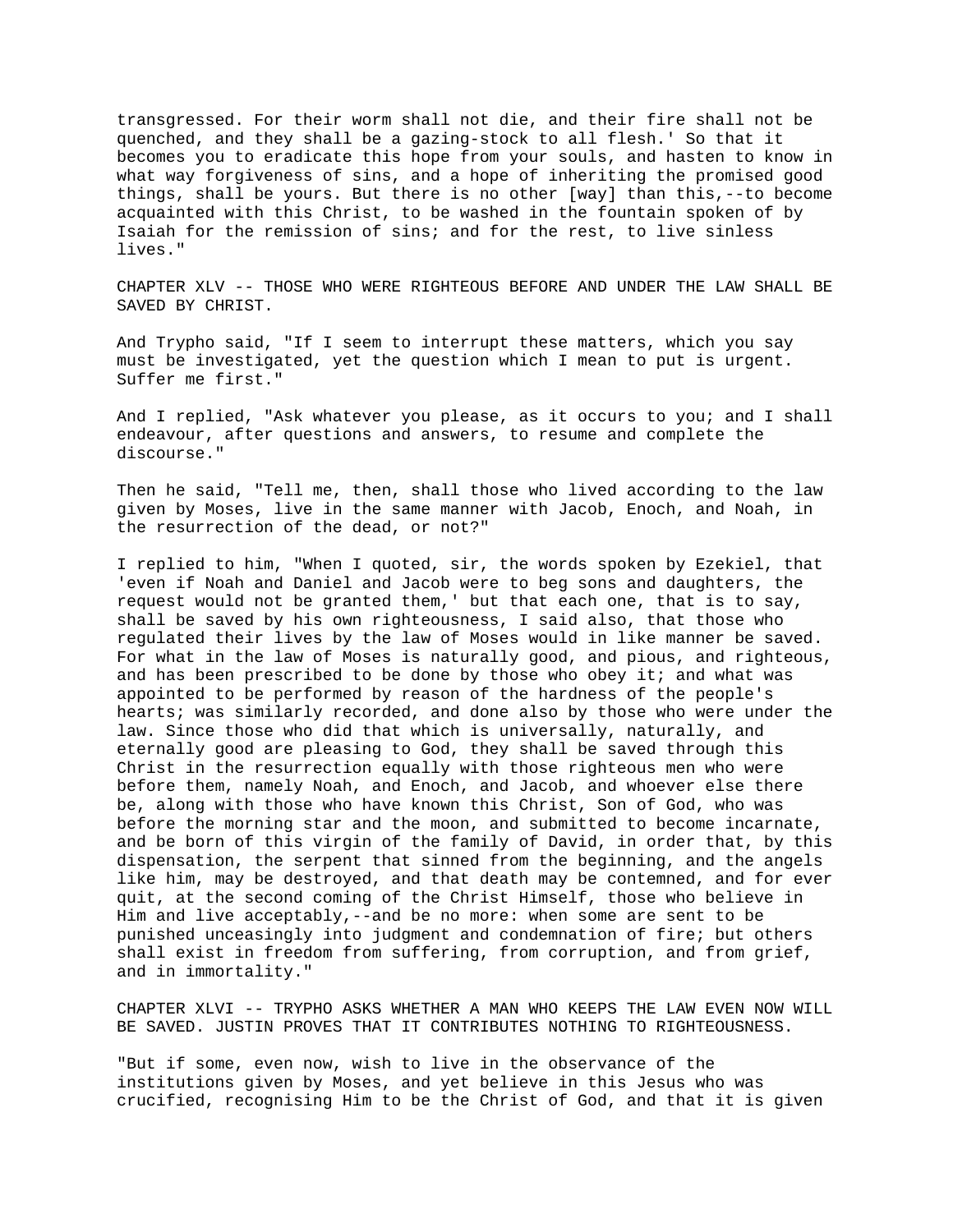transgressed. For their worm shall not die, and their fire shall not be quenched, and they shall be a gazing-stock to all flesh.' So that it becomes you to eradicate this hope from your souls, and hasten to know in what way forgiveness of sins, and a hope of inheriting the promised good things, shall be yours. But there is no other [way] than this,--to become acquainted with this Christ, to be washed in the fountain spoken of by Isaiah for the remission of sins; and for the rest, to live sinless lives."

## CHAPTER XLV -- THOSE WHO WERE RIGHTEOUS BEFORE AND UNDER THE LAW SHALL BE SAVED BY CHRIST.

And Trypho said, "If I seem to interrupt these matters, which you say must be investigated, yet the question which I mean to put is urgent. Suffer me first."

And I replied, "Ask whatever you please, as it occurs to you; and I shall endeavour, after questions and answers, to resume and complete the discourse."

Then he said, "Tell me, then, shall those who lived according to the law given by Moses, live in the same manner with Jacob, Enoch, and Noah, in the resurrection of the dead, or not?"

I replied to him, "When I quoted, sir, the words spoken by Ezekiel, that 'even if Noah and Daniel and Jacob were to beg sons and daughters, the request would not be granted them,' but that each one, that is to say, shall be saved by his own righteousness, I said also, that those who regulated their lives by the law of Moses would in like manner be saved. For what in the law of Moses is naturally good, and pious, and righteous, and has been prescribed to be done by those who obey it; and what was appointed to be performed by reason of the hardness of the people's hearts; was similarly recorded, and done also by those who were under the law. Since those who did that which is universally, naturally, and eternally good are pleasing to God, they shall be saved through this Christ in the resurrection equally with those righteous men who were before them, namely Noah, and Enoch, and Jacob, and whoever else there be, along with those who have known this Christ, Son of God, who was before the morning star and the moon, and submitted to become incarnate, and be born of this virgin of the family of David, in order that, by this dispensation, the serpent that sinned from the beginning, and the angels like him, may be destroyed, and that death may be contemned, and for ever quit, at the second coming of the Christ Himself, those who believe in Him and live acceptably,--and be no more: when some are sent to be punished unceasingly into judgment and condemnation of fire; but others shall exist in freedom from suffering, from corruption, and from grief, and in immortality."

## CHAPTER XLVI -- TRYPHO ASKS WHETHER A MAN WHO KEEPS THE LAW EVEN NOW WILL BE SAVED. JUSTIN PROVES THAT IT CONTRIBUTES NOTHING TO RIGHTEOUSNESS.

"But if some, even now, wish to live in the observance of the institutions given by Moses, and yet believe in this Jesus who was crucified, recognising Him to be the Christ of God, and that it is given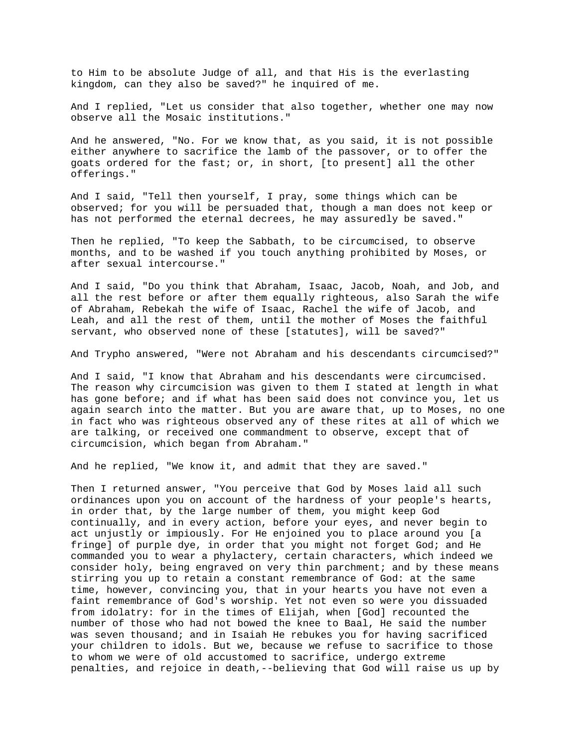to Him to be absolute Judge of all, and that His is the everlasting kingdom, can they also be saved?" he inquired of me.

And I replied, "Let us consider that also together, whether one may now observe all the Mosaic institutions."

And he answered, "No. For we know that, as you said, it is not possible either anywhere to sacrifice the lamb of the passover, or to offer the goats ordered for the fast; or, in short, [to present] all the other offerings."

And I said, "Tell then yourself, I pray, some things which can be observed; for you will be persuaded that, though a man does not keep or has not performed the eternal decrees, he may assuredly be saved."

Then he replied, "To keep the Sabbath, to be circumcised, to observe months, and to be washed if you touch anything prohibited by Moses, or after sexual intercourse."

And I said, "Do you think that Abraham, Isaac, Jacob, Noah, and Job, and all the rest before or after them equally righteous, also Sarah the wife of Abraham, Rebekah the wife of Isaac, Rachel the wife of Jacob, and Leah, and all the rest of them, until the mother of Moses the faithful servant, who observed none of these [statutes], will be saved?"

And Trypho answered, "Were not Abraham and his descendants circumcised?"

And I said, "I know that Abraham and his descendants were circumcised. The reason why circumcision was given to them I stated at length in what has gone before; and if what has been said does not convince you, let us again search into the matter. But you are aware that, up to Moses, no one in fact who was righteous observed any of these rites at all of which we are talking, or received one commandment to observe, except that of circumcision, which began from Abraham."

And he replied, "We know it, and admit that they are saved."

Then I returned answer, "You perceive that God by Moses laid all such ordinances upon you on account of the hardness of your people's hearts, in order that, by the large number of them, you might keep God continually, and in every action, before your eyes, and never begin to act unjustly or impiously. For He enjoined you to place around you [a fringe] of purple dye, in order that you might not forget God; and He commanded you to wear a phylactery, certain characters, which indeed we consider holy, being engraved on very thin parchment; and by these means stirring you up to retain a constant remembrance of God: at the same time, however, convincing you, that in your hearts you have not even a faint remembrance of God's worship. Yet not even so were you dissuaded from idolatry: for in the times of Elijah, when [God] recounted the number of those who had not bowed the knee to Baal, He said the number was seven thousand; and in Isaiah He rebukes you for having sacrificed your children to idols. But we, because we refuse to sacrifice to those to whom we were of old accustomed to sacrifice, undergo extreme penalties, and rejoice in death,--believing that God will raise us up by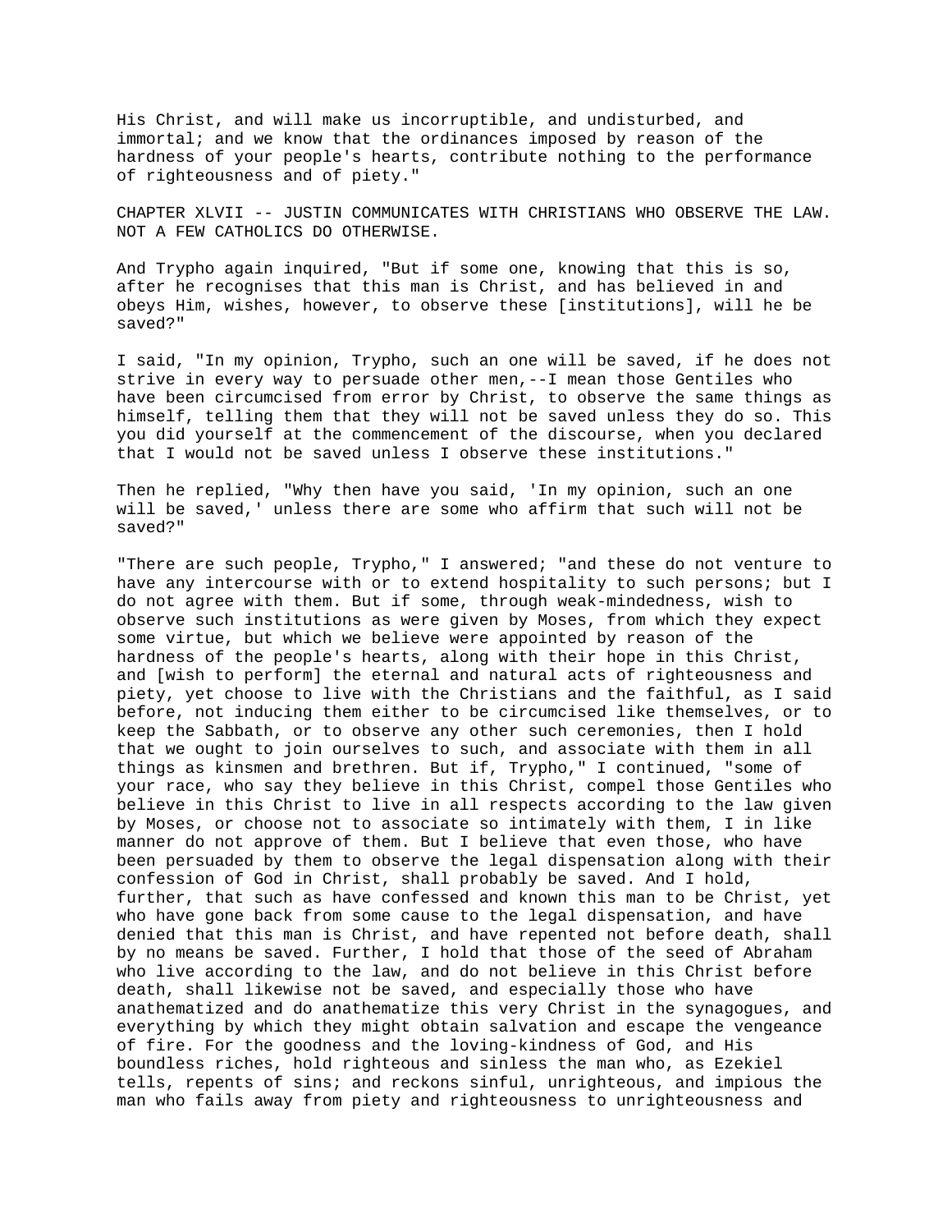His Christ, and will make us incorruptible, and undisturbed, and immortal; and we know that the ordinances imposed by reason of the hardness of your people's hearts, contribute nothing to the performance of righteousness and of piety."

## CHAPTER XLVII -- JUSTIN COMMUNICATES WITH CHRISTIANS WHO OBSERVE THE LAW. NOT A FEW CATHOLICS DO OTHERWISE.

And Trypho again inquired, "But if some one, knowing that this is so, after he recognises that this man is Christ, and has believed in and obeys Him, wishes, however, to observe these [institutions], will he be saved?"

I said, "In my opinion, Trypho, such an one will be saved, if he does not strive in every way to persuade other men,--I mean those Gentiles who have been circumcised from error by Christ, to observe the same things as himself, telling them that they will not be saved unless they do so. This you did yourself at the commencement of the discourse, when you declared that I would not be saved unless I observe these institutions."

Then he replied, "Why then have you said, 'In my opinion, such an one will be saved,' unless there are some who affirm that such will not be saved?"

"There are such people, Trypho," I answered; "and these do not venture to have any intercourse with or to extend hospitality to such persons; but I do not agree with them. But if some, through weak-mindedness, wish to observe such institutions as were given by Moses, from which they expect some virtue, but which we believe were appointed by reason of the hardness of the people's hearts, along with their hope in this Christ, and [wish to perform] the eternal and natural acts of righteousness and piety, yet choose to live with the Christians and the faithful, as I said before, not inducing them either to be circumcised like themselves, or to keep the Sabbath, or to observe any other such ceremonies, then I hold that we ought to join ourselves to such, and associate with them in all things as kinsmen and brethren. But if, Trypho," I continued, "some of your race, who say they believe in this Christ, compel those Gentiles who believe in this Christ to live in all respects according to the law given by Moses, or choose not to associate so intimately with them, I in like manner do not approve of them. But I believe that even those, who have been persuaded by them to observe the legal dispensation along with their confession of God in Christ, shall probably be saved. And I hold, further, that such as have confessed and known this man to be Christ, yet who have gone back from some cause to the legal dispensation, and have denied that this man is Christ, and have repented not before death, shall by no means be saved. Further, I hold that those of the seed of Abraham who live according to the law, and do not believe in this Christ before death, shall likewise not be saved, and especially those who have anathematized and do anathematize this very Christ in the synagogues, and everything by which they might obtain salvation and escape the vengeance of fire. For the goodness and the loving-kindness of God, and His boundless riches, hold righteous and sinless the man who, as Ezekiel tells, repents of sins; and reckons sinful, unrighteous, and impious the man who fails away from piety and righteousness to unrighteousness and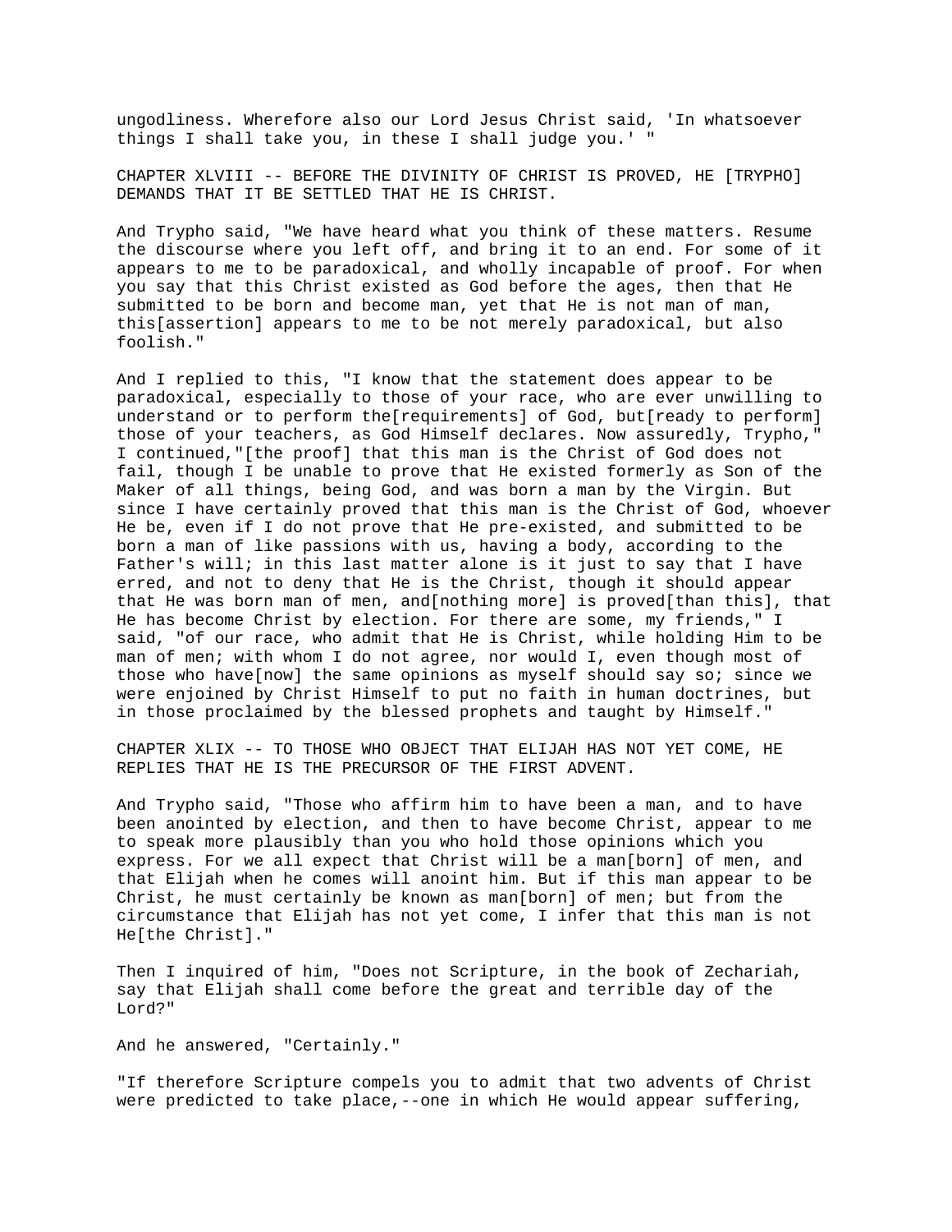ungodliness. Wherefore also our Lord Jesus Christ said, 'In whatsoever things I shall take you, in these I shall judge you.' "

## CHAPTER XLVIII -- BEFORE THE DIVINITY OF CHRIST IS PROVED, HE [TRYPHO] DEMANDS THAT IT BE SETTLED THAT HE IS CHRIST.

And Trypho said, "We have heard what you think of these matters. Resume the discourse where you left off, and bring it to an end. For some of it appears to me to be paradoxical, and wholly incapable of proof. For when you say that this Christ existed as God before the ages, then that He submitted to be born and become man, yet that He is not man of man, this[assertion] appears to me to be not merely paradoxical, but also foolish."

And I replied to this, "I know that the statement does appear to be paradoxical, especially to those of your race, who are ever unwilling to understand or to perform the[requirements] of God, but[ready to perform] those of your teachers, as God Himself declares. Now assuredly, Trypho," I continued,"[the proof] that this man is the Christ of God does not fail, though I be unable to prove that He existed formerly as Son of the Maker of all things, being God, and was born a man by the Virgin. But since I have certainly proved that this man is the Christ of God, whoever He be, even if I do not prove that He pre-existed, and submitted to be born a man of like passions with us, having a body, according to the Father's will; in this last matter alone is it just to say that I have erred, and not to deny that He is the Christ, though it should appear that He was born man of men, and[nothing more] is proved[than this], that He has become Christ by election. For there are some, my friends," I said, "of our race, who admit that He is Christ, while holding Him to be man of men; with whom I do not agree, nor would I, even though most of those who have[now] the same opinions as myself should say so; since we were enjoined by Christ Himself to put no faith in human doctrines, but in those proclaimed by the blessed prophets and taught by Himself."

## CHAPTER XLIX -- TO THOSE WHO OBJECT THAT ELIJAH HAS NOT YET COME, HE REPLIES THAT HE IS THE PRECURSOR OF THE FIRST ADVENT.

And Trypho said, "Those who affirm him to have been a man, and to have been anointed by election, and then to have become Christ, appear to me to speak more plausibly than you who hold those opinions which you express. For we all expect that Christ will be a man[born] of men, and that Elijah when he comes will anoint him. But if this man appear to be Christ, he must certainly be known as man[born] of men; but from the circumstance that Elijah has not yet come, I infer that this man is not He[the Christ]."

Then I inquired of him, "Does not Scripture, in the book of Zechariah, say that Elijah shall come before the great and terrible day of the Lord?"

And he answered, "Certainly."

"If therefore Scripture compels you to admit that two advents of Christ were predicted to take place,--one in which He would appear suffering,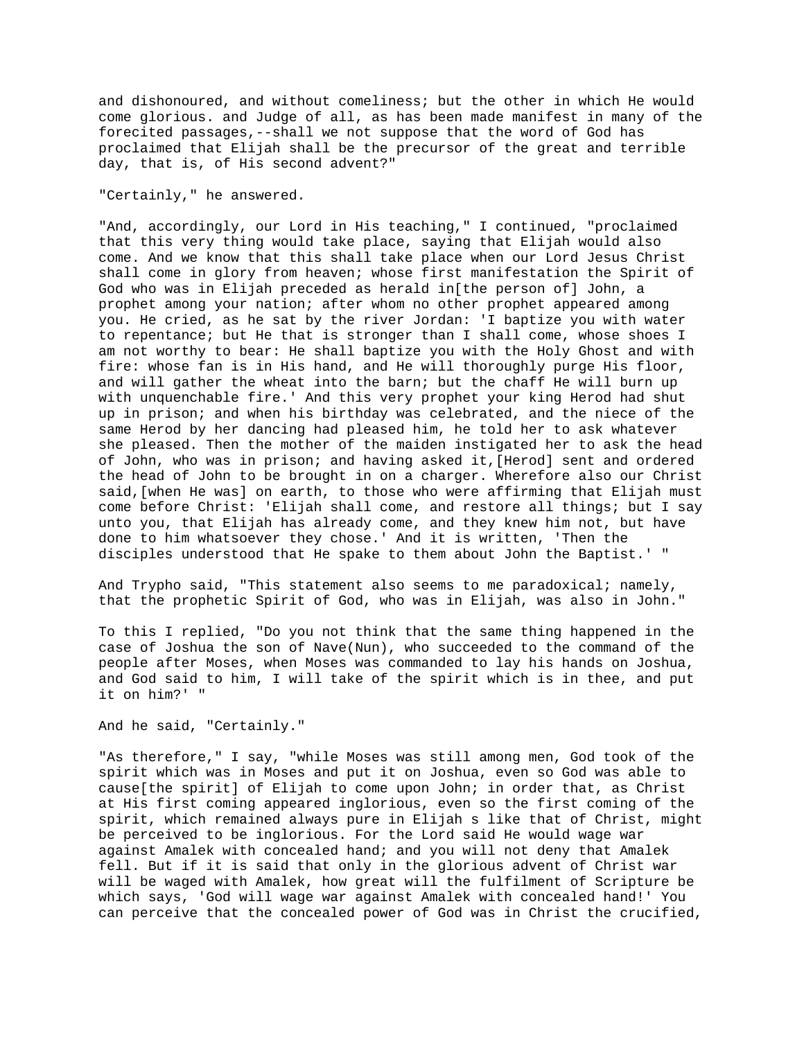and dishonoured, and without comeliness; but the other in which He would come glorious. and Judge of all, as has been made manifest in many of the forecited passages,--shall we not suppose that the word of God has proclaimed that Elijah shall be the precursor of the great and terrible day, that is, of His second advent?"

"Certainly," he answered.

"And, accordingly, our Lord in His teaching," I continued, "proclaimed that this very thing would take place, saying that Elijah would also come. And we know that this shall take place when our Lord Jesus Christ shall come in glory from heaven; whose first manifestation the Spirit of God who was in Elijah preceded as herald in[the person of] John, a prophet among your nation; after whom no other prophet appeared among you. He cried, as he sat by the river Jordan: 'I baptize you with water to repentance; but He that is stronger than I shall come, whose shoes I am not worthy to bear: He shall baptize you with the Holy Ghost and with fire: whose fan is in His hand, and He will thoroughly purge His floor, and will gather the wheat into the barn; but the chaff He will burn up with unquenchable fire.' And this very prophet your king Herod had shut up in prison; and when his birthday was celebrated, and the niece of the same Herod by her dancing had pleased him, he told her to ask whatever she pleased. Then the mother of the maiden instigated her to ask the head of John, who was in prison; and having asked it,[Herod] sent and ordered the head of John to be brought in on a charger. Wherefore also our Christ said,[when He was] on earth, to those who were affirming that Elijah must come before Christ: 'Elijah shall come, and restore all things; but I say unto you, that Elijah has already come, and they knew him not, but have done to him whatsoever they chose.' And it is written, 'Then the disciples understood that He spake to them about John the Baptist.' "

And Trypho said, "This statement also seems to me paradoxical; namely, that the prophetic Spirit of God, who was in Elijah, was also in John."

To this I replied, "Do you not think that the same thing happened in the case of Joshua the son of Nave(Nun), who succeeded to the command of the people after Moses, when Moses was commanded to lay his hands on Joshua, and God said to him, I will take of the spirit which is in thee, and put it on him?' "

And he said, "Certainly."

"As therefore," I say, "while Moses was still among men, God took of the spirit which was in Moses and put it on Joshua, even so God was able to cause[the spirit] of Elijah to come upon John; in order that, as Christ at His first coming appeared inglorious, even so the first coming of the spirit, which remained always pure in Elijah s like that of Christ, might be perceived to be inglorious. For the Lord said He would wage war against Amalek with concealed hand; and you will not deny that Amalek fell. But if it is said that only in the glorious advent of Christ war will be waged with Amalek, how great will the fulfilment of Scripture be which says, 'God will wage war against Amalek with concealed hand!' You can perceive that the concealed power of God was in Christ the crucified,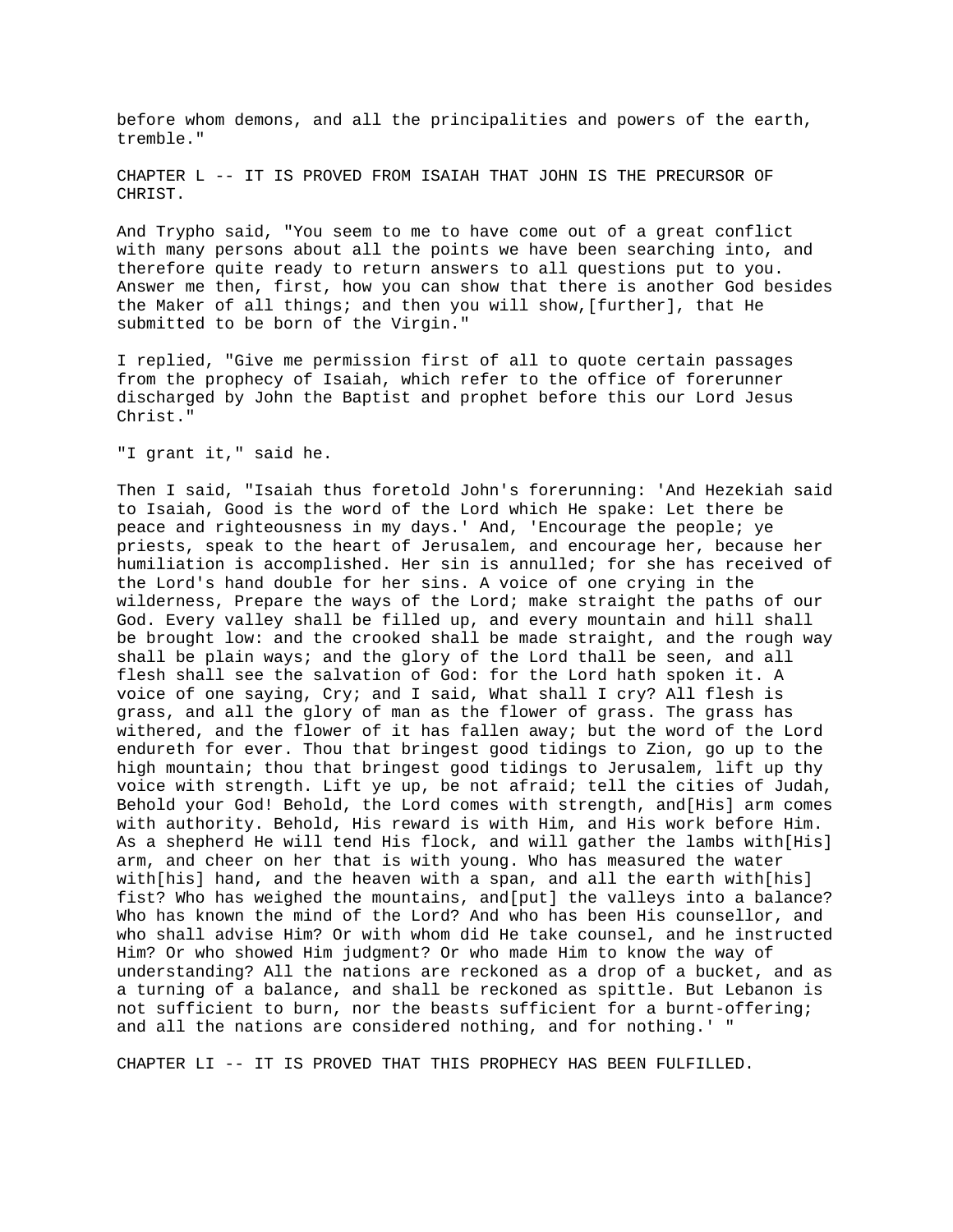before whom demons, and all the principalities and powers of the earth, tremble."

## CHAPTER L -- IT IS PROVED FROM ISAIAH THAT JOHN IS THE PRECURSOR OF CHRIST.

And Trypho said, "You seem to me to have come out of a great conflict with many persons about all the points we have been searching into, and therefore quite ready to return answers to all questions put to you. Answer me then, first, how you can show that there is another God besides the Maker of all things; and then you will show,[further], that He submitted to be born of the Virgin."

I replied, "Give me permission first of all to quote certain passages from the prophecy of Isaiah, which refer to the office of forerunner discharged by John the Baptist and prophet before this our Lord Jesus Christ."

"I grant it," said he.

Then I said, "Isaiah thus foretold John's forerunning: 'And Hezekiah said to Isaiah, Good is the word of the Lord which He spake: Let there be peace and righteousness in my days.' And, 'Encourage the people; ye priests, speak to the heart of Jerusalem, and encourage her, because her humiliation is accomplished. Her sin is annulled; for she has received of the Lord's hand double for her sins. A voice of one crying in the wilderness, Prepare the ways of the Lord; make straight the paths of our God. Every valley shall be filled up, and every mountain and hill shall be brought low: and the crooked shall be made straight, and the rough way shall be plain ways; and the glory of the Lord thall be seen, and all flesh shall see the salvation of God: for the Lord hath spoken it. A voice of one saying, Cry; and I said, What shall I cry? All flesh is grass, and all the glory of man as the flower of grass. The grass has withered, and the flower of it has fallen away; but the word of the Lord endureth for ever. Thou that bringest good tidings to Zion, go up to the high mountain; thou that bringest good tidings to Jerusalem, lift up thy voice with strength. Lift ye up, be not afraid; tell the cities of Judah, Behold your God! Behold, the Lord comes with strength, and[His] arm comes with authority. Behold, His reward is with Him, and His work before Him. As a shepherd He will tend His flock, and will gather the lambs with[His] arm, and cheer on her that is with young. Who has measured the water with[his] hand, and the heaven with a span, and all the earth with[his] fist? Who has weighed the mountains, and[put] the valleys into a balance? Who has known the mind of the Lord? And who has been His counsellor, and who shall advise Him? Or with whom did He take counsel, and he instructed Him? Or who showed Him judgment? Or who made Him to know the way of understanding? All the nations are reckoned as a drop of a bucket, and as a turning of a balance, and shall be reckoned as spittle. But Lebanon is not sufficient to burn, nor the beasts sufficient for a burnt-offering; and all the nations are considered nothing, and for nothing.' "

## CHAPTER LI -- IT IS PROVED THAT THIS PROPHECY HAS BEEN FULFILLED.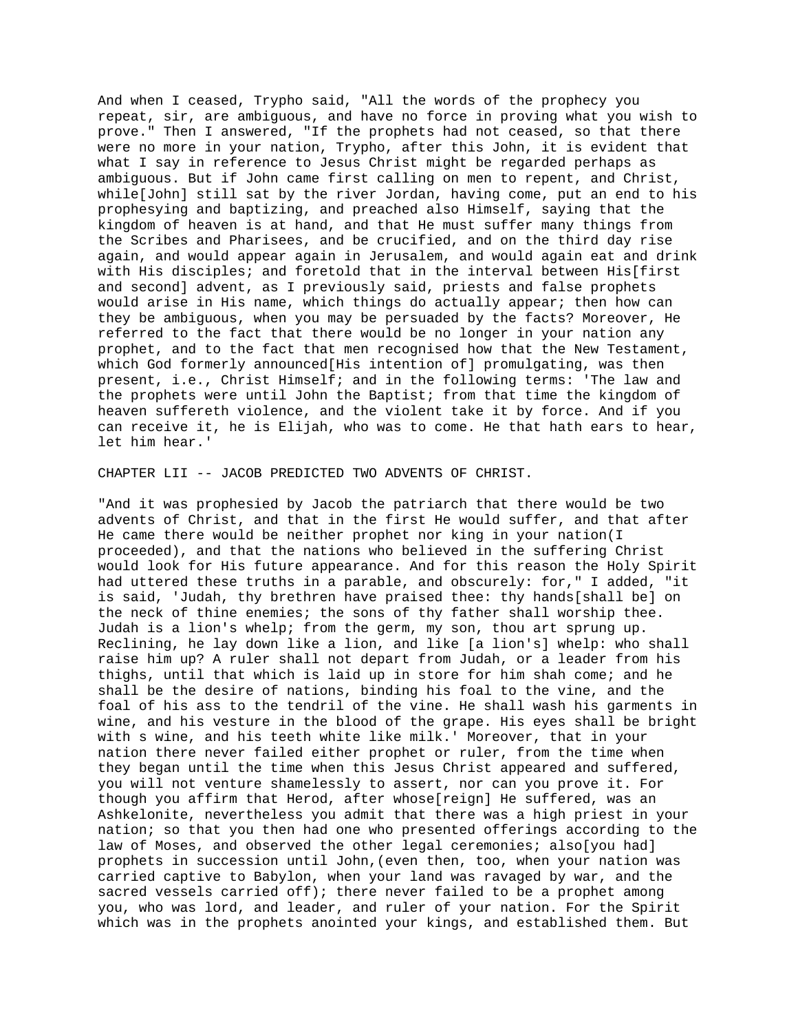And when I ceased, Trypho said, "All the words of the prophecy you repeat, sir, are ambiguous, and have no force in proving what you wish to prove." Then I answered, "If the prophets had not ceased, so that there were no more in your nation, Trypho, after this John, it is evident that what I say in reference to Jesus Christ might be regarded perhaps as ambiguous. But if John came first calling on men to repent, and Christ, while[John] still sat by the river Jordan, having come, put an end to his prophesying and baptizing, and preached also Himself, saying that the kingdom of heaven is at hand, and that He must suffer many things from the Scribes and Pharisees, and be crucified, and on the third day rise again, and would appear again in Jerusalem, and would again eat and drink with His disciples; and foretold that in the interval between His[first and second] advent, as I previously said, priests and false prophets would arise in His name, which things do actually appear; then how can they be ambiguous, when you may be persuaded by the facts? Moreover, He referred to the fact that there would be no longer in your nation any prophet, and to the fact that men recognised how that the New Testament, which God formerly announced[His intention of] promulgating, was then present, i.e., Christ Himself; and in the following terms: 'The law and the prophets were until John the Baptist; from that time the kingdom of heaven suffereth violence, and the violent take it by force. And if you can receive it, he is Elijah, who was to come. He that hath ears to hear, let him hear.'

## CHAPTER LII -- JACOB PREDICTED TWO ADVENTS OF CHRIST.

"And it was prophesied by Jacob the patriarch that there would be two advents of Christ, and that in the first He would suffer, and that after He came there would be neither prophet nor king in your nation(I proceeded), and that the nations who believed in the suffering Christ would look for His future appearance. And for this reason the Holy Spirit had uttered these truths in a parable, and obscurely: for," I added, "it is said, 'Judah, thy brethren have praised thee: thy hands[shall be] on the neck of thine enemies; the sons of thy father shall worship thee. Judah is a lion's whelp; from the germ, my son, thou art sprung up. Reclining, he lay down like a lion, and like [a lion's] whelp: who shall raise him up? A ruler shall not depart from Judah, or a leader from his thighs, until that which is laid up in store for him shah come; and he shall be the desire of nations, binding his foal to the vine, and the foal of his ass to the tendril of the vine. He shall wash his garments in wine, and his vesture in the blood of the grape. His eyes shall be bright with s wine, and his teeth white like milk.' Moreover, that in your nation there never failed either prophet or ruler, from the time when they began until the time when this Jesus Christ appeared and suffered, you will not venture shamelessly to assert, nor can you prove it. For though you affirm that Herod, after whose[reign] He suffered, was an Ashkelonite, nevertheless you admit that there was a high priest in your nation; so that you then had one who presented offerings according to the law of Moses, and observed the other legal ceremonies; also[you had] prophets in succession until John,(even then, too, when your nation was carried captive to Babylon, when your land was ravaged by war, and the sacred vessels carried off); there never failed to be a prophet among you, who was lord, and leader, and ruler of your nation. For the Spirit which was in the prophets anointed your kings, and established them. But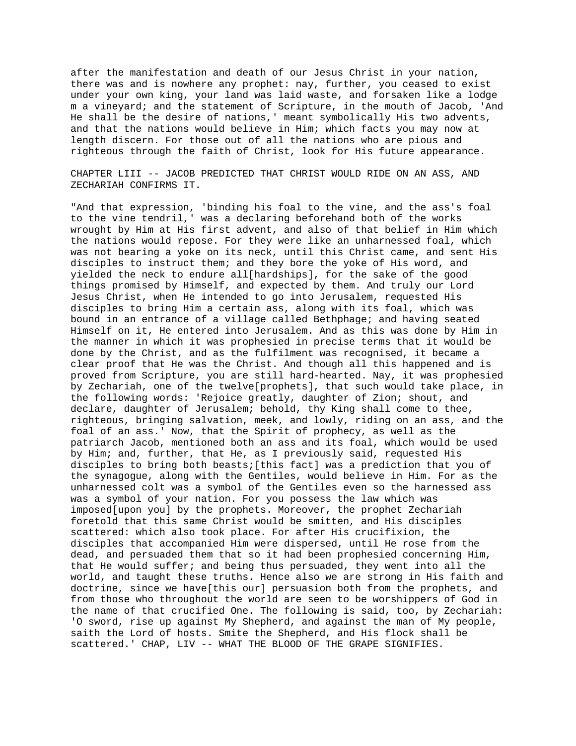after the manifestation and death of our Jesus Christ in your nation, there was and is nowhere any prophet: nay, further, you ceased to exist under your own king, your land was laid waste, and forsaken like a lodge m a vineyard; and the statement of Scripture, in the mouth of Jacob, 'And He shall be the desire of nations,' meant symbolically His two advents, and that the nations would believe in Him; which facts you may now at length discern. For those out of all the nations who are pious and righteous through the faith of Christ, look for His future appearance.

## CHAPTER LIII -- JACOB PREDICTED THAT CHRIST WOULD RIDE ON AN ASS, AND ZECHARIAH CONFIRMS IT.

"And that expression, 'binding his foal to the vine, and the ass's foal to the vine tendril,' was a declaring beforehand both of the works wrought by Him at His first advent, and also of that belief in Him which the nations would repose. For they were like an unharnessed foal, which was not bearing a yoke on its neck, until this Christ came, and sent His disciples to instruct them; and they bore the yoke of His word, and yielded the neck to endure all[hardships], for the sake of the good things promised by Himself, and expected by them. And truly our Lord Jesus Christ, when He intended to go into Jerusalem, requested His disciples to bring Him a certain ass, along with its foal, which was bound in an entrance of a village called Bethphage; and having seated Himself on it, He entered into Jerusalem. And as this was done by Him in the manner in which it was prophesied in precise terms that it would be done by the Christ, and as the fulfilment was recognised, it became a clear proof that He was the Christ. And though all this happened and is proved from Scripture, you are still hard-hearted. Nay, it was prophesied by Zechariah, one of the twelve[prophets], that such would take place, in the following words: 'Rejoice greatly, daughter of Zion; shout, and declare, daughter of Jerusalem; behold, thy King shall come to thee, righteous, bringing salvation, meek, and lowly, riding on an ass, and the foal of an ass.' Now, that the Spirit of prophecy, as well as the patriarch Jacob, mentioned both an ass and its foal, which would be used by Him; and, further, that He, as I previously said, requested His disciples to bring both beasts;[this fact] was a prediction that you of the synagogue, along with the Gentiles, would believe in Him. For as the unharnessed colt was a symbol of the Gentiles even so the harnessed ass was a symbol of your nation. For you possess the law which was imposed[upon you] by the prophets. Moreover, the prophet Zechariah foretold that this same Christ would be smitten, and His disciples scattered: which also took place. For after His crucifixion, the disciples that accompanied Him were dispersed, until He rose from the dead, and persuaded them that so it had been prophesied concerning Him, that He would suffer; and being thus persuaded, they went into all the world, and taught these truths. Hence also we are strong in His faith and doctrine, since we have[this our] persuasion both from the prophets, and from those who throughout the world are seen to be worshippers of God in the name of that crucified One. The following is said, too, by Zechariah: 'O sword, rise up against My Shepherd, and against the man of My people, saith the Lord of hosts. Smite the Shepherd, and His flock shall be scattered.'

## CHAP, LIV -- WHAT THE BLOOD OF THE GRAPE SIGNIFIES.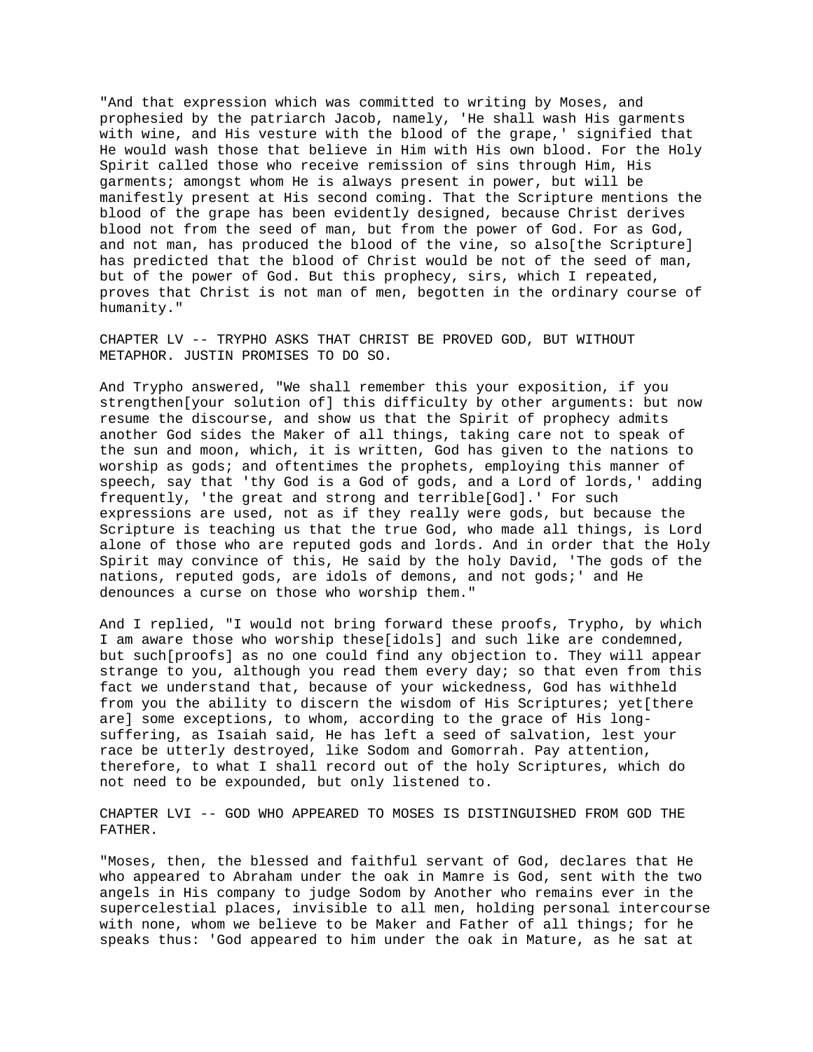"And that expression which was committed to writing by Moses, and prophesied by the patriarch Jacob, namely, 'He shall wash His garments with wine, and His vesture with the blood of the grape,' signified that He would wash those that believe in Him with His own blood. For the Holy Spirit called those who receive remission of sins through Him, His garments; amongst whom He is always present in power, but will be manifestly present at His second coming. That the Scripture mentions the blood of the grape has been evidently designed, because Christ derives blood not from the seed of man, but from the power of God. For as God, and not man, has produced the blood of the vine, so also[the Scripture] has predicted that the blood of Christ would be not of the seed of man, but of the power of God. But this prophecy, sirs, which I repeated, proves that Christ is not man of men, begotten in the ordinary course of humanity."

## CHAPTER LV -- TRYPHO ASKS THAT CHRIST BE PROVED GOD, BUT WITHOUT METAPHOR. JUSTIN PROMISES TO DO SO.

And Trypho answered, "We shall remember this your exposition, if you strengthen[your solution of] this difficulty by other arguments: but now resume the discourse, and show us that the Spirit of prophecy admits another God sides the Maker of all things, taking care not to speak of the sun and moon, which, it is written, God has given to the nations to worship as gods; and oftentimes the prophets, employing this manner of speech, say that 'thy God is a God of gods, and a Lord of lords,' adding frequently, 'the great and strong and terrible[God].' For such expressions are used, not as if they really were gods, but because the Scripture is teaching us that the true God, who made all things, is Lord alone of those who are reputed gods and lords. And in order that the Holy Spirit may convince of this, He said by the holy David, 'The gods of the nations, reputed gods, are idols of demons, and not gods;' and He denounces a curse on those who worship them."

And I replied, "I would not bring forward these proofs, Trypho, by which I am aware those who worship these[idols] and such like are condemned, but such[proofs] as no one could find any objection to. They will appear strange to you, although you read them every day; so that even from this fact we understand that, because of your wickedness, God has withheld from you the ability to discern the wisdom of His Scriptures; yet[there are] some exceptions, to whom, according to the grace of His long-suffering, as Isaiah said, He has left a seed of salvation, lest your race be utterly destroyed, like Sodom and Gomorrah. Pay attention, therefore, to what I shall record out of the holy Scriptures, which do not need to be expounded, but only listened to.

## CHAPTER LVI -- GOD WHO APPEARED TO MOSES IS DISTINGUISHED FROM GOD THE FATHER.

"Moses, then, the blessed and faithful servant of God, declares that He who appeared to Abraham under the oak in Mamre is God, sent with the two angels in His company to judge Sodom by Another who remains ever in the supercelestial places, invisible to all men, holding personal intercourse with none, whom we believe to be Maker and Father of all things; for he speaks thus: 'God appeared to him under the oak in Mature, as he sat at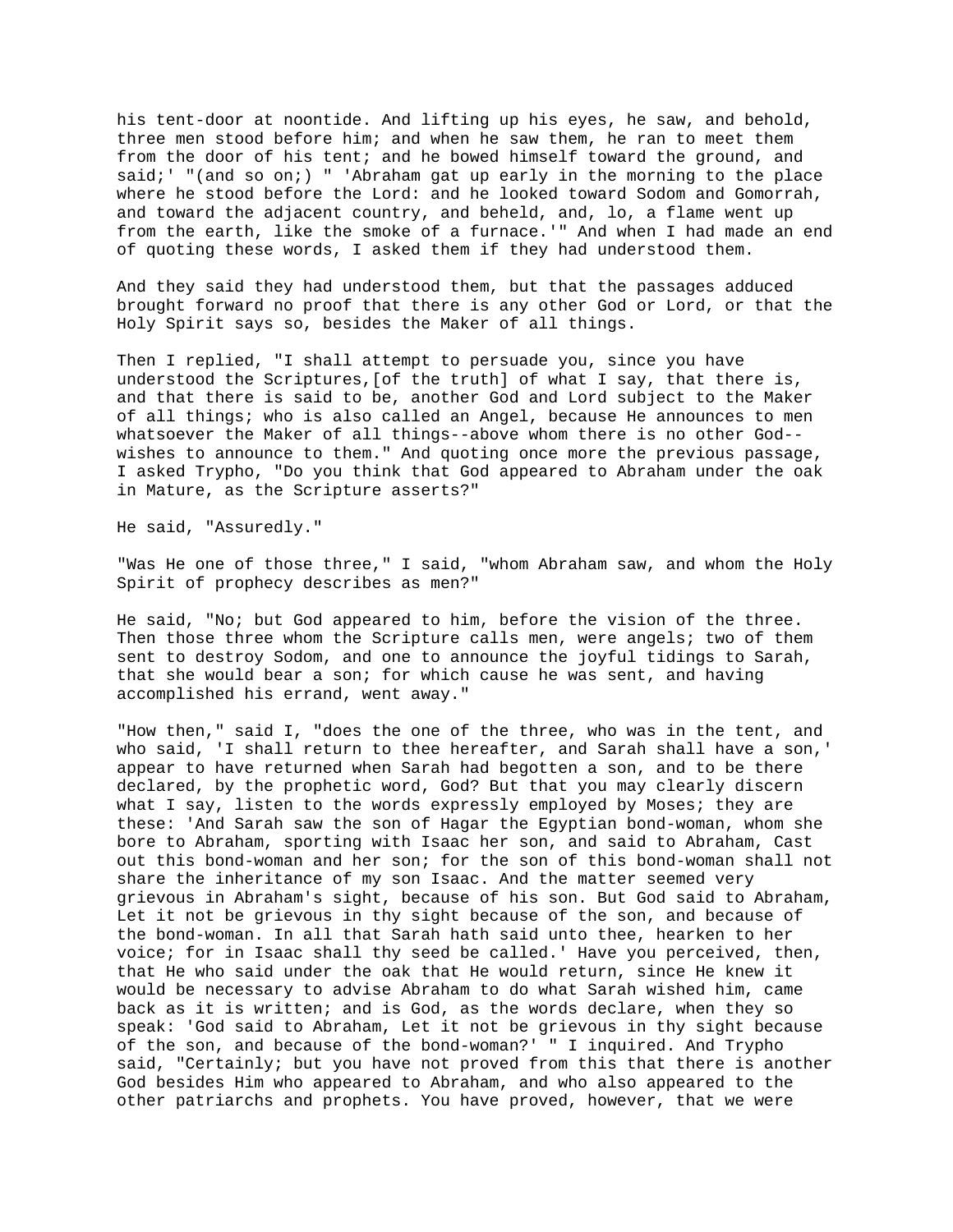his tent-door at noontide. And lifting up his eyes, he saw, and behold, three men stood before him; and when he saw them, he ran to meet them from the door of his tent; and he bowed himself toward the ground, and said;' "(and so on;) " 'Abraham gat up early in the morning to the place where he stood before the Lord: and he looked toward Sodom and Gomorrah, and toward the adjacent country, and beheld, and, lo, a flame went up from the earth, like the smoke of a furnace.'" And when I had made an end of quoting these words, I asked them if they had understood them.

And they said they had understood them, but that the passages adduced brought forward no proof that there is any other God or Lord, or that the Holy Spirit says so, besides the Maker of all things.

Then I replied, "I shall attempt to persuade you, since you have understood the Scriptures,[of the truth] of what I say, that there is, and that there is said to be, another God and Lord subject to the Maker of all things; who is also called an Angel, because He announces to men whatsoever the Maker of all things--above whom there is no other God--wishes to announce to them." And quoting once more the previous passage, I asked Trypho, "Do you think that God appeared to Abraham under the oak in Mature, as the Scripture asserts?"

He said, "Assuredly."

"Was He one of those three," I said, "whom Abraham saw, and whom the Holy Spirit of prophecy describes as men?"

He said, "No; but God appeared to him, before the vision of the three. Then those three whom the Scripture calls men, were angels; two of them sent to destroy Sodom, and one to announce the joyful tidings to Sarah, that she would bear a son; for which cause he was sent, and having accomplished his errand, went away."

"How then," said I, "does the one of the three, who was in the tent, and who said, 'I shall return to thee hereafter, and Sarah shall have a son,' appear to have returned when Sarah had begotten a son, and to be there declared, by the prophetic word, God? But that you may clearly discern what I say, listen to the words expressly employed by Moses; they are these: 'And Sarah saw the son of Hagar the Egyptian bond-woman, whom she bore to Abraham, sporting with Isaac her son, and said to Abraham, Cast out this bond-woman and her son; for the son of this bond-woman shall not share the inheritance of my son Isaac. And the matter seemed very grievous in Abraham's sight, because of his son. But God said to Abraham, Let it not be grievous in thy sight because of the son, and because of the bond-woman. In all that Sarah hath said unto thee, hearken to her voice; for in Isaac shall thy seed be called.' Have you perceived, then, that He who said under the oak that He would return, since He knew it would be necessary to advise Abraham to do what Sarah wished him, came back as it is written; and is God, as the words declare, when they so speak: 'God said to Abraham, Let it not be grievous in thy sight because of the son, and because of the bond-woman?' " I inquired. And Trypho said, "Certainly; but you have not proved from this that there is another God besides Him who appeared to Abraham, and who also appeared to the other patriarchs and prophets. You have proved, however, that we were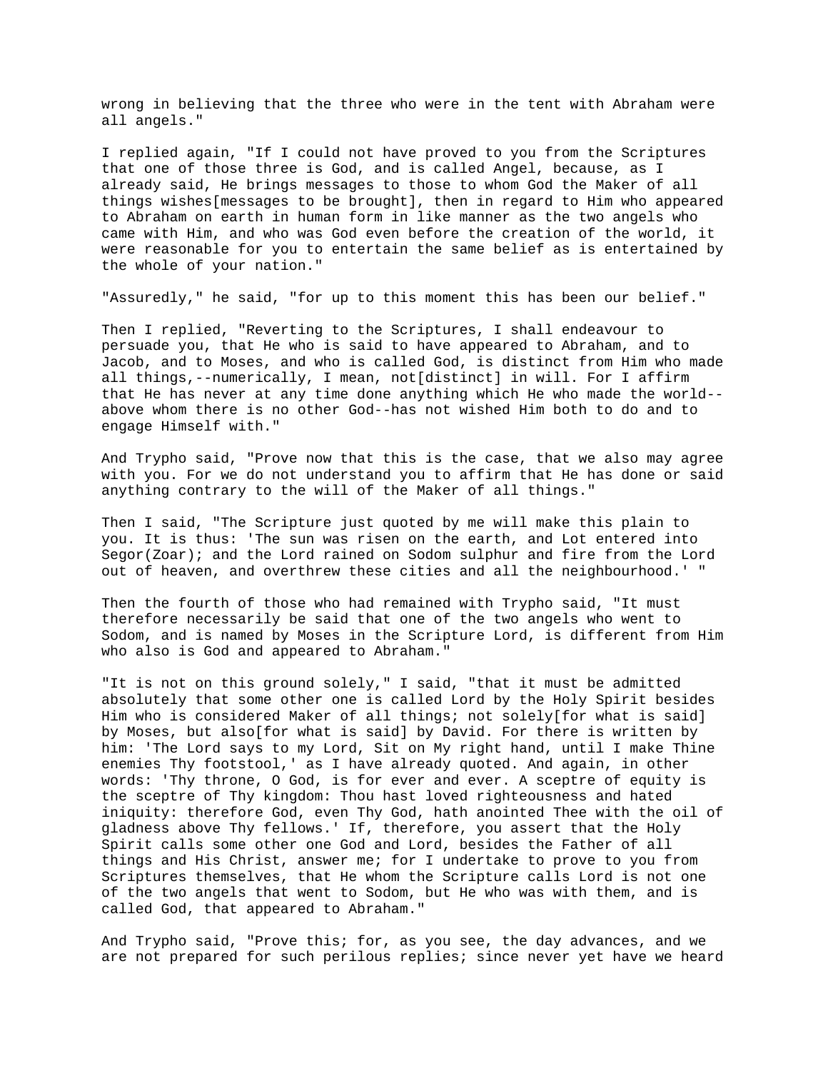wrong in believing that the three who were in the tent with Abraham were all angels."

I replied again, "If I could not have proved to you from the Scriptures that one of those three is God, and is called Angel, because, as I already said, He brings messages to those to whom God the Maker of all things wishes[messages to be brought], then in regard to Him who appeared to Abraham on earth in human form in like manner as the two angels who came with Him, and who was God even before the creation of the world, it were reasonable for you to entertain the same belief as is entertained by the whole of your nation."

"Assuredly," he said, "for up to this moment this has been our belief."

Then I replied, "Reverting to the Scriptures, I shall endeavour to persuade you, that He who is said to have appeared to Abraham, and to Jacob, and to Moses, and who is called God, is distinct from Him who made all things,--numerically, I mean, not[distinct] in will. For I affirm that He has never at any time done anything which He who made the world--above whom there is no other God--has not wished Him both to do and to engage Himself with."

And Trypho said, "Prove now that this is the case, that we also may agree with you. For we do not understand you to affirm that He has done or said anything contrary to the will of the Maker of all things."

Then I said, "The Scripture just quoted by me will make this plain to you. It is thus: 'The sun was risen on the earth, and Lot entered into Segor(Zoar); and the Lord rained on Sodom sulphur and fire from the Lord out of heaven, and overthrew these cities and all the neighbourhood.' "

Then the fourth of those who had remained with Trypho said, "It must therefore necessarily be said that one of the two angels who went to Sodom, and is named by Moses in the Scripture Lord, is different from Him who also is God and appeared to Abraham."

"It is not on this ground solely," I said, "that it must be admitted absolutely that some other one is called Lord by the Holy Spirit besides Him who is considered Maker of all things; not solely[for what is said] by Moses, but also[for what is said] by David. For there is written by him: 'The Lord says to my Lord, Sit on My right hand, until I make Thine enemies Thy footstool,' as I have already quoted. And again, in other words: 'Thy throne, O God, is for ever and ever. A sceptre of equity is the sceptre of Thy kingdom: Thou hast loved righteousness and hated iniquity: therefore God, even Thy God, hath anointed Thee with the oil of gladness above Thy fellows.' If, therefore, you assert that the Holy Spirit calls some other one God and Lord, besides the Father of all things and His Christ, answer me; for I undertake to prove to you from Scriptures themselves, that He whom the Scripture calls Lord is not one of the two angels that went to Sodom, but He who was with them, and is called God, that appeared to Abraham."

And Trypho said, "Prove this; for, as you see, the day advances, and we are not prepared for such perilous replies; since never yet have we heard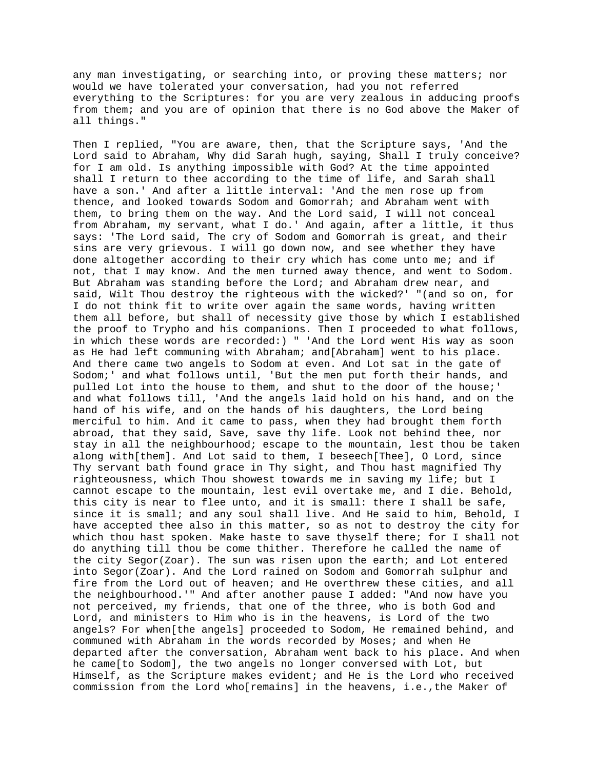any man investigating, or searching into, or proving these matters; nor would we have tolerated your conversation, had you not referred everything to the Scriptures: for you are very zealous in adducing proofs from them; and you are of opinion that there is no God above the Maker of all things."

Then I replied, "You are aware, then, that the Scripture says, 'And the Lord said to Abraham, Why did Sarah hugh, saying, Shall I truly conceive? for I am old. Is anything impossible with God? At the time appointed shall I return to thee according to the time of life, and Sarah shall have a son.' And after a little interval: 'And the men rose up from thence, and looked towards Sodom and Gomorrah; and Abraham went with them, to bring them on the way. And the Lord said, I will not conceal from Abraham, my servant, what I do.' And again, after a little, it thus says: 'The Lord said, The cry of Sodom and Gomorrah is great, and their sins are very grievous. I will go down now, and see whether they have done altogether according to their cry which has come unto me; and if not, that I may know. And the men turned away thence, and went to Sodom. But Abraham was standing before the Lord; and Abraham drew near, and said, Wilt Thou destroy the righteous with the wicked?' "(and so on, for I do not think fit to write over again the same words, having written them all before, but shall of necessity give those by which I established the proof to Trypho and his companions. Then I proceeded to what follows, in which these words are recorded:) " 'And the Lord went His way as soon as He had left communing with Abraham; and[Abraham] went to his place. And there came two angels to Sodom at even. And Lot sat in the gate of Sodom;' and what follows until, 'But the men put forth their hands, and pulled Lot into the house to them, and shut to the door of the house;' and what follows till, 'And the angels laid hold on his hand, and on the hand of his wife, and on the hands of his daughters, the Lord being merciful to him. And it came to pass, when they had brought them forth abroad, that they said, Save, save thy life. Look not behind thee, nor stay in all the neighbourhood; escape to the mountain, lest thou be taken along with[them]. And Lot said to them, I beseech[Thee], O Lord, since Thy servant bath found grace in Thy sight, and Thou hast magnified Thy righteousness, which Thou showest towards me in saving my life; but I cannot escape to the mountain, lest evil overtake me, and I die. Behold, this city is near to flee unto, and it is small: there I shall be safe, since it is small; and any soul shall live. And He said to him, Behold, I have accepted thee also in this matter, so as not to destroy the city for which thou hast spoken. Make haste to save thyself there; for I shall not do anything till thou be come thither. Therefore he called the name of the city Segor(Zoar). The sun was risen upon the earth; and Lot entered into Segor(Zoar). And the Lord rained on Sodom and Gomorrah sulphur and fire from the Lord out of heaven; and He overthrew these cities, and all the neighbourhood.'" And after another pause I added: "And now have you not perceived, my friends, that one of the three, who is both God and Lord, and ministers to Him who is in the heavens, is Lord of the two angels? For when[the angels] proceeded to Sodom, He remained behind, and communed with Abraham in the words recorded by Moses; and when He departed after the conversation, Abraham went back to his place. And when he came[to Sodom], the two angels no longer conversed with Lot, but Himself, as the Scripture makes evident; and He is the Lord who received commission from the Lord who[remains] in the heavens, i.e.,the Maker of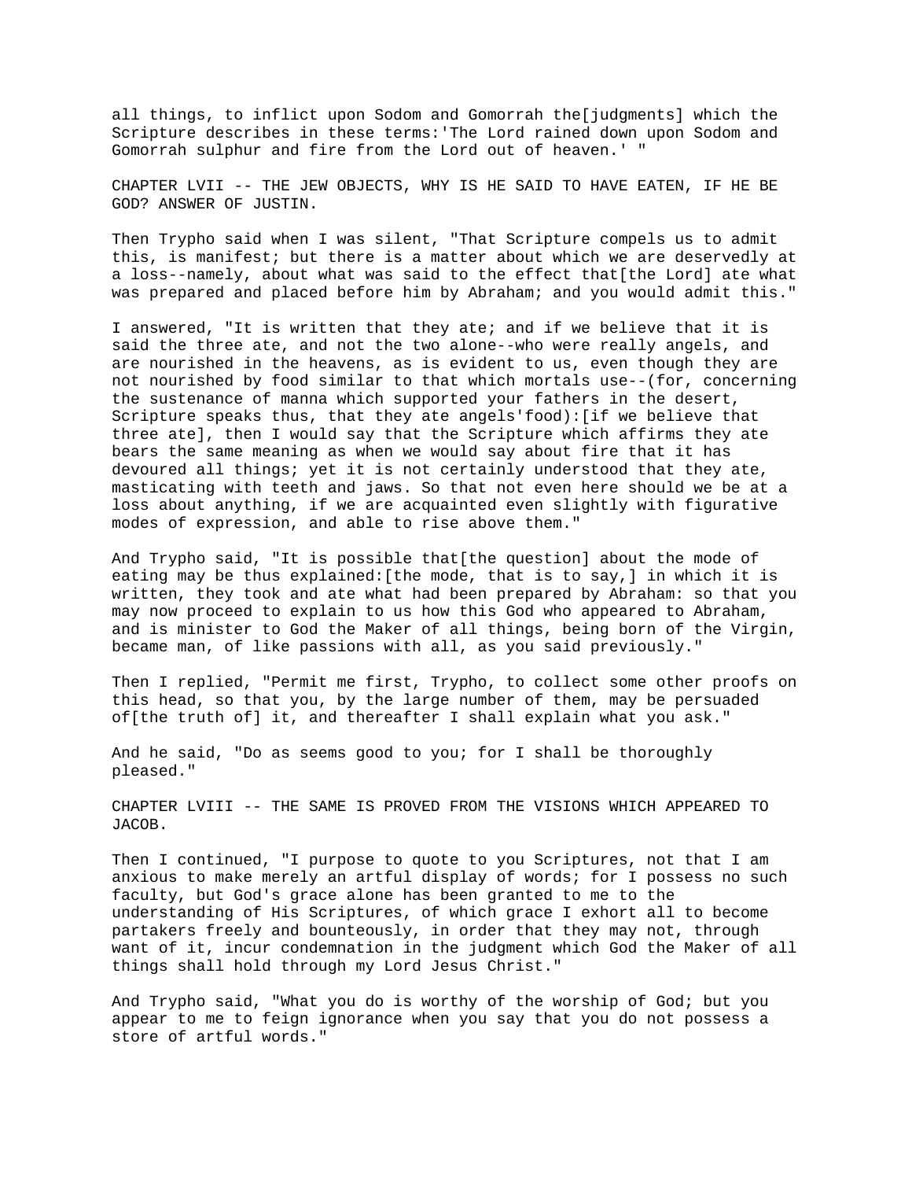all things, to inflict upon Sodom and Gomorrah the[judgments] which the Scripture describes in these terms:'The Lord rained down upon Sodom and Gomorrah sulphur and fire from the Lord out of heaven.' "

## CHAPTER LVII -- THE JEW OBJECTS, WHY IS HE SAID TO HAVE EATEN, IF HE BE GOD? ANSWER OF JUSTIN.

Then Trypho said when I was silent, "That Scripture compels us to admit this, is manifest; but there is a matter about which we are deservedly at a loss--namely, about what was said to the effect that[the Lord] ate what was prepared and placed before him by Abraham; and you would admit this."

I answered, "It is written that they ate; and if we believe that it is said the three ate, and not the two alone--who were really angels, and are nourished in the heavens, as is evident to us, even though they are not nourished by food similar to that which mortals use--(for, concerning the sustenance of manna which supported your fathers in the desert, Scripture speaks thus, that they ate angels'food):[if we believe that three ate], then I would say that the Scripture which affirms they ate bears the same meaning as when we would say about fire that it has devoured all things; yet it is not certainly understood that they ate, masticating with teeth and jaws. So that not even here should we be at a loss about anything, if we are acquainted even slightly with figurative modes of expression, and able to rise above them."

And Trypho said, "It is possible that[the question] about the mode of eating may be thus explained:[the mode, that is to say,] in which it is written, they took and ate what had been prepared by Abraham: so that you may now proceed to explain to us how this God who appeared to Abraham, and is minister to God the Maker of all things, being born of the Virgin, became man, of like passions with all, as you said previously."

Then I replied, "Permit me first, Trypho, to collect some other proofs on this head, so that you, by the large number of them, may be persuaded of[the truth of] it, and thereafter I shall explain what you ask."

And he said, "Do as seems good to you; for I shall be thoroughly pleased."

## CHAPTER LVIII -- THE SAME IS PROVED FROM THE VISIONS WHICH APPEARED TO JACOB.

Then I continued, "I purpose to quote to you Scriptures, not that I am anxious to make merely an artful display of words; for I possess no such faculty, but God's grace alone has been granted to me to the understanding of His Scriptures, of which grace I exhort all to become partakers freely and bounteously, in order that they may not, through want of it, incur condemnation in the judgment which God the Maker of all things shall hold through my Lord Jesus Christ."

And Trypho said, "What you do is worthy of the worship of God; but you appear to me to feign ignorance when you say that you do not possess a store of artful words."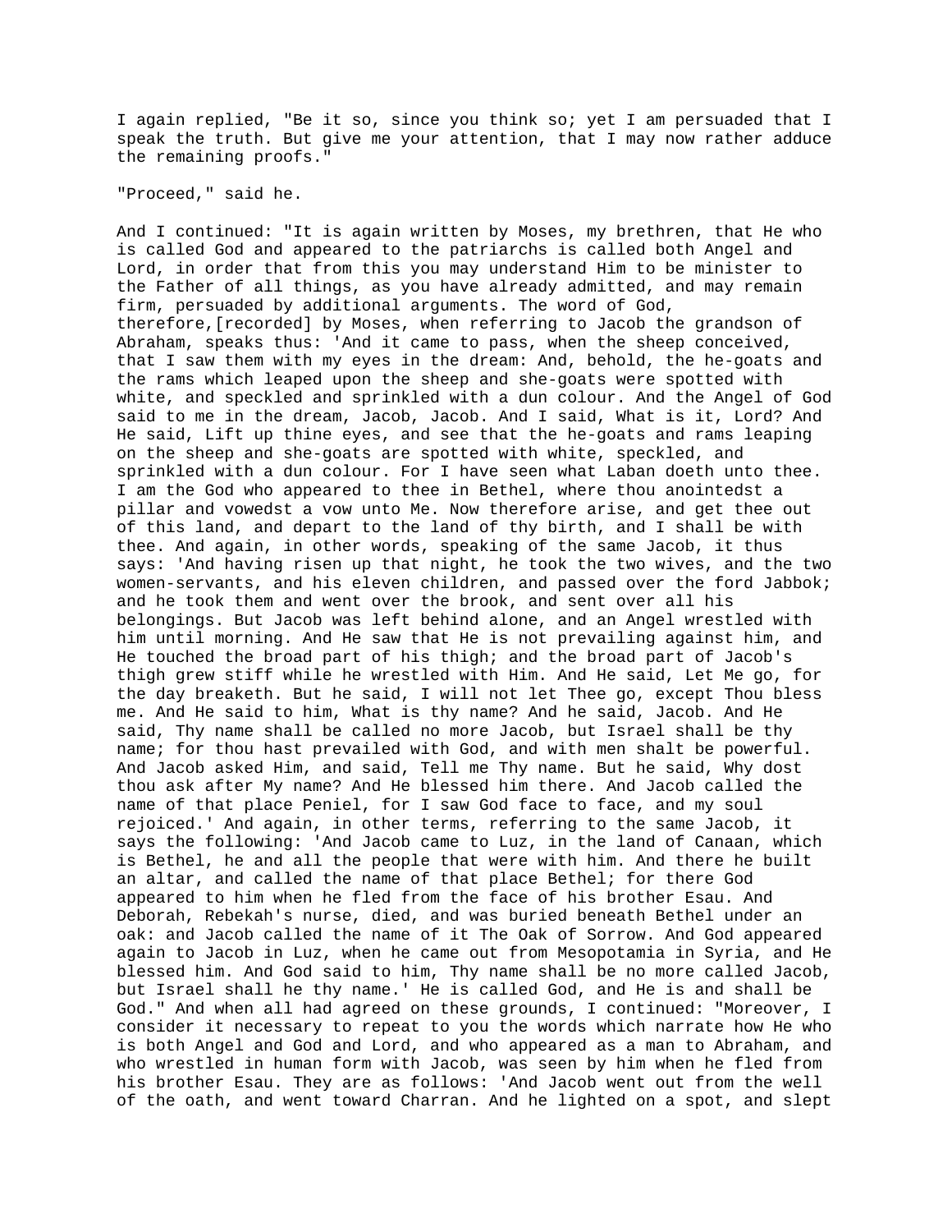I again replied, "Be it so, since you think so; yet I am persuaded that I speak the truth. But give me your attention, that I may now rather adduce the remaining proofs."

"Proceed," said he.

And I continued: "It is again written by Moses, my brethren, that He who is called God and appeared to the patriarchs is called both Angel and Lord, in order that from this you may understand Him to be minister to the Father of all things, as you have already admitted, and may remain firm, persuaded by additional arguments. The word of God, therefore,[recorded] by Moses, when referring to Jacob the grandson of Abraham, speaks thus: 'And it came to pass, when the sheep conceived, that I saw them with my eyes in the dream: And, behold, the he-goats and the rams which leaped upon the sheep and she-goats were spotted with white, and speckled and sprinkled with a dun colour. And the Angel of God said to me in the dream, Jacob, Jacob. And I said, What is it, Lord? And He said, Lift up thine eyes, and see that the he-goats and rams leaping on the sheep and she-goats are spotted with white, speckled, and sprinkled with a dun colour. For I have seen what Laban doeth unto thee. I am the God who appeared to thee in Bethel, where thou anointedst a pillar and vowedst a vow unto Me. Now therefore arise, and get thee out of this land, and depart to the land of thy birth, and I shall be with thee. And again, in other words, speaking of the same Jacob, it thus says: 'And having risen up that night, he took the two wives, and the two women-servants, and his eleven children, and passed over the ford Jabbok; and he took them and went over the brook, and sent over all his belongings. But Jacob was left behind alone, and an Angel wrestled with him until morning. And He saw that He is not prevailing against him, and He touched the broad part of his thigh; and the broad part of Jacob's thigh grew stiff while he wrestled with Him. And He said, Let Me go, for the day breaketh. But he said, I will not let Thee go, except Thou bless me. And He said to him, What is thy name? And he said, Jacob. And He said, Thy name shall be called no more Jacob, but Israel shall be thy name; for thou hast prevailed with God, and with men shalt be powerful. And Jacob asked Him, and said, Tell me Thy name. But he said, Why dost thou ask after My name? And He blessed him there. And Jacob called the name of that place Peniel, for I saw God face to face, and my soul rejoiced.' And again, in other terms, referring to the same Jacob, it says the following: 'And Jacob came to Luz, in the land of Canaan, which is Bethel, he and all the people that were with him. And there he built an altar, and called the name of that place Bethel; for there God appeared to him when he fled from the face of his brother Esau. And Deborah, Rebekah's nurse, died, and was buried beneath Bethel under an oak: and Jacob called the name of it The Oak of Sorrow. And God appeared again to Jacob in Luz, when he came out from Mesopotamia in Syria, and He blessed him. And God said to him, Thy name shall be no more called Jacob, but Israel shall he thy name.' He is called God, and He is and shall be God." And when all had agreed on these grounds, I continued: "Moreover, I consider it necessary to repeat to you the words which narrate how He who is both Angel and God and Lord, and who appeared as a man to Abraham, and who wrestled in human form with Jacob, was seen by him when he fled from his brother Esau. They are as follows: 'And Jacob went out from the well of the oath, and went toward Charran. And he lighted on a spot, and slept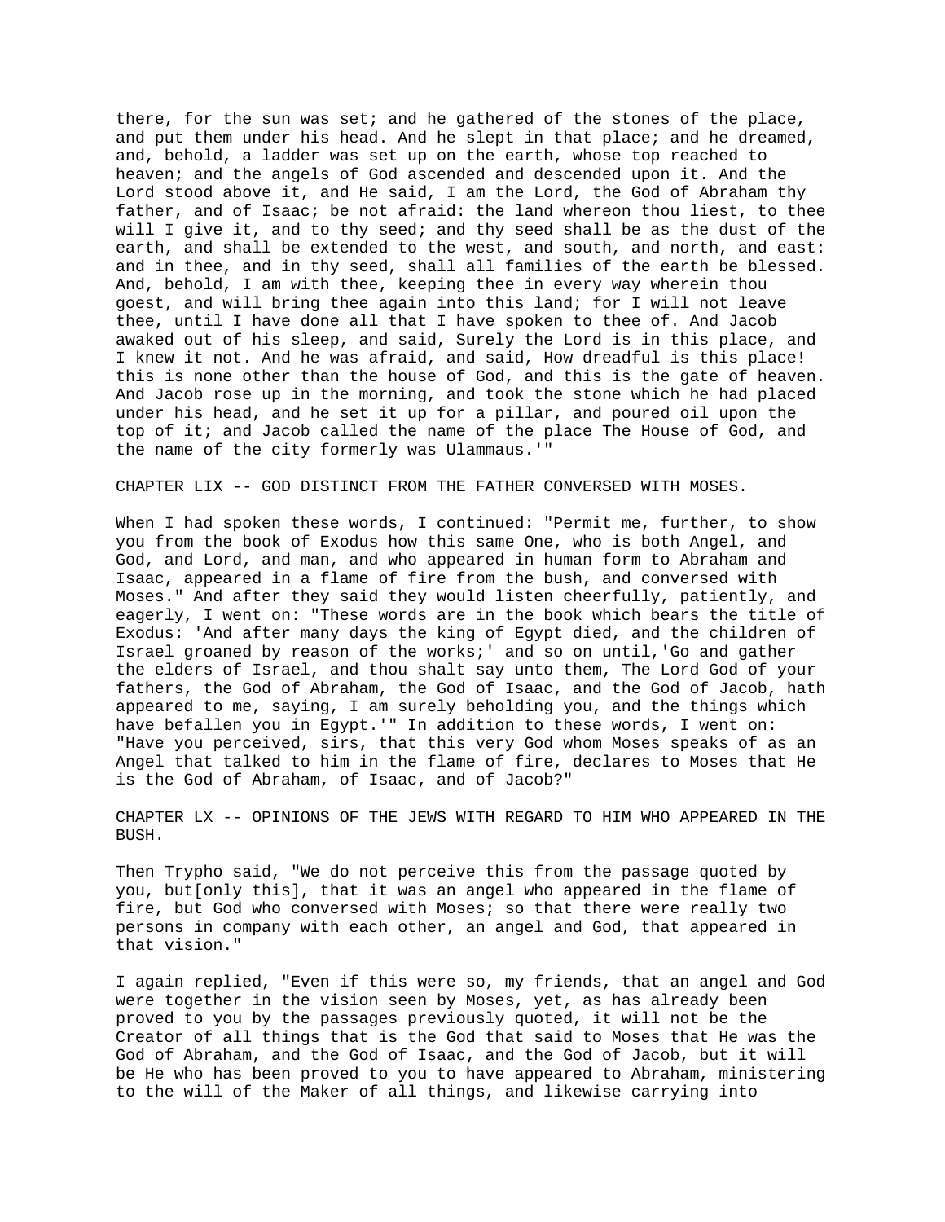there, for the sun was set; and he gathered of the stones of the place, and put them under his head. And he slept in that place; and he dreamed, and, behold, a ladder was set up on the earth, whose top reached to heaven; and the angels of God ascended and descended upon it. And the Lord stood above it, and He said, I am the Lord, the God of Abraham thy father, and of Isaac; be not afraid: the land whereon thou liest, to thee will I give it, and to thy seed; and thy seed shall be as the dust of the earth, and shall be extended to the west, and south, and north, and east: and in thee, and in thy seed, shall all families of the earth be blessed. And, behold, I am with thee, keeping thee in every way wherein thou goest, and will bring thee again into this land; for I will not leave thee, until I have done all that I have spoken to thee of. And Jacob awaked out of his sleep, and said, Surely the Lord is in this place, and I knew it not. And he was afraid, and said, How dreadful is this place! this is none other than the house of God, and this is the gate of heaven. And Jacob rose up in the morning, and took the stone which he had placed under his head, and he set it up for a pillar, and poured oil upon the top of it; and Jacob called the name of the place The House of God, and the name of the city formerly was Ulammaus.'"

## CHAPTER LIX -- GOD DISTINCT FROM THE FATHER CONVERSED WITH MOSES.

When I had spoken these words, I continued: "Permit me, further, to show you from the book of Exodus how this same One, who is both Angel, and God, and Lord, and man, and who appeared in human form to Abraham and Isaac, appeared in a flame of fire from the bush, and conversed with Moses." And after they said they would listen cheerfully, patiently, and eagerly, I went on: "These words are in the book which bears the title of Exodus: 'And after many days the king of Egypt died, and the children of Israel groaned by reason of the works;' and so on until,'Go and gather the elders of Israel, and thou shalt say unto them, The Lord God of your fathers, the God of Abraham, the God of Isaac, and the God of Jacob, hath appeared to me, saying, I am surely beholding you, and the things which have befallen you in Egypt.'" In addition to these words, I went on: "Have you perceived, sirs, that this very God whom Moses speaks of as an Angel that talked to him in the flame of fire, declares to Moses that He is the God of Abraham, of Isaac, and of Jacob?"

## CHAPTER LX -- OPINIONS OF THE JEWS WITH REGARD TO HIM WHO APPEARED IN THE BUSH.

Then Trypho said, "We do not perceive this from the passage quoted by you, but[only this], that it was an angel who appeared in the flame of fire, but God who conversed with Moses; so that there were really two persons in company with each other, an angel and God, that appeared in that vision."

I again replied, "Even if this were so, my friends, that an angel and God were together in the vision seen by Moses, yet, as has already been proved to you by the passages previously quoted, it will not be the Creator of all things that is the God that said to Moses that He was the God of Abraham, and the God of Isaac, and the God of Jacob, but it will be He who has been proved to you to have appeared to Abraham, ministering to the will of the Maker of all things, and likewise carrying into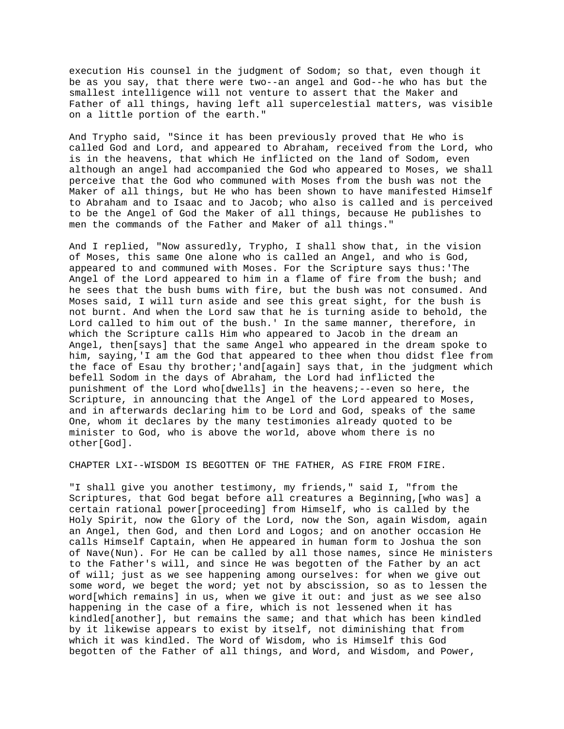execution His counsel in the judgment of Sodom; so that, even though it be as you say, that there were two--an angel and God--he who has but the smallest intelligence will not venture to assert that the Maker and Father of all things, having left all supercelestial matters, was visible on a little portion of the earth."

And Trypho said, "Since it has been previously proved that He who is called God and Lord, and appeared to Abraham, received from the Lord, who is in the heavens, that which He inflicted on the land of Sodom, even although an angel had accompanied the God who appeared to Moses, we shall perceive that the God who communed with Moses from the bush was not the Maker of all things, but He who has been shown to have manifested Himself to Abraham and to Isaac and to Jacob; who also is called and is perceived to be the Angel of God the Maker of all things, because He publishes to men the commands of the Father and Maker of all things."

And I replied, "Now assuredly, Trypho, I shall show that, in the vision of Moses, this same One alone who is called an Angel, and who is God, appeared to and communed with Moses. For the Scripture says thus:'The Angel of the Lord appeared to him in a flame of fire from the bush; and he sees that the bush bums with fire, but the bush was not consumed. And Moses said, I will turn aside and see this great sight, for the bush is not burnt. And when the Lord saw that he is turning aside to behold, the Lord called to him out of the bush.' In the same manner, therefore, in which the Scripture calls Him who appeared to Jacob in the dream an Angel, then[says] that the same Angel who appeared in the dream spoke to him, saying,'I am the God that appeared to thee when thou didst flee from the face of Esau thy brother;'and[again] says that, in the judgment which befell Sodom in the days of Abraham, the Lord had inflicted the punishment of the Lord who[dwells] in the heavens;--even so here, the Scripture, in announcing that the Angel of the Lord appeared to Moses, and in afterwards declaring him to be Lord and God, speaks of the same One, whom it declares by the many testimonies already quoted to be minister to God, who is above the world, above whom there is no other[God].

CHAPTER LXI--WISDOM IS BEGOTTEN OF THE FATHER, AS FIRE FROM FIRE.

"I shall give you another testimony, my friends," said I, "from the Scriptures, that God begat before all creatures a Beginning,[who was] a certain rational power[proceeding] from Himself, who is called by the Holy Spirit, now the Glory of the Lord, now the Son, again Wisdom, again an Angel, then God, and then Lord and Logos; and on another occasion He calls Himself Captain, when He appeared in human form to Joshua the son of Nave(Nun). For He can be called by all those names, since He ministers to the Father's will, and since He was begotten of the Father by an act of will; just as we see happening among ourselves: for when we give out some word, we beget the word; yet not by abscission, so as to lessen the word[which remains] in us, when we give it out: and just as we see also happening in the case of a fire, which is not lessened when it has kindled[another], but remains the same; and that which has been kindled by it likewise appears to exist by itself, not diminishing that from which it was kindled. The Word of Wisdom, who is Himself this God begotten of the Father of all things, and Word, and Wisdom, and Power,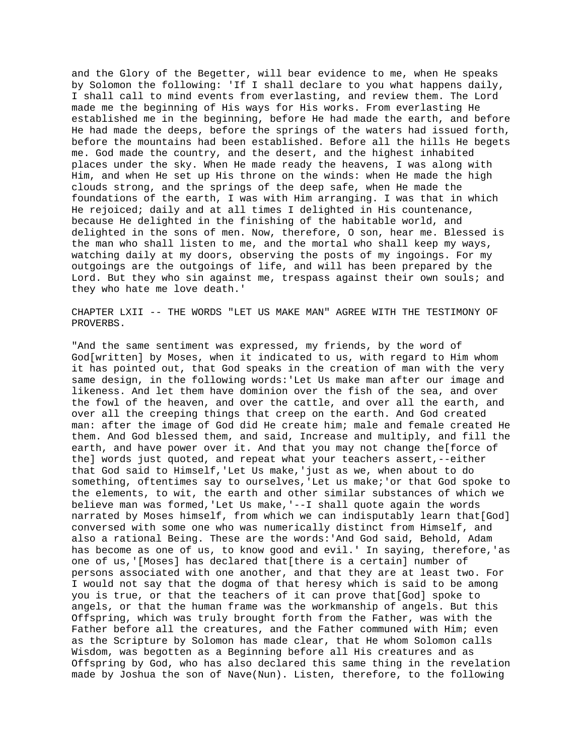and the Glory of the Begetter, will bear evidence to me, when He speaks by Solomon the following: 'If I shall declare to you what happens daily, I shall call to mind events from everlasting, and review them. The Lord made me the beginning of His ways for His works. From everlasting He established me in the beginning, before He had made the earth, and before He had made the deeps, before the springs of the waters had issued forth, before the mountains had been established. Before all the hills He begets me. God made the country, and the desert, and the highest inhabited places under the sky. When He made ready the heavens, I was along with Him, and when He set up His throne on the winds: when He made the high clouds strong, and the springs of the deep safe, when He made the foundations of the earth, I was with Him arranging. I was that in which He rejoiced; daily and at all times I delighted in His countenance, because He delighted in the finishing of the habitable world, and delighted in the sons of men. Now, therefore, O son, hear me. Blessed is the man who shall listen to me, and the mortal who shall keep my ways, watching daily at my doors, observing the posts of my ingoings. For my outgoings are the outgoings of life, and will has been prepared by the Lord. But they who sin against me, trespass against their own souls; and they who hate me love death.'

CHAPTER LXII -- THE WORDS "LET US MAKE MAN" AGREE WITH THE TESTIMONY OF PROVERBS.

"And the same sentiment was expressed, my friends, by the word of God[written] by Moses, when it indicated to us, with regard to Him whom it has pointed out, that God speaks in the creation of man with the very same design, in the following words:'Let Us make man after our image and likeness. And let them have dominion over the fish of the sea, and over the fowl of the heaven, and over the cattle, and over all the earth, and over all the creeping things that creep on the earth. And God created man: after the image of God did He create him; male and female created He them. And God blessed them, and said, Increase and multiply, and fill the earth, and have power over it. And that you may not change the[force of the] words just quoted, and repeat what your teachers assert,--either that God said to Himself,'Let Us make,'just as we, when about to do something, oftentimes say to ourselves,'Let us make;'or that God spoke to the elements, to wit, the earth and other similar substances of which we believe man was formed,'Let Us make,'--I shall quote again the words narrated by Moses himself, from which we can indisputably learn that[God] conversed with some one who was numerically distinct from Himself, and also a rational Being. These are the words:'And God said, Behold, Adam has become as one of us, to know good and evil.' In saying, therefore,'as one of us,'[Moses] has declared that[there is a certain] number of persons associated with one another, and that they are at least two. For I would not say that the dogma of that heresy which is said to be among you is true, or that the teachers of it can prove that[God] spoke to angels, or that the human frame was the workmanship of angels. But this Offspring, which was truly brought forth from the Father, was with the Father before all the creatures, and the Father communed with Him; even as the Scripture by Solomon has made clear, that He whom Solomon calls Wisdom, was begotten as a Beginning before all His creatures and as Offspring by God, who has also declared this same thing in the revelation made by Joshua the son of Nave(Nun). Listen, therefore, to the following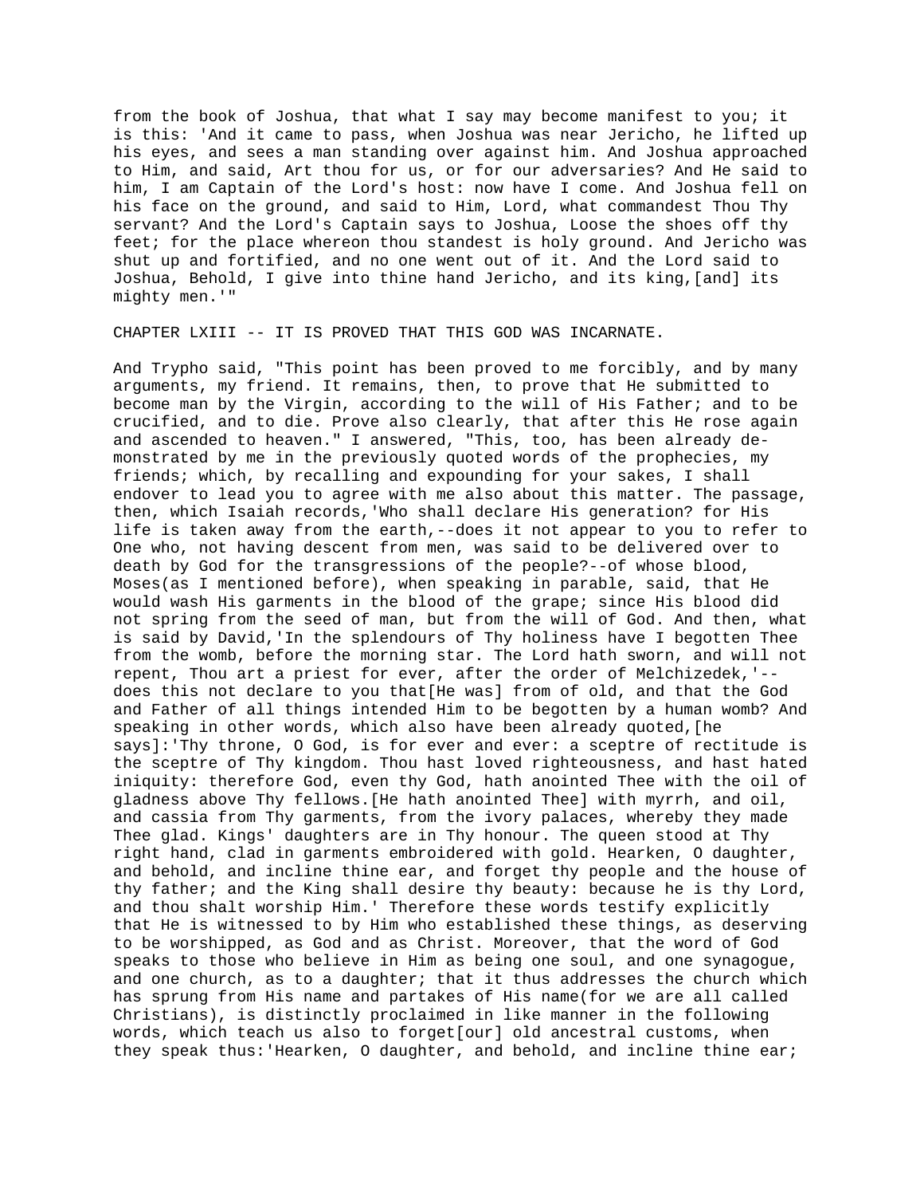from the book of Joshua, that what I say may become manifest to you; it is this: 'And it came to pass, when Joshua was near Jericho, he lifted up his eyes, and sees a man standing over against him. And Joshua approached to Him, and said, Art thou for us, or for our adversaries? And He said to him, I am Captain of the Lord's host: now have I come. And Joshua fell on his face on the ground, and said to Him, Lord, what commandest Thou Thy servant? And the Lord's Captain says to Joshua, Loose the shoes off thy feet; for the place whereon thou standest is holy ground. And Jericho was shut up and fortified, and no one went out of it. And the Lord said to Joshua, Behold, I give into thine hand Jericho, and its king,[and] its mighty men.'"

## CHAPTER LXIII -- IT IS PROVED THAT THIS GOD WAS INCARNATE.

And Trypho said, "This point has been proved to me forcibly, and by many arguments, my friend. It remains, then, to prove that He submitted to become man by the Virgin, according to the will of His Father; and to be crucified, and to die. Prove also clearly, that after this He rose again and ascended to heaven." I answered, "This, too, has been already demonstrated by me in the previously quoted words of the prophecies, my friends; which, by recalling and expounding for your sakes, I shall endover to lead you to agree with me also about this matter. The passage, then, which Isaiah records,'Who shall declare His generation? for His life is taken away from the earth,--does it not appear to you to refer to One who, not having descent from men, was said to be delivered over to death by God for the transgressions of the people?--of whose blood, Moses(as I mentioned before), when speaking in parable, said, that He would wash His garments in the blood of the grape; since His blood did not spring from the seed of man, but from the will of God. And then, what is said by David,'In the splendours of Thy holiness have I begotten Thee from the womb, before the morning star. The Lord hath sworn, and will not repent, Thou art a priest for ever, after the order of Melchizedek,'--does this not declare to you that[He was] from of old, and that the God and Father of all things intended Him to be begotten by a human womb? And speaking in other words, which also have been already quoted,[he says]:'Thy throne, O God, is for ever and ever: a sceptre of rectitude is the sceptre of Thy kingdom. Thou hast loved righteousness, and hast hated iniquity: therefore God, even thy God, hath anointed Thee with the oil of gladness above Thy fellows.[He hath anointed Thee] with myrrh, and oil, and cassia from Thy garments, from the ivory palaces, whereby they made Thee glad. Kings' daughters are in Thy honour. The queen stood at Thy right hand, clad in garments embroidered with gold. Hearken, O daughter, and behold, and incline thine ear, and forget thy people and the house of thy father; and the King shall desire thy beauty: because he is thy Lord, and thou shalt worship Him.' Therefore these words testify explicitly that He is witnessed to by Him who established these things, as deserving to be worshipped, as God and as Christ. Moreover, that the word of God speaks to those who believe in Him as being one soul, and one synagogue, and one church, as to a daughter; that it thus addresses the church which has sprung from His name and partakes of His name(for we are all called Christians), is distinctly proclaimed in like manner in the following words, which teach us also to forget[our] old ancestral customs, when they speak thus:'Hearken, O daughter, and behold, and incline thine ear;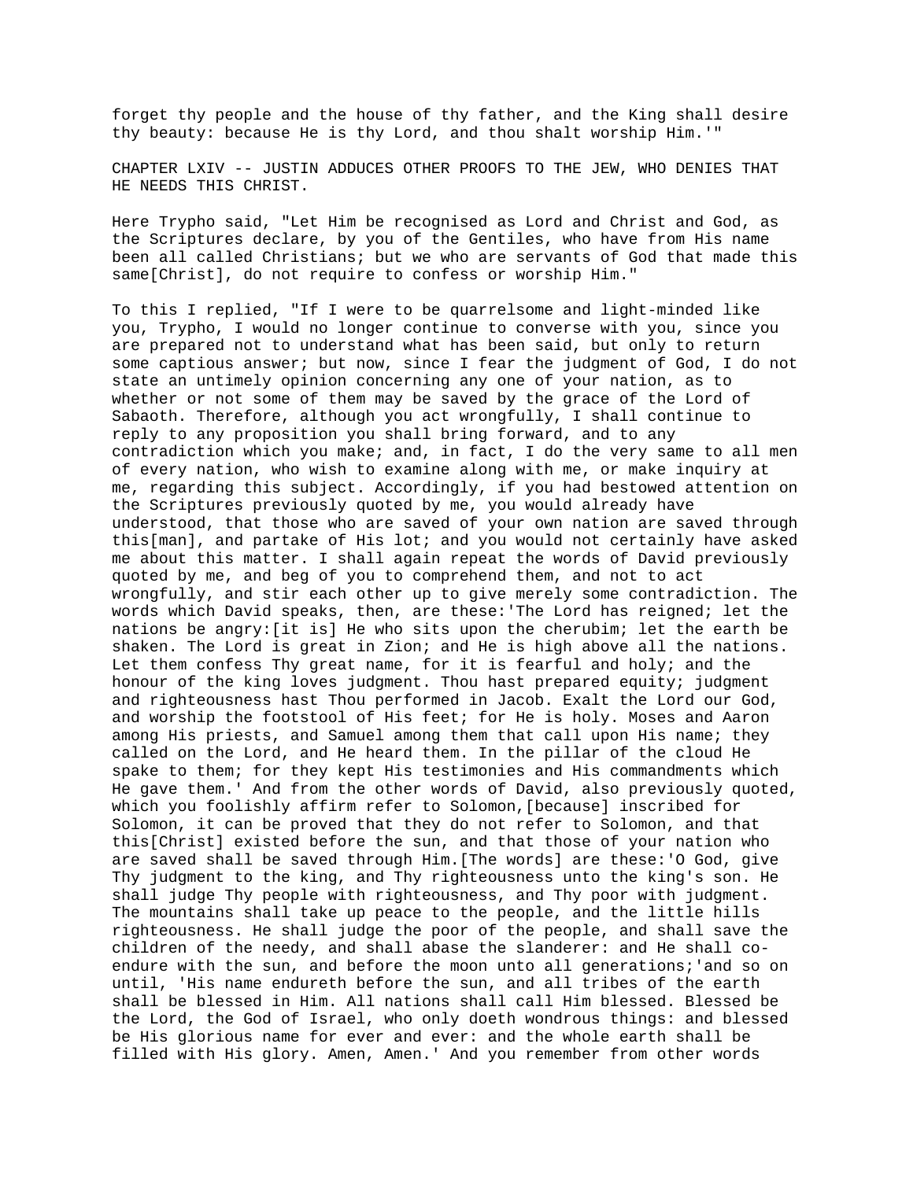forget thy people and the house of thy father, and the King shall desire thy beauty: because He is thy Lord, and thou shalt worship Him.'"

## CHAPTER LXIV -- JUSTIN ADDUCES OTHER PROOFS TO THE JEW, WHO DENIES THAT HE NEEDS THIS CHRIST.

Here Trypho said, "Let Him be recognised as Lord and Christ and God, as the Scriptures declare, by you of the Gentiles, who have from His name been all called Christians; but we who are servants of God that made this same[Christ], do not require to confess or worship Him."

To this I replied, "If I were to be quarrelsome and light-minded like you, Trypho, I would no longer continue to converse with you, since you are prepared not to understand what has been said, but only to return some captious answer; but now, since I fear the judgment of God, I do not state an untimely opinion concerning any one of your nation, as to whether or not some of them may be saved by the grace of the Lord of Sabaoth. Therefore, although you act wrongfully, I shall continue to reply to any proposition you shall bring forward, and to any contradiction which you make; and, in fact, I do the very same to all men of every nation, who wish to examine along with me, or make inquiry at me, regarding this subject. Accordingly, if you had bestowed attention on the Scriptures previously quoted by me, you would already have understood, that those who are saved of your own nation are saved through this[man], and partake of His lot; and you would not certainly have asked me about this matter. I shall again repeat the words of David previously quoted by me, and beg of you to comprehend them, and not to act wrongfully, and stir each other up to give merely some contradiction. The words which David speaks, then, are these:'The Lord has reigned; let the nations be angry:[it is] He who sits upon the cherubim; let the earth be shaken. The Lord is great in Zion; and He is high above all the nations. Let them confess Thy great name, for it is fearful and holy; and the honour of the king loves judgment. Thou hast prepared equity; judgment and righteousness hast Thou performed in Jacob. Exalt the Lord our God, and worship the footstool of His feet; for He is holy. Moses and Aaron among His priests, and Samuel among them that call upon His name; they called on the Lord, and He heard them. In the pillar of the cloud He spake to them; for they kept His testimonies and His commandments which He gave them.' And from the other words of David, also previously quoted, which you foolishly affirm refer to Solomon,[because] inscribed for Solomon, it can be proved that they do not refer to Solomon, and that this[Christ] existed before the sun, and that those of your nation who are saved shall be saved through Him.[The words] are these:'O God, give Thy judgment to the king, and Thy righteousness unto the king's son. He shall judge Thy people with righteousness, and Thy poor with judgment. The mountains shall take up peace to the people, and the little hills righteousness. He shall judge the poor of the people, and shall save the children of the needy, and shall abase the slanderer: and He shall co-endure with the sun, and before the moon unto all generations;'and so on until, 'His name endureth before the sun, and all tribes of the earth shall be blessed in Him. All nations shall call Him blessed. Blessed be the Lord, the God of Israel, who only doeth wondrous things: and blessed be His glorious name for ever and ever: and the whole earth shall be filled with His glory. Amen, Amen.' And you remember from other words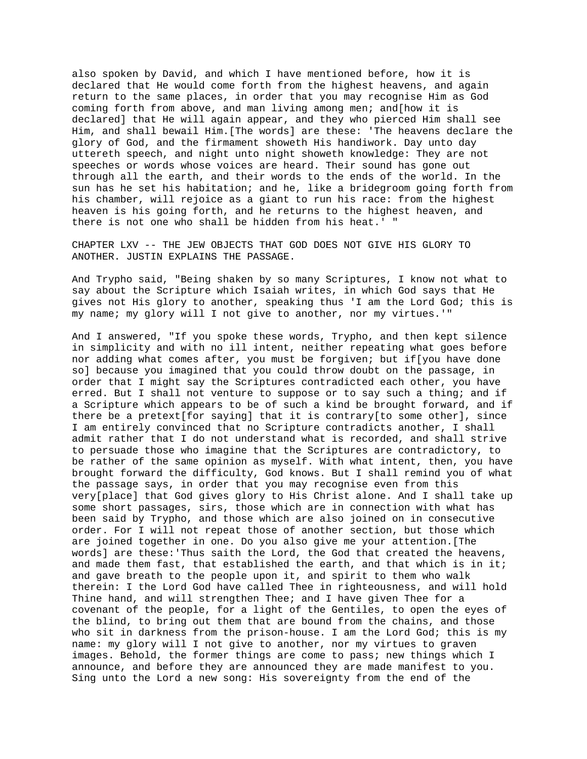also spoken by David, and which I have mentioned before, how it is declared that He would come forth from the highest heavens, and again return to the same places, in order that you may recognise Him as God coming forth from above, and man living among men; and[how it is declared] that He will again appear, and they who pierced Him shall see Him, and shall bewail Him.[The words] are these: 'The heavens declare the glory of God, and the firmament showeth His handiwork. Day unto day uttereth speech, and night unto night showeth knowledge: They are not speeches or words whose voices are heard. Their sound has gone out through all the earth, and their words to the ends of the world. In the sun has he set his habitation; and he, like a bridegroom going forth from his chamber, will rejoice as a giant to run his race: from the highest heaven is his going forth, and he returns to the highest heaven, and there is not one who shall be hidden from his heat.' "

## CHAPTER LXV -- THE JEW OBJECTS THAT GOD DOES NOT GIVE HIS GLORY TO ANOTHER. JUSTIN EXPLAINS THE PASSAGE.

And Trypho said, "Being shaken by so many Scriptures, I know not what to say about the Scripture which Isaiah writes, in which God says that He gives not His glory to another, speaking thus 'I am the Lord God; this is my name; my glory will I not give to another, nor my virtues.'"

And I answered, "If you spoke these words, Trypho, and then kept silence in simplicity and with no ill intent, neither repeating what goes before nor adding what comes after, you must be forgiven; but if[you have done so] because you imagined that you could throw doubt on the passage, in order that I might say the Scriptures contradicted each other, you have erred. But I shall not venture to suppose or to say such a thing; and if a Scripture which appears to be of such a kind be brought forward, and if there be a pretext[for saying] that it is contrary[to some other], since I am entirely convinced that no Scripture contradicts another, I shall admit rather that I do not understand what is recorded, and shall strive to persuade those who imagine that the Scriptures are contradictory, to be rather of the same opinion as myself. With what intent, then, you have brought forward the difficulty, God knows. But I shall remind you of what the passage says, in order that you may recognise even from this very[place] that God gives glory to His Christ alone. And I shall take up some short passages, sirs, those which are in connection with what has been said by Trypho, and those which are also joined on in consecutive order. For I will not repeat those of another section, but those which are joined together in one. Do you also give me your attention.[The words] are these:'Thus saith the Lord, the God that created the heavens, and made them fast, that established the earth, and that which is in it; and gave breath to the people upon it, and spirit to them who walk therein: I the Lord God have called Thee in righteousness, and will hold Thine hand, and will strengthen Thee; and I have given Thee for a covenant of the people, for a light of the Gentiles, to open the eyes of the blind, to bring out them that are bound from the chains, and those who sit in darkness from the prison-house. I am the Lord God; this is my name: my glory will I not give to another, nor my virtues to graven images. Behold, the former things are come to pass; new things which I announce, and before they are announced they are made manifest to you. Sing unto the Lord a new song: His sovereignty from the end of the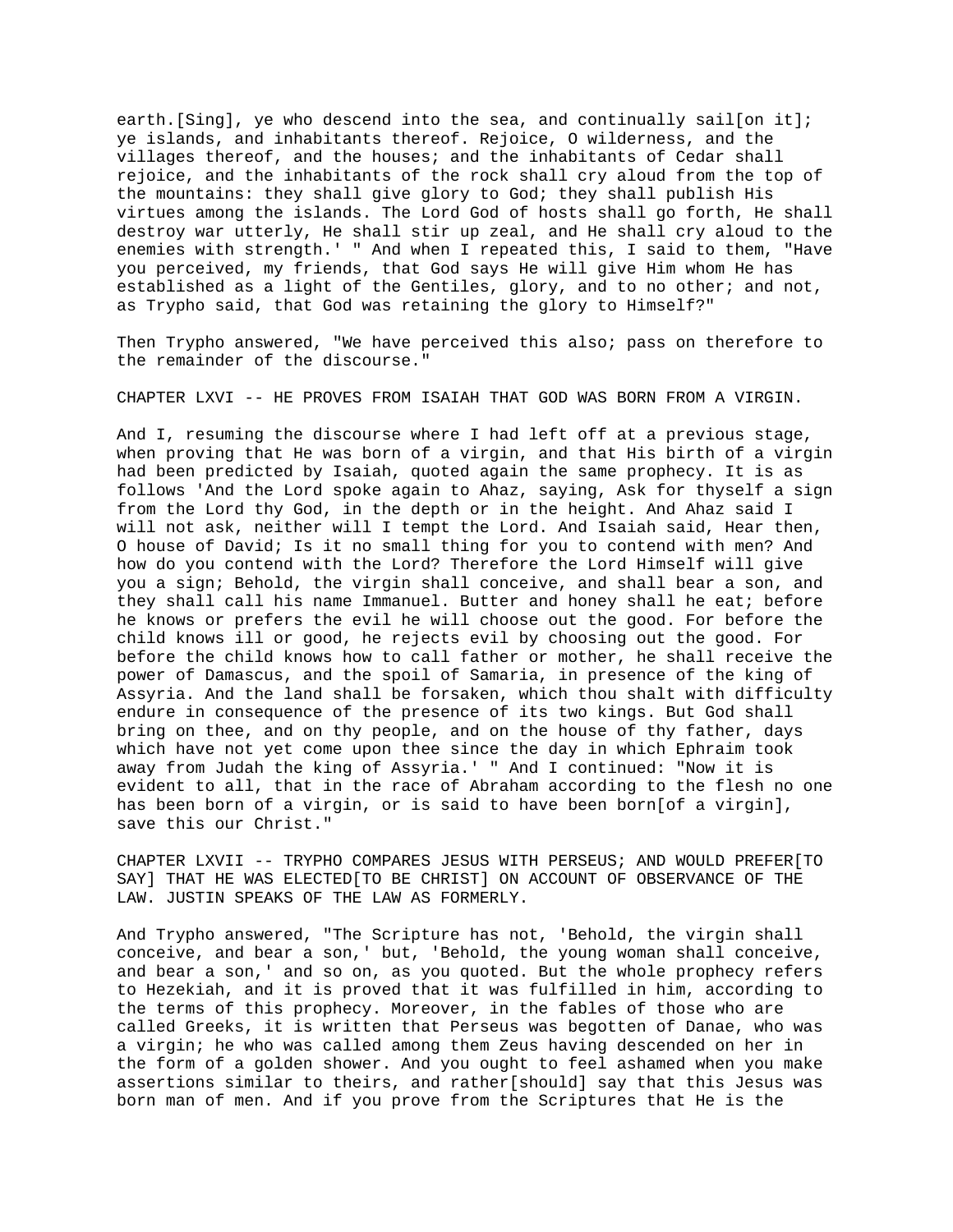earth.[Sing], ye who descend into the sea, and continually sail[on it]; ye islands, and inhabitants thereof. Rejoice, O wilderness, and the villages thereof, and the houses; and the inhabitants of Cedar shall rejoice, and the inhabitants of the rock shall cry aloud from the top of the mountains: they shall give glory to God; they shall publish His virtues among the islands. The Lord God of hosts shall go forth, He shall destroy war utterly, He shall stir up zeal, and He shall cry aloud to the enemies with strength.' " And when I repeated this, I said to them, "Have you perceived, my friends, that God says He will give Him whom He has established as a light of the Gentiles, glory, and to no other; and not, as Trypho said, that God was retaining the glory to Himself?"

Then Trypho answered, "We have perceived this also; pass on therefore to the remainder of the discourse."

CHAPTER LXVI -- HE PROVES FROM ISAIAH THAT GOD WAS BORN FROM A VIRGIN.

And I, resuming the discourse where I had left off at a previous stage, when proving that He was born of a virgin, and that His birth of a virgin had been predicted by Isaiah, quoted again the same prophecy. It is as follows 'And the Lord spoke again to Ahaz, saying, Ask for thyself a sign from the Lord thy God, in the depth or in the height. And Ahaz said I will not ask, neither will I tempt the Lord. And Isaiah said, Hear then, O house of David; Is it no small thing for you to contend with men? And how do you contend with the Lord? Therefore the Lord Himself will give you a sign; Behold, the virgin shall conceive, and shall bear a son, and they shall call his name Immanuel. Butter and honey shall he eat; before he knows or prefers the evil he will choose out the good. For before the child knows ill or good, he rejects evil by choosing out the good. For before the child knows how to call father or mother, he shall receive the power of Damascus, and the spoil of Samaria, in presence of the king of Assyria. And the land shall be forsaken, which thou shalt with difficulty endure in consequence of the presence of its two kings. But God shall bring on thee, and on thy people, and on the house of thy father, days which have not yet come upon thee since the day in which Ephraim took away from Judah the king of Assyria.' " And I continued: "Now it is evident to all, that in the race of Abraham according to the flesh no one has been born of a virgin, or is said to have been born[of a virgin], save this our Christ."

CHAPTER LXVII -- TRYPHO COMPARES JESUS WITH PERSEUS; AND WOULD PREFER[TO SAY] THAT HE WAS ELECTED[TO BE CHRIST] ON ACCOUNT OF OBSERVANCE OF THE LAW. JUSTIN SPEAKS OF THE LAW AS FORMERLY.

And Trypho answered, "The Scripture has not, 'Behold, the virgin shall conceive, and bear a son,' but, 'Behold, the young woman shall conceive, and bear a son,' and so on, as you quoted. But the whole prophecy refers to Hezekiah, and it is proved that it was fulfilled in him, according to the terms of this prophecy. Moreover, in the fables of those who are called Greeks, it is written that Perseus was begotten of Danae, who was a virgin; he who was called among them Zeus having descended on her in the form of a golden shower. And you ought to feel ashamed when you make assertions similar to theirs, and rather[should] say that this Jesus was born man of men. And if you prove from the Scriptures that He is the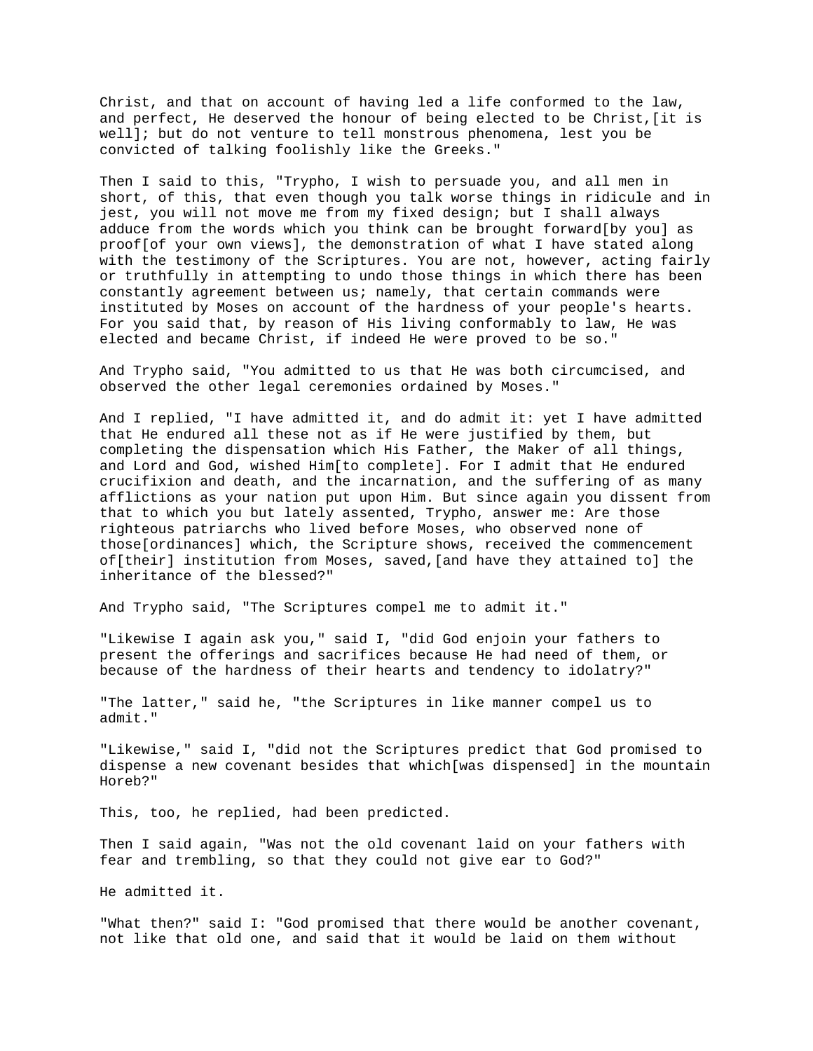Christ, and that on account of having led a life conformed to the law, and perfect, He deserved the honour of being elected to be Christ,[it is well]; but do not venture to tell monstrous phenomena, lest you be convicted of talking foolishly like the Greeks."

Then I said to this, "Trypho, I wish to persuade you, and all men in short, of this, that even though you talk worse things in ridicule and in jest, you will not move me from my fixed design; but I shall always adduce from the words which you think can be brought forward[by you] as proof[of your own views], the demonstration of what I have stated along with the testimony of the Scriptures. You are not, however, acting fairly or truthfully in attempting to undo those things in which there has been constantly agreement between us; namely, that certain commands were instituted by Moses on account of the hardness of your people's hearts. For you said that, by reason of His living conformably to law, He was elected and became Christ, if indeed He were proved to be so."

And Trypho said, "You admitted to us that He was both circumcised, and observed the other legal ceremonies ordained by Moses."

And I replied, "I have admitted it, and do admit it: yet I have admitted that He endured all these not as if He were justified by them, but completing the dispensation which His Father, the Maker of all things, and Lord and God, wished Him[to complete]. For I admit that He endured crucifixion and death, and the incarnation, and the suffering of as many afflictions as your nation put upon Him. But since again you dissent from that to which you but lately assented, Trypho, answer me: Are those righteous patriarchs who lived before Moses, who observed none of those[ordinances] which, the Scripture shows, received the commencement of[their] institution from Moses, saved,[and have they attained to] the inheritance of the blessed?"

And Trypho said, "The Scriptures compel me to admit it."

"Likewise I again ask you," said I, "did God enjoin your fathers to present the offerings and sacrifices because He had need of them, or because of the hardness of their hearts and tendency to idolatry?"

"The latter," said he, "the Scriptures in like manner compel us to admit."

"Likewise," said I, "did not the Scriptures predict that God promised to dispense a new covenant besides that which[was dispensed] in the mountain Horeb?"

This, too, he replied, had been predicted.

Then I said again, "Was not the old covenant laid on your fathers with fear and trembling, so that they could not give ear to God?"

He admitted it.

"What then?" said I: "God promised that there would be another covenant, not like that old one, and said that it would be laid on them without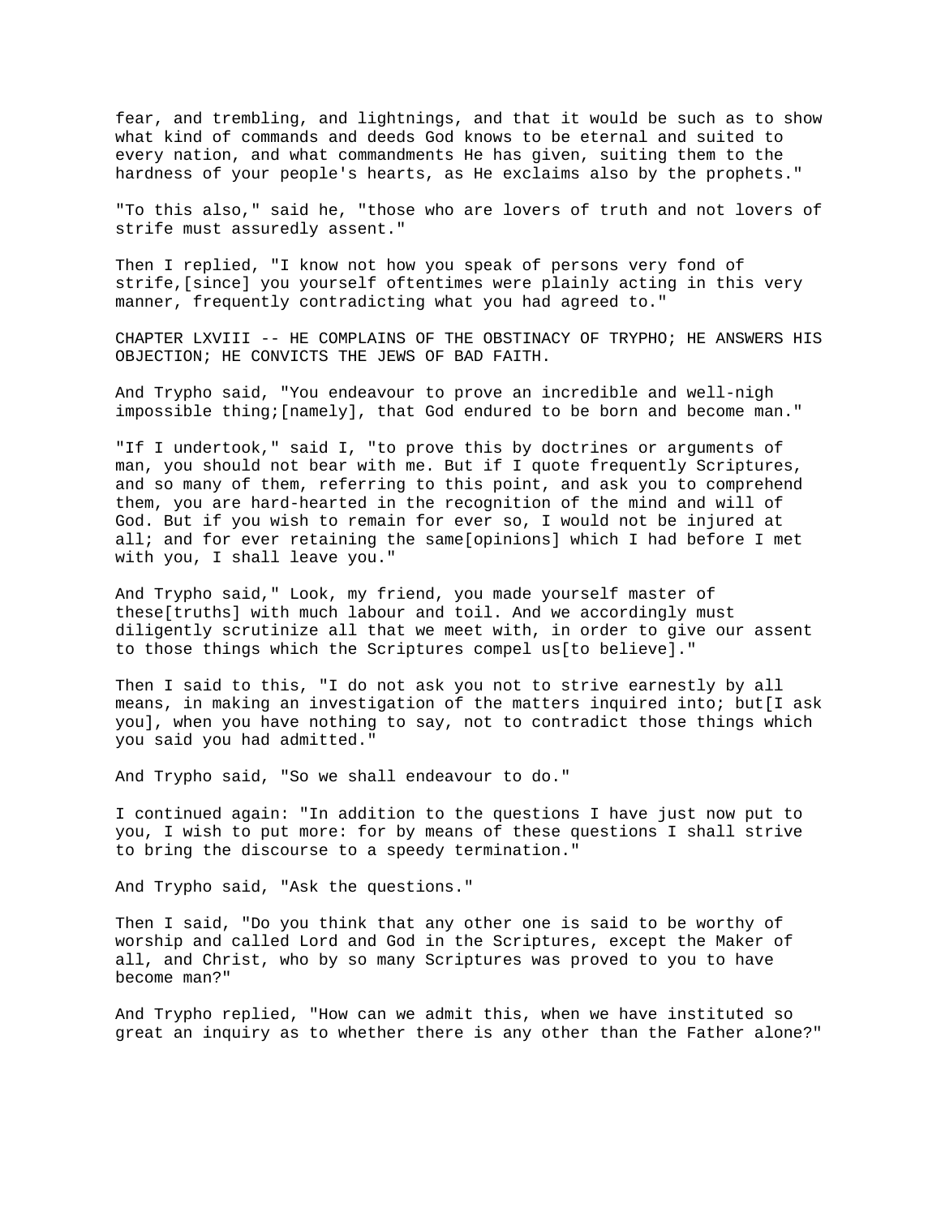fear, and trembling, and lightnings, and that it would be such as to show what kind of commands and deeds God knows to be eternal and suited to every nation, and what commandments He has given, suiting them to the hardness of your people's hearts, as He exclaims also by the prophets."

"To this also," said he, "those who are lovers of truth and not lovers of strife must assuredly assent."

Then I replied, "I know not how you speak of persons very fond of strife,[since] you yourself oftentimes were plainly acting in this very manner, frequently contradicting what you had agreed to."

## CHAPTER LXVIII -- HE COMPLAINS OF THE OBSTINACY OF TRYPHO; HE ANSWERS HIS OBJECTION; HE CONVICTS THE JEWS OF BAD FAITH.

And Trypho said, "You endeavour to prove an incredible and well-nigh impossible thing;[namely], that God endured to be born and become man."

"If I undertook," said I, "to prove this by doctrines or arguments of man, you should not bear with me. But if I quote frequently Scriptures, and so many of them, referring to this point, and ask you to comprehend them, you are hard-hearted in the recognition of the mind and will of God. But if you wish to remain for ever so, I would not be injured at all; and for ever retaining the same[opinions] which I had before I met with you, I shall leave you."

And Trypho said," Look, my friend, you made yourself master of these[truths] with much labour and toil. And we accordingly must diligently scrutinize all that we meet with, in order to give our assent to those things which the Scriptures compel us[to believe]."

Then I said to this, "I do not ask you not to strive earnestly by all means, in making an investigation of the matters inquired into; but[I ask you], when you have nothing to say, not to contradict those things which you said you had admitted."

And Trypho said, "So we shall endeavour to do."

I continued again: "In addition to the questions I have just now put to you, I wish to put more: for by means of these questions I shall strive to bring the discourse to a speedy termination."

And Trypho said, "Ask the questions."

Then I said, "Do you think that any other one is said to be worthy of worship and called Lord and God in the Scriptures, except the Maker of all, and Christ, who by so many Scriptures was proved to you to have become man?"

And Trypho replied, "How can we admit this, when we have instituted so great an inquiry as to whether there is any other than the Father alone?"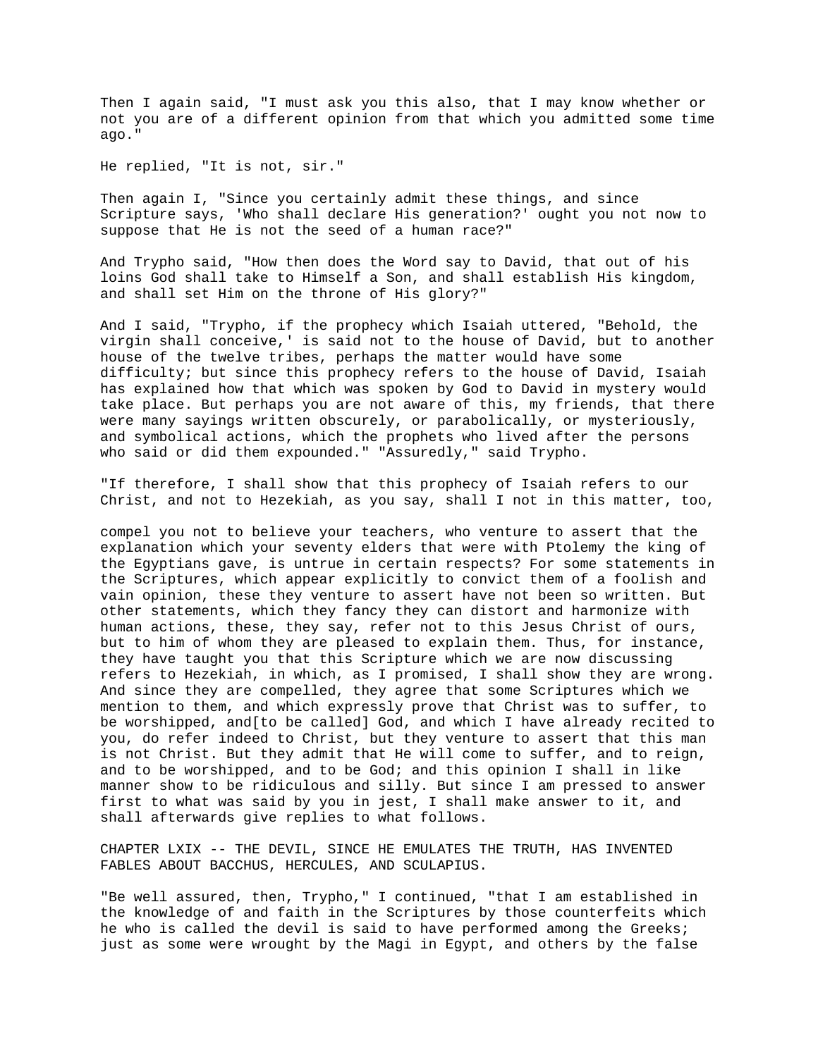Then I again said, "I must ask you this also, that I may know whether or not you are of a different opinion from that which you admitted some time ago."

He replied, "It is not, sir."

Then again I, "Since you certainly admit these things, and since Scripture says, 'Who shall declare His generation?' ought you not now to suppose that He is not the seed of a human race?"

And Trypho said, "How then does the Word say to David, that out of his loins God shall take to Himself a Son, and shall establish His kingdom, and shall set Him on the throne of His glory?"

And I said, "Trypho, if the prophecy which Isaiah uttered, "Behold, the virgin shall conceive,' is said not to the house of David, but to another house of the twelve tribes, perhaps the matter would have some difficulty; but since this prophecy refers to the house of David, Isaiah has explained how that which was spoken by God to David in mystery would take place. But perhaps you are not aware of this, my friends, that there were many sayings written obscurely, or parabolically, or mysteriously, and symbolical actions, which the prophets who lived after the persons who said or did them expounded." "Assuredly," said Trypho.

"If therefore, I shall show that this prophecy of Isaiah refers to our Christ, and not to Hezekiah, as you say, shall I not in this matter, too, compel you not to believe your teachers, who venture to assert that the explanation which your seventy elders that were with Ptolemy the king of the Egyptians gave, is untrue in certain respects? For some statements in the Scriptures, which appear explicitly to convict them of a foolish and vain opinion, these they venture to assert have not been so written. But other statements, which they fancy they can distort and harmonize with human actions, these, they say, refer not to this Jesus Christ of ours, but to him of whom they are pleased to explain them. Thus, for instance, they have taught you that this Scripture which we are now discussing refers to Hezekiah, in which, as I promised, I shall show they are wrong. And since they are compelled, they agree that some Scriptures which we mention to them, and which expressly prove that Christ was to suffer, to be worshipped, and[to be called] God, and which I have already recited to you, do refer indeed to Christ, but they venture to assert that this man is not Christ. But they admit that He will come to suffer, and to reign, and to be worshipped, and to be God; and this opinion I shall in like manner show to be ridiculous and silly. But since I am pressed to answer first to what was said by you in jest, I shall make answer to it, and shall afterwards give replies to what follows.

## CHAPTER LXIX -- THE DEVIL, SINCE HE EMULATES THE TRUTH, HAS INVENTED FABLES ABOUT BACCHUS, HERCULES, AND SCULAPIUS.

"Be well assured, then, Trypho," I continued, "that I am established in the knowledge of and faith in the Scriptures by those counterfeits which he who is called the devil is said to have performed among the Greeks; just as some were wrought by the Magi in Egypt, and others by the false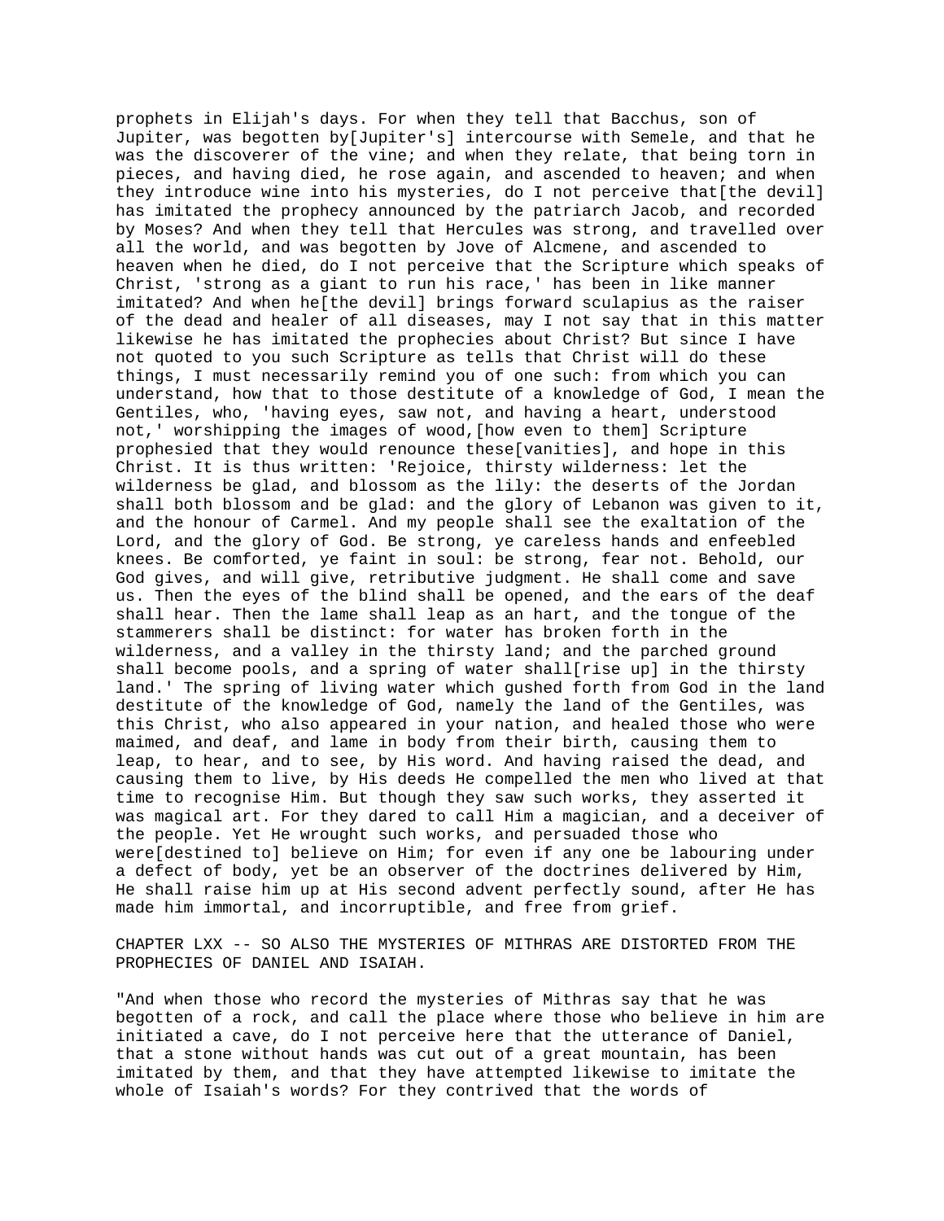prophets in Elijah's days. For when they tell that Bacchus, son of Jupiter, was begotten by[Jupiter's] intercourse with Semele, and that he was the discoverer of the vine; and when they relate, that being torn in pieces, and having died, he rose again, and ascended to heaven; and when they introduce wine into his mysteries, do I not perceive that[the devil] has imitated the prophecy announced by the patriarch Jacob, and recorded by Moses? And when they tell that Hercules was strong, and travelled over all the world, and was begotten by Jove of Alcmene, and ascended to heaven when he died, do I not perceive that the Scripture which speaks of Christ, 'strong as a giant to run his race,' has been in like manner imitated? And when he[the devil] brings forward sculapius as the raiser of the dead and healer of all diseases, may I not say that in this matter likewise he has imitated the prophecies about Christ? But since I have not quoted to you such Scripture as tells that Christ will do these things, I must necessarily remind you of one such: from which you can understand, how that to those destitute of a knowledge of God, I mean the Gentiles, who, 'having eyes, saw not, and having a heart, understood not,' worshipping the images of wood,[how even to them] Scripture prophesied that they would renounce these[vanities], and hope in this Christ. It is thus written: 'Rejoice, thirsty wilderness: let the wilderness be glad, and blossom as the lily: the deserts of the Jordan shall both blossom and be glad: and the glory of Lebanon was given to it, and the honour of Carmel. And my people shall see the exaltation of the Lord, and the glory of God. Be strong, ye careless hands and enfeebled knees. Be comforted, ye faint in soul: be strong, fear not. Behold, our God gives, and will give, retributive judgment. He shall come and save us. Then the eyes of the blind shall be opened, and the ears of the deaf shall hear. Then the lame shall leap as an hart, and the tongue of the stammerers shall be distinct: for water has broken forth in the wilderness, and a valley in the thirsty land; and the parched ground shall become pools, and a spring of water shall[rise up] in the thirsty land.' The spring of living water which gushed forth from God in the land destitute of the knowledge of God, namely the land of the Gentiles, was this Christ, who also appeared in your nation, and healed those who were maimed, and deaf, and lame in body from their birth, causing them to leap, to hear, and to see, by His word. And having raised the dead, and causing them to live, by His deeds He compelled the men who lived at that time to recognise Him. But though they saw such works, they asserted it was magical art. For they dared to call Him a magician, and a deceiver of the people. Yet He wrought such works, and persuaded those who were[destined to] believe on Him; for even if any one be labouring under a defect of body, yet be an observer of the doctrines delivered by Him, He shall raise him up at His second advent perfectly sound, after He has made him immortal, and incorruptible, and free from grief.

## CHAPTER LXX -- SO ALSO THE MYSTERIES OF MITHRAS ARE DISTORTED FROM THE PROPHECIES OF DANIEL AND ISAIAH.

"And when those who record the mysteries of Mithras say that he was begotten of a rock, and call the place where those who believe in him are initiated a cave, do I not perceive here that the utterance of Daniel, that a stone without hands was cut out of a great mountain, has been imitated by them, and that they have attempted likewise to imitate the whole of Isaiah's words? For they contrived that the words of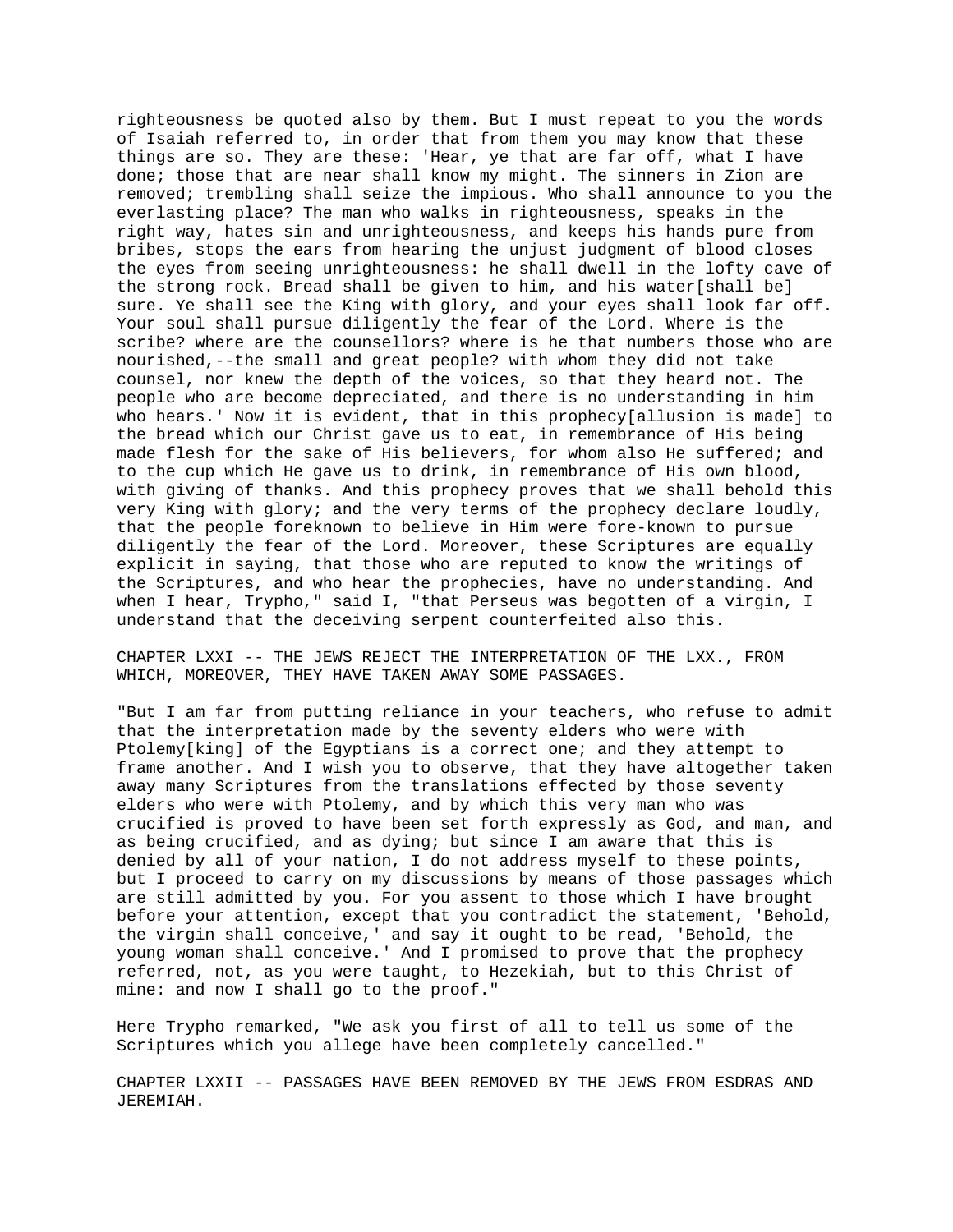righteousness be quoted also by them. But I must repeat to you the words of Isaiah referred to, in order that from them you may know that these things are so. They are these: 'Hear, ye that are far off, what I have done; those that are near shall know my might. The sinners in Zion are removed; trembling shall seize the impious. Who shall announce to you the everlasting place? The man who walks in righteousness, speaks in the right way, hates sin and unrighteousness, and keeps his hands pure from bribes, stops the ears from hearing the unjust judgment of blood closes the eyes from seeing unrighteousness: he shall dwell in the lofty cave of the strong rock. Bread shall be given to him, and his water[shall be] sure. Ye shall see the King with glory, and your eyes shall look far off. Your soul shall pursue diligently the fear of the Lord. Where is the scribe? where are the counsellors? where is he that numbers those who are nourished,--the small and great people? with whom they did not take counsel, nor knew the depth of the voices, so that they heard not. The people who are become depreciated, and there is no understanding in him who hears.' Now it is evident, that in this prophecy[allusion is made] to the bread which our Christ gave us to eat, in remembrance of His being made flesh for the sake of His believers, for whom also He suffered; and to the cup which He gave us to drink, in remembrance of His own blood, with giving of thanks. And this prophecy proves that we shall behold this very King with glory; and the very terms of the prophecy declare loudly, that the people foreknown to believe in Him were fore-known to pursue diligently the fear of the Lord. Moreover, these Scriptures are equally explicit in saying, that those who are reputed to know the writings of the Scriptures, and who hear the prophecies, have no understanding. And when I hear, Trypho," said I, "that Perseus was begotten of a virgin, I understand that the deceiving serpent counterfeited also this.

## CHAPTER LXXI -- THE JEWS REJECT THE INTERPRETATION OF THE LXX., FROM WHICH, MOREOVER, THEY HAVE TAKEN AWAY SOME PASSAGES.

"But I am far from putting reliance in your teachers, who refuse to admit that the interpretation made by the seventy elders who were with Ptolemy[king] of the Egyptians is a correct one; and they attempt to frame another. And I wish you to observe, that they have altogether taken away many Scriptures from the translations effected by those seventy elders who were with Ptolemy, and by which this very man who was crucified is proved to have been set forth expressly as God, and man, and as being crucified, and as dying; but since I am aware that this is denied by all of your nation, I do not address myself to these points, but I proceed to carry on my discussions by means of those passages which are still admitted by you. For you assent to those which I have brought before your attention, except that you contradict the statement, 'Behold, the virgin shall conceive,' and say it ought to be read, 'Behold, the young woman shall conceive.' And I promised to prove that the prophecy referred, not, as you were taught, to Hezekiah, but to this Christ of mine: and now I shall go to the proof."

Here Trypho remarked, "We ask you first of all to tell us some of the Scriptures which you allege have been completely cancelled."

## CHAPTER LXXII -- PASSAGES HAVE BEEN REMOVED BY THE JEWS FROM ESDRAS AND JEREMIAH.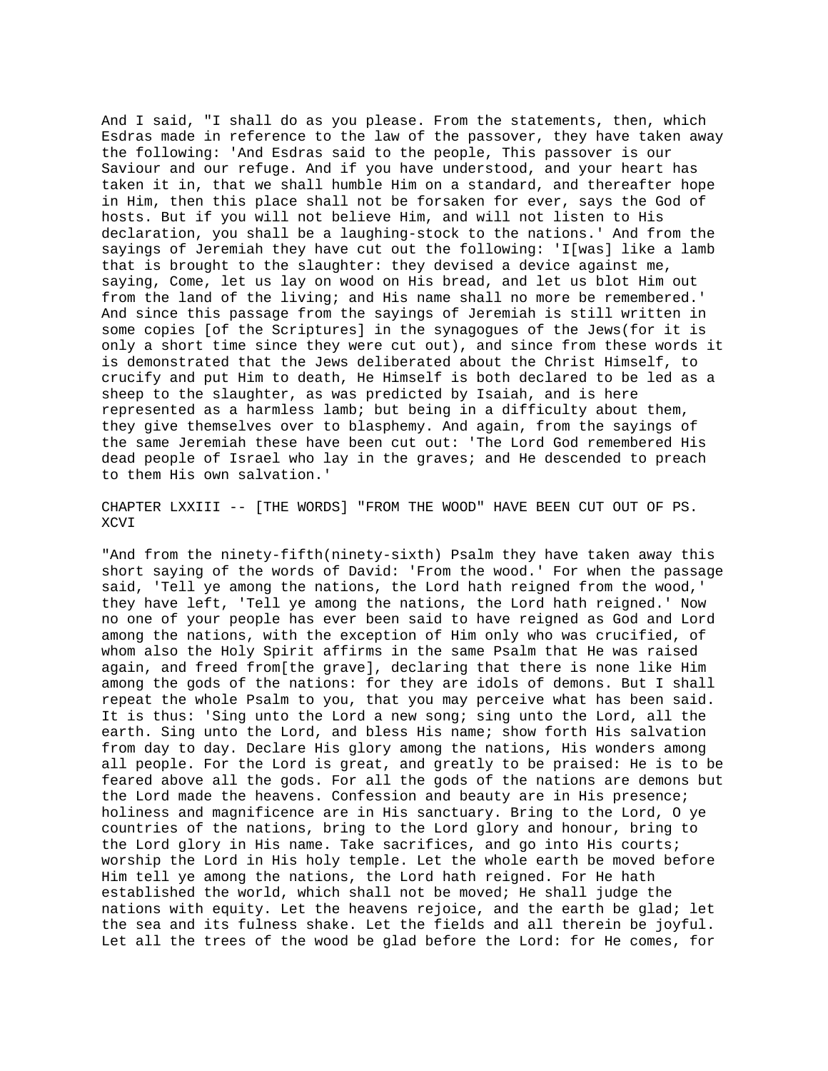And I said, "I shall do as you please. From the statements, then, which Esdras made in reference to the law of the passover, they have taken away the following: 'And Esdras said to the people, This passover is our Saviour and our refuge. And if you have understood, and your heart has taken it in, that we shall humble Him on a standard, and thereafter hope in Him, then this place shall not be forsaken for ever, says the God of hosts. But if you will not believe Him, and will not listen to His declaration, you shall be a laughing-stock to the nations.' And from the sayings of Jeremiah they have cut out the following: 'I[was] like a lamb that is brought to the slaughter: they devised a device against me, saying, Come, let us lay on wood on His bread, and let us blot Him out from the land of the living; and His name shall no more be remembered.' And since this passage from the sayings of Jeremiah is still written in some copies [of the Scriptures] in the synagogues of the Jews(for it is only a short time since they were cut out), and since from these words it is demonstrated that the Jews deliberated about the Christ Himself, to crucify and put Him to death, He Himself is both declared to be led as a sheep to the slaughter, as was predicted by Isaiah, and is here represented as a harmless lamb; but being in a difficulty about them, they give themselves over to blasphemy. And again, from the sayings of the same Jeremiah these have been cut out: 'The Lord God remembered His dead people of Israel who lay in the graves; and He descended to preach to them His own salvation.'

## CHAPTER LXXIII -- [THE WORDS] "FROM THE WOOD" HAVE BEEN CUT OUT OF PS. XCVI

"And from the ninety-fifth(ninety-sixth) Psalm they have taken away this short saying of the words of David: 'From the wood.' For when the passage said, 'Tell ye among the nations, the Lord hath reigned from the wood,' they have left, 'Tell ye among the nations, the Lord hath reigned.' Now no one of your people has ever been said to have reigned as God and Lord among the nations, with the exception of Him only who was crucified, of whom also the Holy Spirit affirms in the same Psalm that He was raised again, and freed from[the grave], declaring that there is none like Him among the gods of the nations: for they are idols of demons. But I shall repeat the whole Psalm to you, that you may perceive what has been said. It is thus: 'Sing unto the Lord a new song; sing unto the Lord, all the earth. Sing unto the Lord, and bless His name; show forth His salvation from day to day. Declare His glory among the nations, His wonders among all people. For the Lord is great, and greatly to be praised: He is to be feared above all the gods. For all the gods of the nations are demons but the Lord made the heavens. Confession and beauty are in His presence; holiness and magnificence are in His sanctuary. Bring to the Lord, O ye countries of the nations, bring to the Lord glory and honour, bring to the Lord glory in His name. Take sacrifices, and go into His courts; worship the Lord in His holy temple. Let the whole earth be moved before Him tell ye among the nations, the Lord hath reigned. For He hath established the world, which shall not be moved; He shall judge the nations with equity. Let the heavens rejoice, and the earth be glad; let the sea and its fulness shake. Let the fields and all therein be joyful. Let all the trees of the wood be glad before the Lord: for He comes, for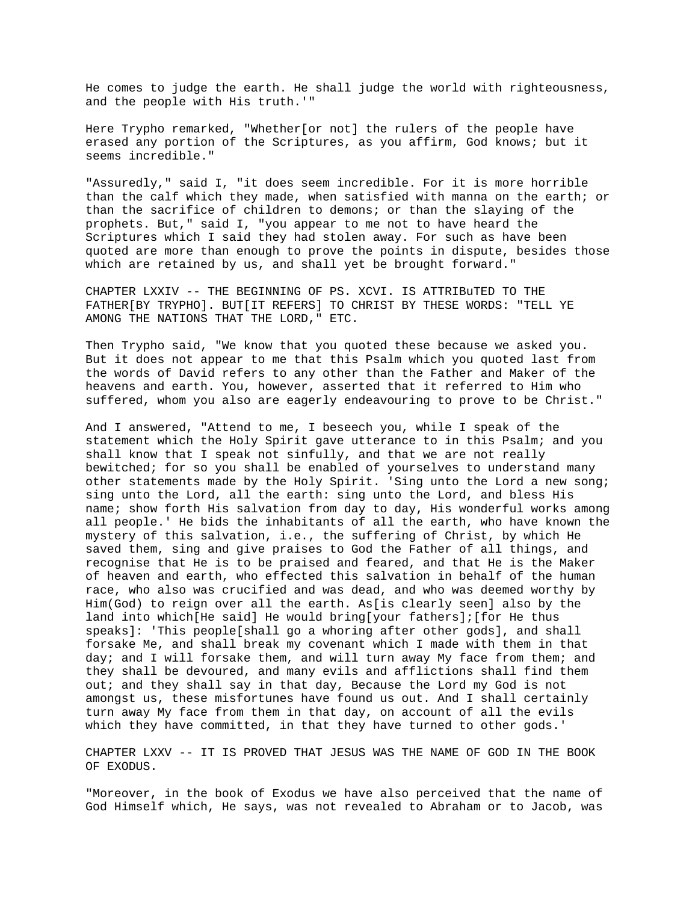He comes to judge the earth. He shall judge the world with righteousness, and the people with His truth.'"

Here Trypho remarked, "Whether[or not] the rulers of the people have erased any portion of the Scriptures, as you affirm, God knows; but it seems incredible."

"Assuredly," said I, "it does seem incredible. For it is more horrible than the calf which they made, when satisfied with manna on the earth; or than the sacrifice of children to demons; or than the slaying of the prophets. But," said I, "you appear to me not to have heard the Scriptures which I said they had stolen away. For such as have been quoted are more than enough to prove the points in dispute, besides those which are retained by us, and shall yet be brought forward."

## CHAPTER LXXIV -- THE BEGINNING OF PS. XCVI. IS ATTRIBuTED TO THE FATHER[BY TRYPHO]. BUT[IT REFERS] TO CHRIST BY THESE WORDS: "TELL YE AMONG THE NATIONS THAT THE LORD," ETC.

Then Trypho said, "We know that you quoted these because we asked you. But it does not appear to me that this Psalm which you quoted last from the words of David refers to any other than the Father and Maker of the heavens and earth. You, however, asserted that it referred to Him who suffered, whom you also are eagerly endeavouring to prove to be Christ."

And I answered, "Attend to me, I beseech you, while I speak of the statement which the Holy Spirit gave utterance to in this Psalm; and you shall know that I speak not sinfully, and that we are not really bewitched; for so you shall be enabled of yourselves to understand many other statements made by the Holy Spirit. 'Sing unto the Lord a new song; sing unto the Lord, all the earth: sing unto the Lord, and bless His name; show forth His salvation from day to day, His wonderful works among all people.' He bids the inhabitants of all the earth, who have known the mystery of this salvation, i.e., the suffering of Christ, by which He saved them, sing and give praises to God the Father of all things, and recognise that He is to be praised and feared, and that He is the Maker of heaven and earth, who effected this salvation in behalf of the human race, who also was crucified and was dead, and who was deemed worthy by Him(God) to reign over all the earth. As[is clearly seen] also by the land into which[He said] He would bring[your fathers];[for He thus speaks]: 'This people[shall go a whoring after other gods], and shall forsake Me, and shall break my covenant which I made with them in that day; and I will forsake them, and will turn away My face from them; and they shall be devoured, and many evils and afflictions shall find them out; and they shall say in that day, Because the Lord my God is not amongst us, these misfortunes have found us out. And I shall certainly turn away My face from them in that day, on account of all the evils which they have committed, in that they have turned to other gods.'

## CHAPTER LXXV -- IT IS PROVED THAT JESUS WAS THE NAME OF GOD IN THE BOOK OF EXODUS.

"Moreover, in the book of Exodus we have also perceived that the name of God Himself which, He says, was not revealed to Abraham or to Jacob, was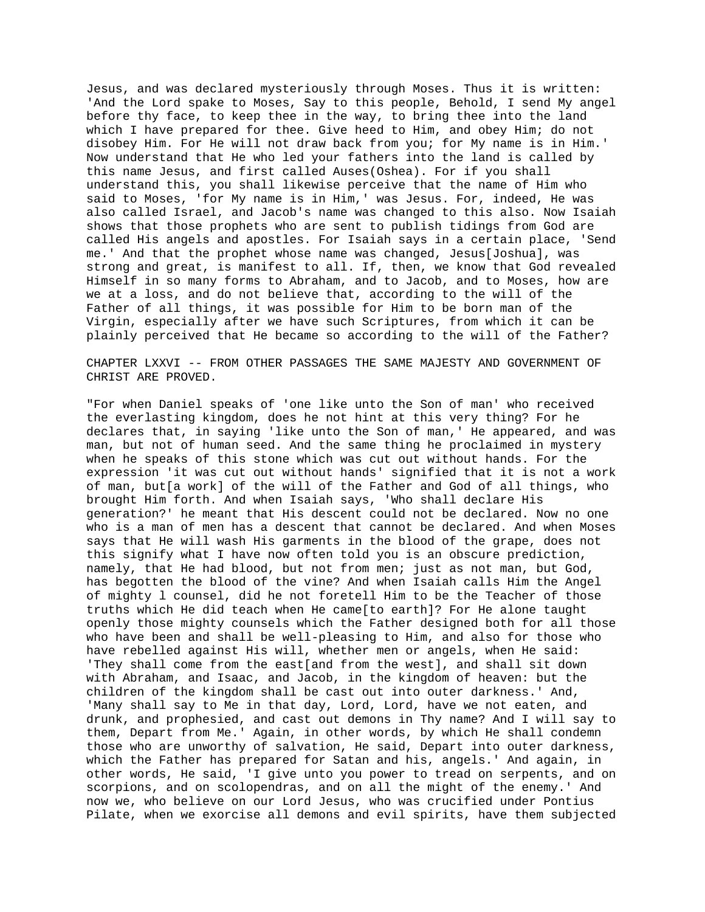Jesus, and was declared mysteriously through Moses. Thus it is written: 'And the Lord spake to Moses, Say to this people, Behold, I send My angel before thy face, to keep thee in the way, to bring thee into the land which I have prepared for thee. Give heed to Him, and obey Him; do not disobey Him. For He will not draw back from you; for My name is in Him.' Now understand that He who led your fathers into the land is called by this name Jesus, and first called Auses(Oshea). For if you shall understand this, you shall likewise perceive that the name of Him who said to Moses, 'for My name is in Him,' was Jesus. For, indeed, He was also called Israel, and Jacob's name was changed to this also. Now Isaiah shows that those prophets who are sent to publish tidings from God are called His angels and apostles. For Isaiah says in a certain place, 'Send me.' And that the prophet whose name was changed, Jesus[Joshua], was strong and great, is manifest to all. If, then, we know that God revealed Himself in so many forms to Abraham, and to Jacob, and to Moses, how are we at a loss, and do not believe that, according to the will of the Father of all things, it was possible for Him to be born man of the Virgin, especially after we have such Scriptures, from which it can be plainly perceived that He became so according to the will of the Father?

## CHAPTER LXXVI -- FROM OTHER PASSAGES THE SAME MAJESTY AND GOVERNMENT OF CHRIST ARE PROVED.

"For when Daniel speaks of 'one like unto the Son of man' who received the everlasting kingdom, does he not hint at this very thing? For he declares that, in saying 'like unto the Son of man,' He appeared, and was man, but not of human seed. And the same thing he proclaimed in mystery when he speaks of this stone which was cut out without hands. For the expression 'it was cut out without hands' signified that it is not a work of man, but[a work] of the will of the Father and God of all things, who brought Him forth. And when Isaiah says, 'Who shall declare His generation?' he meant that His descent could not be declared. Now no one who is a man of men has a descent that cannot be declared. And when Moses says that He will wash His garments in the blood of the grape, does not this signify what I have now often told you is an obscure prediction, namely, that He had blood, but not from men; just as not man, but God, has begotten the blood of the vine? And when Isaiah calls Him the Angel of mighty l counsel, did he not foretell Him to be the Teacher of those truths which He did teach when He came[to earth]? For He alone taught openly those mighty counsels which the Father designed both for all those who have been and shall be well-pleasing to Him, and also for those who have rebelled against His will, whether men or angels, when He said: 'They shall come from the east[and from the west], and shall sit down with Abraham, and Isaac, and Jacob, in the kingdom of heaven: but the children of the kingdom shall be cast out into outer darkness.' And, 'Many shall say to Me in that day, Lord, Lord, have we not eaten, and drunk, and prophesied, and cast out demons in Thy name? And I will say to them, Depart from Me.' Again, in other words, by which He shall condemn those who are unworthy of salvation, He said, Depart into outer darkness, which the Father has prepared for Satan and his, angels.' And again, in other words, He said, 'I give unto you power to tread on serpents, and on scorpions, and on scolopendras, and on all the might of the enemy.' And now we, who believe on our Lord Jesus, who was crucified under Pontius Pilate, when we exorcise all demons and evil spirits, have them subjected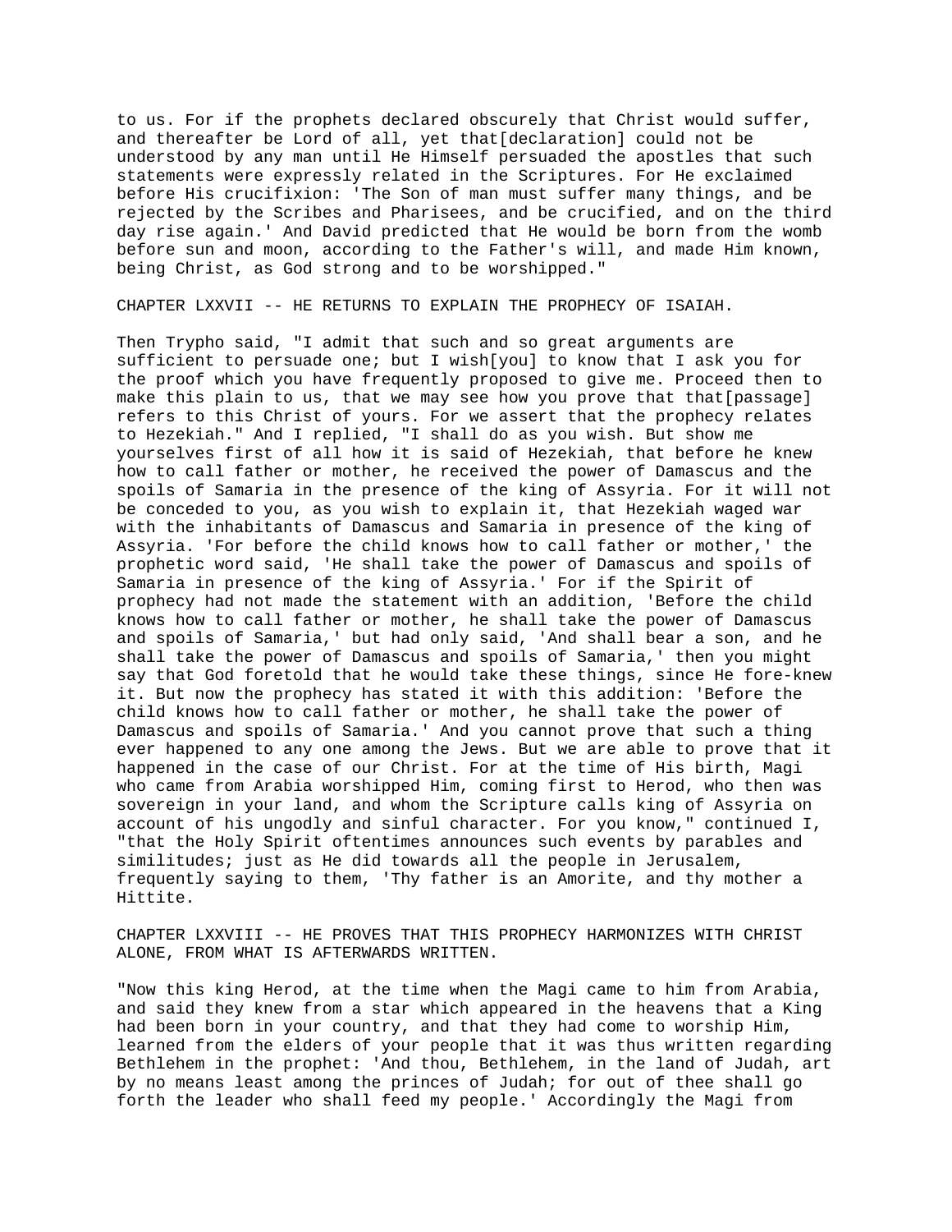to us. For if the prophets declared obscurely that Christ would suffer, and thereafter be Lord of all, yet that[declaration] could not be understood by any man until He Himself persuaded the apostles that such statements were expressly related in the Scriptures. For He exclaimed before His crucifixion: 'The Son of man must suffer many things, and be rejected by the Scribes and Pharisees, and be crucified, and on the third day rise again.' And David predicted that He would be born from the womb before sun and moon, according to the Father's will, and made Him known, being Christ, as God strong and to be worshipped."

## CHAPTER LXXVII -- HE RETURNS TO EXPLAIN THE PROPHECY OF ISAIAH.

Then Trypho said, "I admit that such and so great arguments are sufficient to persuade one; but I wish[you] to know that I ask you for the proof which you have frequently proposed to give me. Proceed then to make this plain to us, that we may see how you prove that that[passage] refers to this Christ of yours. For we assert that the prophecy relates to Hezekiah." And I replied, "I shall do as you wish. But show me yourselves first of all how it is said of Hezekiah, that before he knew how to call father or mother, he received the power of Damascus and the spoils of Samaria in the presence of the king of Assyria. For it will not be conceded to you, as you wish to explain it, that Hezekiah waged war with the inhabitants of Damascus and Samaria in presence of the king of Assyria. 'For before the child knows how to call father or mother,' the prophetic word said, 'He shall take the power of Damascus and spoils of Samaria in presence of the king of Assyria.' For if the Spirit of prophecy had not made the statement with an addition, 'Before the child knows how to call father or mother, he shall take the power of Damascus and spoils of Samaria,' but had only said, 'And shall bear a son, and he shall take the power of Damascus and spoils of Samaria,' then you might say that God foretold that he would take these things, since He fore-knew it. But now the prophecy has stated it with this addition: 'Before the child knows how to call father or mother, he shall take the power of Damascus and spoils of Samaria.' And you cannot prove that such a thing ever happened to any one among the Jews. But we are able to prove that it happened in the case of our Christ. For at the time of His birth, Magi who came from Arabia worshipped Him, coming first to Herod, who then was sovereign in your land, and whom the Scripture calls king of Assyria on account of his ungodly and sinful character. For you know," continued I, "that the Holy Spirit oftentimes announces such events by parables and similitudes; just as He did towards all the people in Jerusalem, frequently saying to them, 'Thy father is an Amorite, and thy mother a Hittite.

## CHAPTER LXXVIII -- HE PROVES THAT THIS PROPHECY HARMONIZES WITH CHRIST ALONE, FROM WHAT IS AFTERWARDS WRITTEN.

"Now this king Herod, at the time when the Magi came to him from Arabia, and said they knew from a star which appeared in the heavens that a King had been born in your country, and that they had come to worship Him, learned from the elders of your people that it was thus written regarding Bethlehem in the prophet: 'And thou, Bethlehem, in the land of Judah, art by no means least among the princes of Judah; for out of thee shall go forth the leader who shall feed my people.' Accordingly the Magi from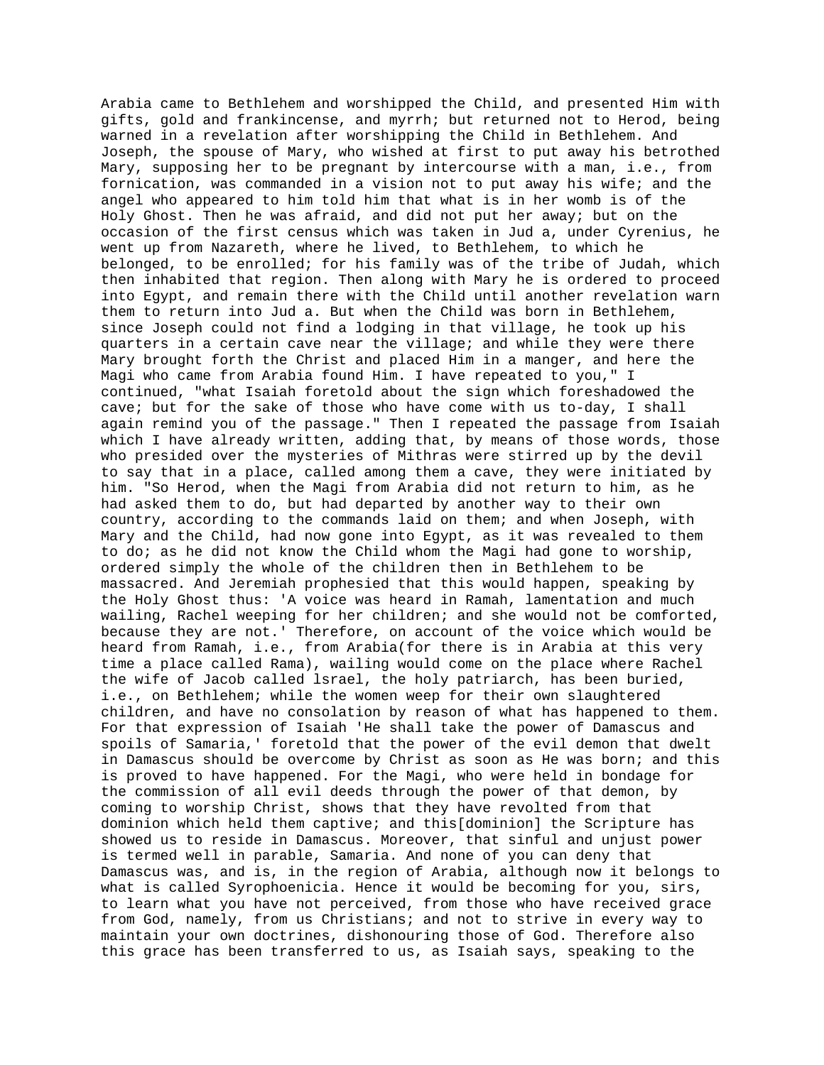Arabia came to Bethlehem and worshipped the Child, and presented Him with gifts, gold and frankincense, and myrrh; but returned not to Herod, being warned in a revelation after worshipping the Child in Bethlehem. And Joseph, the spouse of Mary, who wished at first to put away his betrothed Mary, supposing her to be pregnant by intercourse with a man, i.e., from fornication, was commanded in a vision not to put away his wife; and the angel who appeared to him told him that what is in her womb is of the Holy Ghost. Then he was afraid, and did not put her away; but on the occasion of the first census which was taken in Jud a, under Cyrenius, he went up from Nazareth, where he lived, to Bethlehem, to which he belonged, to be enrolled; for his family was of the tribe of Judah, which then inhabited that region. Then along with Mary he is ordered to proceed into Egypt, and remain there with the Child until another revelation warn them to return into Jud a. But when the Child was born in Bethlehem, since Joseph could not find a lodging in that village, he took up his quarters in a certain cave near the village; and while they were there Mary brought forth the Christ and placed Him in a manger, and here the Magi who came from Arabia found Him. I have repeated to you," I continued, "what Isaiah foretold about the sign which foreshadowed the cave; but for the sake of those who have come with us to-day, I shall again remind you of the passage." Then I repeated the passage from Isaiah which I have already written, adding that, by means of those words, those who presided over the mysteries of Mithras were stirred up by the devil to say that in a place, called among them a cave, they were initiated by him. "So Herod, when the Magi from Arabia did not return to him, as he had asked them to do, but had departed by another way to their own country, according to the commands laid on them; and when Joseph, with Mary and the Child, had now gone into Egypt, as it was revealed to them to do; as he did not know the Child whom the Magi had gone to worship, ordered simply the whole of the children then in Bethlehem to be massacred. And Jeremiah prophesied that this would happen, speaking by the Holy Ghost thus: 'A voice was heard in Ramah, lamentation and much wailing, Rachel weeping for her children; and she would not be comforted, because they are not.' Therefore, on account of the voice which would be heard from Ramah, i.e., from Arabia(for there is in Arabia at this very time a place called Rama), wailing would come on the place where Rachel the wife of Jacob called lsrael, the holy patriarch, has been buried, i.e., on Bethlehem; while the women weep for their own slaughtered children, and have no consolation by reason of what has happened to them. For that expression of Isaiah 'He shall take the power of Damascus and spoils of Samaria,' foretold that the power of the evil demon that dwelt in Damascus should be overcome by Christ as soon as He was born; and this is proved to have happened. For the Magi, who were held in bondage for the commission of all evil deeds through the power of that demon, by coming to worship Christ, shows that they have revolted from that dominion which held them captive; and this[dominion] the Scripture has showed us to reside in Damascus. Moreover, that sinful and unjust power is termed well in parable, Samaria. And none of you can deny that Damascus was, and is, in the region of Arabia, although now it belongs to what is called Syrophoenicia. Hence it would be becoming for you, sirs, to learn what you have not perceived, from those who have received grace from God, namely, from us Christians; and not to strive in every way to maintain your own doctrines, dishonouring those of God. Therefore also this grace has been transferred to us, as Isaiah says, speaking to the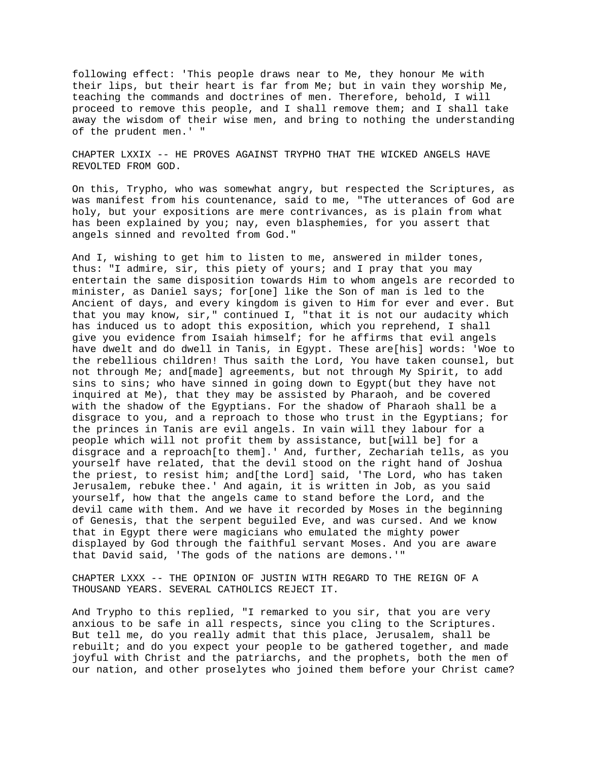following effect: 'This people draws near to Me, they honour Me with their lips, but their heart is far from Me; but in vain they worship Me, teaching the commands and doctrines of men. Therefore, behold, I will proceed to remove this people, and I shall remove them; and I shall take away the wisdom of their wise men, and bring to nothing the understanding of the prudent men.' "

## CHAPTER LXXIX -- HE PROVES AGAINST TRYPHO THAT THE WICKED ANGELS HAVE REVOLTED FROM GOD.

On this, Trypho, who was somewhat angry, but respected the Scriptures, as was manifest from his countenance, said to me, "The utterances of God are holy, but your expositions are mere contrivances, as is plain from what has been explained by you; nay, even blasphemies, for you assert that angels sinned and revolted from God."

And I, wishing to get him to listen to me, answered in milder tones, thus: "I admire, sir, this piety of yours; and I pray that you may entertain the same disposition towards Him to whom angels are recorded to minister, as Daniel says; for[one] like the Son of man is led to the Ancient of days, and every kingdom is given to Him for ever and ever. But that you may know, sir," continued I, "that it is not our audacity which has induced us to adopt this exposition, which you reprehend, I shall give you evidence from Isaiah himself; for he affirms that evil angels have dwelt and do dwell in Tanis, in Egypt. These are[his] words: 'Woe to the rebellious children! Thus saith the Lord, You have taken counsel, but not through Me; and[made] agreements, but not through My Spirit, to add sins to sins; who have sinned in going down to Egypt(but they have not inquired at Me), that they may be assisted by Pharaoh, and be covered with the shadow of the Egyptians. For the shadow of Pharaoh shall be a disgrace to you, and a reproach to those who trust in the Egyptians; for the princes in Tanis are evil angels. In vain will they labour for a people which will not profit them by assistance, but[will be] for a disgrace and a reproach[to them].' And, further, Zechariah tells, as you yourself have related, that the devil stood on the right hand of Joshua the priest, to resist him; and[the Lord] said, 'The Lord, who has taken Jerusalem, rebuke thee.' And again, it is written in Job, as you said yourself, how that the angels came to stand before the Lord, and the devil came with them. And we have it recorded by Moses in the beginning of Genesis, that the serpent beguiled Eve, and was cursed. And we know that in Egypt there were magicians who emulated the mighty power displayed by God through the faithful servant Moses. And you are aware that David said, 'The gods of the nations are demons.'"

## CHAPTER LXXX -- THE OPINION OF JUSTIN WITH REGARD TO THE REIGN OF A THOUSAND YEARS. SEVERAL CATHOLICS REJECT IT.

And Trypho to this replied, "I remarked to you sir, that you are very anxious to be safe in all respects, since you cling to the Scriptures. But tell me, do you really admit that this place, Jerusalem, shall be rebuilt; and do you expect your people to be gathered together, and made joyful with Christ and the patriarchs, and the prophets, both the men of our nation, and other proselytes who joined them before your Christ came?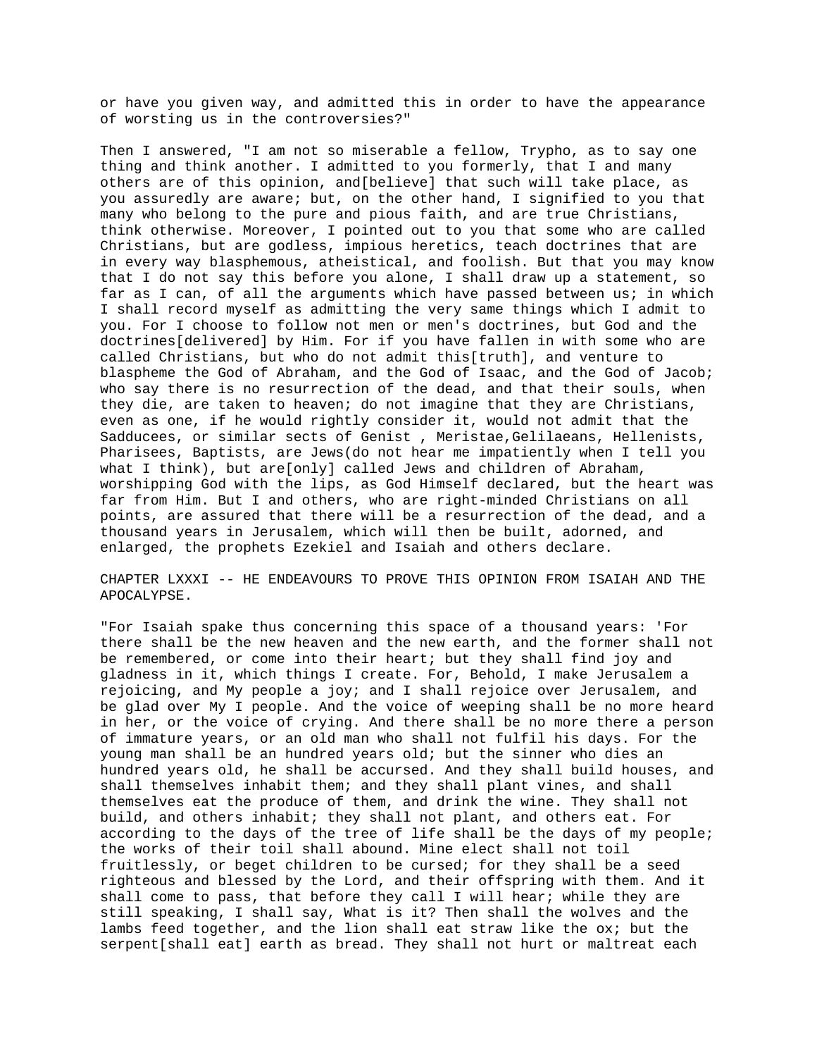or have you given way, and admitted this in order to have the appearance of worsting us in the controversies?"

Then I answered, "I am not so miserable a fellow, Trypho, as to say one thing and think another. I admitted to you formerly, that I and many others are of this opinion, and[believe] that such will take place, as you assuredly are aware; but, on the other hand, I signified to you that many who belong to the pure and pious faith, and are true Christians, think otherwise. Moreover, I pointed out to you that some who are called Christians, but are godless, impious heretics, teach doctrines that are in every way blasphemous, atheistical, and foolish. But that you may know that I do not say this before you alone, I shall draw up a statement, so far as I can, of all the arguments which have passed between us; in which I shall record myself as admitting the very same things which I admit to you. For I choose to follow not men or men's doctrines, but God and the doctrines[delivered] by Him. For if you have fallen in with some who are called Christians, but who do not admit this[truth], and venture to blaspheme the God of Abraham, and the God of Isaac, and the God of Jacob; who say there is no resurrection of the dead, and that their souls, when they die, are taken to heaven; do not imagine that they are Christians, even as one, if he would rightly consider it, would not admit that the Sadducees, or similar sects of Genist , Meristae,Gelilaeans, Hellenists, Pharisees, Baptists, are Jews(do not hear me impatiently when I tell you what I think), but are[only] called Jews and children of Abraham, worshipping God with the lips, as God Himself declared, but the heart was far from Him. But I and others, who are right-minded Christians on all points, are assured that there will be a resurrection of the dead, and a thousand years in Jerusalem, which will then be built, adorned, and enlarged, the prophets Ezekiel and Isaiah and others declare.

## CHAPTER LXXXI -- HE ENDEAVOURS TO PROVE THIS OPINION FROM ISAIAH AND THE APOCALYPSE.

"For Isaiah spake thus concerning this space of a thousand years: 'For there shall be the new heaven and the new earth, and the former shall not be remembered, or come into their heart; but they shall find joy and gladness in it, which things I create. For, Behold, I make Jerusalem a rejoicing, and My people a joy; and I shall rejoice over Jerusalem, and be glad over My I people. And the voice of weeping shall be no more heard in her, or the voice of crying. And there shall be no more there a person of immature years, or an old man who shall not fulfil his days. For the young man shall be an hundred years old; but the sinner who dies an hundred years old, he shall be accursed. And they shall build houses, and shall themselves inhabit them; and they shall plant vines, and shall themselves eat the produce of them, and drink the wine. They shall not build, and others inhabit; they shall not plant, and others eat. For according to the days of the tree of life shall be the days of my people; the works of their toil shall abound. Mine elect shall not toil fruitlessly, or beget children to be cursed; for they shall be a seed righteous and blessed by the Lord, and their offspring with them. And it shall come to pass, that before they call I will hear; while they are still speaking, I shall say, What is it? Then shall the wolves and the lambs feed together, and the lion shall eat straw like the ox; but the serpent[shall eat] earth as bread. They shall not hurt or maltreat each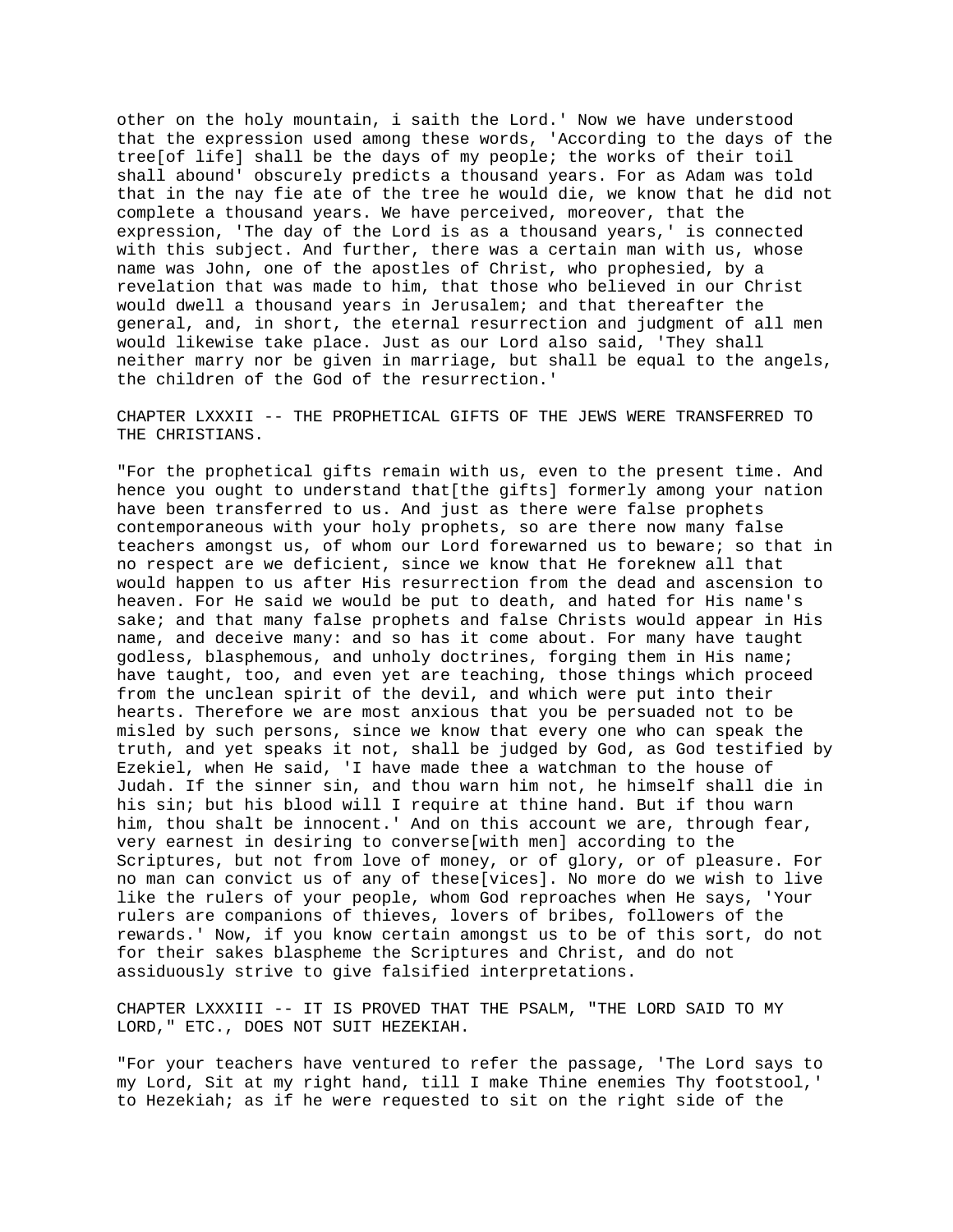other on the holy mountain, i saith the Lord.' Now we have understood that the expression used among these words, 'According to the days of the tree[of life] shall be the days of my people; the works of their toil shall abound' obscurely predicts a thousand years. For as Adam was told that in the nay fie ate of the tree he would die, we know that he did not complete a thousand years. We have perceived, moreover, that the expression, 'The day of the Lord is as a thousand years,' is connected with this subject. And further, there was a certain man with us, whose name was John, one of the apostles of Christ, who prophesied, by a revelation that was made to him, that those who believed in our Christ would dwell a thousand years in Jerusalem; and that thereafter the general, and, in short, the eternal resurrection and judgment of all men would likewise take place. Just as our Lord also said, 'They shall neither marry nor be given in marriage, but shall be equal to the angels, the children of the God of the resurrection.'

## CHAPTER LXXXII -- THE PROPHETICAL GIFTS OF THE JEWS WERE TRANSFERRED TO THE CHRISTIANS.

"For the prophetical gifts remain with us, even to the present time. And hence you ought to understand that[the gifts] formerly among your nation have been transferred to us. And just as there were false prophets contemporaneous with your holy prophets, so are there now many false teachers amongst us, of whom our Lord forewarned us to beware; so that in no respect are we deficient, since we know that He foreknew all that would happen to us after His resurrection from the dead and ascension to heaven. For He said we would be put to death, and hated for His name's sake; and that many false prophets and false Christs would appear in His name, and deceive many: and so has it come about. For many have taught godless, blasphemous, and unholy doctrines, forging them in His name; have taught, too, and even yet are teaching, those things which proceed from the unclean spirit of the devil, and which were put into their hearts. Therefore we are most anxious that you be persuaded not to be misled by such persons, since we know that every one who can speak the truth, and yet speaks it not, shall be judged by God, as God testified by Ezekiel, when He said, 'I have made thee a watchman to the house of Judah. If the sinner sin, and thou warn him not, he himself shall die in his sin; but his blood will I require at thine hand. But if thou warn him, thou shalt be innocent.' And on this account we are, through fear, very earnest in desiring to converse[with men] according to the Scriptures, but not from love of money, or of glory, or of pleasure. For no man can convict us of any of these[vices]. No more do we wish to live like the rulers of your people, whom God reproaches when He says, 'Your rulers are companions of thieves, lovers of bribes, followers of the rewards.' Now, if you know certain amongst us to be of this sort, do not for their sakes blaspheme the Scriptures and Christ, and do not assiduously strive to give falsified interpretations.

## CHAPTER LXXXIII -- IT IS PROVED THAT THE PSALM, "THE LORD SAID TO MY LORD," ETC., DOES NOT SUIT HEZEKIAH.

"For your teachers have ventured to refer the passage, 'The Lord says to my Lord, Sit at my right hand, till I make Thine enemies Thy footstool,' to Hezekiah; as if he were requested to sit on the right side of the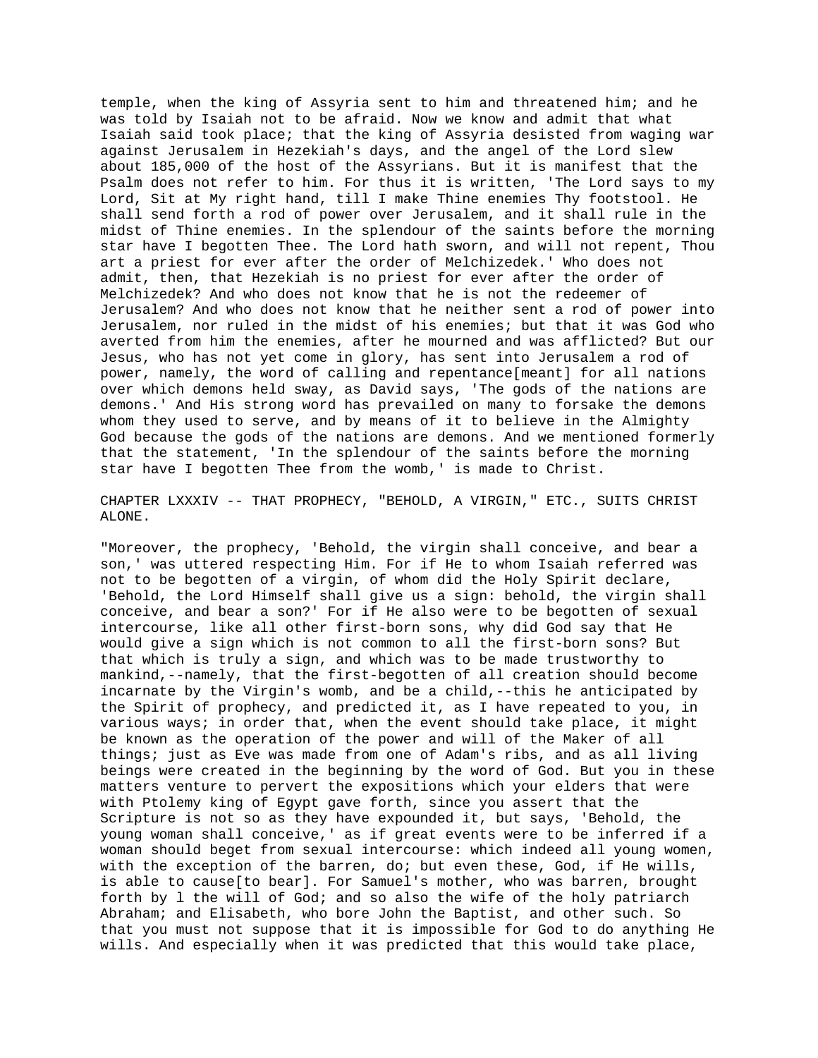temple, when the king of Assyria sent to him and threatened him; and he was told by Isaiah not to be afraid. Now we know and admit that what Isaiah said took place; that the king of Assyria desisted from waging war against Jerusalem in Hezekiah's days, and the angel of the Lord slew about 185,000 of the host of the Assyrians. But it is manifest that the Psalm does not refer to him. For thus it is written, 'The Lord says to my Lord, Sit at My right hand, till I make Thine enemies Thy footstool. He shall send forth a rod of power over Jerusalem, and it shall rule in the midst of Thine enemies. In the splendour of the saints before the morning star have I begotten Thee. The Lord hath sworn, and will not repent, Thou art a priest for ever after the order of Melchizedek.' Who does not admit, then, that Hezekiah is no priest for ever after the order of Melchizedek? And who does not know that he is not the redeemer of Jerusalem? And who does not know that he neither sent a rod of power into Jerusalem, nor ruled in the midst of his enemies; but that it was God who averted from him the enemies, after he mourned and was afflicted? But our Jesus, who has not yet come in glory, has sent into Jerusalem a rod of power, namely, the word of calling and repentance[meant] for all nations over which demons held sway, as David says, 'The gods of the nations are demons.' And His strong word has prevailed on many to forsake the demons whom they used to serve, and by means of it to believe in the Almighty God because the gods of the nations are demons. And we mentioned formerly that the statement, 'In the splendour of the saints before the morning star have I begotten Thee from the womb,' is made to Christ.

## CHAPTER LXXXIV -- THAT PROPHECY, "BEHOLD, A VIRGIN," ETC., SUITS CHRIST ALONE.

"Moreover, the prophecy, 'Behold, the virgin shall conceive, and bear a son,' was uttered respecting Him. For if He to whom Isaiah referred was not to be begotten of a virgin, of whom did the Holy Spirit declare, 'Behold, the Lord Himself shall give us a sign: behold, the virgin shall conceive, and bear a son?' For if He also were to be begotten of sexual intercourse, like all other first-born sons, why did God say that He would give a sign which is not common to all the first-born sons? But that which is truly a sign, and which was to be made trustworthy to mankind,--namely, that the first-begotten of all creation should become incarnate by the Virgin's womb, and be a child,--this he anticipated by the Spirit of prophecy, and predicted it, as I have repeated to you, in various ways; in order that, when the event should take place, it might be known as the operation of the power and will of the Maker of all things; just as Eve was made from one of Adam's ribs, and as all living beings were created in the beginning by the word of God. But you in these matters venture to pervert the expositions which your elders that were with Ptolemy king of Egypt gave forth, since you assert that the Scripture is not so as they have expounded it, but says, 'Behold, the young woman shall conceive,' as if great events were to be inferred if a woman should beget from sexual intercourse: which indeed all young women, with the exception of the barren, do; but even these, God, if He wills, is able to cause[to bear]. For Samuel's mother, who was barren, brought forth by l the will of God; and so also the wife of the holy patriarch Abraham; and Elisabeth, who bore John the Baptist, and other such. So that you must not suppose that it is impossible for God to do anything He wills. And especially when it was predicted that this would take place,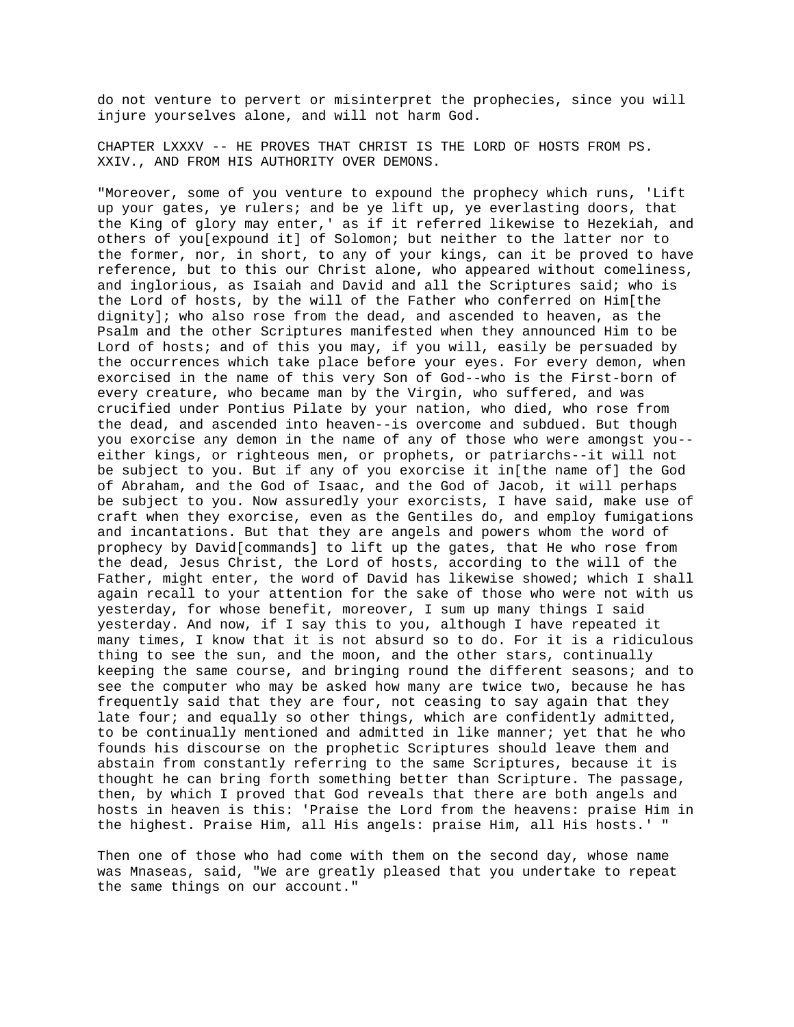do not venture to pervert or misinterpret the prophecies, since you will injure yourselves alone, and will not harm God.

## CHAPTER LXXXV -- HE PROVES THAT CHRIST IS THE LORD OF HOSTS FROM PS. XXIV., AND FROM HIS AUTHORITY OVER DEMONS.

"Moreover, some of you venture to expound the prophecy which runs, 'Lift up your gates, ye rulers; and be ye lift up, ye everlasting doors, that the King of glory may enter,' as if it referred likewise to Hezekiah, and others of you[expound it] of Solomon; but neither to the latter nor to the former, nor, in short, to any of your kings, can it be proved to have reference, but to this our Christ alone, who appeared without comeliness, and inglorious, as Isaiah and David and all the Scriptures said; who is the Lord of hosts, by the will of the Father who conferred on Him[the dignity]; who also rose from the dead, and ascended to heaven, as the Psalm and the other Scriptures manifested when they announced Him to be Lord of hosts; and of this you may, if you will, easily be persuaded by the occurrences which take place before your eyes. For every demon, when exorcised in the name of this very Son of God--who is the First-born of every creature, who became man by the Virgin, who suffered, and was crucified under Pontius Pilate by your nation, who died, who rose from the dead, and ascended into heaven--is overcome and subdued. But though you exorcise any demon in the name of any of those who were amongst you--either kings, or righteous men, or prophets, or patriarchs--it will not be subject to you. But if any of you exorcise it in[the name of] the God of Abraham, and the God of Isaac, and the God of Jacob, it will perhaps be subject to you. Now assuredly your exorcists, I have said, make use of craft when they exorcise, even as the Gentiles do, and employ fumigations and incantations. But that they are angels and powers whom the word of prophecy by David[commands] to lift up the gates, that He who rose from the dead, Jesus Christ, the Lord of hosts, according to the will of the Father, might enter, the word of David has likewise showed; which I shall again recall to your attention for the sake of those who were not with us yesterday, for whose benefit, moreover, I sum up many things I said yesterday. And now, if I say this to you, although I have repeated it many times, I know that it is not absurd so to do. For it is a ridiculous thing to see the sun, and the moon, and the other stars, continually keeping the same course, and bringing round the different seasons; and to see the computer who may be asked how many are twice two, because he has frequently said that they are four, not ceasing to say again that they late four; and equally so other things, which are confidently admitted, to be continually mentioned and admitted in like manner; yet that he who founds his discourse on the prophetic Scriptures should leave them and abstain from constantly referring to the same Scriptures, because it is thought he can bring forth something better than Scripture. The passage, then, by which I proved that God reveals that there are both angels and hosts in heaven is this: 'Praise the Lord from the heavens: praise Him in the highest. Praise Him, all His angels: praise Him, all His hosts.' "

Then one of those who had come with them on the second day, whose name was Mnaseas, said, "We are greatly pleased that you undertake to repeat the same things on our account."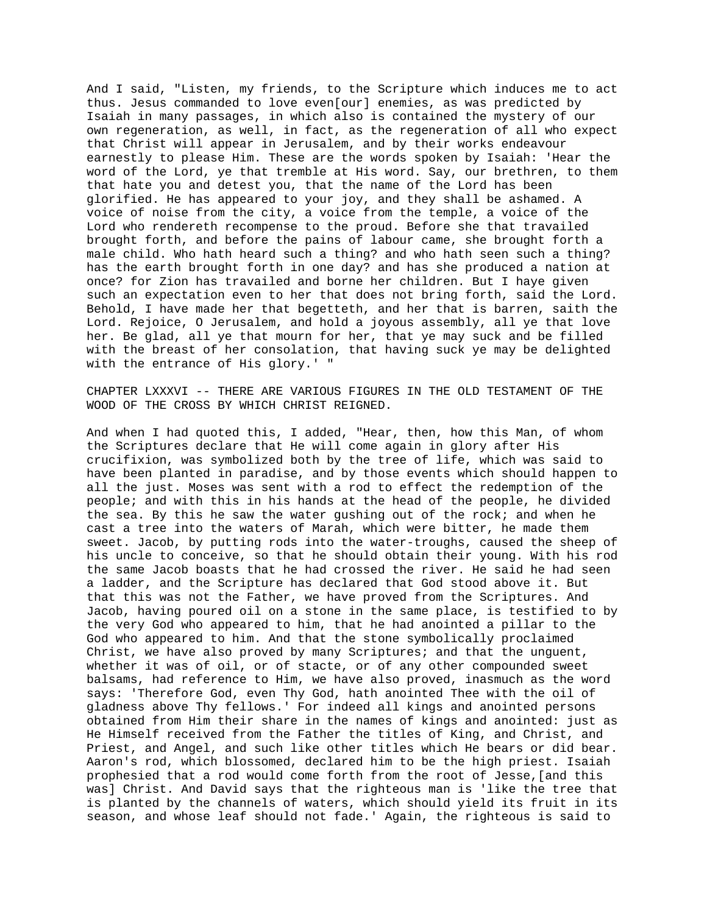And I said, "Listen, my friends, to the Scripture which induces me to act thus. Jesus commanded to love even[our] enemies, as was predicted by Isaiah in many passages, in which also is contained the mystery of our own regeneration, as well, in fact, as the regeneration of all who expect that Christ will appear in Jerusalem, and by their works endeavour earnestly to please Him. These are the words spoken by Isaiah: 'Hear the word of the Lord, ye that tremble at His word. Say, our brethren, to them that hate you and detest you, that the name of the Lord has been glorified. He has appeared to your joy, and they shall be ashamed. A voice of noise from the city, a voice from the temple, a voice of the Lord who rendereth recompense to the proud. Before she that travailed brought forth, and before the pains of labour came, she brought forth a male child. Who hath heard such a thing? and who hath seen such a thing? has the earth brought forth in one day? and has she produced a nation at once? for Zion has travailed and borne her children. But I haye given such an expectation even to her that does not bring forth, said the Lord. Behold, I have made her that begetteth, and her that is barren, saith the Lord. Rejoice, O Jerusalem, and hold a joyous assembly, all ye that love her. Be glad, all ye that mourn for her, that ye may suck and be filled with the breast of her consolation, that having suck ye may be delighted with the entrance of His glory.' "

## CHAPTER LXXXVI -- THERE ARE VARIOUS FIGURES IN THE OLD TESTAMENT OF THE WOOD OF THE CROSS BY WHICH CHRIST REIGNED.

And when I had quoted this, I added, "Hear, then, how this Man, of whom the Scriptures declare that He will come again in glory after His crucifixion, was symbolized both by the tree of life, which was said to have been planted in paradise, and by those events which should happen to all the just. Moses was sent with a rod to effect the redemption of the people; and with this in his hands at the head of the people, he divided the sea. By this he saw the water gushing out of the rock; and when he cast a tree into the waters of Marah, which were bitter, he made them sweet. Jacob, by putting rods into the water-troughs, caused the sheep of his uncle to conceive, so that he should obtain their young. With his rod the same Jacob boasts that he had crossed the river. He said he had seen a ladder, and the Scripture has declared that God stood above it. But that this was not the Father, we have proved from the Scriptures. And Jacob, having poured oil on a stone in the same place, is testified to by the very God who appeared to him, that he had anointed a pillar to the God who appeared to him. And that the stone symbolically proclaimed Christ, we have also proved by many Scriptures; and that the unguent, whether it was of oil, or of stacte, or of any other compounded sweet balsams, had reference to Him, we have also proved, inasmuch as the word says: 'Therefore God, even Thy God, hath anointed Thee with the oil of gladness above Thy fellows.' For indeed all kings and anointed persons obtained from Him their share in the names of kings and anointed: just as He Himself received from the Father the titles of King, and Christ, and Priest, and Angel, and such like other titles which He bears or did bear. Aaron's rod, which blossomed, declared him to be the high priest. Isaiah prophesied that a rod would come forth from the root of Jesse,[and this was] Christ. And David says that the righteous man is 'like the tree that is planted by the channels of waters, which should yield its fruit in its season, and whose leaf should not fade.' Again, the righteous is said to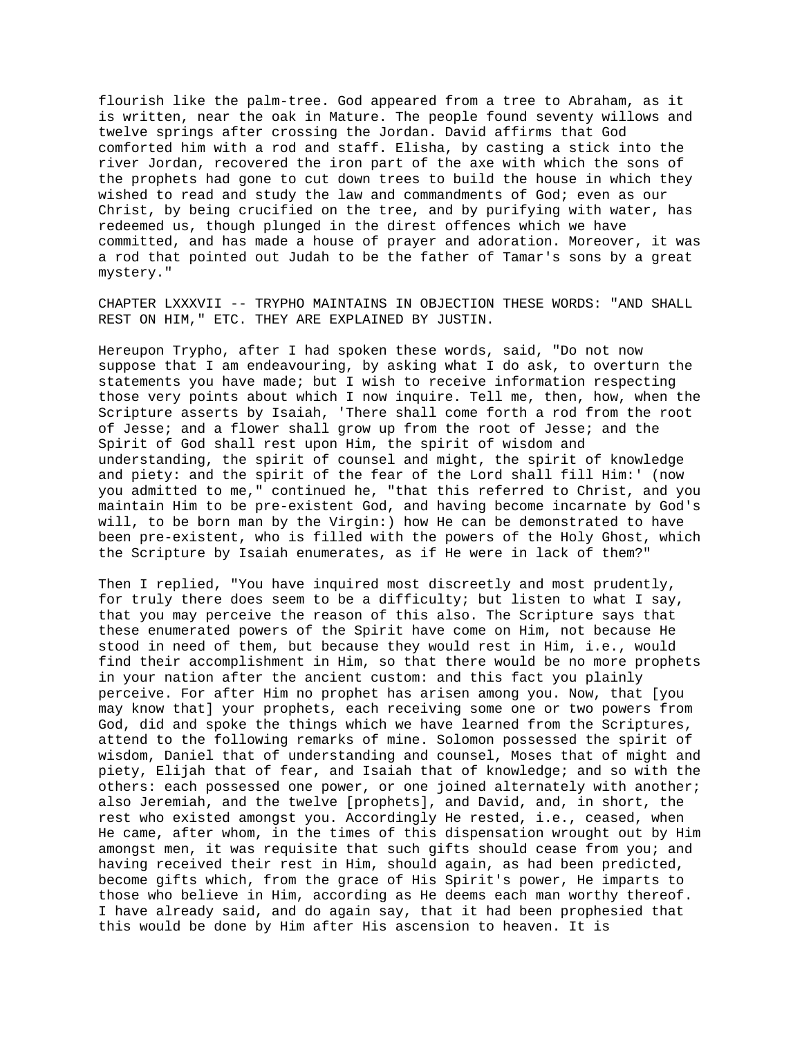flourish like the palm-tree. God appeared from a tree to Abraham, as it is written, near the oak in Mature. The people found seventy willows and twelve springs after crossing the Jordan. David affirms that God comforted him with a rod and staff. Elisha, by casting a stick into the river Jordan, recovered the iron part of the axe with which the sons of the prophets had gone to cut down trees to build the house in which they wished to read and study the law and commandments of God; even as our Christ, by being crucified on the tree, and by purifying with water, has redeemed us, though plunged in the direst offences which we have committed, and has made a house of prayer and adoration. Moreover, it was a rod that pointed out Judah to be the father of Tamar's sons by a great mystery."

## CHAPTER LXXXVII -- TRYPHO MAINTAINS IN OBJECTION THESE WORDS: "AND SHALL REST ON HIM," ETC. THEY ARE EXPLAINED BY JUSTIN.

Hereupon Trypho, after I had spoken these words, said, "Do not now suppose that I am endeavouring, by asking what I do ask, to overturn the statements you have made; but I wish to receive information respecting those very points about which I now inquire. Tell me, then, how, when the Scripture asserts by Isaiah, 'There shall come forth a rod from the root of Jesse; and a flower shall grow up from the root of Jesse; and the Spirit of God shall rest upon Him, the spirit of wisdom and understanding, the spirit of counsel and might, the spirit of knowledge and piety: and the spirit of the fear of the Lord shall fill Him:' (now you admitted to me," continued he, "that this referred to Christ, and you maintain Him to be pre-existent God, and having become incarnate by God's will, to be born man by the Virgin:) how He can be demonstrated to have been pre-existent, who is filled with the powers of the Holy Ghost, which the Scripture by Isaiah enumerates, as if He were in lack of them?"

Then I replied, "You have inquired most discreetly and most prudently, for truly there does seem to be a difficulty; but listen to what I say, that you may perceive the reason of this also. The Scripture says that these enumerated powers of the Spirit have come on Him, not because He stood in need of them, but because they would rest in Him, i.e., would find their accomplishment in Him, so that there would be no more prophets in your nation after the ancient custom: and this fact you plainly perceive. For after Him no prophet has arisen among you. Now, that [you may know that] your prophets, each receiving some one or two powers from God, did and spoke the things which we have learned from the Scriptures, attend to the following remarks of mine. Solomon possessed the spirit of wisdom, Daniel that of understanding and counsel, Moses that of might and piety, Elijah that of fear, and Isaiah that of knowledge; and so with the others: each possessed one power, or one joined alternately with another; also Jeremiah, and the twelve [prophets], and David, and, in short, the rest who existed amongst you. Accordingly He rested, i.e., ceased, when He came, after whom, in the times of this dispensation wrought out by Him amongst men, it was requisite that such gifts should cease from you; and having received their rest in Him, should again, as had been predicted, become gifts which, from the grace of His Spirit's power, He imparts to those who believe in Him, according as He deems each man worthy thereof. I have already said, and do again say, that it had been prophesied that this would be done by Him after His ascension to heaven. It is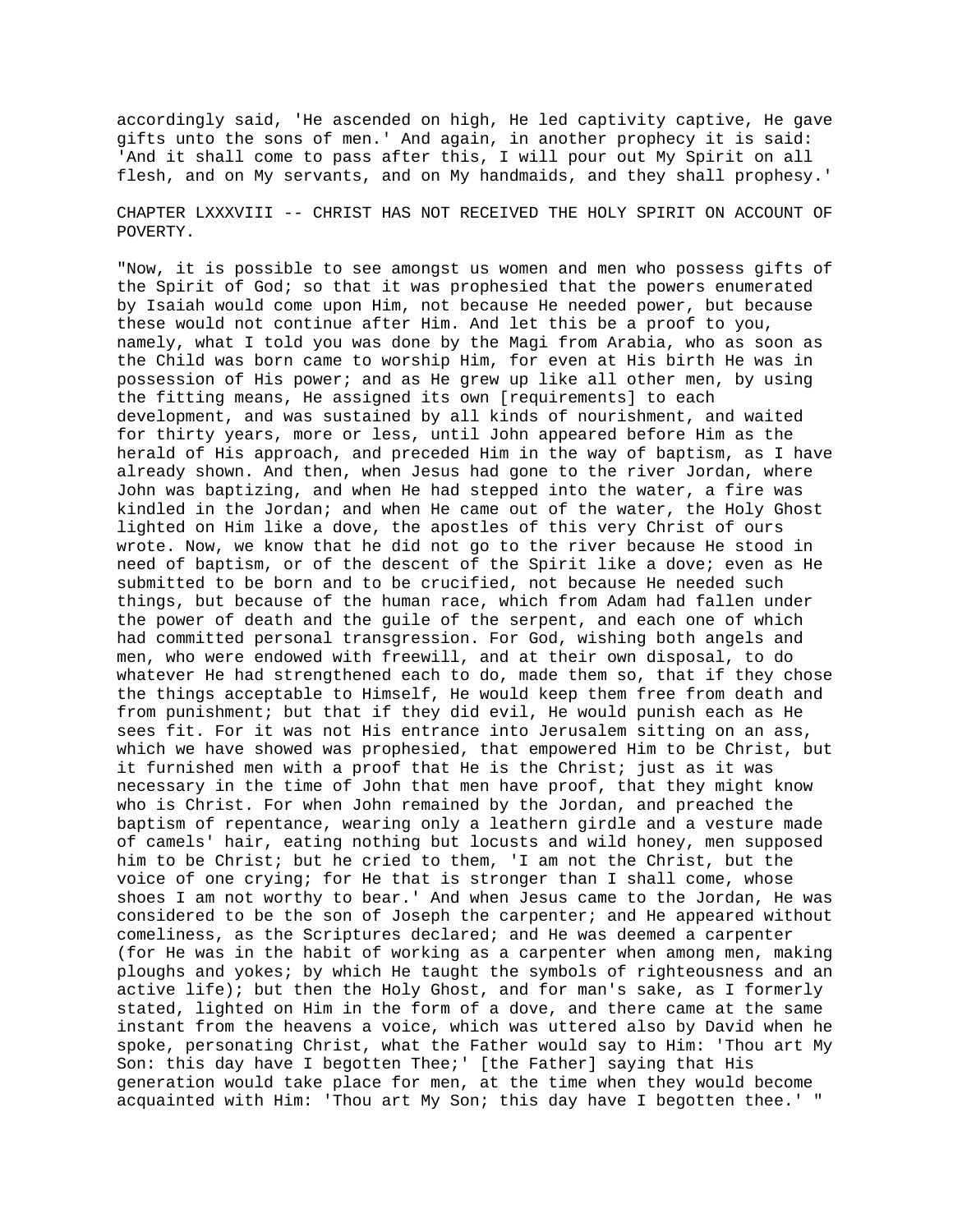accordingly said, 'He ascended on high, He led captivity captive, He gave gifts unto the sons of men.' And again, in another prophecy it is said: 'And it shall come to pass after this, I will pour out My Spirit on all flesh, and on My servants, and on My handmaids, and they shall prophesy.'

## CHAPTER LXXXVIII -- CHRIST HAS NOT RECEIVED THE HOLY SPIRIT ON ACCOUNT OF POVERTY.

"Now, it is possible to see amongst us women and men who possess gifts of the Spirit of God; so that it was prophesied that the powers enumerated by Isaiah would come upon Him, not because He needed power, but because these would not continue after Him. And let this be a proof to you, namely, what I told you was done by the Magi from Arabia, who as soon as the Child was born came to worship Him, for even at His birth He was in possession of His power; and as He grew up like all other men, by using the fitting means, He assigned its own [requirements] to each development, and was sustained by all kinds of nourishment, and waited for thirty years, more or less, until John appeared before Him as the herald of His approach, and preceded Him in the way of baptism, as I have already shown. And then, when Jesus had gone to the river Jordan, where John was baptizing, and when He had stepped into the water, a fire was kindled in the Jordan; and when He came out of the water, the Holy Ghost lighted on Him like a dove, the apostles of this very Christ of ours wrote. Now, we know that he did not go to the river because He stood in need of baptism, or of the descent of the Spirit like a dove; even as He submitted to be born and to be crucified, not because He needed such things, but because of the human race, which from Adam had fallen under the power of death and the guile of the serpent, and each one of which had committed personal transgression. For God, wishing both angels and men, who were endowed with freewill, and at their own disposal, to do whatever He had strengthened each to do, made them so, that if they chose the things acceptable to Himself, He would keep them free from death and from punishment; but that if they did evil, He would punish each as He sees fit. For it was not His entrance into Jerusalem sitting on an ass, which we have showed was prophesied, that empowered Him to be Christ, but it furnished men with a proof that He is the Christ; just as it was necessary in the time of John that men have proof, that they might know who is Christ. For when John remained by the Jordan, and preached the baptism of repentance, wearing only a leathern girdle and a vesture made of camels' hair, eating nothing but locusts and wild honey, men supposed him to be Christ; but he cried to them, 'I am not the Christ, but the voice of one crying; for He that is stronger than I shall come, whose shoes I am not worthy to bear.' And when Jesus came to the Jordan, He was considered to be the son of Joseph the carpenter; and He appeared without comeliness, as the Scriptures declared; and He was deemed a carpenter (for He was in the habit of working as a carpenter when among men, making ploughs and yokes; by which He taught the symbols of righteousness and an active life); but then the Holy Ghost, and for man's sake, as I formerly stated, lighted on Him in the form of a dove, and there came at the same instant from the heavens a voice, which was uttered also by David when he spoke, personating Christ, what the Father would say to Him: 'Thou art My Son: this day have I begotten Thee;' [the Father] saying that His generation would take place for men, at the time when they would become acquainted with Him: 'Thou art My Son; this day have I begotten thee.' "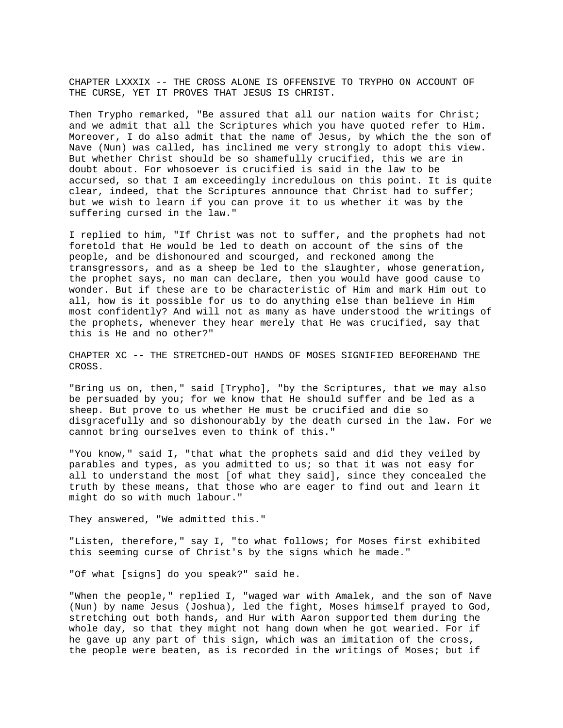## CHAPTER LXXXIX -- THE CROSS ALONE IS OFFENSIVE TO TRYPHO ON ACCOUNT OF THE CURSE, YET IT PROVES THAT JESUS IS CHRIST.

Then Trypho remarked, "Be assured that all our nation waits for Christ; and we admit that all the Scriptures which you have quoted refer to Him. Moreover, I do also admit that the name of Jesus, by which the the son of Nave (Nun) was called, has inclined me very strongly to adopt this view. But whether Christ should be so shamefully crucified, this we are in doubt about. For whosoever is crucified is said in the law to be accursed, so that I am exceedingly incredulous on this point. It is quite clear, indeed, that the Scriptures announce that Christ had to suffer; but we wish to learn if you can prove it to us whether it was by the suffering cursed in the law."

I replied to him, "If Christ was not to suffer, and the prophets had not foretold that He would be led to death on account of the sins of the people, and be dishonoured and scourged, and reckoned among the transgressors, and as a sheep be led to the slaughter, whose generation, the prophet says, no man can declare, then you would have good cause to wonder. But if these are to be characteristic of Him and mark Him out to all, how is it possible for us to do anything else than believe in Him most confidently? And will not as many as have understood the writings of the prophets, whenever they hear merely that He was crucified, say that this is He and no other?"

## CHAPTER XC -- THE STRETCHED-OUT HANDS OF MOSES SIGNIFIED BEFOREHAND THE CROSS.

"Bring us on, then," said [Trypho], "by the Scriptures, that we may also be persuaded by you; for we know that He should suffer and be led as a sheep. But prove to us whether He must be crucified and die so disgracefully and so dishonourably by the death cursed in the law. For we cannot bring ourselves even to think of this."

"You know," said I, "that what the prophets said and did they veiled by parables and types, as you admitted to us; so that it was not easy for all to understand the most [of what they said], since they concealed the truth by these means, that those who are eager to find out and learn it might do so with much labour."

They answered, "We admitted this."

"Listen, therefore," say I, "to what follows; for Moses first exhibited this seeming curse of Christ's by the signs which he made."

"Of what [signs] do you speak?" said he.

"When the people," replied I, "waged war with Amalek, and the son of Nave (Nun) by name Jesus (Joshua), led the fight, Moses himself prayed to God, stretching out both hands, and Hur with Aaron supported them during the whole day, so that they might not hang down when he got wearied. For if he gave up any part of this sign, which was an imitation of the cross, the people were beaten, as is recorded in the writings of Moses; but if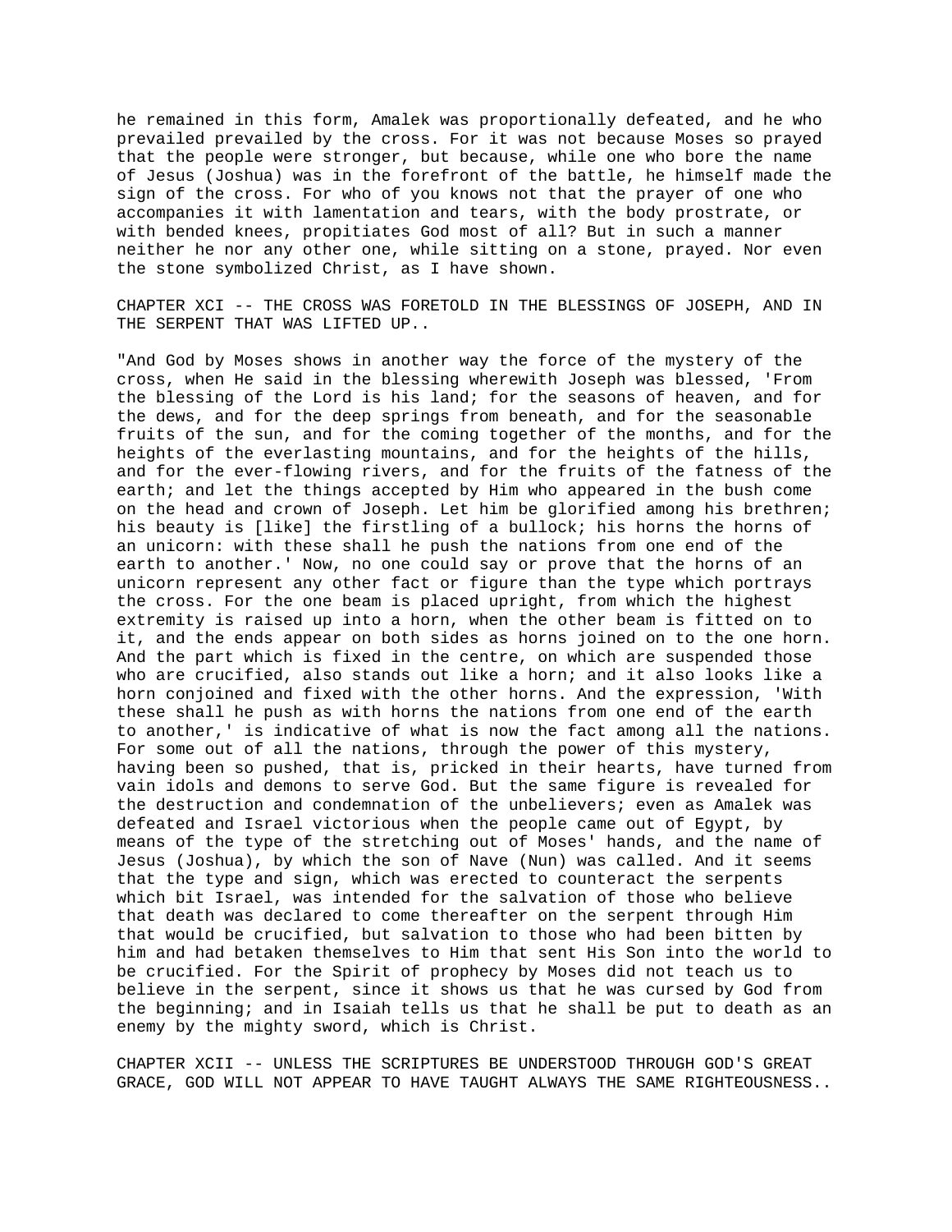he remained in this form, Amalek was proportionally defeated, and he who prevailed prevailed by the cross. For it was not because Moses so prayed that the people were stronger, but because, while one who bore the name of Jesus (Joshua) was in the forefront of the battle, he himself made the sign of the cross. For who of you knows not that the prayer of one who accompanies it with lamentation and tears, with the body prostrate, or with bended knees, propitiates God most of all? But in such a manner neither he nor any other one, while sitting on a stone, prayed. Nor even the stone symbolized Christ, as I have shown.

## CHAPTER XCI -- THE CROSS WAS FORETOLD IN THE BLESSINGS OF JOSEPH, AND IN THE SERPENT THAT WAS LIFTED UP..

"And God by Moses shows in another way the force of the mystery of the cross, when He said in the blessing wherewith Joseph was blessed, 'From the blessing of the Lord is his land; for the seasons of heaven, and for the dews, and for the deep springs from beneath, and for the seasonable fruits of the sun, and for the coming together of the months, and for the heights of the everlasting mountains, and for the heights of the hills, and for the ever-flowing rivers, and for the fruits of the fatness of the earth; and let the things accepted by Him who appeared in the bush come on the head and crown of Joseph. Let him be glorified among his brethren; his beauty is [like] the firstling of a bullock; his horns the horns of an unicorn: with these shall he push the nations from one end of the earth to another.' Now, no one could say or prove that the horns of an unicorn represent any other fact or figure than the type which portrays the cross. For the one beam is placed upright, from which the highest extremity is raised up into a horn, when the other beam is fitted on to it, and the ends appear on both sides as horns joined on to the one horn. And the part which is fixed in the centre, on which are suspended those who are crucified, also stands out like a horn; and it also looks like a horn conjoined and fixed with the other horns. And the expression, 'With these shall he push as with horns the nations from one end of the earth to another,' is indicative of what is now the fact among all the nations. For some out of all the nations, through the power of this mystery, having been so pushed, that is, pricked in their hearts, have turned from vain idols and demons to serve God. But the same figure is revealed for the destruction and condemnation of the unbelievers; even as Amalek was defeated and Israel victorious when the people came out of Egypt, by means of the type of the stretching out of Moses' hands, and the name of Jesus (Joshua), by which the son of Nave (Nun) was called. And it seems that the type and sign, which was erected to counteract the serpents which bit Israel, was intended for the salvation of those who believe that death was declared to come thereafter on the serpent through Him that would be crucified, but salvation to those who had been bitten by him and had betaken themselves to Him that sent His Son into the world to be crucified. For the Spirit of prophecy by Moses did not teach us to believe in the serpent, since it shows us that he was cursed by God from the beginning; and in Isaiah tells us that he shall be put to death as an enemy by the mighty sword, which is Christ.

## CHAPTER XCII -- UNLESS THE SCRIPTURES BE UNDERSTOOD THROUGH GOD'S GREAT GRACE, GOD WILL NOT APPEAR TO HAVE TAUGHT ALWAYS THE SAME RIGHTEOUSNESS..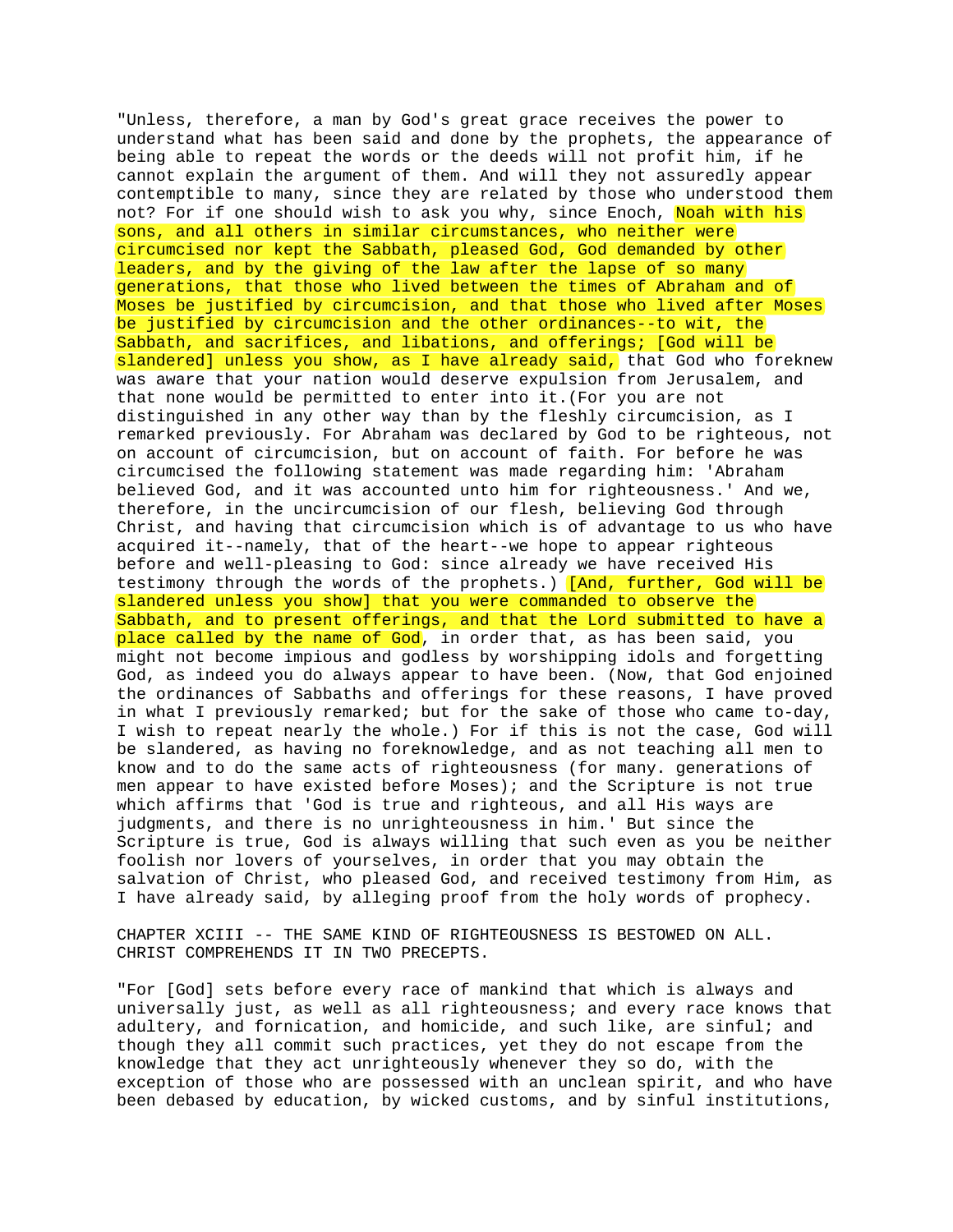"Unless, therefore, a man by God's great grace receives the power to understand what has been said and done by the prophets, the appearance of being able to repeat the words or the deeds will not profit him, if he cannot explain the argument of them. And will they not assuredly appear contemptible to many, since they are related by those who understood them not? For if one should wish to ask you why, since Enoch, Noah with his sons, and all others in similar circumstances, who neither were circumcised nor kept the Sabbath, pleased God, God demanded by other leaders, and by the giving of the law after the lapse of so many generations, that those who lived between the times of Abraham and of Moses be justified by circumcision, and that those who lived after Moses be justified by circumcision and the other ordinances--to wit, the Sabbath, and sacrifices, and libations, and offerings; [God will be slandered] unless you show, as I have already said, that God who foreknew was aware that your nation would deserve expulsion from Jerusalem, and that none would be permitted to enter into it.(For you are not distinguished in any other way than by the fleshly circumcision, as I remarked previously. For Abraham was declared by God to be righteous, not on account of circumcision, but on account of faith. For before he was circumcised the following statement was made regarding him: 'Abraham believed God, and it was accounted unto him for righteousness.' And we, therefore, in the uncircumcision of our flesh, believing God through Christ, and having that circumcision which is of advantage to us who have acquired it--namely, that of the heart--we hope to appear righteous before and well-pleasing to God: since already we have received His testimony through the words of the prophets.) [And, further, God will be slandered unless you show] that you were commanded to observe the Sabbath, and to present offerings, and that the Lord submitted to have a place called by the name of God, in order that, as has been said, you might not become impious and godless by worshipping idols and forgetting God, as indeed you do always appear to have been. (Now, that God enjoined the ordinances of Sabbaths and offerings for these reasons, I have proved in what I previously remarked; but for the sake of those who came to-day, I wish to repeat nearly the whole.) For if this is not the case, God will be slandered, as having no foreknowledge, and as not teaching all men to know and to do the same acts of righteousness (for many. generations of men appear to have existed before Moses); and the Scripture is not true which affirms that 'God is true and righteous, and all His ways are judgments, and there is no unrighteousness in him.' But since the Scripture is true, God is always willing that such even as you be neither foolish nor lovers of yourselves, in order that you may obtain the salvation of Christ, who pleased God, and received testimony from Him, as I have already said, by alleging proof from the holy words of prophecy.

## CHAPTER XCIII -- THE SAME KIND OF RIGHTEOUSNESS IS BESTOWED ON ALL. CHRIST COMPREHENDS IT IN TWO PRECEPTS.

"For [God] sets before every race of mankind that which is always and universally just, as well as all righteousness; and every race knows that adultery, and fornication, and homicide, and such like, are sinful; and though they all commit such practices, yet they do not escape from the knowledge that they act unrighteously whenever they so do, with the exception of those who are possessed with an unclean spirit, and who have been debased by education, by wicked customs, and by sinful institutions,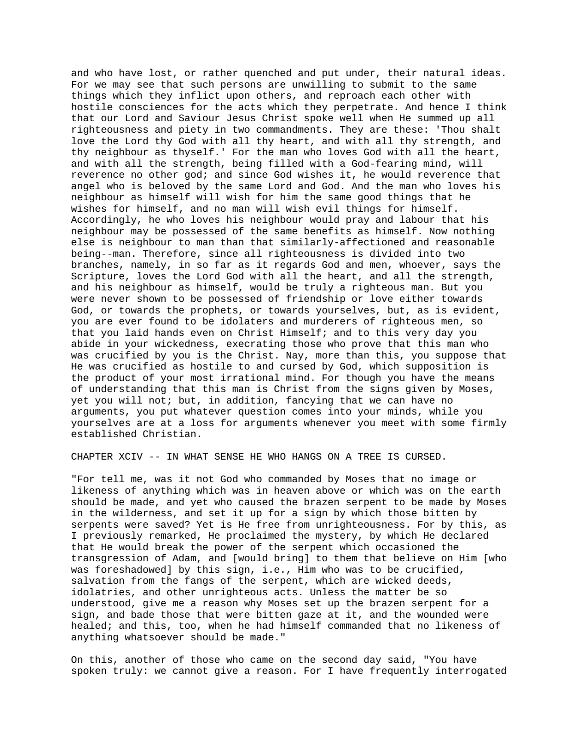and who have lost, or rather quenched and put under, their natural ideas. For we may see that such persons are unwilling to submit to the same things which they inflict upon others, and reproach each other with hostile consciences for the acts which they perpetrate. And hence I think that our Lord and Saviour Jesus Christ spoke well when He summed up all righteousness and piety in two commandments. They are these: 'Thou shalt love the Lord thy God with all thy heart, and with all thy strength, and thy neighbour as thyself.' For the man who loves God with all the heart, and with all the strength, being filled with a God-fearing mind, will reverence no other god; and since God wishes it, he would reverence that angel who is beloved by the same Lord and God. And the man who loves his neighbour as himself will wish for him the same good things that he wishes for himself, and no man will wish evil things for himself. Accordingly, he who loves his neighbour would pray and labour that his neighbour may be possessed of the same benefits as himself. Now nothing else is neighbour to man than that similarly-affectioned and reasonable being--man. Therefore, since all righteousness is divided into two branches, namely, in so far as it regards God and men, whoever, says the Scripture, loves the Lord God with all the heart, and all the strength, and his neighbour as himself, would be truly a righteous man. But you were never shown to be possessed of friendship or love either towards God, or towards the prophets, or towards yourselves, but, as is evident, you are ever found to be idolaters and murderers of righteous men, so that you laid hands even on Christ Himself; and to this very day you abide in your wickedness, execrating those who prove that this man who was crucified by you is the Christ. Nay, more than this, you suppose that He was crucified as hostile to and cursed by God, which supposition is the product of your most irrational mind. For though you have the means of understanding that this man is Christ from the signs given by Moses, yet you will not; but, in addition, fancying that we can have no arguments, you put whatever question comes into your minds, while you yourselves are at a loss for arguments whenever you meet with some firmly established Christian.

## CHAPTER XCIV -- IN WHAT SENSE HE WHO HANGS ON A TREE IS CURSED.

"For tell me, was it not God who commanded by Moses that no image or likeness of anything which was in heaven above or which was on the earth should be made, and yet who caused the brazen serpent to be made by Moses in the wilderness, and set it up for a sign by which those bitten by serpents were saved? Yet is He free from unrighteousness. For by this, as I previously remarked, He proclaimed the mystery, by which He declared that He would break the power of the serpent which occasioned the transgression of Adam, and [would bring] to them that believe on Him [who was foreshadowed] by this sign, i.e., Him who was to be crucified, salvation from the fangs of the serpent, which are wicked deeds, idolatries, and other unrighteous acts. Unless the matter be so understood, give me a reason why Moses set up the brazen serpent for a sign, and bade those that were bitten gaze at it, and the wounded were healed; and this, too, when he had himself commanded that no likeness of anything whatsoever should be made."

On this, another of those who came on the second day said, "You have spoken truly: we cannot give a reason. For I have frequently interrogated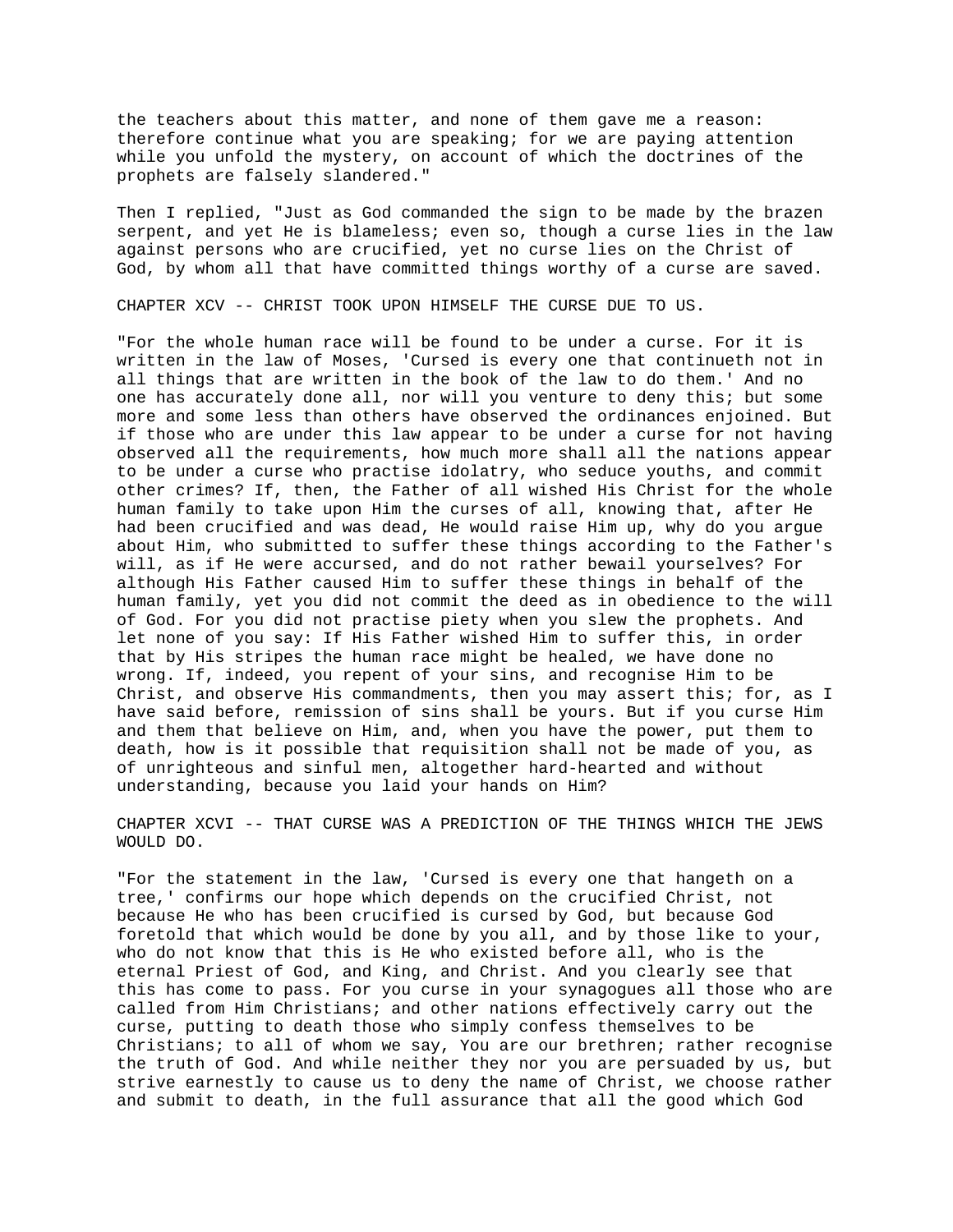the teachers about this matter, and none of them gave me a reason: therefore continue what you are speaking; for we are paying attention while you unfold the mystery, on account of which the doctrines of the prophets are falsely slandered."

Then I replied, "Just as God commanded the sign to be made by the brazen serpent, and yet He is blameless; even so, though a curse lies in the law against persons who are crucified, yet no curse lies on the Christ of God, by whom all that have committed things worthy of a curse are saved.

## CHAPTER XCV -- CHRIST TOOK UPON HIMSELF THE CURSE DUE TO US.

"For the whole human race will be found to be under a curse. For it is written in the law of Moses, 'Cursed is every one that continueth not in all things that are written in the book of the law to do them.' And no one has accurately done all, nor will you venture to deny this; but some more and some less than others have observed the ordinances enjoined. But if those who are under this law appear to be under a curse for not having observed all the requirements, how much more shall all the nations appear to be under a curse who practise idolatry, who seduce youths, and commit other crimes? If, then, the Father of all wished His Christ for the whole human family to take upon Him the curses of all, knowing that, after He had been crucified and was dead, He would raise Him up, why do you argue about Him, who submitted to suffer these things according to the Father's will, as if He were accursed, and do not rather bewail yourselves? For although His Father caused Him to suffer these things in behalf of the human family, yet you did not commit the deed as in obedience to the will of God. For you did not practise piety when you slew the prophets. And let none of you say: If His Father wished Him to suffer this, in order that by His stripes the human race might be healed, we have done no wrong. If, indeed, you repent of your sins, and recognise Him to be Christ, and observe His commandments, then you may assert this; for, as I have said before, remission of sins shall be yours. But if you curse Him and them that believe on Him, and, when you have the power, put them to death, how is it possible that requisition shall not be made of you, as of unrighteous and sinful men, altogether hard-hearted and without understanding, because you laid your hands on Him?

## CHAPTER XCVI -- THAT CURSE WAS A PREDICTION OF THE THINGS WHICH THE JEWS WOULD DO.

"For the statement in the law, 'Cursed is every one that hangeth on a tree,' confirms our hope which depends on the crucified Christ, not because He who has been crucified is cursed by God, but because God foretold that which would be done by you all, and by those like to your, who do not know that this is He who existed before all, who is the eternal Priest of God, and King, and Christ. And you clearly see that this has come to pass. For you curse in your synagogues all those who are called from Him Christians; and other nations effectively carry out the curse, putting to death those who simply confess themselves to be Christians; to all of whom we say, You are our brethren; rather recognise the truth of God. And while neither they nor you are persuaded by us, but strive earnestly to cause us to deny the name of Christ, we choose rather and submit to death, in the full assurance that all the good which God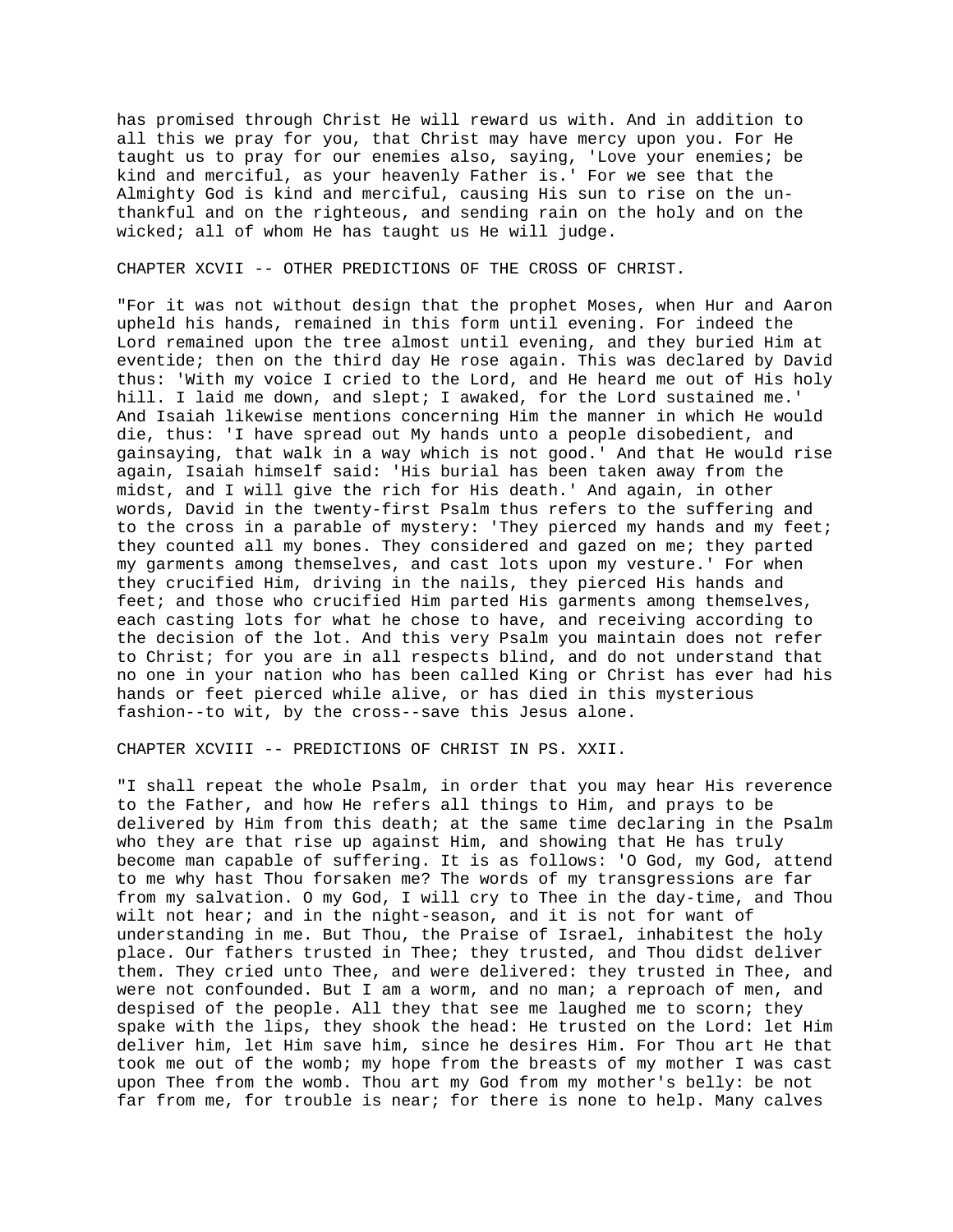has promised through Christ He will reward us with. And in addition to all this we pray for you, that Christ may have mercy upon you. For He taught us to pray for our enemies also, saying, 'Love your enemies; be kind and merciful, as your heavenly Father is.' For we see that the Almighty God is kind and merciful, causing His sun to rise on the unthankful and on the righteous, and sending rain on the holy and on the wicked; all of whom He has taught us He will judge.

## CHAPTER XCVII -- OTHER PREDICTIONS OF THE CROSS OF CHRIST.

"For it was not without design that the prophet Moses, when Hur and Aaron upheld his hands, remained in this form until evening. For indeed the Lord remained upon the tree almost until evening, and they buried Him at eventide; then on the third day He rose again. This was declared by David thus: 'With my voice I cried to the Lord, and He heard me out of His holy hill. I laid me down, and slept; I awaked, for the Lord sustained me.' And Isaiah likewise mentions concerning Him the manner in which He would die, thus: 'I have spread out My hands unto a people disobedient, and gainsaying, that walk in a way which is not good.' And that He would rise again, Isaiah himself said: 'His burial has been taken away from the midst, and I will give the rich for His death.' And again, in other words, David in the twenty-first Psalm thus refers to the suffering and to the cross in a parable of mystery: 'They pierced my hands and my feet; they counted all my bones. They considered and gazed on me; they parted my garments among themselves, and cast lots upon my vesture.' For when they crucified Him, driving in the nails, they pierced His hands and feet; and those who crucified Him parted His garments among themselves, each casting lots for what he chose to have, and receiving according to the decision of the lot. And this very Psalm you maintain does not refer to Christ; for you are in all respects blind, and do not understand that no one in your nation who has been called King or Christ has ever had his hands or feet pierced while alive, or has died in this mysterious fashion--to wit, by the cross--save this Jesus alone.

## CHAPTER XCVIII -- PREDICTIONS OF CHRIST IN PS. XXII.

"I shall repeat the whole Psalm, in order that you may hear His reverence to the Father, and how He refers all things to Him, and prays to be delivered by Him from this death; at the same time declaring in the Psalm who they are that rise up against Him, and showing that He has truly become man capable of suffering. It is as follows: 'O God, my God, attend to me why hast Thou forsaken me? The words of my transgressions are far from my salvation. O my God, I will cry to Thee in the day-time, and Thou wilt not hear; and in the night-season, and it is not for want of understanding in me. But Thou, the Praise of Israel, inhabitest the holy place. Our fathers trusted in Thee; they trusted, and Thou didst deliver them. They cried unto Thee, and were delivered: they trusted in Thee, and were not confounded. But I am a worm, and no man; a reproach of men, and despised of the people. All they that see me laughed me to scorn; they spake with the lips, they shook the head: He trusted on the Lord: let Him deliver him, let Him save him, since he desires Him. For Thou art He that took me out of the womb; my hope from the breasts of my mother I was cast upon Thee from the womb. Thou art my God from my mother's belly: be not far from me, for trouble is near; for there is none to help. Many calves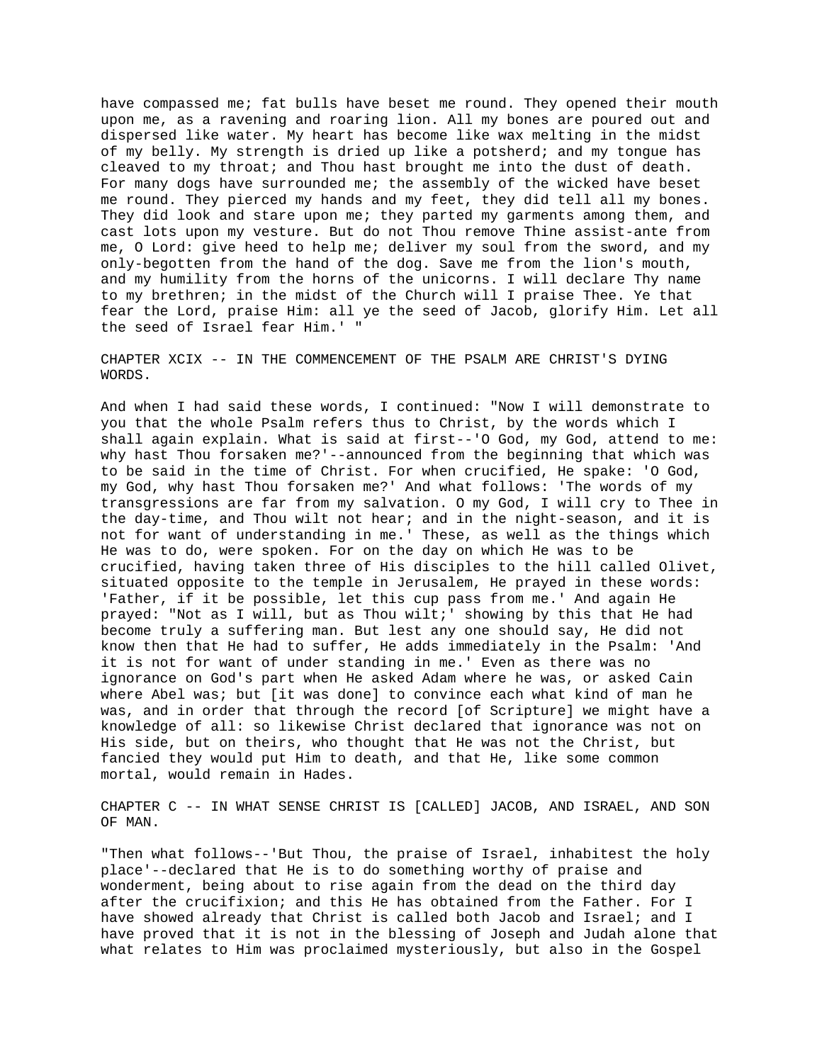have compassed me; fat bulls have beset me round. They opened their mouth upon me, as a ravening and roaring lion. All my bones are poured out and dispersed like water. My heart has become like wax melting in the midst of my belly. My strength is dried up like a potsherd; and my tongue has cleaved to my throat; and Thou hast brought me into the dust of death. For many dogs have surrounded me; the assembly of the wicked have beset me round. They pierced my hands and my feet, they did tell all my bones. They did look and stare upon me; they parted my garments among them, and cast lots upon my vesture. But do not Thou remove Thine assist-ante from me, O Lord: give heed to help me; deliver my soul from the sword, and my only-begotten from the hand of the dog. Save me from the lion's mouth, and my humility from the horns of the unicorns. I will declare Thy name to my brethren; in the midst of the Church will I praise Thee. Ye that fear the Lord, praise Him: all ye the seed of Jacob, glorify Him. Let all the seed of Israel fear Him.' "

## CHAPTER XCIX -- IN THE COMMENCEMENT OF THE PSALM ARE CHRIST'S DYING WORDS.

And when I had said these words, I continued: "Now I will demonstrate to you that the whole Psalm refers thus to Christ, by the words which I shall again explain. What is said at first--'O God, my God, attend to me: why hast Thou forsaken me?'--announced from the beginning that which was to be said in the time of Christ. For when crucified, He spake: 'O God, my God, why hast Thou forsaken me?' And what follows: 'The words of my transgressions are far from my salvation. O my God, I will cry to Thee in the day-time, and Thou wilt not hear; and in the night-season, and it is not for want of understanding in me.' These, as well as the things which He was to do, were spoken. For on the day on which He was to be crucified, having taken three of His disciples to the hill called Olivet, situated opposite to the temple in Jerusalem, He prayed in these words: 'Father, if it be possible, let this cup pass from me.' And again He prayed: "Not as I will, but as Thou wilt;' showing by this that He had become truly a suffering man. But lest any one should say, He did not know then that He had to suffer, He adds immediately in the Psalm: 'And it is not for want of under standing in me.' Even as there was no ignorance on God's part when He asked Adam where he was, or asked Cain where Abel was; but [it was done] to convince each what kind of man he was, and in order that through the record [of Scripture] we might have a knowledge of all: so likewise Christ declared that ignorance was not on His side, but on theirs, who thought that He was not the Christ, but fancied they would put Him to death, and that He, like some common mortal, would remain in Hades.

## CHAPTER C -- IN WHAT SENSE CHRIST IS [CALLED] JACOB, AND ISRAEL, AND SON OF MAN.

"Then what follows--'But Thou, the praise of Israel, inhabitest the holy place'--declared that He is to do something worthy of praise and wonderment, being about to rise again from the dead on the third day after the crucifixion; and this He has obtained from the Father. For I have showed already that Christ is called both Jacob and Israel; and I have proved that it is not in the blessing of Joseph and Judah alone that what relates to Him was proclaimed mysteriously, but also in the Gospel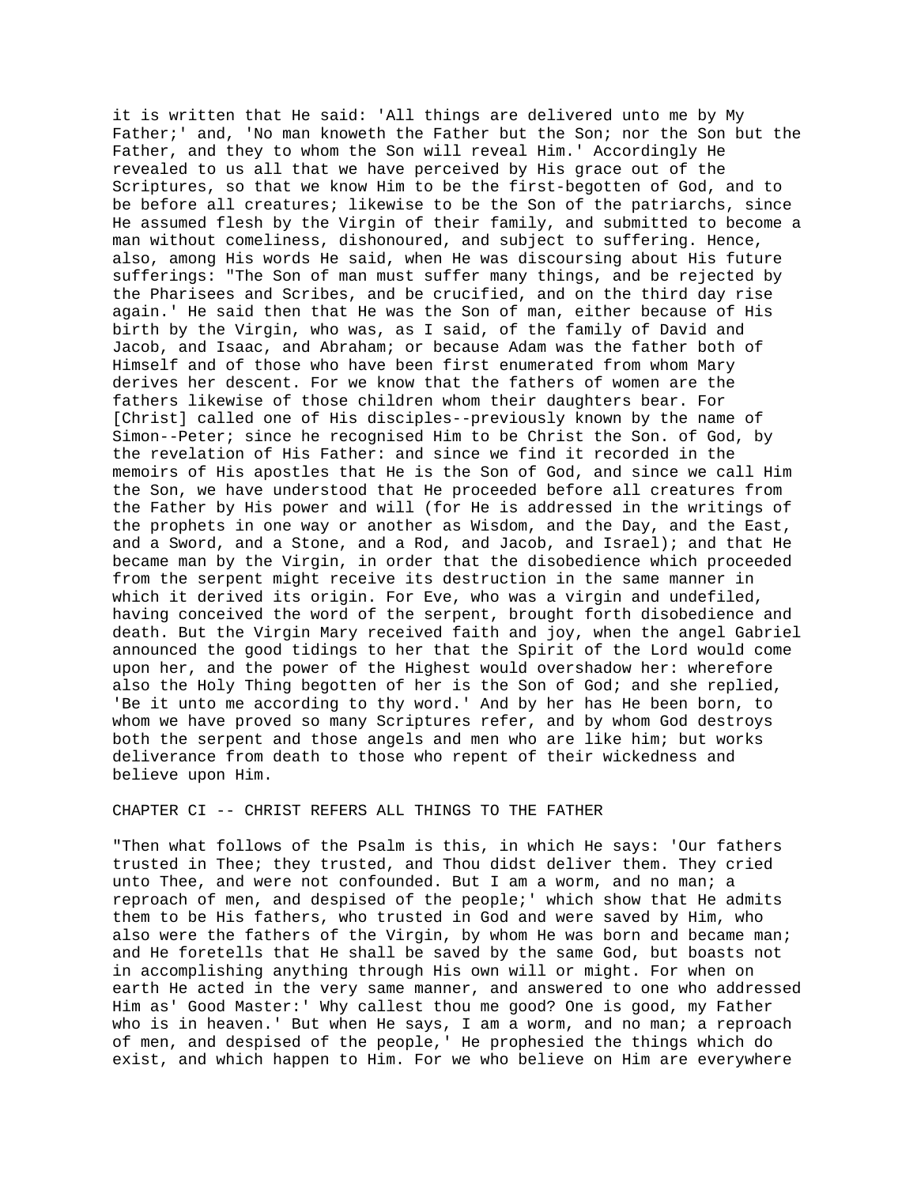it is written that He said: 'All things are delivered unto me by My Father;' and, 'No man knoweth the Father but the Son; nor the Son but the Father, and they to whom the Son will reveal Him.' Accordingly He revealed to us all that we have perceived by His grace out of the Scriptures, so that we know Him to be the first-begotten of God, and to be before all creatures; likewise to be the Son of the patriarchs, since He assumed flesh by the Virgin of their family, and submitted to become a man without comeliness, dishonoured, and subject to suffering. Hence, also, among His words He said, when He was discoursing about His future sufferings: "The Son of man must suffer many things, and be rejected by the Pharisees and Scribes, and be crucified, and on the third day rise again.' He said then that He was the Son of man, either because of His birth by the Virgin, who was, as I said, of the family of David and Jacob, and Isaac, and Abraham; or because Adam was the father both of Himself and of those who have been first enumerated from whom Mary derives her descent. For we know that the fathers of women are the fathers likewise of those children whom their daughters bear. For [Christ] called one of His disciples--previously known by the name of Simon--Peter; since he recognised Him to be Christ the Son. of God, by the revelation of His Father: and since we find it recorded in the memoirs of His apostles that He is the Son of God, and since we call Him the Son, we have understood that He proceeded before all creatures from the Father by His power and will (for He is addressed in the writings of the prophets in one way or another as Wisdom, and the Day, and the East, and a Sword, and a Stone, and a Rod, and Jacob, and Israel); and that He became man by the Virgin, in order that the disobedience which proceeded from the serpent might receive its destruction in the same manner in which it derived its origin. For Eve, who was a virgin and undefiled, having conceived the word of the serpent, brought forth disobedience and death. But the Virgin Mary received faith and joy, when the angel Gabriel announced the good tidings to her that the Spirit of the Lord would come upon her, and the power of the Highest would overshadow her: wherefore also the Holy Thing begotten of her is the Son of God; and she replied, 'Be it unto me according to thy word.' And by her has He been born, to whom we have proved so many Scriptures refer, and by whom God destroys both the serpent and those angels and men who are like him; but works deliverance from death to those who repent of their wickedness and believe upon Him.

## CHAPTER CI -- CHRIST REFERS ALL THINGS TO THE FATHER

"Then what follows of the Psalm is this, in which He says: 'Our fathers trusted in Thee; they trusted, and Thou didst deliver them. They cried unto Thee, and were not confounded. But I am a worm, and no man; a reproach of men, and despised of the people;' which show that He admits them to be His fathers, who trusted in God and were saved by Him, who also were the fathers of the Virgin, by whom He was born and became man; and He foretells that He shall be saved by the same God, but boasts not in accomplishing anything through His own will or might. For when on earth He acted in the very same manner, and answered to one who addressed Him as' Good Master:' Why callest thou me good? One is good, my Father who is in heaven.' But when He says, I am a worm, and no man; a reproach of men, and despised of the people,' He prophesied the things which do exist, and which happen to Him. For we who believe on Him are everywhere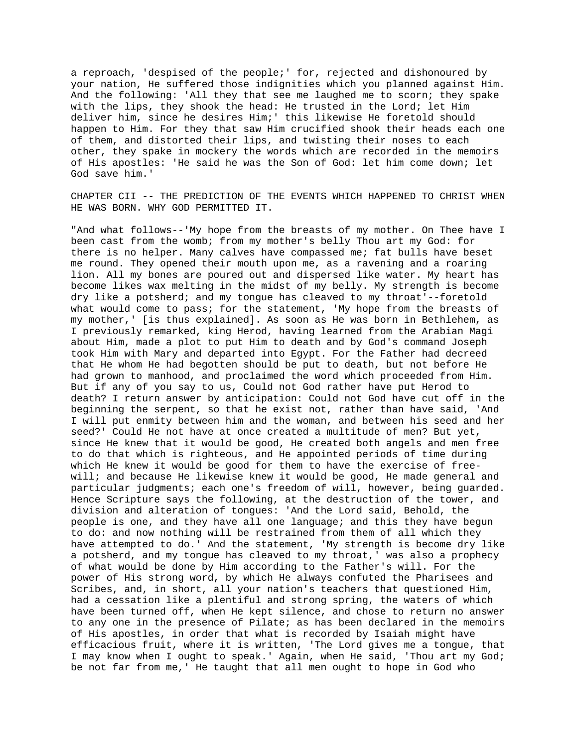a reproach, 'despised of the people;' for, rejected and dishonoured by your nation, He suffered those indignities which you planned against Him. And the following: 'All they that see me laughed me to scorn; they spake with the lips, they shook the head: He trusted in the Lord; let Him deliver him, since he desires Him;' this likewise He foretold should happen to Him. For they that saw Him crucified shook their heads each one of them, and distorted their lips, and twisting their noses to each other, they spake in mockery the words which are recorded in the memoirs of His apostles: 'He said he was the Son of God: let him come down; let God save him.'

## CHAPTER CII -- THE PREDICTION OF THE EVENTS WHICH HAPPENED TO CHRIST WHEN HE WAS BORN. WHY GOD PERMITTED IT.

"And what follows--'My hope from the breasts of my mother. On Thee have I been cast from the womb; from my mother's belly Thou art my God: for there is no helper. Many calves have compassed me; fat bulls have beset me round. They opened their mouth upon me, as a ravening and a roaring lion. All my bones are poured out and dispersed like water. My heart has become likes wax melting in the midst of my belly. My strength is become dry like a potsherd; and my tongue has cleaved to my throat'--foretold what would come to pass; for the statement, 'My hope from the breasts of my mother,' [is thus explained]. As soon as He was born in Bethlehem, as I previously remarked, king Herod, having learned from the Arabian Magi about Him, made a plot to put Him to death and by God's command Joseph took Him with Mary and departed into Egypt. For the Father had decreed that He whom He had begotten should be put to death, but not before He had grown to manhood, and proclaimed the word which proceeded from Him. But if any of you say to us, Could not God rather have put Herod to death? I return answer by anticipation: Could not God have cut off in the beginning the serpent, so that he exist not, rather than have said, 'And I will put enmity between him and the woman, and between his seed and her seed?' Could He not have at once created a multitude of men? But yet, since He knew that it would be good, He created both angels and men free to do that which is righteous, and He appointed periods of time during which He knew it would be good for them to have the exercise of free-will; and because He likewise knew it would be good, He made general and particular judgments; each one's freedom of will, however, being guarded. Hence Scripture says the following, at the destruction of the tower, and division and alteration of tongues: 'And the Lord said, Behold, the people is one, and they have all one language; and this they have begun to do: and now nothing will be restrained from them of all which they have attempted to do.' And the statement, 'My strength is become dry like a potsherd, and my tongue has cleaved to my throat,' was also a prophecy of what would be done by Him according to the Father's will. For the power of His strong word, by which He always confuted the Pharisees and Scribes, and, in short, all your nation's teachers that questioned Him, had a cessation like a plentiful and strong spring, the waters of which have been turned off, when He kept silence, and chose to return no answer to any one in the presence of Pilate; as has been declared in the memoirs of His apostles, in order that what is recorded by Isaiah might have efficacious fruit, where it is written, 'The Lord gives me a tongue, that I may know when I ought to speak.' Again, when He said, 'Thou art my God; be not far from me,' He taught that all men ought to hope in God who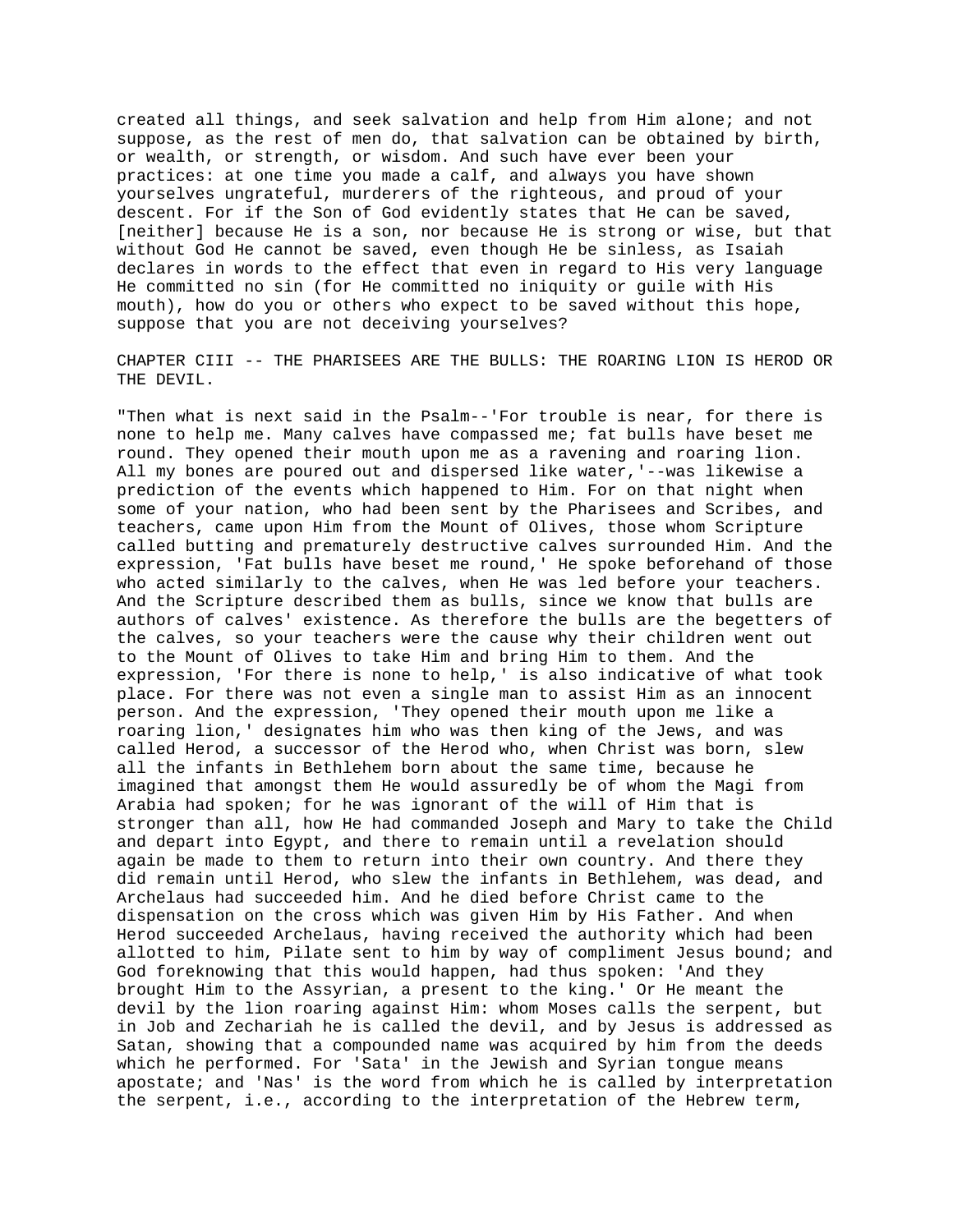created all things, and seek salvation and help from Him alone; and not suppose, as the rest of men do, that salvation can be obtained by birth, or wealth, or strength, or wisdom. And such have ever been your practices: at one time you made a calf, and always you have shown yourselves ungrateful, murderers of the righteous, and proud of your descent. For if the Son of God evidently states that He can be saved, [neither] because He is a son, nor because He is strong or wise, but that without God He cannot be saved, even though He be sinless, as Isaiah declares in words to the effect that even in regard to His very language He committed no sin (for He committed no iniquity or guile with His mouth), how do you or others who expect to be saved without this hope, suppose that you are not deceiving yourselves?

## CHAPTER CIII -- THE PHARISEES ARE THE BULLS: THE ROARING LION IS HEROD OR THE DEVIL.

"Then what is next said in the Psalm--'For trouble is near, for there is none to help me. Many calves have compassed me; fat bulls have beset me round. They opened their mouth upon me as a ravening and roaring lion. All my bones are poured out and dispersed like water,'--was likewise a prediction of the events which happened to Him. For on that night when some of your nation, who had been sent by the Pharisees and Scribes, and teachers, came upon Him from the Mount of Olives, those whom Scripture called butting and prematurely destructive calves surrounded Him. And the expression, 'Fat bulls have beset me round,' He spoke beforehand of those who acted similarly to the calves, when He was led before your teachers. And the Scripture described them as bulls, since we know that bulls are authors of calves' existence. As therefore the bulls are the begetters of the calves, so your teachers were the cause why their children went out to the Mount of Olives to take Him and bring Him to them. And the expression, 'For there is none to help,' is also indicative of what took place. For there was not even a single man to assist Him as an innocent person. And the expression, 'They opened their mouth upon me like a roaring lion,' designates him who was then king of the Jews, and was called Herod, a successor of the Herod who, when Christ was born, slew all the infants in Bethlehem born about the same time, because he imagined that amongst them He would assuredly be of whom the Magi from Arabia had spoken; for he was ignorant of the will of Him that is stronger than all, how He had commanded Joseph and Mary to take the Child and depart into Egypt, and there to remain until a revelation should again be made to them to return into their own country. And there they did remain until Herod, who slew the infants in Bethlehem, was dead, and Archelaus had succeeded him. And he died before Christ came to the dispensation on the cross which was given Him by His Father. And when Herod succeeded Archelaus, having received the authority which had been allotted to him, Pilate sent to him by way of compliment Jesus bound; and God foreknowing that this would happen, had thus spoken: 'And they brought Him to the Assyrian, a present to the king.' Or He meant the devil by the lion roaring against Him: whom Moses calls the serpent, but in Job and Zechariah he is called the devil, and by Jesus is addressed as Satan, showing that a compounded name was acquired by him from the deeds which he performed. For 'Sata' in the Jewish and Syrian tongue means apostate; and 'Nas' is the word from which he is called by interpretation the serpent, i.e., according to the interpretation of the Hebrew term,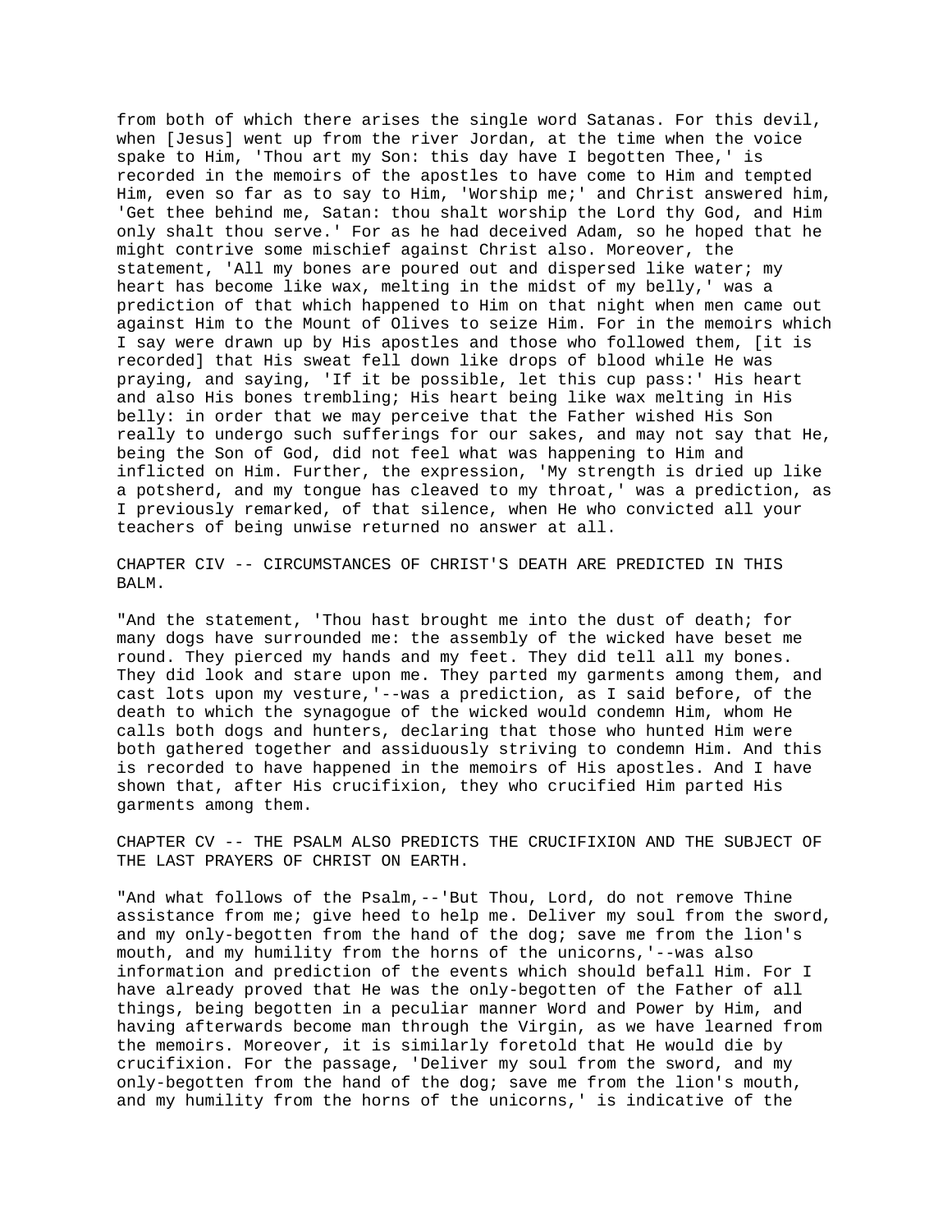from both of which there arises the single word Satanas. For this devil, when [Jesus] went up from the river Jordan, at the time when the voice spake to Him, 'Thou art my Son: this day have I begotten Thee,' is recorded in the memoirs of the apostles to have come to Him and tempted Him, even so far as to say to Him, 'Worship me;' and Christ answered him, 'Get thee behind me, Satan: thou shalt worship the Lord thy God, and Him only shalt thou serve.' For as he had deceived Adam, so he hoped that he might contrive some mischief against Christ also. Moreover, the statement, 'All my bones are poured out and dispersed like water; my heart has become like wax, melting in the midst of my belly,' was a prediction of that which happened to Him on that night when men came out against Him to the Mount of Olives to seize Him. For in the memoirs which I say were drawn up by His apostles and those who followed them, [it is recorded] that His sweat fell down like drops of blood while He was praying, and saying, 'If it be possible, let this cup pass:' His heart and also His bones trembling; His heart being like wax melting in His belly: in order that we may perceive that the Father wished His Son really to undergo such sufferings for our sakes, and may not say that He, being the Son of God, did not feel what was happening to Him and inflicted on Him. Further, the expression, 'My strength is dried up like a potsherd, and my tongue has cleaved to my throat,' was a prediction, as I previously remarked, of that silence, when He who convicted all your teachers of being unwise returned no answer at all.

## CHAPTER CIV -- CIRCUMSTANCES OF CHRIST'S DEATH ARE PREDICTED IN THIS BALM.

"And the statement, 'Thou hast brought me into the dust of death; for many dogs have surrounded me: the assembly of the wicked have beset me round. They pierced my hands and my feet. They did tell all my bones. They did look and stare upon me. They parted my garments among them, and cast lots upon my vesture,'--was a prediction, as I said before, of the death to which the synagogue of the wicked would condemn Him, whom He calls both dogs and hunters, declaring that those who hunted Him were both gathered together and assiduously striving to condemn Him. And this is recorded to have happened in the memoirs of His apostles. And I have shown that, after His crucifixion, they who crucified Him parted His garments among them.

## CHAPTER CV -- THE PSALM ALSO PREDICTS THE CRUCIFIXION AND THE SUBJECT OF THE LAST PRAYERS OF CHRIST ON EARTH.

"And what follows of the Psalm,--'But Thou, Lord, do not remove Thine assistance from me; give heed to help me. Deliver my soul from the sword, and my only-begotten from the hand of the dog; save me from the lion's mouth, and my humility from the horns of the unicorns,'--was also information and prediction of the events which should befall Him. For I have already proved that He was the only-begotten of the Father of all things, being begotten in a peculiar manner Word and Power by Him, and having afterwards become man through the Virgin, as we have learned from the memoirs. Moreover, it is similarly foretold that He would die by crucifixion. For the passage, 'Deliver my soul from the sword, and my only-begotten from the hand of the dog; save me from the lion's mouth, and my humility from the horns of the unicorns,' is indicative of the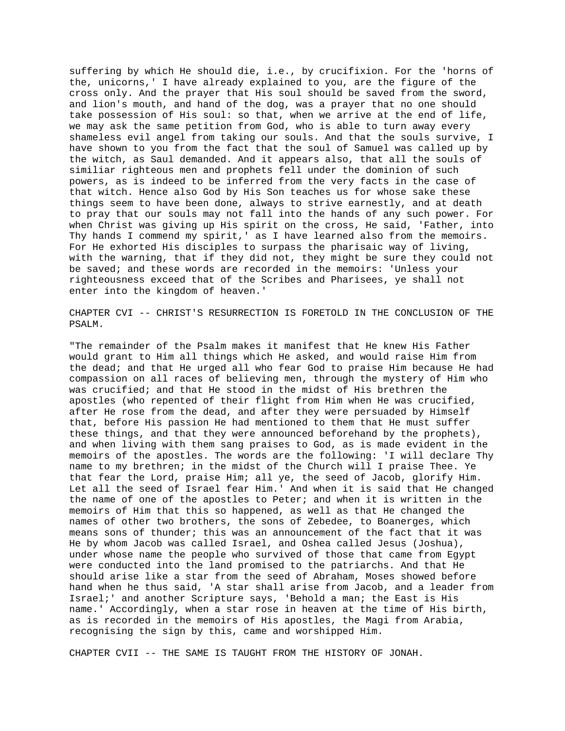suffering by which He should die, i.e., by crucifixion. For the 'horns of the, unicorns,' I have already explained to you, are the figure of the cross only. And the prayer that His soul should be saved from the sword, and lion's mouth, and hand of the dog, was a prayer that no one should take possession of His soul: so that, when we arrive at the end of life, we may ask the same petition from God, who is able to turn away every shameless evil angel from taking our souls. And that the souls survive, I have shown to you from the fact that the soul of Samuel was called up by the witch, as Saul demanded. And it appears also, that all the souls of similiar righteous men and prophets fell under the dominion of such powers, as is indeed to be inferred from the very facts in the case of that witch. Hence also God by His Son teaches us for whose sake these things seem to have been done, always to strive earnestly, and at death to pray that our souls may not fall into the hands of any such power. For when Christ was giving up His spirit on the cross, He said, 'Father, into Thy hands I commend my spirit,' as I have learned also from the memoirs. For He exhorted His disciples to surpass the pharisaic way of living, with the warning, that if they did not, they might be sure they could not be saved; and these words are recorded in the memoirs: 'Unless your righteousness exceed that of the Scribes and Pharisees, ye shall not enter into the kingdom of heaven.'

## CHAPTER CVI -- CHRIST'S RESURRECTION IS FORETOLD IN THE CONCLUSION OF THE PSALM.

"The remainder of the Psalm makes it manifest that He knew His Father would grant to Him all things which He asked, and would raise Him from the dead; and that He urged all who fear God to praise Him because He had compassion on all races of believing men, through the mystery of Him who was crucified; and that He stood in the midst of His brethren the apostles (who repented of their flight from Him when He was crucified, after He rose from the dead, and after they were persuaded by Himself that, before His passion He had mentioned to them that He must suffer these things, and that they were announced beforehand by the prophets), and when living with them sang praises to God, as is made evident in the memoirs of the apostles. The words are the following: 'I will declare Thy name to my brethren; in the midst of the Church will I praise Thee. Ye that fear the Lord, praise Him; all ye, the seed of Jacob, glorify Him. Let all the seed of Israel fear Him.' And when it is said that He changed the name of one of the apostles to Peter; and when it is written in the memoirs of Him that this so happened, as well as that He changed the names of other two brothers, the sons of Zebedee, to Boanerges, which means sons of thunder; this was an announcement of the fact that it was He by whom Jacob was called Israel, and Oshea called Jesus (Joshua), under whose name the people who survived of those that came from Egypt were conducted into the land promised to the patriarchs. And that He should arise like a star from the seed of Abraham, Moses showed before hand when he thus said, 'A star shall arise from Jacob, and a leader from Israel;' and another Scripture says, 'Behold a man; the East is His name.' Accordingly, when a star rose in heaven at the time of His birth, as is recorded in the memoirs of His apostles, the Magi from Arabia, recognising the sign by this, came and worshipped Him.

## CHAPTER CVII -- THE SAME IS TAUGHT FROM THE HISTORY OF JONAH.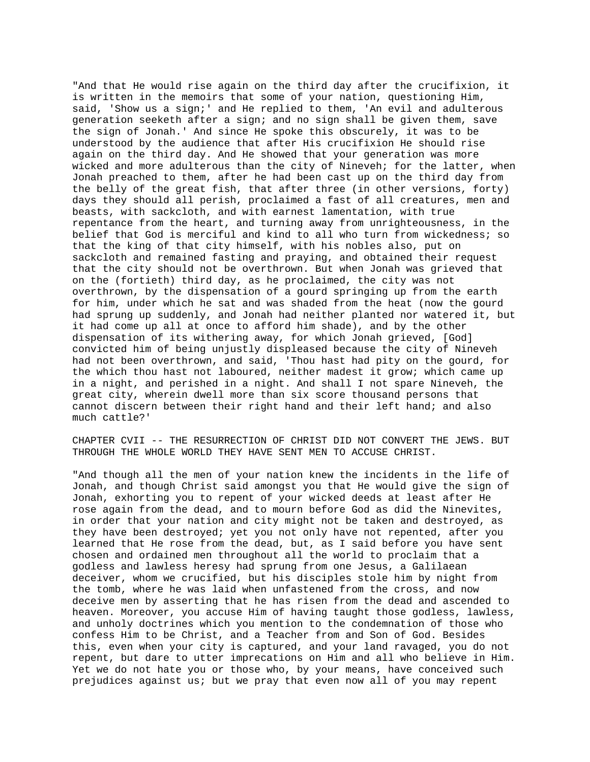"And that He would rise again on the third day after the crucifixion, it is written in the memoirs that some of your nation, questioning Him, said, 'Show us a sign;' and He replied to them, 'An evil and adulterous generation seeketh after a sign; and no sign shall be given them, save the sign of Jonah.' And since He spoke this obscurely, it was to be understood by the audience that after His crucifixion He should rise again on the third day. And He showed that your generation was more wicked and more adulterous than the city of Nineveh; for the latter, when Jonah preached to them, after he had been cast up on the third day from the belly of the great fish, that after three (in other versions, forty) days they should all perish, proclaimed a fast of all creatures, men and beasts, with sackcloth, and with earnest lamentation, with true repentance from the heart, and turning away from unrighteousness, in the belief that God is merciful and kind to all who turn from wickedness; so that the king of that city himself, with his nobles also, put on sackcloth and remained fasting and praying, and obtained their request that the city should not be overthrown. But when Jonah was grieved that on the (fortieth) third day, as he proclaimed, the city was not overthrown, by the dispensation of a gourd springing up from the earth for him, under which he sat and was shaded from the heat (now the gourd had sprung up suddenly, and Jonah had neither planted nor watered it, but it had come up all at once to afford him shade), and by the other dispensation of its withering away, for which Jonah grieved, [God] convicted him of being unjustly displeased because the city of Nineveh had not been overthrown, and said, 'Thou hast had pity on the gourd, for the which thou hast not laboured, neither madest it grow; which came up in a night, and perished in a night. And shall I not spare Nineveh, the great city, wherein dwell more than six score thousand persons that cannot discern between their right hand and their left hand; and also much cattle?'

## CHAPTER CVII -- THE RESURRECTION OF CHRIST DID NOT CONVERT THE JEWS. BUT THROUGH THE WHOLE WORLD THEY HAVE SENT MEN TO ACCUSE CHRIST.

"And though all the men of your nation knew the incidents in the life of Jonah, and though Christ said amongst you that He would give the sign of Jonah, exhorting you to repent of your wicked deeds at least after He rose again from the dead, and to mourn before God as did the Ninevites, in order that your nation and city might not be taken and destroyed, as they have been destroyed; yet you not only have not repented, after you learned that He rose from the dead, but, as I said before you have sent chosen and ordained men throughout all the world to proclaim that a godless and lawless heresy had sprung from one Jesus, a Galilaean deceiver, whom we crucified, but his disciples stole him by night from the tomb, where he was laid when unfastened from the cross, and now deceive men by asserting that he has risen from the dead and ascended to heaven. Moreover, you accuse Him of having taught those godless, lawless, and unholy doctrines which you mention to the condemnation of those who confess Him to be Christ, and a Teacher from and Son of God. Besides this, even when your city is captured, and your land ravaged, you do not repent, but dare to utter imprecations on Him and all who believe in Him. Yet we do not hate you or those who, by your means, have conceived such prejudices against us; but we pray that even now all of you may repent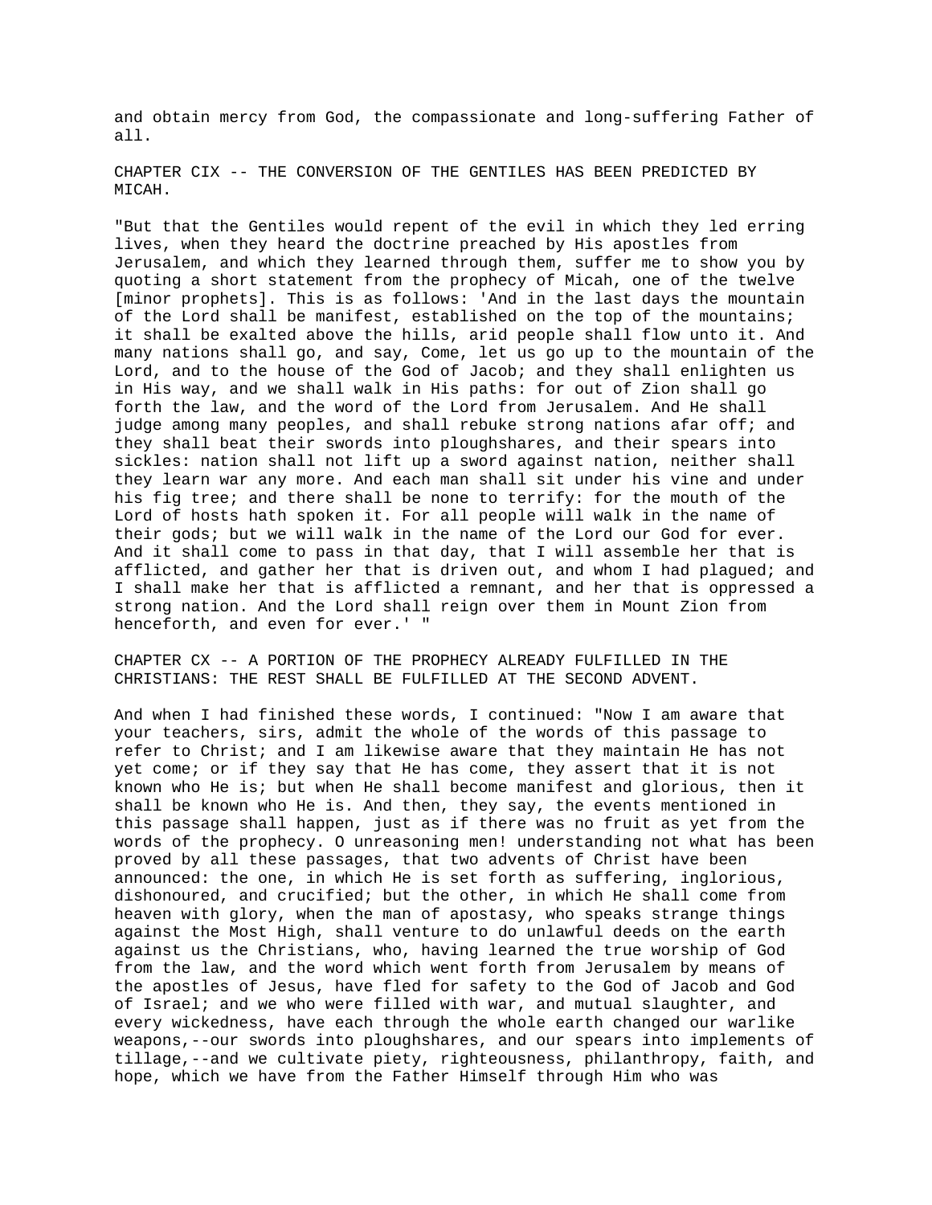and obtain mercy from God, the compassionate and long-suffering Father of all.

## CHAPTER CIX -- THE CONVERSION OF THE GENTILES HAS BEEN PREDICTED BY MICAH.

"But that the Gentiles would repent of the evil in which they led erring lives, when they heard the doctrine preached by His apostles from Jerusalem, and which they learned through them, suffer me to show you by quoting a short statement from the prophecy of Micah, one of the twelve [minor prophets]. This is as follows: 'And in the last days the mountain of the Lord shall be manifest, established on the top of the mountains; it shall be exalted above the hills, arid people shall flow unto it. And many nations shall go, and say, Come, let us go up to the mountain of the Lord, and to the house of the God of Jacob; and they shall enlighten us in His way, and we shall walk in His paths: for out of Zion shall go forth the law, and the word of the Lord from Jerusalem. And He shall judge among many peoples, and shall rebuke strong nations afar off; and they shall beat their swords into ploughshares, and their spears into sickles: nation shall not lift up a sword against nation, neither shall they learn war any more. And each man shall sit under his vine and under his fig tree; and there shall be none to terrify: for the mouth of the Lord of hosts hath spoken it. For all people will walk in the name of their gods; but we will walk in the name of the Lord our God for ever. And it shall come to pass in that day, that I will assemble her that is afflicted, and gather her that is driven out, and whom I had plagued; and I shall make her that is afflicted a remnant, and her that is oppressed a strong nation. And the Lord shall reign over them in Mount Zion from henceforth, and even for ever.' "

## CHAPTER CX -- A PORTION OF THE PROPHECY ALREADY FULFILLED IN THE CHRISTIANS: THE REST SHALL BE FULFILLED AT THE SECOND ADVENT.

And when I had finished these words, I continued: "Now I am aware that your teachers, sirs, admit the whole of the words of this passage to refer to Christ; and I am likewise aware that they maintain He has not yet come; or if they say that He has come, they assert that it is not known who He is; but when He shall become manifest and glorious, then it shall be known who He is. And then, they say, the events mentioned in this passage shall happen, just as if there was no fruit as yet from the words of the prophecy. O unreasoning men! understanding not what has been proved by all these passages, that two advents of Christ have been announced: the one, in which He is set forth as suffering, inglorious, dishonoured, and crucified; but the other, in which He shall come from heaven with glory, when the man of apostasy, who speaks strange things against the Most High, shall venture to do unlawful deeds on the earth against us the Christians, who, having learned the true worship of God from the law, and the word which went forth from Jerusalem by means of the apostles of Jesus, have fled for safety to the God of Jacob and God of Israel; and we who were filled with war, and mutual slaughter, and every wickedness, have each through the whole earth changed our warlike weapons,--our swords into ploughshares, and our spears into implements of tillage,--and we cultivate piety, righteousness, philanthropy, faith, and hope, which we have from the Father Himself through Him who was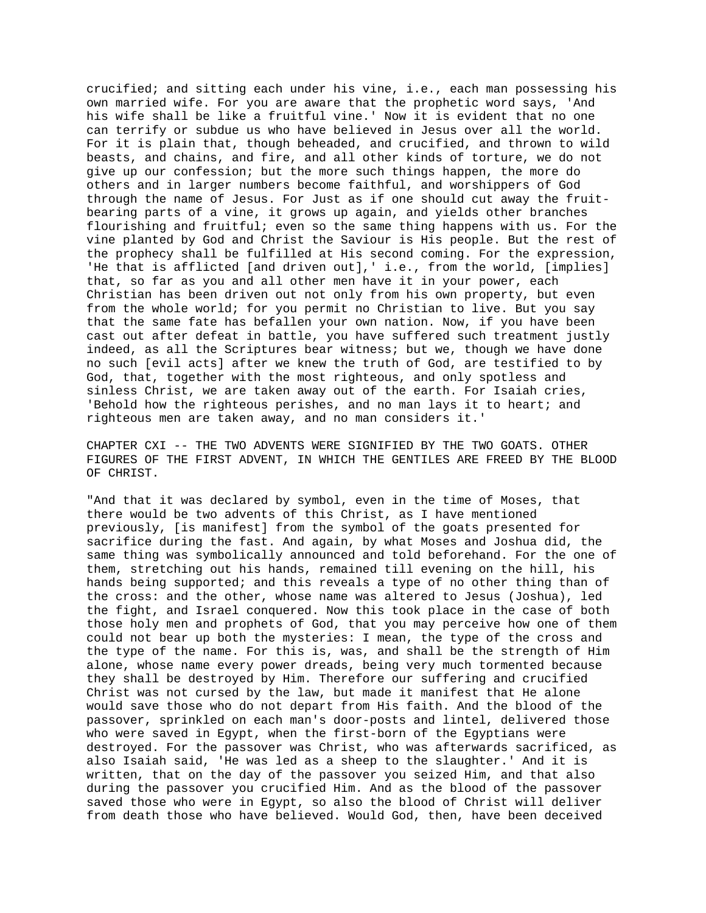crucified; and sitting each under his vine, i.e., each man possessing his own married wife. For you are aware that the prophetic word says, 'And his wife shall be like a fruitful vine.' Now it is evident that no one can terrify or subdue us who have believed in Jesus over all the world. For it is plain that, though beheaded, and crucified, and thrown to wild beasts, and chains, and fire, and all other kinds of torture, we do not give up our confession; but the more such things happen, the more do others and in larger numbers become faithful, and worshippers of God through the name of Jesus. For Just as if one should cut away the fruit-bearing parts of a vine, it grows up again, and yields other branches flourishing and fruitful; even so the same thing happens with us. For the vine planted by God and Christ the Saviour is His people. But the rest of the prophecy shall be fulfilled at His second coming. For the expression, 'He that is afflicted [and driven out],' i.e., from the world, [implies] that, so far as you and all other men have it in your power, each Christian has been driven out not only from his own property, but even from the whole world; for you permit no Christian to live. But you say that the same fate has befallen your own nation. Now, if you have been cast out after defeat in battle, you have suffered such treatment justly indeed, as all the Scriptures bear witness; but we, though we have done no such [evil acts] after we knew the truth of God, are testified to by God, that, together with the most righteous, and only spotless and sinless Christ, we are taken away out of the earth. For Isaiah cries, 'Behold how the righteous perishes, and no man lays it to heart; and righteous men are taken away, and no man considers it.'

## CHAPTER CXI -- THE TWO ADVENTS WERE SIGNIFIED BY THE TWO GOATS. OTHER FIGURES OF THE FIRST ADVENT, IN WHICH THE GENTILES ARE FREED BY THE BLOOD OF CHRIST.

"And that it was declared by symbol, even in the time of Moses, that there would be two advents of this Christ, as I have mentioned previously, [is manifest] from the symbol of the goats presented for sacrifice during the fast. And again, by what Moses and Joshua did, the same thing was symbolically announced and told beforehand. For the one of them, stretching out his hands, remained till evening on the hill, his hands being supported; and this reveals a type of no other thing than of the cross: and the other, whose name was altered to Jesus (Joshua), led the fight, and Israel conquered. Now this took place in the case of both those holy men and prophets of God, that you may perceive how one of them could not bear up both the mysteries: I mean, the type of the cross and the type of the name. For this is, was, and shall be the strength of Him alone, whose name every power dreads, being very much tormented because they shall be destroyed by Him. Therefore our suffering and crucified Christ was not cursed by the law, but made it manifest that He alone would save those who do not depart from His faith. And the blood of the passover, sprinkled on each man's door-posts and lintel, delivered those who were saved in Egypt, when the first-born of the Egyptians were destroyed. For the passover was Christ, who was afterwards sacrificed, as also Isaiah said, 'He was led as a sheep to the slaughter.' And it is written, that on the day of the passover you seized Him, and that also during the passover you crucified Him. And as the blood of the passover saved those who were in Egypt, so also the blood of Christ will deliver from death those who have believed. Would God, then, have been deceived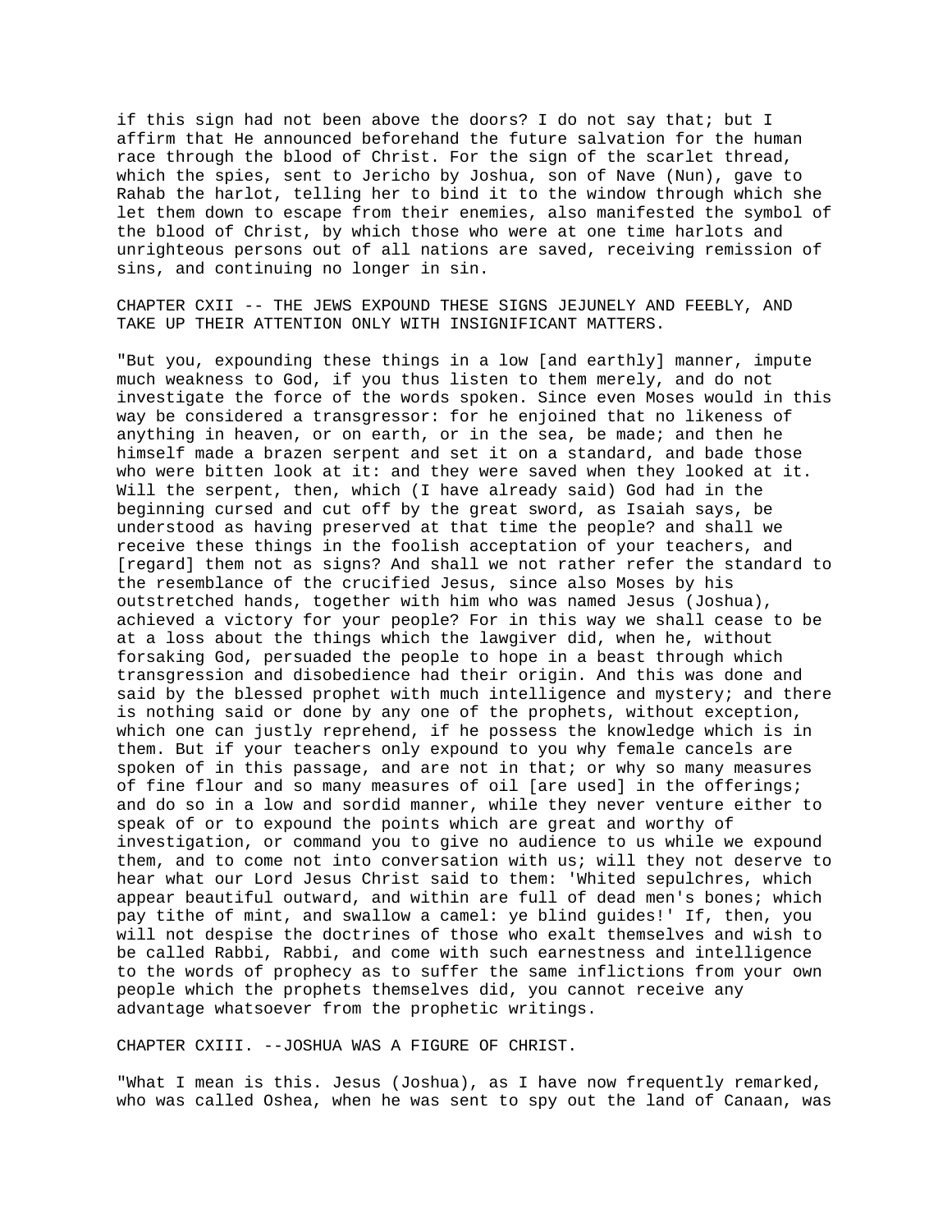if this sign had not been above the doors? I do not say that; but I affirm that He announced beforehand the future salvation for the human race through the blood of Christ. For the sign of the scarlet thread, which the spies, sent to Jericho by Joshua, son of Nave (Nun), gave to Rahab the harlot, telling her to bind it to the window through which she let them down to escape from their enemies, also manifested the symbol of the blood of Christ, by which those who were at one time harlots and unrighteous persons out of all nations are saved, receiving remission of sins, and continuing no longer in sin.

## CHAPTER CXII -- THE JEWS EXPOUND THESE SIGNS JEJUNELY AND FEEBLY, AND TAKE UP THEIR ATTENTION ONLY WITH INSIGNIFICANT MATTERS.

"But you, expounding these things in a low [and earthly] manner, impute much weakness to God, if you thus listen to them merely, and do not investigate the force of the words spoken. Since even Moses would in this way be considered a transgressor: for he enjoined that no likeness of anything in heaven, or on earth, or in the sea, be made; and then he himself made a brazen serpent and set it on a standard, and bade those who were bitten look at it: and they were saved when they looked at it. Will the serpent, then, which (I have already said) God had in the beginning cursed and cut off by the great sword, as Isaiah says, be understood as having preserved at that time the people? and shall we receive these things in the foolish acceptation of your teachers, and [regard] them not as signs? And shall we not rather refer the standard to the resemblance of the crucified Jesus, since also Moses by his outstretched hands, together with him who was named Jesus (Joshua), achieved a victory for your people? For in this way we shall cease to be at a loss about the things which the lawgiver did, when he, without forsaking God, persuaded the people to hope in a beast through which transgression and disobedience had their origin. And this was done and said by the blessed prophet with much intelligence and mystery; and there is nothing said or done by any one of the prophets, without exception, which one can justly reprehend, if he possess the knowledge which is in them. But if your teachers only expound to you why female cancels are spoken of in this passage, and are not in that; or why so many measures of fine flour and so many measures of oil [are used] in the offerings; and do so in a low and sordid manner, while they never venture either to speak of or to expound the points which are great and worthy of investigation, or command you to give no audience to us while we expound them, and to come not into conversation with us; will they not deserve to hear what our Lord Jesus Christ said to them: 'Whited sepulchres, which appear beautiful outward, and within are full of dead men's bones; which pay tithe of mint, and swallow a camel: ye blind guides!' If, then, you will not despise the doctrines of those who exalt themselves and wish to be called Rabbi, Rabbi, and come with such earnestness and intelligence to the words of prophecy as to suffer the same inflictions from your own people which the prophets themselves did, you cannot receive any advantage whatsoever from the prophetic writings.

## CHAPTER CXIII. --JOSHUA WAS A FIGURE OF CHRIST.

"What I mean is this. Jesus (Joshua), as I have now frequently remarked, who was called Oshea, when he was sent to spy out the land of Canaan, was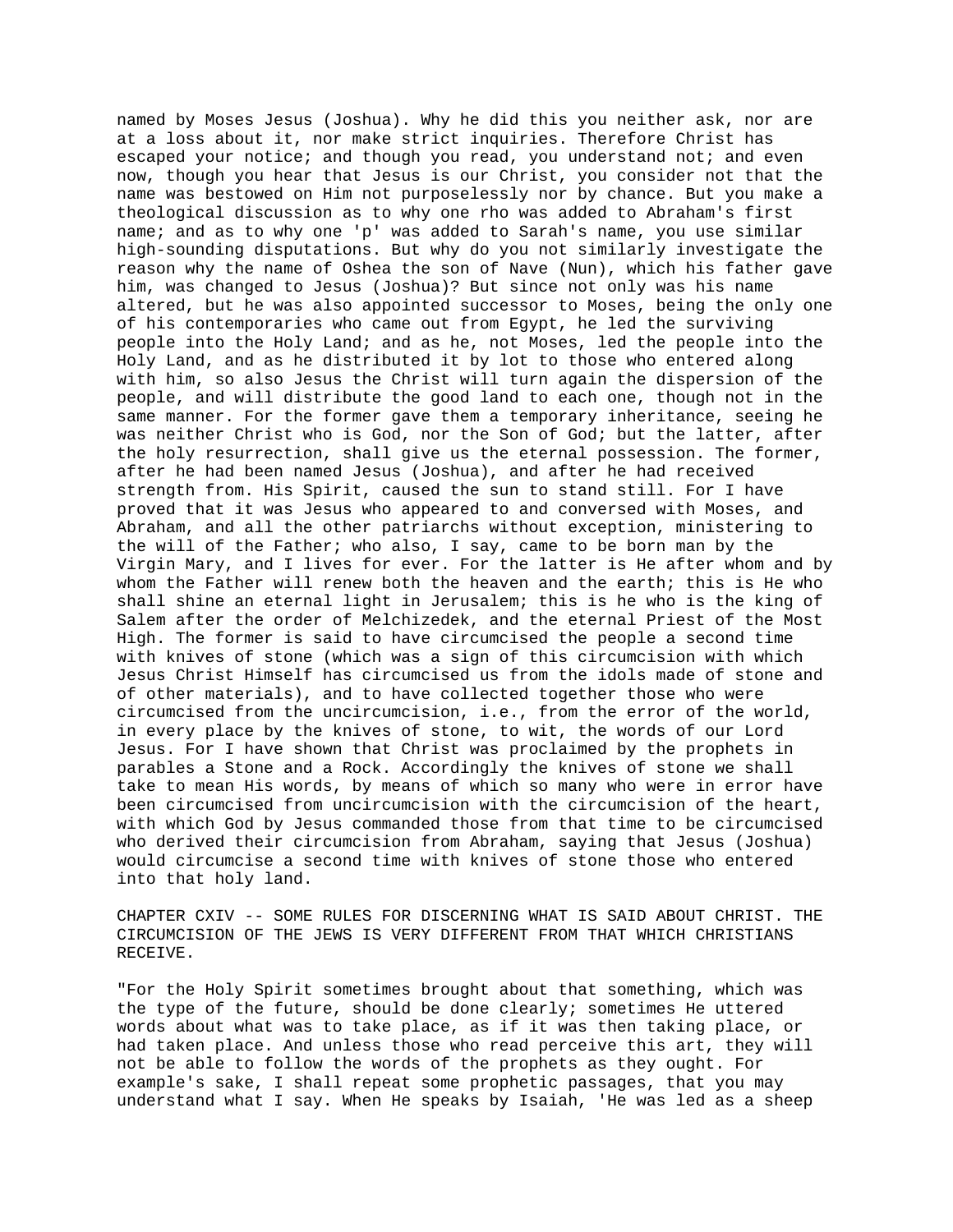named by Moses Jesus (Joshua). Why he did this you neither ask, nor are at a loss about it, nor make strict inquiries. Therefore Christ has escaped your notice; and though you read, you understand not; and even now, though you hear that Jesus is our Christ, you consider not that the name was bestowed on Him not purposelessly nor by chance. But you make a theological discussion as to why one rho was added to Abraham's first name; and as to why one 'p' was added to Sarah's name, you use similar high-sounding disputations. But why do you not similarly investigate the reason why the name of Oshea the son of Nave (Nun), which his father gave him, was changed to Jesus (Joshua)? But since not only was his name altered, but he was also appointed successor to Moses, being the only one of his contemporaries who came out from Egypt, he led the surviving people into the Holy Land; and as he, not Moses, led the people into the Holy Land, and as he distributed it by lot to those who entered along with him, so also Jesus the Christ will turn again the dispersion of the people, and will distribute the good land to each one, though not in the same manner. For the former gave them a temporary inheritance, seeing he was neither Christ who is God, nor the Son of God; but the latter, after the holy resurrection, shall give us the eternal possession. The former, after he had been named Jesus (Joshua), and after he had received strength from. His Spirit, caused the sun to stand still. For I have proved that it was Jesus who appeared to and conversed with Moses, and Abraham, and all the other patriarchs without exception, ministering to the will of the Father; who also, I say, came to be born man by the Virgin Mary, and I lives for ever. For the latter is He after whom and by whom the Father will renew both the heaven and the earth; this is He who shall shine an eternal light in Jerusalem; this is he who is the king of Salem after the order of Melchizedek, and the eternal Priest of the Most High. The former is said to have circumcised the people a second time with knives of stone (which was a sign of this circumcision with which Jesus Christ Himself has circumcised us from the idols made of stone and of other materials), and to have collected together those who were circumcised from the uncircumcision, i.e., from the error of the world, in every place by the knives of stone, to wit, the words of our Lord Jesus. For I have shown that Christ was proclaimed by the prophets in parables a Stone and a Rock. Accordingly the knives of stone we shall take to mean His words, by means of which so many who were in error have been circumcised from uncircumcision with the circumcision of the heart, with which God by Jesus commanded those from that time to be circumcised who derived their circumcision from Abraham, saying that Jesus (Joshua) would circumcise a second time with knives of stone those who entered into that holy land.

## CHAPTER CXIV -- SOME RULES FOR DISCERNING WHAT IS SAID ABOUT CHRIST. THE CIRCUMCISION OF THE JEWS IS VERY DIFFERENT FROM THAT WHICH CHRISTIANS RECEIVE.

"For the Holy Spirit sometimes brought about that something, which was the type of the future, should be done clearly; sometimes He uttered words about what was to take place, as if it was then taking place, or had taken place. And unless those who read perceive this art, they will not be able to follow the words of the prophets as they ought. For example's sake, I shall repeat some prophetic passages, that you may understand what I say. When He speaks by Isaiah, 'He was led as a sheep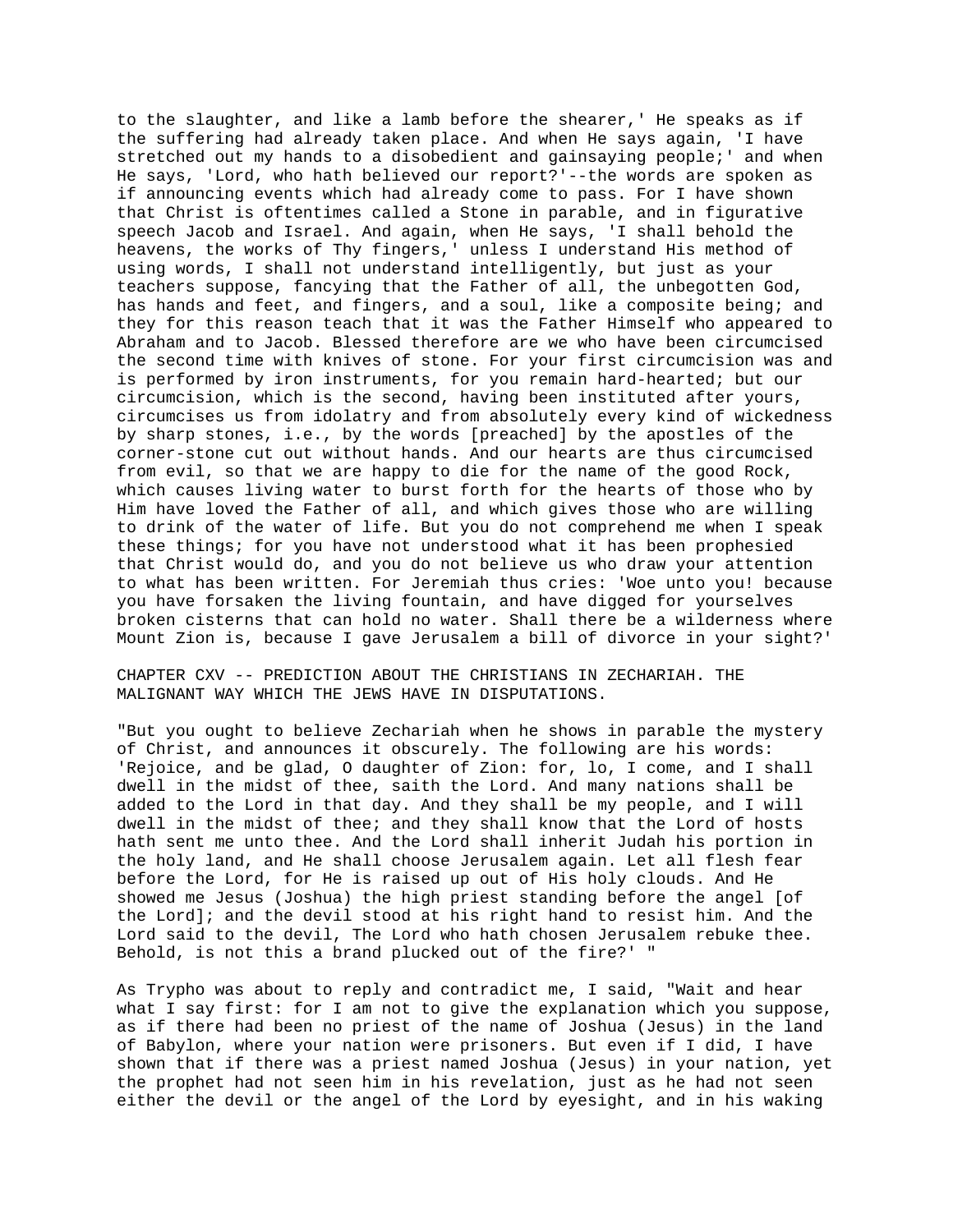to the slaughter, and like a lamb before the shearer,' He speaks as if the suffering had already taken place. And when He says again, 'I have stretched out my hands to a disobedient and gainsaying people;' and when He says, 'Lord, who hath believed our report?'--the words are spoken as if announcing events which had already come to pass. For I have shown that Christ is oftentimes called a Stone in parable, and in figurative speech Jacob and Israel. And again, when He says, 'I shall behold the heavens, the works of Thy fingers,' unless I understand His method of using words, I shall not understand intelligently, but just as your teachers suppose, fancying that the Father of all, the unbegotten God, has hands and feet, and fingers, and a soul, like a composite being; and they for this reason teach that it was the Father Himself who appeared to Abraham and to Jacob. Blessed therefore are we who have been circumcised the second time with knives of stone. For your first circumcision was and is performed by iron instruments, for you remain hard-hearted; but our circumcision, which is the second, having been instituted after yours, circumcises us from idolatry and from absolutely every kind of wickedness by sharp stones, i.e., by the words [preached] by the apostles of the corner-stone cut out without hands. And our hearts are thus circumcised from evil, so that we are happy to die for the name of the good Rock, which causes living water to burst forth for the hearts of those who by Him have loved the Father of all, and which gives those who are willing to drink of the water of life. But you do not comprehend me when I speak these things; for you have not understood what it has been prophesied that Christ would do, and you do not believe us who draw your attention to what has been written. For Jeremiah thus cries: 'Woe unto you! because you have forsaken the living fountain, and have digged for yourselves broken cisterns that can hold no water. Shall there be a wilderness where Mount Zion is, because I gave Jerusalem a bill of divorce in your sight?'

## CHAPTER CXV -- PREDICTION ABOUT THE CHRISTIANS IN ZECHARIAH. THE MALIGNANT WAY WHICH THE JEWS HAVE IN DISPUTATIONS.

"But you ought to believe Zechariah when he shows in parable the mystery of Christ, and announces it obscurely. The following are his words: 'Rejoice, and be glad, O daughter of Zion: for, lo, I come, and I shall dwell in the midst of thee, saith the Lord. And many nations shall be added to the Lord in that day. And they shall be my people, and I will dwell in the midst of thee; and they shall know that the Lord of hosts hath sent me unto thee. And the Lord shall inherit Judah his portion in the holy land, and He shall choose Jerusalem again. Let all flesh fear before the Lord, for He is raised up out of His holy clouds. And He showed me Jesus (Joshua) the high priest standing before the angel [of the Lord]; and the devil stood at his right hand to resist him. And the Lord said to the devil, The Lord who hath chosen Jerusalem rebuke thee. Behold, is not this a brand plucked out of the fire?' "

As Trypho was about to reply and contradict me, I said, "Wait and hear what I say first: for I am not to give the explanation which you suppose, as if there had been no priest of the name of Joshua (Jesus) in the land of Babylon, where your nation were prisoners. But even if I did, I have shown that if there was a priest named Joshua (Jesus) in your nation, yet the prophet had not seen him in his revelation, just as he had not seen either the devil or the angel of the Lord by eyesight, and in his waking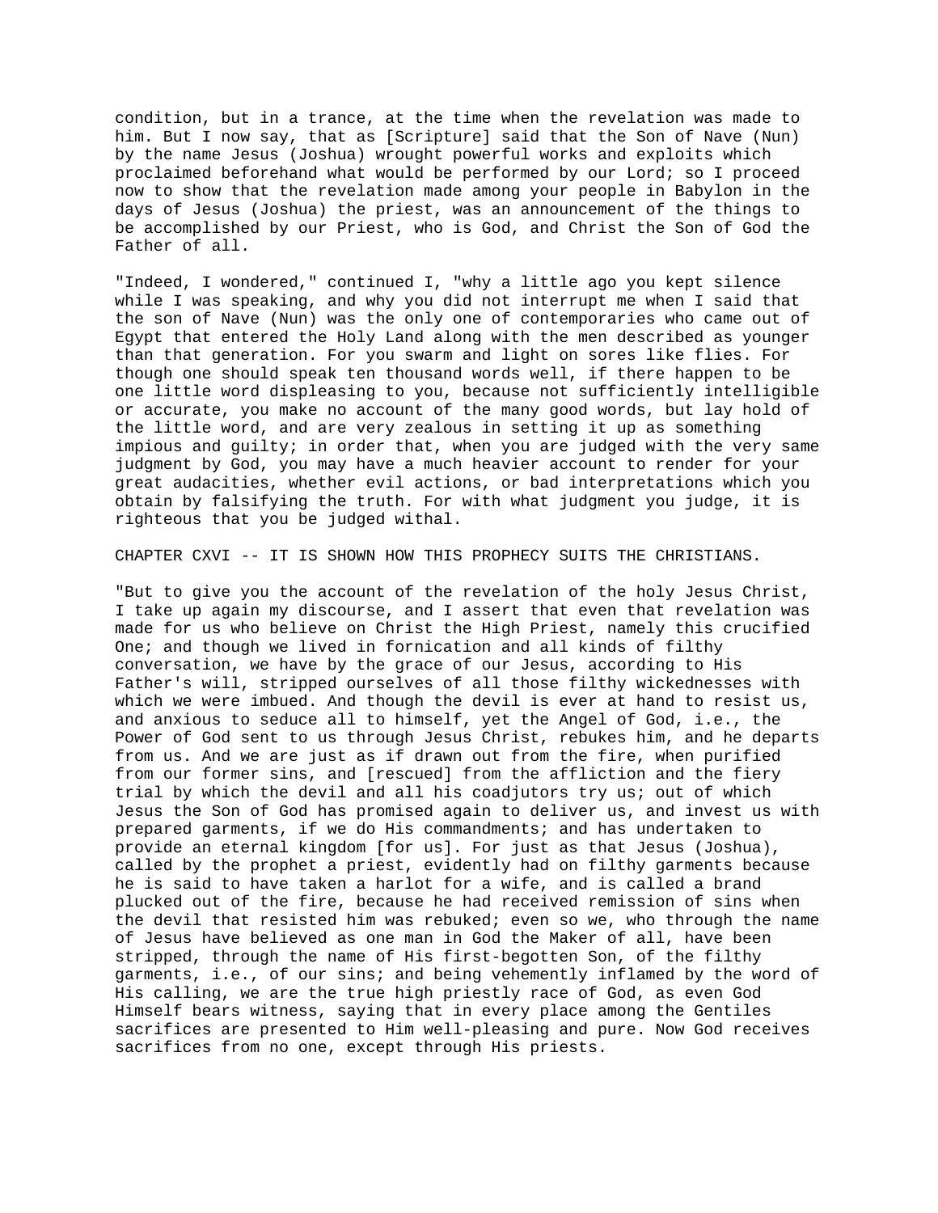condition, but in a trance, at the time when the revelation was made to him. But I now say, that as [Scripture] said that the Son of Nave (Nun) by the name Jesus (Joshua) wrought powerful works and exploits which proclaimed beforehand what would be performed by our Lord; so I proceed now to show that the revelation made among your people in Babylon in the days of Jesus (Joshua) the priest, was an announcement of the things to be accomplished by our Priest, who is God, and Christ the Son of God the Father of all.

"Indeed, I wondered," continued I, "why a little ago you kept silence while I was speaking, and why you did not interrupt me when I said that the son of Nave (Nun) was the only one of contemporaries who came out of Egypt that entered the Holy Land along with the men described as younger than that generation. For you swarm and light on sores like flies. For though one should speak ten thousand words well, if there happen to be one little word displeasing to you, because not sufficiently intelligible or accurate, you make no account of the many good words, but lay hold of the little word, and are very zealous in setting it up as something impious and guilty; in order that, when you are judged with the very same judgment by God, you may have a much heavier account to render for your great audacities, whether evil actions, or bad interpretations which you obtain by falsifying the truth. For with what judgment you judge, it is righteous that you be judged withal.

## CHAPTER CXVI -- IT IS SHOWN HOW THIS PROPHECY SUITS THE CHRISTIANS.

"But to give you the account of the revelation of the holy Jesus Christ, I take up again my discourse, and I assert that even that revelation was made for us who believe on Christ the High Priest, namely this crucified One; and though we lived in fornication and all kinds of filthy conversation, we have by the grace of our Jesus, according to His Father's will, stripped ourselves of all those filthy wickednesses with which we were imbued. And though the devil is ever at hand to resist us, and anxious to seduce all to himself, yet the Angel of God, i.e., the Power of God sent to us through Jesus Christ, rebukes him, and he departs from us. And we are just as if drawn out from the fire, when purified from our former sins, and [rescued] from the affliction and the fiery trial by which the devil and all his coadjutors try us; out of which Jesus the Son of God has promised again to deliver us, and invest us with prepared garments, if we do His commandments; and has undertaken to provide an eternal kingdom [for us]. For just as that Jesus (Joshua), called by the prophet a priest, evidently had on filthy garments because he is said to have taken a harlot for a wife, and is called a brand plucked out of the fire, because he had received remission of sins when the devil that resisted him was rebuked; even so we, who through the name of Jesus have believed as one man in God the Maker of all, have been stripped, through the name of His first-begotten Son, of the filthy garments, i.e., of our sins; and being vehemently inflamed by the word of His calling, we are the true high priestly race of God, as even God Himself bears witness, saying that in every place among the Gentiles sacrifices are presented to Him well-pleasing and pure. Now God receives sacrifices from no one, except through His priests.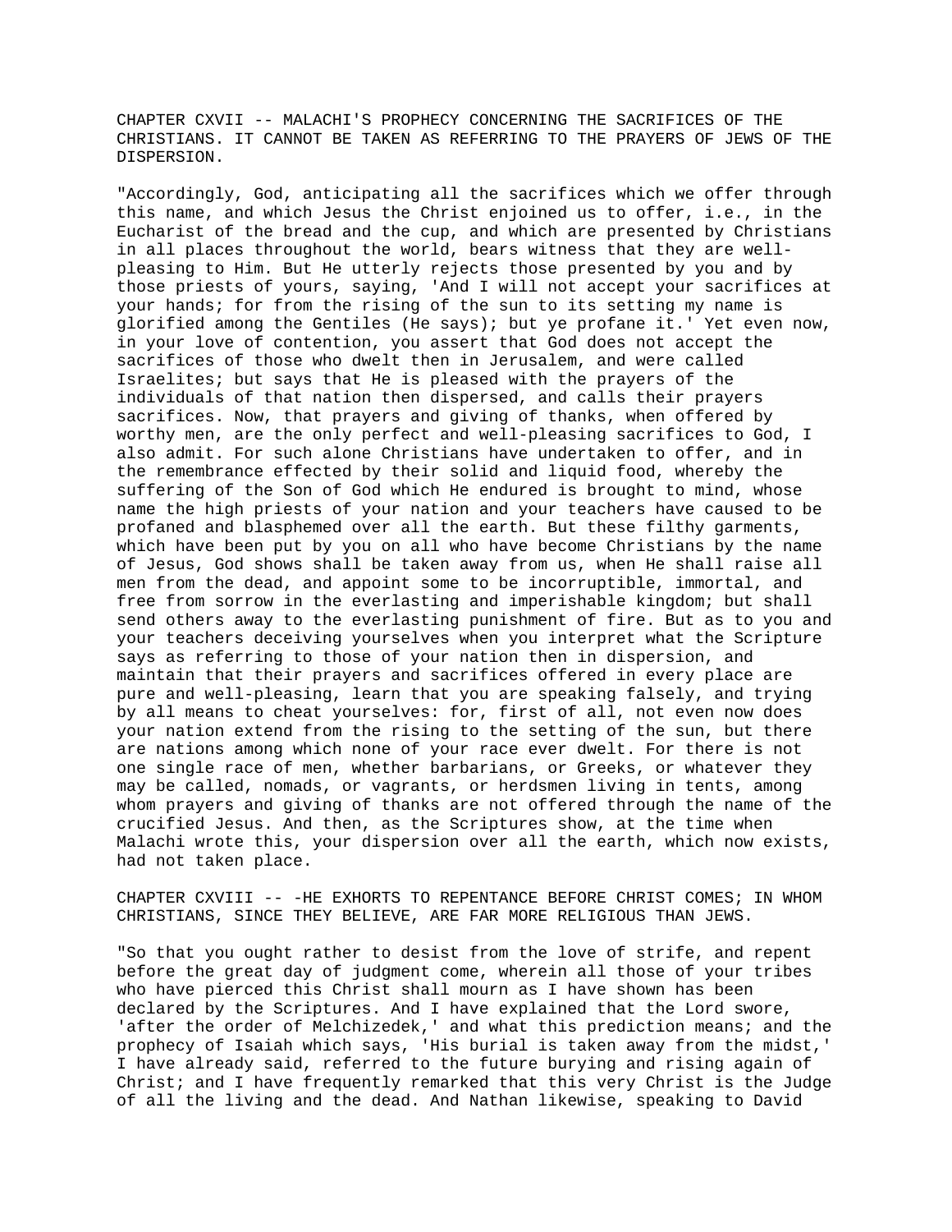## CHAPTER CXVII -- MALACHI'S PROPHECY CONCERNING THE SACRIFICES OF THE CHRISTIANS. IT CANNOT BE TAKEN AS REFERRING TO THE PRAYERS OF JEWS OF THE DISPERSION.

"Accordingly, God, anticipating all the sacrifices which we offer through this name, and which Jesus the Christ enjoined us to offer, i.e., in the Eucharist of the bread and the cup, and which are presented by Christians in all places throughout the world, bears witness that they are well-pleasing to Him. But He utterly rejects those presented by you and by those priests of yours, saying, 'And I will not accept your sacrifices at your hands; for from the rising of the sun to its setting my name is glorified among the Gentiles (He says); but ye profane it.' Yet even now, in your love of contention, you assert that God does not accept the sacrifices of those who dwelt then in Jerusalem, and were called Israelites; but says that He is pleased with the prayers of the individuals of that nation then dispersed, and calls their prayers sacrifices. Now, that prayers and giving of thanks, when offered by worthy men, are the only perfect and well-pleasing sacrifices to God, I also admit. For such alone Christians have undertaken to offer, and in the remembrance effected by their solid and liquid food, whereby the suffering of the Son of God which He endured is brought to mind, whose name the high priests of your nation and your teachers have caused to be profaned and blasphemed over all the earth. But these filthy garments, which have been put by you on all who have become Christians by the name of Jesus, God shows shall be taken away from us, when He shall raise all men from the dead, and appoint some to be incorruptible, immortal, and free from sorrow in the everlasting and imperishable kingdom; but shall send others away to the everlasting punishment of fire. But as to you and your teachers deceiving yourselves when you interpret what the Scripture says as referring to those of your nation then in dispersion, and maintain that their prayers and sacrifices offered in every place are pure and well-pleasing, learn that you are speaking falsely, and trying by all means to cheat yourselves: for, first of all, not even now does your nation extend from the rising to the setting of the sun, but there are nations among which none of your race ever dwelt. For there is not one single race of men, whether barbarians, or Greeks, or whatever they may be called, nomads, or vagrants, or herdsmen living in tents, among whom prayers and giving of thanks are not offered through the name of the crucified Jesus. And then, as the Scriptures show, at the time when Malachi wrote this, your dispersion over all the earth, which now exists, had not taken place.

## CHAPTER CXVIII -- -HE EXHORTS TO REPENTANCE BEFORE CHRIST COMES; IN WHOM CHRISTIANS, SINCE THEY BELIEVE, ARE FAR MORE RELIGIOUS THAN JEWS.

"So that you ought rather to desist from the love of strife, and repent before the great day of judgment come, wherein all those of your tribes who have pierced this Christ shall mourn as I have shown has been declared by the Scriptures. And I have explained that the Lord swore, 'after the order of Melchizedek,' and what this prediction means; and the prophecy of Isaiah which says, 'His burial is taken away from the midst,' I have already said, referred to the future burying and rising again of Christ; and I have frequently remarked that this very Christ is the Judge of all the living and the dead. And Nathan likewise, speaking to David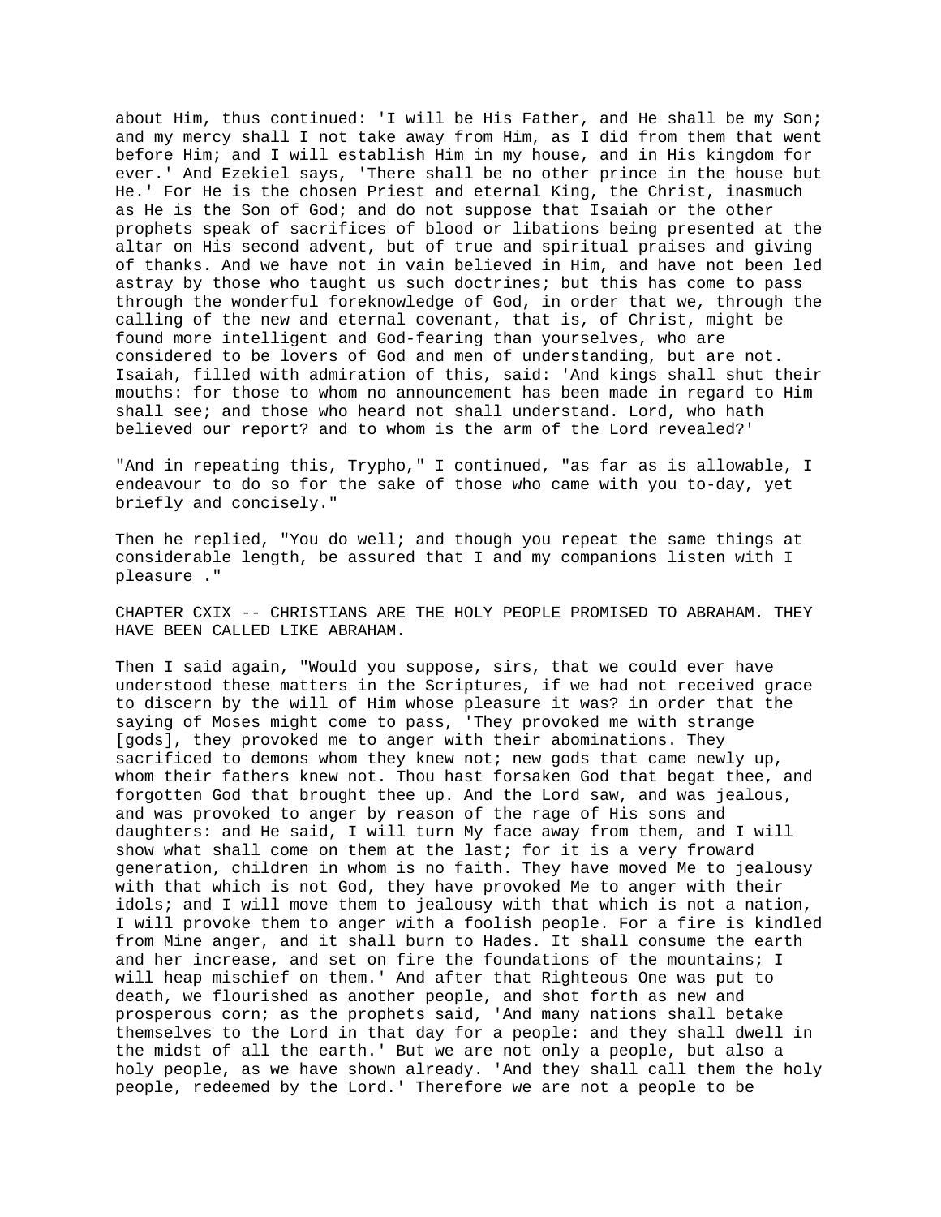about Him, thus continued: 'I will be His Father, and He shall be my Son; and my mercy shall I not take away from Him, as I did from them that went before Him; and I will establish Him in my house, and in His kingdom for ever.' And Ezekiel says, 'There shall be no other prince in the house but He.' For He is the chosen Priest and eternal King, the Christ, inasmuch as He is the Son of God; and do not suppose that Isaiah or the other prophets speak of sacrifices of blood or libations being presented at the altar on His second advent, but of true and spiritual praises and giving of thanks. And we have not in vain believed in Him, and have not been led astray by those who taught us such doctrines; but this has come to pass through the wonderful foreknowledge of God, in order that we, through the calling of the new and eternal covenant, that is, of Christ, might be found more intelligent and God-fearing than yourselves, who are considered to be lovers of God and men of understanding, but are not. Isaiah, filled with admiration of this, said: 'And kings shall shut their mouths: for those to whom no announcement has been made in regard to Him shall see; and those who heard not shall understand. Lord, who hath believed our report? and to whom is the arm of the Lord revealed?'

"And in repeating this, Trypho," I continued, "as far as is allowable, I endeavour to do so for the sake of those who came with you to-day, yet briefly and concisely."

Then he replied, "You do well; and though you repeat the same things at considerable length, be assured that I and my companions listen with I pleasure ."

CHAPTER CXIX -- CHRISTIANS ARE THE HOLY PEOPLE PROMISED TO ABRAHAM. THEY HAVE BEEN CALLED LIKE ABRAHAM.

Then I said again, "Would you suppose, sirs, that we could ever have understood these matters in the Scriptures, if we had not received grace to discern by the will of Him whose pleasure it was? in order that the saying of Moses might come to pass, 'They provoked me with strange [gods], they provoked me to anger with their abominations. They sacrificed to demons whom they knew not; new gods that came newly up, whom their fathers knew not. Thou hast forsaken God that begat thee, and forgotten God that brought thee up. And the Lord saw, and was jealous, and was provoked to anger by reason of the rage of His sons and daughters: and He said, I will turn My face away from them, and I will show what shall come on them at the last; for it is a very froward generation, children in whom is no faith. They have moved Me to jealousy with that which is not God, they have provoked Me to anger with their idols; and I will move them to jealousy with that which is not a nation, I will provoke them to anger with a foolish people. For a fire is kindled from Mine anger, and it shall burn to Hades. It shall consume the earth and her increase, and set on fire the foundations of the mountains; I will heap mischief on them.' And after that Righteous One was put to death, we flourished as another people, and shot forth as new and prosperous corn; as the prophets said, 'And many nations shall betake themselves to the Lord in that day for a people: and they shall dwell in the midst of all the earth.' But we are not only a people, but also a holy people, as we have shown already. 'And they shall call them the holy people, redeemed by the Lord.' Therefore we are not a people to be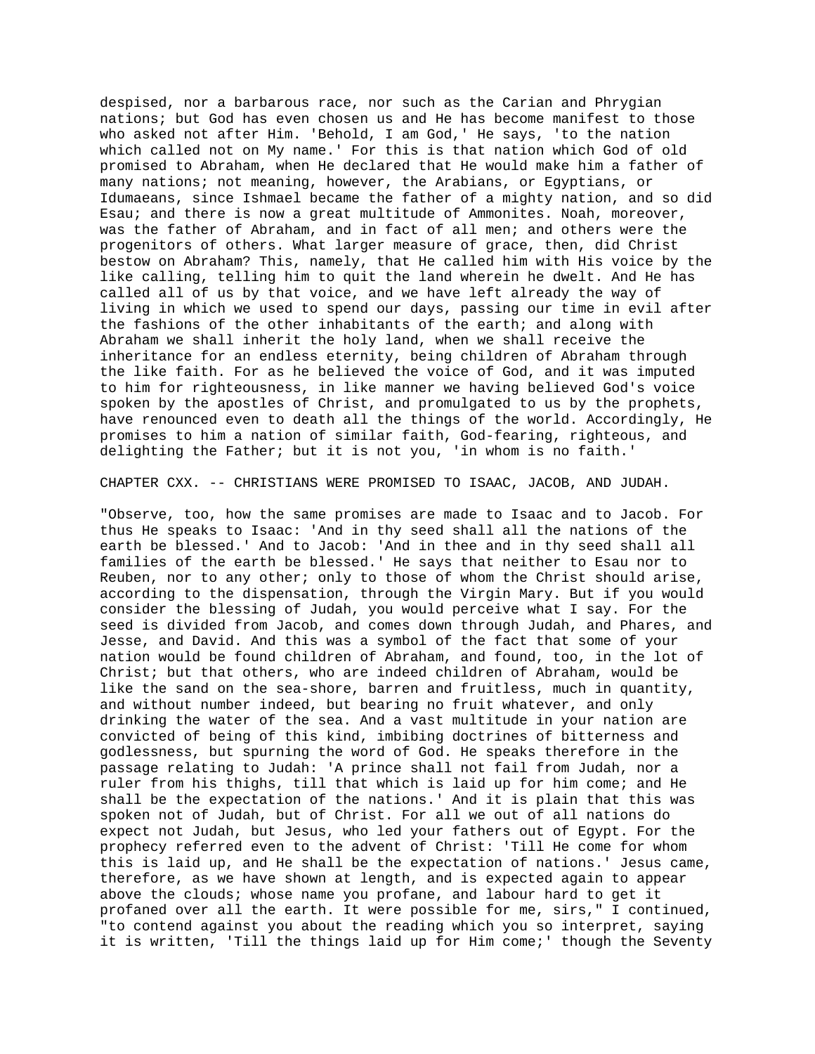despised, nor a barbarous race, nor such as the Carian and Phrygian nations; but God has even chosen us and He has become manifest to those who asked not after Him. 'Behold, I am God,' He says, 'to the nation which called not on My name.' For this is that nation which God of old promised to Abraham, when He declared that He would make him a father of many nations; not meaning, however, the Arabians, or Egyptians, or Idumaeans, since Ishmael became the father of a mighty nation, and so did Esau; and there is now a great multitude of Ammonites. Noah, moreover, was the father of Abraham, and in fact of all men; and others were the progenitors of others. What larger measure of grace, then, did Christ bestow on Abraham? This, namely, that He called him with His voice by the like calling, telling him to quit the land wherein he dwelt. And He has called all of us by that voice, and we have left already the way of living in which we used to spend our days, passing our time in evil after the fashions of the other inhabitants of the earth; and along with Abraham we shall inherit the holy land, when we shall receive the inheritance for an endless eternity, being children of Abraham through the like faith. For as he believed the voice of God, and it was imputed to him for righteousness, in like manner we having believed God's voice spoken by the apostles of Christ, and promulgated to us by the prophets, have renounced even to death all the things of the world. Accordingly, He promises to him a nation of similar faith, God-fearing, righteous, and delighting the Father; but it is not you, 'in whom is no faith.'

## CHAPTER CXX. -- CHRISTIANS WERE PROMISED TO ISAAC, JACOB, AND JUDAH.

"Observe, too, how the same promises are made to Isaac and to Jacob. For thus He speaks to Isaac: 'And in thy seed shall all the nations of the earth be blessed.' And to Jacob: 'And in thee and in thy seed shall all families of the earth be blessed.' He says that neither to Esau nor to Reuben, nor to any other; only to those of whom the Christ should arise, according to the dispensation, through the Virgin Mary. But if you would consider the blessing of Judah, you would perceive what I say. For the seed is divided from Jacob, and comes down through Judah, and Phares, and Jesse, and David. And this was a symbol of the fact that some of your nation would be found children of Abraham, and found, too, in the lot of Christ; but that others, who are indeed children of Abraham, would be like the sand on the sea-shore, barren and fruitless, much in quantity, and without number indeed, but bearing no fruit whatever, and only drinking the water of the sea. And a vast multitude in your nation are convicted of being of this kind, imbibing doctrines of bitterness and godlessness, but spurning the word of God. He speaks therefore in the passage relating to Judah: 'A prince shall not fail from Judah, nor a ruler from his thighs, till that which is laid up for him come; and He shall be the expectation of the nations.' And it is plain that this was spoken not of Judah, but of Christ. For all we out of all nations do expect not Judah, but Jesus, who led your fathers out of Egypt. For the prophecy referred even to the advent of Christ: 'Till He come for whom this is laid up, and He shall be the expectation of nations.' Jesus came, therefore, as we have shown at length, and is expected again to appear above the clouds; whose name you profane, and labour hard to get it profaned over all the earth. It were possible for me, sirs," I continued, "to contend against you about the reading which you so interpret, saying it is written, 'Till the things laid up for Him come;' though the Seventy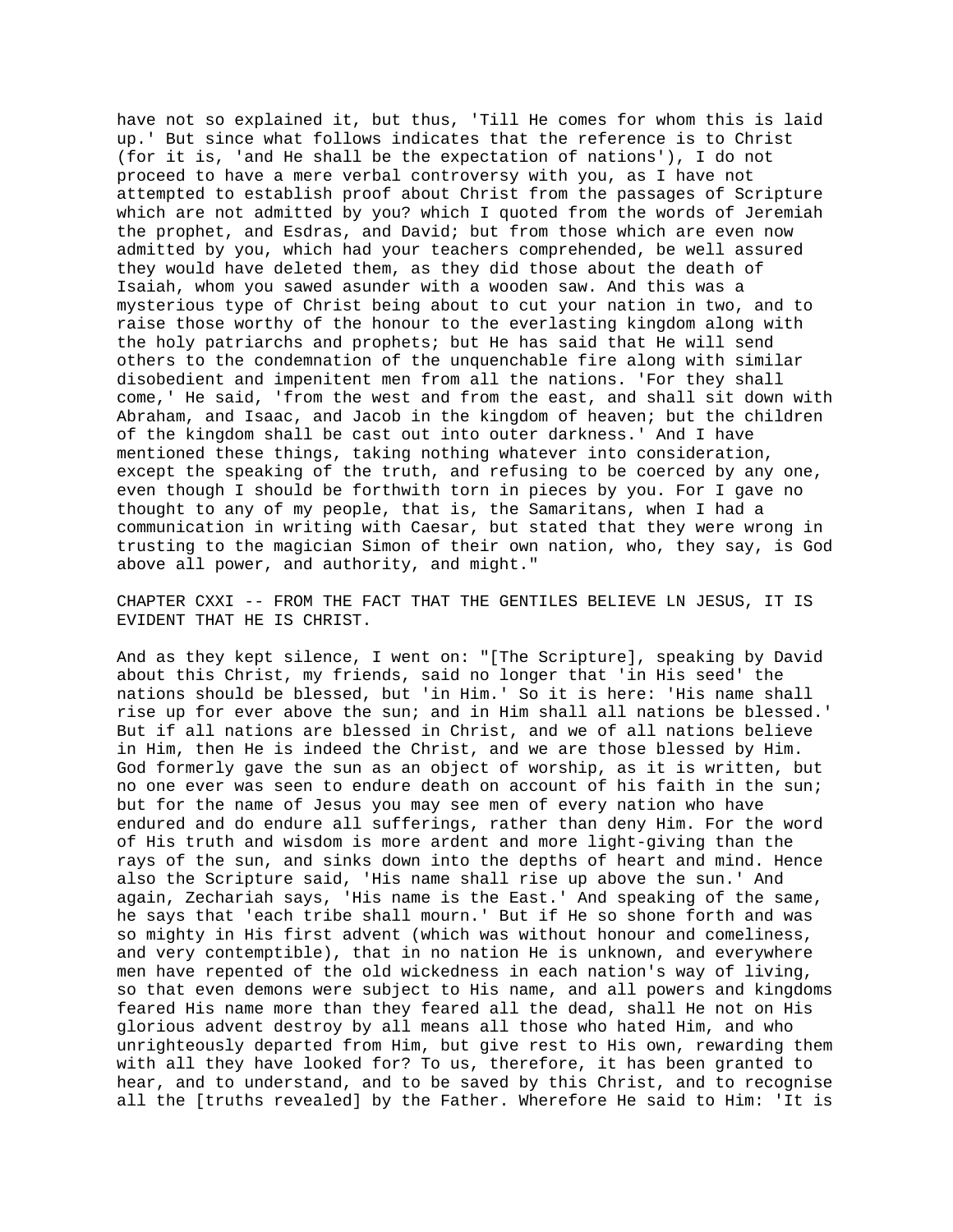have not so explained it, but thus, 'Till He comes for whom this is laid up.' But since what follows indicates that the reference is to Christ (for it is, 'and He shall be the expectation of nations'), I do not proceed to have a mere verbal controversy with you, as I have not attempted to establish proof about Christ from the passages of Scripture which are not admitted by you? which I quoted from the words of Jeremiah the prophet, and Esdras, and David; but from those which are even now admitted by you, which had your teachers comprehended, be well assured they would have deleted them, as they did those about the death of Isaiah, whom you sawed asunder with a wooden saw. And this was a mysterious type of Christ being about to cut your nation in two, and to raise those worthy of the honour to the everlasting kingdom along with the holy patriarchs and prophets; but He has said that He will send others to the condemnation of the unquenchable fire along with similar disobedient and impenitent men from all the nations. 'For they shall come,' He said, 'from the west and from the east, and shall sit down with Abraham, and Isaac, and Jacob in the kingdom of heaven; but the children of the kingdom shall be cast out into outer darkness.' And I have mentioned these things, taking nothing whatever into consideration, except the speaking of the truth, and refusing to be coerced by any one, even though I should be forthwith torn in pieces by you. For I gave no thought to any of my people, that is, the Samaritans, when I had a communication in writing with Caesar, but stated that they were wrong in trusting to the magician Simon of their own nation, who, they say, is God above all power, and authority, and might."

## CHAPTER CXXI -- FROM THE FACT THAT THE GENTILES BELIEVE LN JESUS, IT IS EVIDENT THAT HE IS CHRIST.

And as they kept silence, I went on: "[The Scripture], speaking by David about this Christ, my friends, said no longer that 'in His seed' the nations should be blessed, but 'in Him.' So it is here: 'His name shall rise up for ever above the sun; and in Him shall all nations be blessed.' But if all nations are blessed in Christ, and we of all nations believe in Him, then He is indeed the Christ, and we are those blessed by Him. God formerly gave the sun as an object of worship, as it is written, but no one ever was seen to endure death on account of his faith in the sun; but for the name of Jesus you may see men of every nation who have endured and do endure all sufferings, rather than deny Him. For the word of His truth and wisdom is more ardent and more light-giving than the rays of the sun, and sinks down into the depths of heart and mind. Hence also the Scripture said, 'His name shall rise up above the sun.' And again, Zechariah says, 'His name is the East.' And speaking of the same, he says that 'each tribe shall mourn.' But if He so shone forth and was so mighty in His first advent (which was without honour and comeliness, and very contemptible), that in no nation He is unknown, and everywhere men have repented of the old wickedness in each nation's way of living, so that even demons were subject to His name, and all powers and kingdoms feared His name more than they feared all the dead, shall He not on His glorious advent destroy by all means all those who hated Him, and who unrighteously departed from Him, but give rest to His own, rewarding them with all they have looked for? To us, therefore, it has been granted to hear, and to understand, and to be saved by this Christ, and to recognise all the [truths revealed] by the Father. Wherefore He said to Him: 'It is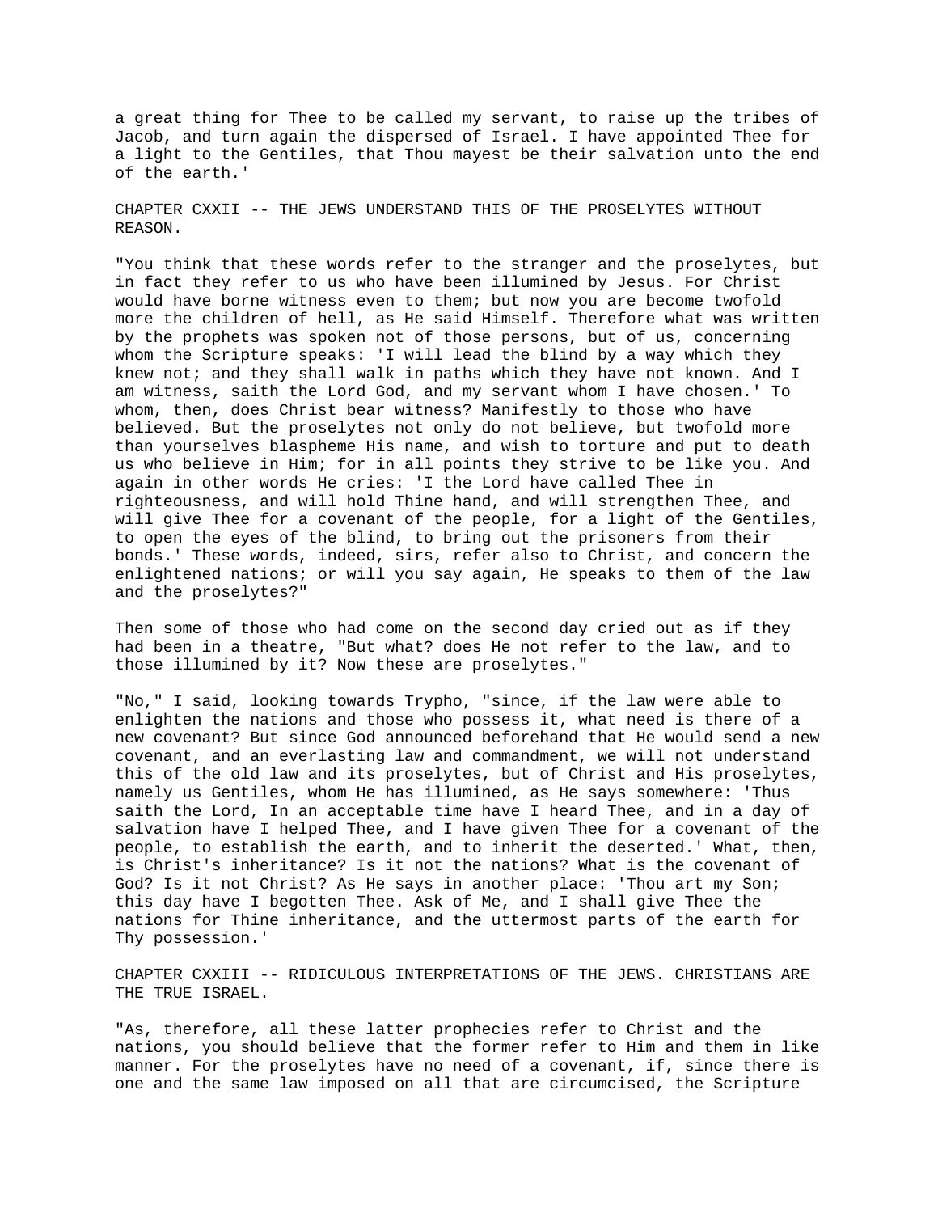a great thing for Thee to be called my servant, to raise up the tribes of Jacob, and turn again the dispersed of Israel. I have appointed Thee for a light to the Gentiles, that Thou mayest be their salvation unto the end of the earth.'

## CHAPTER CXXII -- THE JEWS UNDERSTAND THIS OF THE PROSELYTES WITHOUT REASON.

"You think that these words refer to the stranger and the proselytes, but in fact they refer to us who have been illumined by Jesus. For Christ would have borne witness even to them; but now you are become twofold more the children of hell, as He said Himself. Therefore what was written by the prophets was spoken not of those persons, but of us, concerning whom the Scripture speaks: 'I will lead the blind by a way which they knew not; and they shall walk in paths which they have not known. And I am witness, saith the Lord God, and my servant whom I have chosen.' To whom, then, does Christ bear witness? Manifestly to those who have believed. But the proselytes not only do not believe, but twofold more than yourselves blaspheme His name, and wish to torture and put to death us who believe in Him; for in all points they strive to be like you. And again in other words He cries: 'I the Lord have called Thee in righteousness, and will hold Thine hand, and will strengthen Thee, and will give Thee for a covenant of the people, for a light of the Gentiles, to open the eyes of the blind, to bring out the prisoners from their bonds.' These words, indeed, sirs, refer also to Christ, and concern the enlightened nations; or will you say again, He speaks to them of the law and the proselytes?"

Then some of those who had come on the second day cried out as if they had been in a theatre, "But what? does He not refer to the law, and to those illumined by it? Now these are proselytes."

"No," I said, looking towards Trypho, "since, if the law were able to enlighten the nations and those who possess it, what need is there of a new covenant? But since God announced beforehand that He would send a new covenant, and an everlasting law and commandment, we will not understand this of the old law and its proselytes, but of Christ and His proselytes, namely us Gentiles, whom He has illumined, as He says somewhere: 'Thus saith the Lord, In an acceptable time have I heard Thee, and in a day of salvation have I helped Thee, and I have given Thee for a covenant of the people, to establish the earth, and to inherit the deserted.' What, then, is Christ's inheritance? Is it not the nations? What is the covenant of God? Is it not Christ? As He says in another place: 'Thou art my Son; this day have I begotten Thee. Ask of Me, and I shall give Thee the nations for Thine inheritance, and the uttermost parts of the earth for Thy possession.'

## CHAPTER CXXIII -- RIDICULOUS INTERPRETATIONS OF THE JEWS. CHRISTIANS ARE THE TRUE ISRAEL.

"As, therefore, all these latter prophecies refer to Christ and the nations, you should believe that the former refer to Him and them in like manner. For the proselytes have no need of a covenant, if, since there is one and the same law imposed on all that are circumcised, the Scripture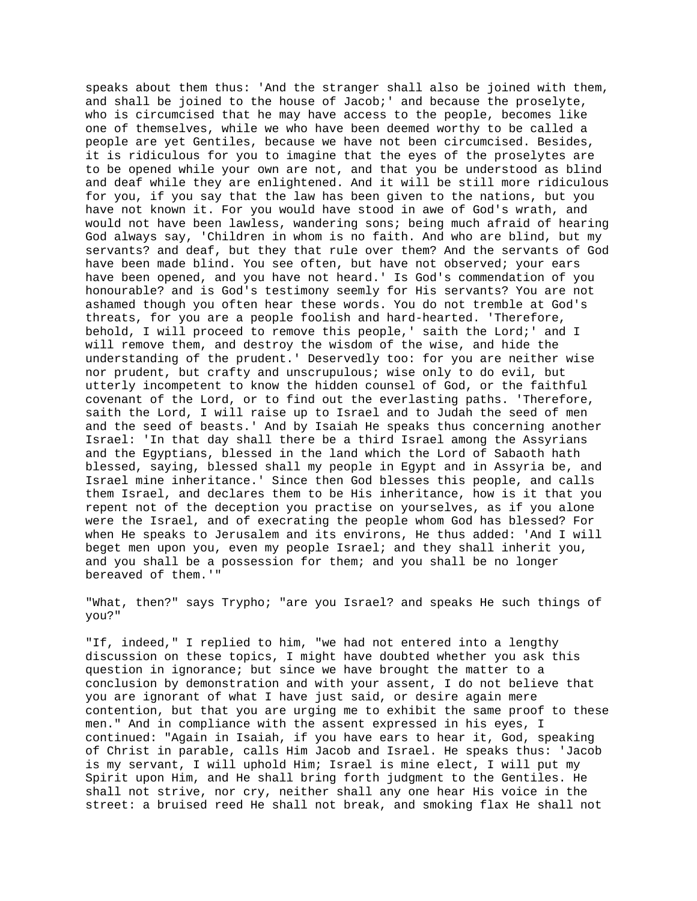speaks about them thus: 'And the stranger shall also be joined with them, and shall be joined to the house of Jacob;' and because the proselyte, who is circumcised that he may have access to the people, becomes like one of themselves, while we who have been deemed worthy to be called a people are yet Gentiles, because we have not been circumcised. Besides, it is ridiculous for you to imagine that the eyes of the proselytes are to be opened while your own are not, and that you be understood as blind and deaf while they are enlightened. And it will be still more ridiculous for you, if you say that the law has been given to the nations, but you have not known it. For you would have stood in awe of God's wrath, and would not have been lawless, wandering sons; being much afraid of hearing God always say, 'Children in whom is no faith. And who are blind, but my servants? and deaf, but they that rule over them? And the servants of God have been made blind. You see often, but have not observed; your ears have been opened, and you have not heard.' Is God's commendation of you honourable? and is God's testimony seemly for His servants? You are not ashamed though you often hear these words. You do not tremble at God's threats, for you are a people foolish and hard-hearted. 'Therefore, behold, I will proceed to remove this people,' saith the Lord;' and I will remove them, and destroy the wisdom of the wise, and hide the understanding of the prudent.' Deservedly too: for you are neither wise nor prudent, but crafty and unscrupulous; wise only to do evil, but utterly incompetent to know the hidden counsel of God, or the faithful covenant of the Lord, or to find out the everlasting paths. 'Therefore, saith the Lord, I will raise up to Israel and to Judah the seed of men and the seed of beasts.' And by Isaiah He speaks thus concerning another Israel: 'In that day shall there be a third Israel among the Assyrians and the Egyptians, blessed in the land which the Lord of Sabaoth hath blessed, saying, blessed shall my people in Egypt and in Assyria be, and Israel mine inheritance.' Since then God blesses this people, and calls them Israel, and declares them to be His inheritance, how is it that you repent not of the deception you practise on yourselves, as if you alone were the Israel, and of execrating the people whom God has blessed? For when He speaks to Jerusalem and its environs, He thus added: 'And I will beget men upon you, even my people Israel; and they shall inherit you, and you shall be a possession for them; and you shall be no longer bereaved of them.'"

"What, then?" says Trypho; "are you Israel? and speaks He such things of you?"

"If, indeed," I replied to him, "we had not entered into a lengthy discussion on these topics, I might have doubted whether you ask this question in ignorance; but since we have brought the matter to a conclusion by demonstration and with your assent, I do not believe that you are ignorant of what I have just said, or desire again mere contention, but that you are urging me to exhibit the same proof to these men." And in compliance with the assent expressed in his eyes, I continued: "Again in Isaiah, if you have ears to hear it, God, speaking of Christ in parable, calls Him Jacob and Israel. He speaks thus: 'Jacob is my servant, I will uphold Him; Israel is mine elect, I will put my Spirit upon Him, and He shall bring forth judgment to the Gentiles. He shall not strive, nor cry, neither shall any one hear His voice in the street: a bruised reed He shall not break, and smoking flax He shall not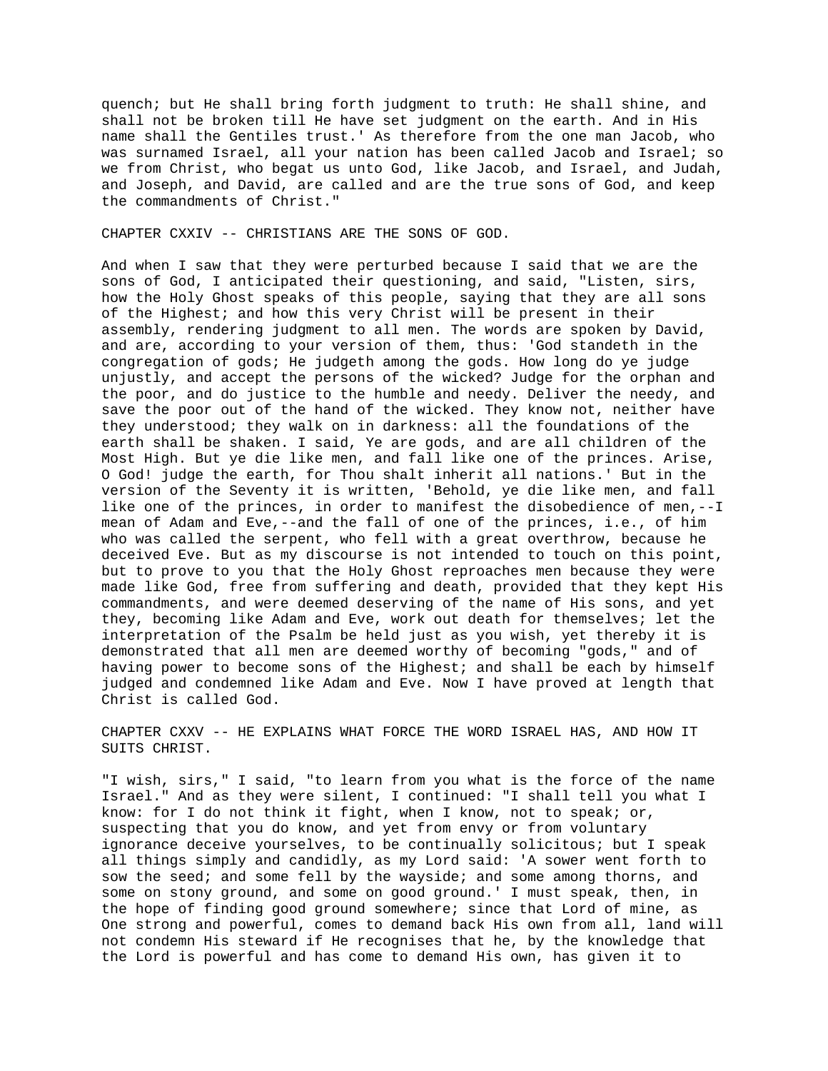quench; but He shall bring forth judgment to truth: He shall shine, and shall not be broken till He have set judgment on the earth. And in His name shall the Gentiles trust.' As therefore from the one man Jacob, who was surnamed Israel, all your nation has been called Jacob and Israel; so we from Christ, who begat us unto God, like Jacob, and Israel, and Judah, and Joseph, and David, are called and are the true sons of God, and keep the commandments of Christ."

## CHAPTER CXXIV -- CHRISTIANS ARE THE SONS OF GOD.

And when I saw that they were perturbed because I said that we are the sons of God, I anticipated their questioning, and said, "Listen, sirs, how the Holy Ghost speaks of this people, saying that they are all sons of the Highest; and how this very Christ will be present in their assembly, rendering judgment to all men. The words are spoken by David, and are, according to your version of them, thus: 'God standeth in the congregation of gods; He judgeth among the gods. How long do ye judge unjustly, and accept the persons of the wicked? Judge for the orphan and the poor, and do justice to the humble and needy. Deliver the needy, and save the poor out of the hand of the wicked. They know not, neither have they understood; they walk on in darkness: all the foundations of the earth shall be shaken. I said, Ye are gods, and are all children of the Most High. But ye die like men, and fall like one of the princes. Arise, O God! judge the earth, for Thou shalt inherit all nations.' But in the version of the Seventy it is written, 'Behold, ye die like men, and fall like one of the princes, in order to manifest the disobedience of men,--I mean of Adam and Eve,--and the fall of one of the princes, i.e., of him who was called the serpent, who fell with a great overthrow, because he deceived Eve. But as my discourse is not intended to touch on this point, but to prove to you that the Holy Ghost reproaches men because they were made like God, free from suffering and death, provided that they kept His commandments, and were deemed deserving of the name of His sons, and yet they, becoming like Adam and Eve, work out death for themselves; let the interpretation of the Psalm be held just as you wish, yet thereby it is demonstrated that all men are deemed worthy of becoming "gods," and of having power to become sons of the Highest; and shall be each by himself judged and condemned like Adam and Eve. Now I have proved at length that Christ is called God.

## CHAPTER CXXV -- HE EXPLAINS WHAT FORCE THE WORD ISRAEL HAS, AND HOW IT SUITS CHRIST.

"I wish, sirs," I said, "to learn from you what is the force of the name Israel." And as they were silent, I continued: "I shall tell you what I know: for I do not think it fight, when I know, not to speak; or, suspecting that you do know, and yet from envy or from voluntary ignorance deceive yourselves, to be continually solicitous; but I speak all things simply and candidly, as my Lord said: 'A sower went forth to sow the seed; and some fell by the wayside; and some among thorns, and some on stony ground, and some on good ground.' I must speak, then, in the hope of finding good ground somewhere; since that Lord of mine, as One strong and powerful, comes to demand back His own from all, land will not condemn His steward if He recognises that he, by the knowledge that the Lord is powerful and has come to demand His own, has given it to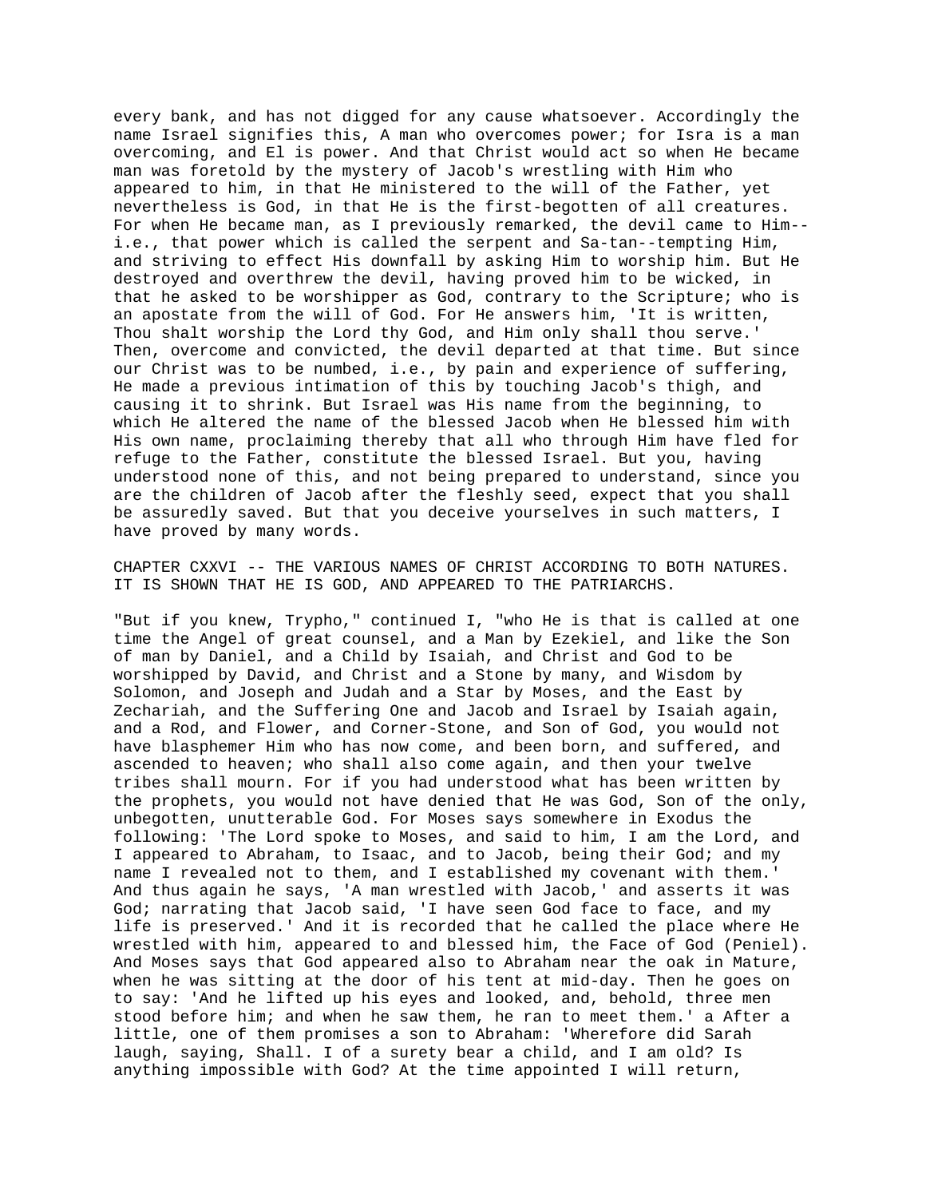every bank, and has not digged for any cause whatsoever. Accordingly the name Israel signifies this, A man who overcomes power; for Isra is a man overcoming, and El is power. And that Christ would act so when He became man was foretold by the mystery of Jacob's wrestling with Him who appeared to him, in that He ministered to the will of the Father, yet nevertheless is God, in that He is the first-begotten of all creatures. For when He became man, as I previously remarked, the devil came to Him--i.e., that power which is called the serpent and Sa-tan--tempting Him, and striving to effect His downfall by asking Him to worship him. But He destroyed and overthrew the devil, having proved him to be wicked, in that he asked to be worshipper as God, contrary to the Scripture; who is an apostate from the will of God. For He answers him, 'It is written, Thou shalt worship the Lord thy God, and Him only shall thou serve.' Then, overcome and convicted, the devil departed at that time. But since our Christ was to be numbed, i.e., by pain and experience of suffering, He made a previous intimation of this by touching Jacob's thigh, and causing it to shrink. But Israel was His name from the beginning, to which He altered the name of the blessed Jacob when He blessed him with His own name, proclaiming thereby that all who through Him have fled for refuge to the Father, constitute the blessed Israel. But you, having understood none of this, and not being prepared to understand, since you are the children of Jacob after the fleshly seed, expect that you shall be assuredly saved. But that you deceive yourselves in such matters, I have proved by many words.

## CHAPTER CXXVI -- THE VARIOUS NAMES OF CHRIST ACCORDING TO BOTH NATURES. IT IS SHOWN THAT HE IS GOD, AND APPEARED TO THE PATRIARCHS.

"But if you knew, Trypho," continued I, "who He is that is called at one time the Angel of great counsel, and a Man by Ezekiel, and like the Son of man by Daniel, and a Child by Isaiah, and Christ and God to be worshipped by David, and Christ and a Stone by many, and Wisdom by Solomon, and Joseph and Judah and a Star by Moses, and the East by Zechariah, and the Suffering One and Jacob and Israel by Isaiah again, and a Rod, and Flower, and Corner-Stone, and Son of God, you would not have blasphemer Him who has now come, and been born, and suffered, and ascended to heaven; who shall also come again, and then your twelve tribes shall mourn. For if you had understood what has been written by the prophets, you would not have denied that He was God, Son of the only, unbegotten, unutterable God. For Moses says somewhere in Exodus the following: 'The Lord spoke to Moses, and said to him, I am the Lord, and I appeared to Abraham, to Isaac, and to Jacob, being their God; and my name I revealed not to them, and I established my covenant with them.' And thus again he says, 'A man wrestled with Jacob,' and asserts it was God; narrating that Jacob said, 'I have seen God face to face, and my life is preserved.' And it is recorded that he called the place where He wrestled with him, appeared to and blessed him, the Face of God (Peniel). And Moses says that God appeared also to Abraham near the oak in Mature, when he was sitting at the door of his tent at mid-day. Then he goes on to say: 'And he lifted up his eyes and looked, and, behold, three men stood before him; and when he saw them, he ran to meet them.' a After a little, one of them promises a son to Abraham: 'Wherefore did Sarah laugh, saying, Shall. I of a surety bear a child, and I am old? Is anything impossible with God? At the time appointed I will return,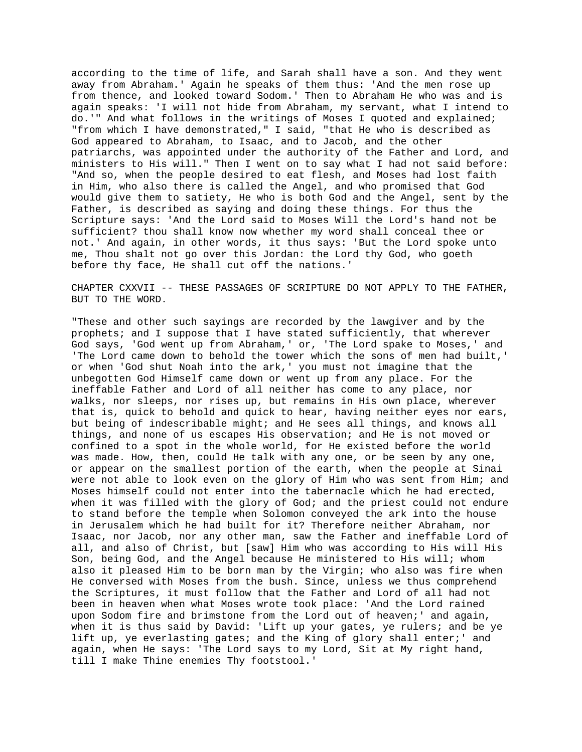according to the time of life, and Sarah shall have a son. And they went away from Abraham.' Again he speaks of them thus: 'And the men rose up from thence, and looked toward Sodom.' Then to Abraham He who was and is again speaks: 'I will not hide from Abraham, my servant, what I intend to do.'" And what follows in the writings of Moses I quoted and explained; "from which I have demonstrated," I said, "that He who is described as God appeared to Abraham, to Isaac, and to Jacob, and the other patriarchs, was appointed under the authority of the Father and Lord, and ministers to His will." Then I went on to say what I had not said before: "And so, when the people desired to eat flesh, and Moses had lost faith in Him, who also there is called the Angel, and who promised that God would give them to satiety, He who is both God and the Angel, sent by the Father, is described as saying and doing these things. For thus the Scripture says: 'And the Lord said to Moses Will the Lord's hand not be sufficient? thou shall know now whether my word shall conceal thee or not.' And again, in other words, it thus says: 'But the Lord spoke unto me, Thou shalt not go over this Jordan: the Lord thy God, who goeth before thy face, He shall cut off the nations.'

## CHAPTER CXXVII -- THESE PASSAGES OF SCRIPTURE DO NOT APPLY TO THE FATHER, BUT TO THE WORD.

"These and other such sayings are recorded by the lawgiver and by the prophets; and I suppose that I have stated sufficiently, that wherever God says, 'God went up from Abraham,' or, 'The Lord spake to Moses,' and 'The Lord came down to behold the tower which the sons of men had built,' or when 'God shut Noah into the ark,' you must not imagine that the unbegotten God Himself came down or went up from any place. For the ineffable Father and Lord of all neither has come to any place, nor walks, nor sleeps, nor rises up, but remains in His own place, wherever that is, quick to behold and quick to hear, having neither eyes nor ears, but being of indescribable might; and He sees all things, and knows all things, and none of us escapes His observation; and He is not moved or confined to a spot in the whole world, for He existed before the world was made. How, then, could He talk with any one, or be seen by any one, or appear on the smallest portion of the earth, when the people at Sinai were not able to look even on the glory of Him who was sent from Him; and Moses himself could not enter into the tabernacle which he had erected, when it was filled with the glory of God; and the priest could not endure to stand before the temple when Solomon conveyed the ark into the house in Jerusalem which he had built for it? Therefore neither Abraham, nor Isaac, nor Jacob, nor any other man, saw the Father and ineffable Lord of all, and also of Christ, but [saw] Him who was according to His will His Son, being God, and the Angel because He ministered to His will; whom also it pleased Him to be born man by the Virgin; who also was fire when He conversed with Moses from the bush. Since, unless we thus comprehend the Scriptures, it must follow that the Father and Lord of all had not been in heaven when what Moses wrote took place: 'And the Lord rained upon Sodom fire and brimstone from the Lord out of heaven;' and again, when it is thus said by David: 'Lift up your gates, ye rulers; and be ye lift up, ye everlasting gates; and the King of glory shall enter;' and again, when He says: 'The Lord says to my Lord, Sit at My right hand, till I make Thine enemies Thy footstool.'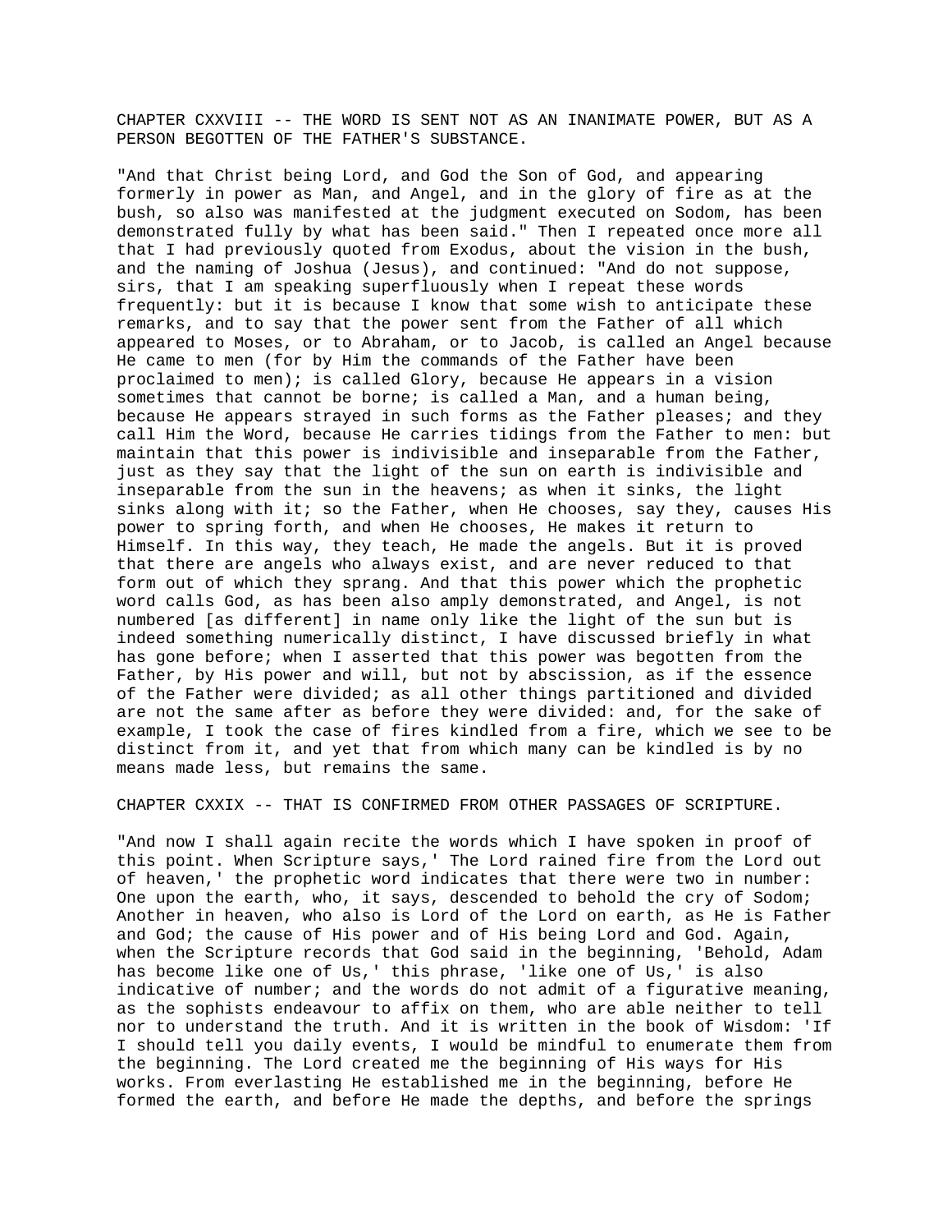## CHAPTER CXXVIII -- THE WORD IS SENT NOT AS AN INANIMATE POWER, BUT AS A PERSON BEGOTTEN OF THE FATHER'S SUBSTANCE.

"And that Christ being Lord, and God the Son of God, and appearing formerly in power as Man, and Angel, and in the glory of fire as at the bush, so also was manifested at the judgment executed on Sodom, has been demonstrated fully by what has been said." Then I repeated once more all that I had previously quoted from Exodus, about the vision in the bush, and the naming of Joshua (Jesus), and continued: "And do not suppose, sirs, that I am speaking superfluously when I repeat these words frequently: but it is because I know that some wish to anticipate these remarks, and to say that the power sent from the Father of all which appeared to Moses, or to Abraham, or to Jacob, is called an Angel because He came to men (for by Him the commands of the Father have been proclaimed to men); is called Glory, because He appears in a vision sometimes that cannot be borne; is called a Man, and a human being, because He appears strayed in such forms as the Father pleases; and they call Him the Word, because He carries tidings from the Father to men: but maintain that this power is indivisible and inseparable from the Father, just as they say that the light of the sun on earth is indivisible and inseparable from the sun in the heavens; as when it sinks, the light sinks along with it; so the Father, when He chooses, say they, causes His power to spring forth, and when He chooses, He makes it return to Himself. In this way, they teach, He made the angels. But it is proved that there are angels who always exist, and are never reduced to that form out of which they sprang. And that this power which the prophetic word calls God, as has been also amply demonstrated, and Angel, is not numbered [as different] in name only like the light of the sun but is indeed something numerically distinct, I have discussed briefly in what has gone before; when I asserted that this power was begotten from the Father, by His power and will, but not by abscission, as if the essence of the Father were divided; as all other things partitioned and divided are not the same after as before they were divided: and, for the sake of example, I took the case of fires kindled from a fire, which we see to be distinct from it, and yet that from which many can be kindled is by no means made less, but remains the same.

## CHAPTER CXXIX -- THAT IS CONFIRMED FROM OTHER PASSAGES OF SCRIPTURE.

"And now I shall again recite the words which I have spoken in proof of this point. When Scripture says,' The Lord rained fire from the Lord out of heaven,' the prophetic word indicates that there were two in number: One upon the earth, who, it says, descended to behold the cry of Sodom; Another in heaven, who also is Lord of the Lord on earth, as He is Father and God; the cause of His power and of His being Lord and God. Again, when the Scripture records that God said in the beginning, 'Behold, Adam has become like one of Us,' this phrase, 'like one of Us,' is also indicative of number; and the words do not admit of a figurative meaning, as the sophists endeavour to affix on them, who are able neither to tell nor to understand the truth. And it is written in the book of Wisdom: 'If I should tell you daily events, I would be mindful to enumerate them from the beginning. The Lord created me the beginning of His ways for His works. From everlasting He established me in the beginning, before He formed the earth, and before He made the depths, and before the springs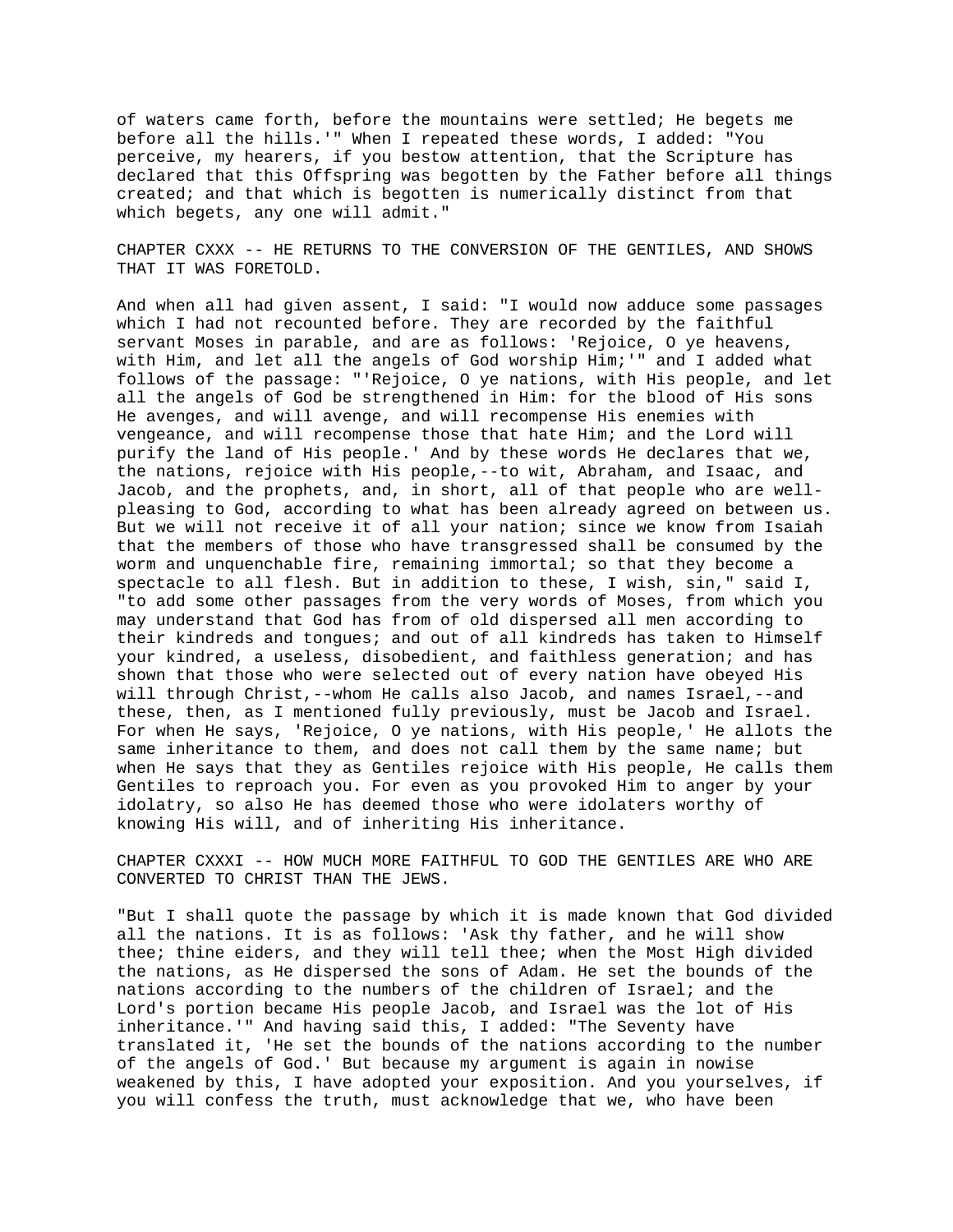of waters came forth, before the mountains were settled; He begets me before all the hills.'" When I repeated these words, I added: "You perceive, my hearers, if you bestow attention, that the Scripture has declared that this Offspring was begotten by the Father before all things created; and that which is begotten is numerically distinct from that which begets, any one will admit."

## CHAPTER CXXX -- HE RETURNS TO THE CONVERSION OF THE GENTILES, AND SHOWS THAT IT WAS FORETOLD.

And when all had given assent, I said: "I would now adduce some passages which I had not recounted before. They are recorded by the faithful servant Moses in parable, and are as follows: 'Rejoice, O ye heavens, with Him, and let all the angels of God worship Him;'" and I added what follows of the passage: "'Rejoice, O ye nations, with His people, and let all the angels of God be strengthened in Him: for the blood of His sons He avenges, and will avenge, and will recompense His enemies with vengeance, and will recompense those that hate Him; and the Lord will purify the land of His people.' And by these words He declares that we, the nations, rejoice with His people,--to wit, Abraham, and Isaac, and Jacob, and the prophets, and, in short, all of that people who are well-pleasing to God, according to what has been already agreed on between us. But we will not receive it of all your nation; since we know from Isaiah that the members of those who have transgressed shall be consumed by the worm and unquenchable fire, remaining immortal; so that they become a spectacle to all flesh. But in addition to these, I wish, sin," said I, "to add some other passages from the very words of Moses, from which you may understand that God has from of old dispersed all men according to their kindreds and tongues; and out of all kindreds has taken to Himself your kindred, a useless, disobedient, and faithless generation; and has shown that those who were selected out of every nation have obeyed His will through Christ,--whom He calls also Jacob, and names Israel,--and these, then, as I mentioned fully previously, must be Jacob and Israel. For when He says, 'Rejoice, O ye nations, with His people,' He allots the same inheritance to them, and does not call them by the same name; but when He says that they as Gentiles rejoice with His people, He calls them Gentiles to reproach you. For even as you provoked Him to anger by your idolatry, so also He has deemed those who were idolaters worthy of knowing His will, and of inheriting His inheritance.

## CHAPTER CXXXI -- HOW MUCH MORE FAITHFUL TO GOD THE GENTILES ARE WHO ARE CONVERTED TO CHRIST THAN THE JEWS.

"But I shall quote the passage by which it is made known that God divided all the nations. It is as follows: 'Ask thy father, and he will show thee; thine eiders, and they will tell thee; when the Most High divided the nations, as He dispersed the sons of Adam. He set the bounds of the nations according to the numbers of the children of Israel; and the Lord's portion became His people Jacob, and Israel was the lot of His inheritance.'" And having said this, I added: "The Seventy have translated it, 'He set the bounds of the nations according to the number of the angels of God.' But because my argument is again in nowise weakened by this, I have adopted your exposition. And you yourselves, if you will confess the truth, must acknowledge that we, who have been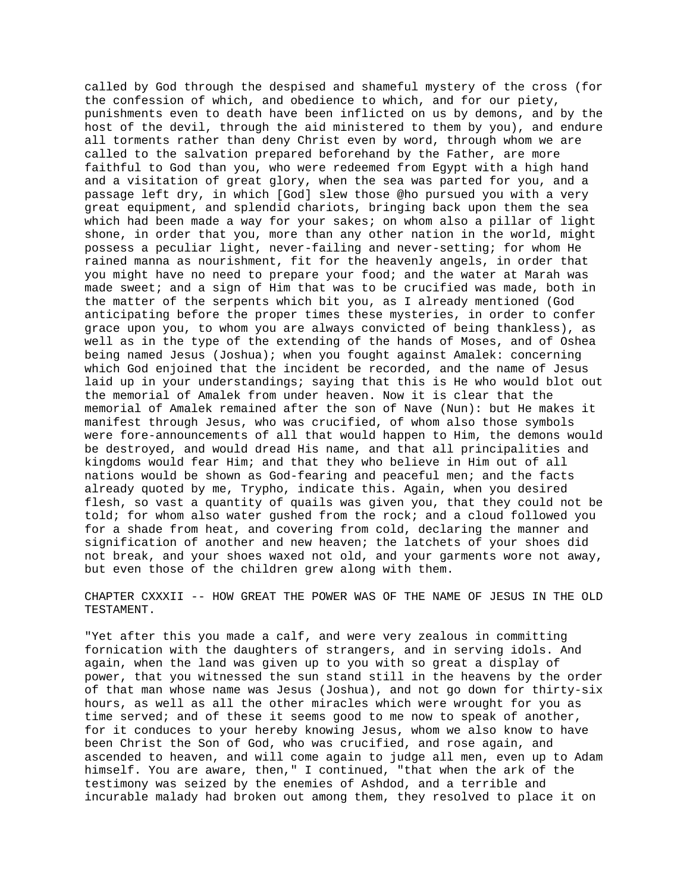called by God through the despised and shameful mystery of the cross (for the confession of which, and obedience to which, and for our piety, punishments even to death have been inflicted on us by demons, and by the host of the devil, through the aid ministered to them by you), and endure all torments rather than deny Christ even by word, through whom we are called to the salvation prepared beforehand by the Father, are more faithful to God than you, who were redeemed from Egypt with a high hand and a visitation of great glory, when the sea was parted for you, and a passage left dry, in which [God] slew those @ho pursued you with a very great equipment, and splendid chariots, bringing back upon them the sea which had been made a way for your sakes; on whom also a pillar of light shone, in order that you, more than any other nation in the world, might possess a peculiar light, never-failing and never-setting; for whom He rained manna as nourishment, fit for the heavenly angels, in order that you might have no need to prepare your food; and the water at Marah was made sweet; and a sign of Him that was to be crucified was made, both in the matter of the serpents which bit you, as I already mentioned (God anticipating before the proper times these mysteries, in order to confer grace upon you, to whom you are always convicted of being thankless), as well as in the type of the extending of the hands of Moses, and of Oshea being named Jesus (Joshua); when you fought against Amalek: concerning which God enjoined that the incident be recorded, and the name of Jesus laid up in your understandings; saying that this is He who would blot out the memorial of Amalek from under heaven. Now it is clear that the memorial of Amalek remained after the son of Nave (Nun): but He makes it manifest through Jesus, who was crucified, of whom also those symbols were fore-announcements of all that would happen to Him, the demons would be destroyed, and would dread His name, and that all principalities and kingdoms would fear Him; and that they who believe in Him out of all nations would be shown as God-fearing and peaceful men; and the facts already quoted by me, Trypho, indicate this. Again, when you desired flesh, so vast a quantity of quails was given you, that they could not be told; for whom also water gushed from the rock; and a cloud followed you for a shade from heat, and covering from cold, declaring the manner and signification of another and new heaven; the latchets of your shoes did not break, and your shoes waxed not old, and your garments wore not away, but even those of the children grew along with them.

## CHAPTER CXXXII -- HOW GREAT THE POWER WAS OF THE NAME OF JESUS IN THE OLD TESTAMENT.

"Yet after this you made a calf, and were very zealous in committing fornication with the daughters of strangers, and in serving idols. And again, when the land was given up to you with so great a display of power, that you witnessed the sun stand still in the heavens by the order of that man whose name was Jesus (Joshua), and not go down for thirty-six hours, as well as all the other miracles which were wrought for you as time served; and of these it seems good to me now to speak of another, for it conduces to your hereby knowing Jesus, whom we also know to have been Christ the Son of God, who was crucified, and rose again, and ascended to heaven, and will come again to judge all men, even up to Adam himself. You are aware, then," I continued, "that when the ark of the testimony was seized by the enemies of Ashdod, and a terrible and incurable malady had broken out among them, they resolved to place it on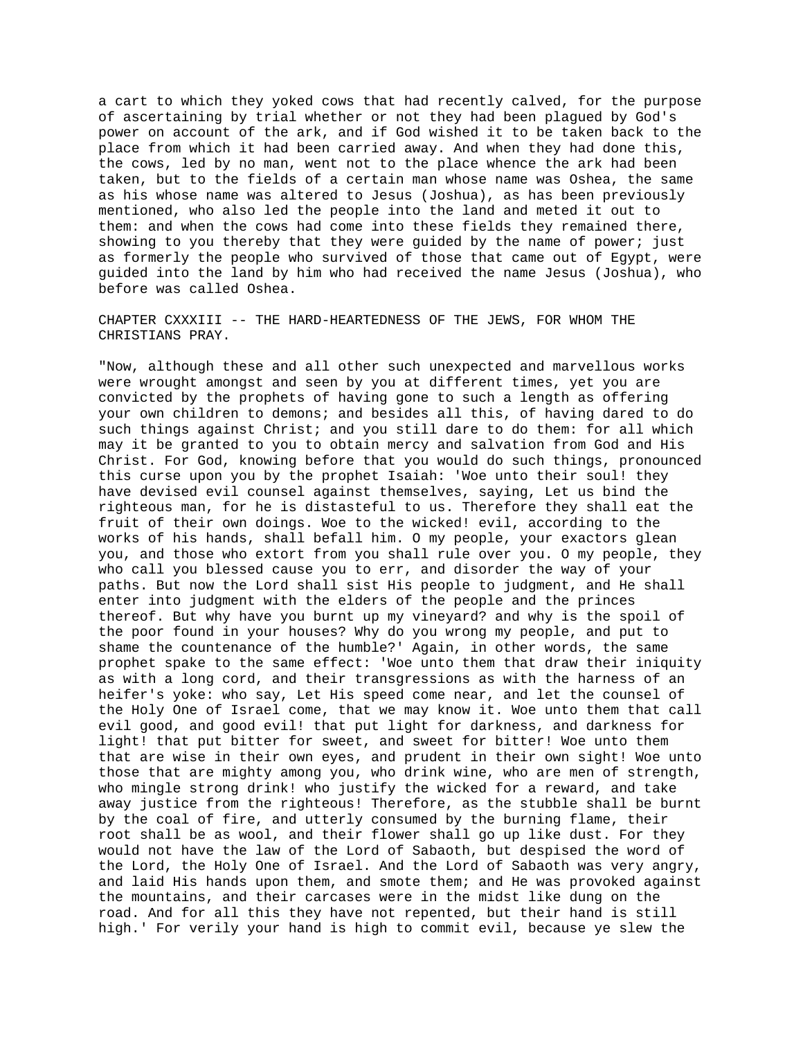a cart to which they yoked cows that had recently calved, for the purpose of ascertaining by trial whether or not they had been plagued by God's power on account of the ark, and if God wished it to be taken back to the place from which it had been carried away. And when they had done this, the cows, led by no man, went not to the place whence the ark had been taken, but to the fields of a certain man whose name was Oshea, the same as his whose name was altered to Jesus (Joshua), as has been previously mentioned, who also led the people into the land and meted it out to them: and when the cows had come into these fields they remained there, showing to you thereby that they were guided by the name of power; just as formerly the people who survived of those that came out of Egypt, were guided into the land by him who had received the name Jesus (Joshua), who before was called Oshea.

## CHAPTER CXXXIII -- THE HARD-HEARTEDNESS OF THE JEWS, FOR WHOM THE CHRISTIANS PRAY.

"Now, although these and all other such unexpected and marvellous works were wrought amongst and seen by you at different times, yet you are convicted by the prophets of having gone to such a length as offering your own children to demons; and besides all this, of having dared to do such things against Christ; and you still dare to do them: for all which may it be granted to you to obtain mercy and salvation from God and His Christ. For God, knowing before that you would do such things, pronounced this curse upon you by the prophet Isaiah: 'Woe unto their soul! they have devised evil counsel against themselves, saying, Let us bind the righteous man, for he is distasteful to us. Therefore they shall eat the fruit of their own doings. Woe to the wicked! evil, according to the works of his hands, shall befall him. O my people, your exactors glean you, and those who extort from you shall rule over you. O my people, they who call you blessed cause you to err, and disorder the way of your paths. But now the Lord shall sist His people to judgment, and He shall enter into judgment with the elders of the people and the princes thereof. But why have you burnt up my vineyard? and why is the spoil of the poor found in your houses? Why do you wrong my people, and put to shame the countenance of the humble?' Again, in other words, the same prophet spake to the same effect: 'Woe unto them that draw their iniquity as with a long cord, and their transgressions as with the harness of an heifer's yoke: who say, Let His speed come near, and let the counsel of the Holy One of Israel come, that we may know it. Woe unto them that call evil good, and good evil! that put light for darkness, and darkness for light! that put bitter for sweet, and sweet for bitter! Woe unto them that are wise in their own eyes, and prudent in their own sight! Woe unto those that are mighty among you, who drink wine, who are men of strength, who mingle strong drink! who justify the wicked for a reward, and take away justice from the righteous! Therefore, as the stubble shall be burnt by the coal of fire, and utterly consumed by the burning flame, their root shall be as wool, and their flower shall go up like dust. For they would not have the law of the Lord of Sabaoth, but despised the word of the Lord, the Holy One of Israel. And the Lord of Sabaoth was very angry, and laid His hands upon them, and smote them; and He was provoked against the mountains, and their carcases were in the midst like dung on the road. And for all this they have not repented, but their hand is still high.' For verily your hand is high to commit evil, because ye slew the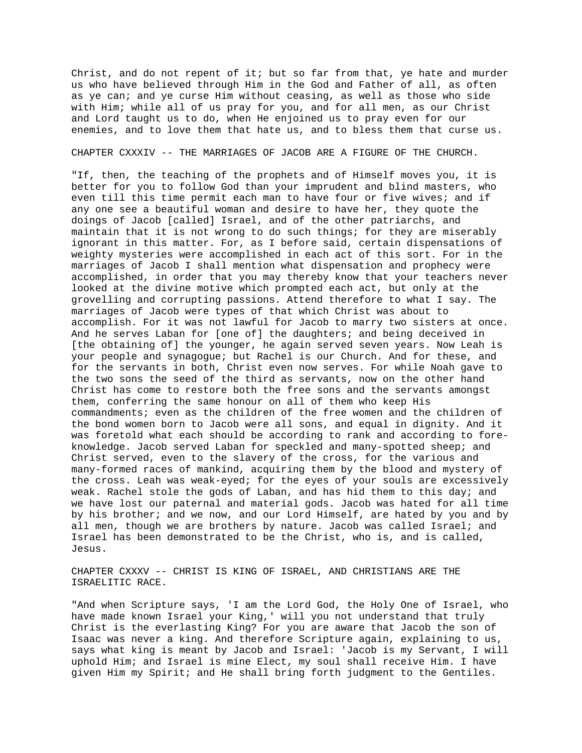Christ, and do not repent of it; but so far from that, ye hate and murder us who have believed through Him in the God and Father of all, as often as ye can; and ye curse Him without ceasing, as well as those who side with Him; while all of us pray for you, and for all men, as our Christ and Lord taught us to do, when He enjoined us to pray even for our enemies, and to love them that hate us, and to bless them that curse us.

## CHAPTER CXXXIV -- THE MARRIAGES OF JACOB ARE A FIGURE OF THE CHURCH.

"If, then, the teaching of the prophets and of Himself moves you, it is better for you to follow God than your imprudent and blind masters, who even till this time permit each man to have four or five wives; and if any one see a beautiful woman and desire to have her, they quote the doings of Jacob [called] Israel, and of the other patriarchs, and maintain that it is not wrong to do such things; for they are miserably ignorant in this matter. For, as I before said, certain dispensations of weighty mysteries were accomplished in each act of this sort. For in the marriages of Jacob I shall mention what dispensation and prophecy were accomplished, in order that you may thereby know that your teachers never looked at the divine motive which prompted each act, but only at the grovelling and corrupting passions. Attend therefore to what I say. The marriages of Jacob were types of that which Christ was about to accomplish. For it was not lawful for Jacob to marry two sisters at once. And he serves Laban for [one of] the daughters; and being deceived in [the obtaining of] the younger, he again served seven years. Now Leah is your people and synagogue; but Rachel is our Church. And for these, and for the servants in both, Christ even now serves. For while Noah gave to the two sons the seed of the third as servants, now on the other hand Christ has come to restore both the free sons and the servants amongst them, conferring the same honour on all of them who keep His commandments; even as the children of the free women and the children of the bond women born to Jacob were all sons, and equal in dignity. And it was foretold what each should be according to rank and according to fore-knowledge. Jacob served Laban for speckled and many-spotted sheep; and Christ served, even to the slavery of the cross, for the various and many-formed races of mankind, acquiring them by the blood and mystery of the cross. Leah was weak-eyed; for the eyes of your souls are excessively weak. Rachel stole the gods of Laban, and has hid them to this day; and we have lost our paternal and material gods. Jacob was hated for all time by his brother; and we now, and our Lord Himself, are hated by you and by all men, though we are brothers by nature. Jacob was called Israel; and Israel has been demonstrated to be the Christ, who is, and is called, Jesus.

## CHAPTER CXXXV -- CHRIST IS KING OF ISRAEL, AND CHRISTIANS ARE THE ISRAELITIC RACE.

"And when Scripture says, 'I am the Lord God, the Holy One of Israel, who have made known Israel your King,' will you not understand that truly Christ is the everlasting King? For you are aware that Jacob the son of Isaac was never a king. And therefore Scripture again, explaining to us, says what king is meant by Jacob and Israel: 'Jacob is my Servant, I will uphold Him; and Israel is mine Elect, my soul shall receive Him. I have given Him my Spirit; and He shall bring forth judgment to the Gentiles.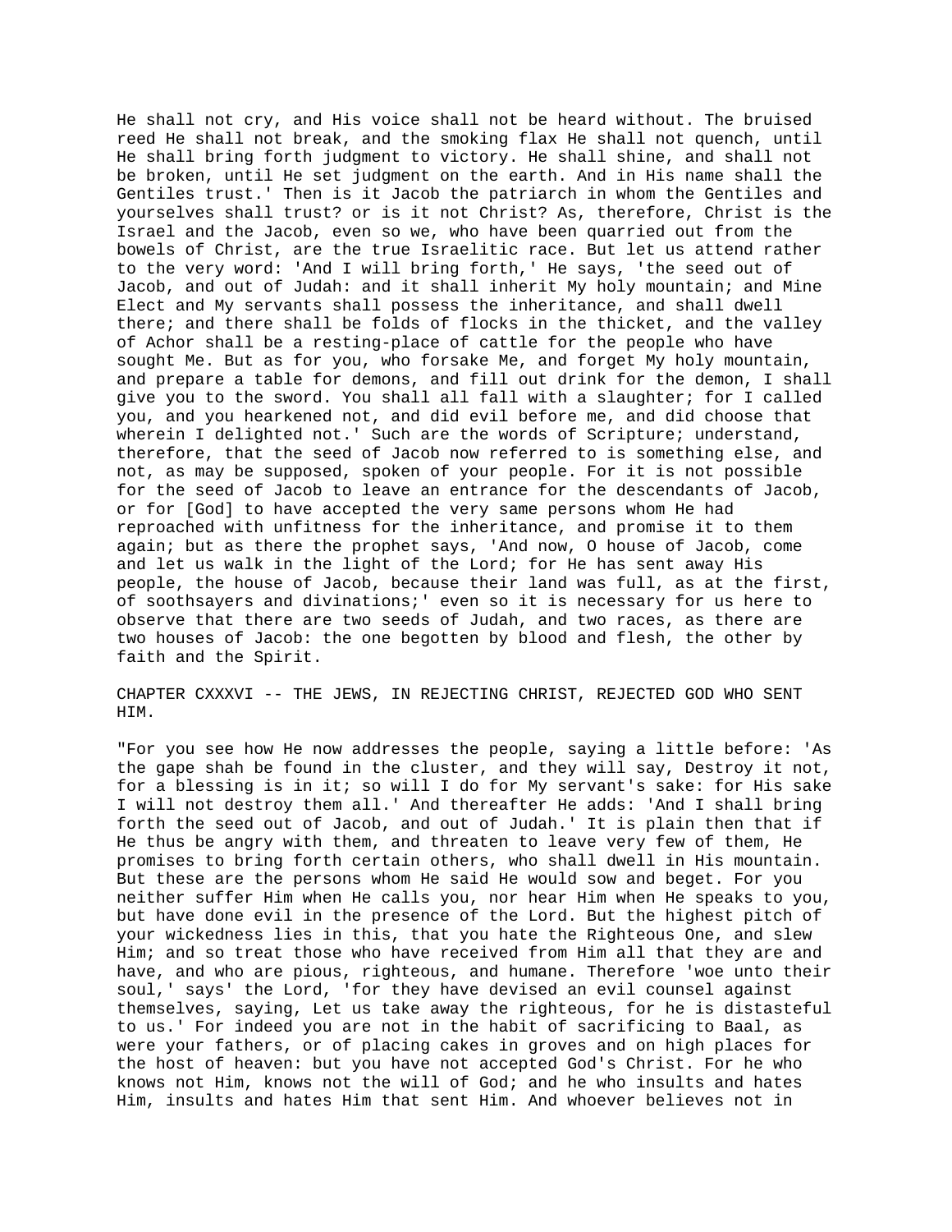He shall not cry, and His voice shall not be heard without. The bruised reed He shall not break, and the smoking flax He shall not quench, until He shall bring forth judgment to victory. He shall shine, and shall not be broken, until He set judgment on the earth. And in His name shall the Gentiles trust.' Then is it Jacob the patriarch in whom the Gentiles and yourselves shall trust? or is it not Christ? As, therefore, Christ is the Israel and the Jacob, even so we, who have been quarried out from the bowels of Christ, are the true Israelitic race. But let us attend rather to the very word: 'And I will bring forth,' He says, 'the seed out of Jacob, and out of Judah: and it shall inherit My holy mountain; and Mine Elect and My servants shall possess the inheritance, and shall dwell there; and there shall be folds of flocks in the thicket, and the valley of Achor shall be a resting-place of cattle for the people who have sought Me. But as for you, who forsake Me, and forget My holy mountain, and prepare a table for demons, and fill out drink for the demon, I shall give you to the sword. You shall all fall with a slaughter; for I called you, and you hearkened not, and did evil before me, and did choose that wherein I delighted not.' Such are the words of Scripture; understand, therefore, that the seed of Jacob now referred to is something else, and not, as may be supposed, spoken of your people. For it is not possible for the seed of Jacob to leave an entrance for the descendants of Jacob, or for [God] to have accepted the very same persons whom He had reproached with unfitness for the inheritance, and promise it to them again; but as there the prophet says, 'And now, O house of Jacob, come and let us walk in the light of the Lord; for He has sent away His people, the house of Jacob, because their land was full, as at the first, of soothsayers and divinations;' even so it is necessary for us here to observe that there are two seeds of Judah, and two races, as there are two houses of Jacob: the one begotten by blood and flesh, the other by faith and the Spirit.

## CHAPTER CXXXVI -- THE JEWS, IN REJECTING CHRIST, REJECTED GOD WHO SENT HIM.

"For you see how He now addresses the people, saying a little before: 'As the gape shah be found in the cluster, and they will say, Destroy it not, for a blessing is in it; so will I do for My servant's sake: for His sake I will not destroy them all.' And thereafter He adds: 'And I shall bring forth the seed out of Jacob, and out of Judah.' It is plain then that if He thus be angry with them, and threaten to leave very few of them, He promises to bring forth certain others, who shall dwell in His mountain. But these are the persons whom He said He would sow and beget. For you neither suffer Him when He calls you, nor hear Him when He speaks to you, but have done evil in the presence of the Lord. But the highest pitch of your wickedness lies in this, that you hate the Righteous One, and slew Him; and so treat those who have received from Him all that they are and have, and who are pious, righteous, and humane. Therefore 'woe unto their soul,' says' the Lord, 'for they have devised an evil counsel against themselves, saying, Let us take away the righteous, for he is distasteful to us.' For indeed you are not in the habit of sacrificing to Baal, as were your fathers, or of placing cakes in groves and on high places for the host of heaven: but you have not accepted God's Christ. For he who knows not Him, knows not the will of God; and he who insults and hates Him, insults and hates Him that sent Him. And whoever believes not in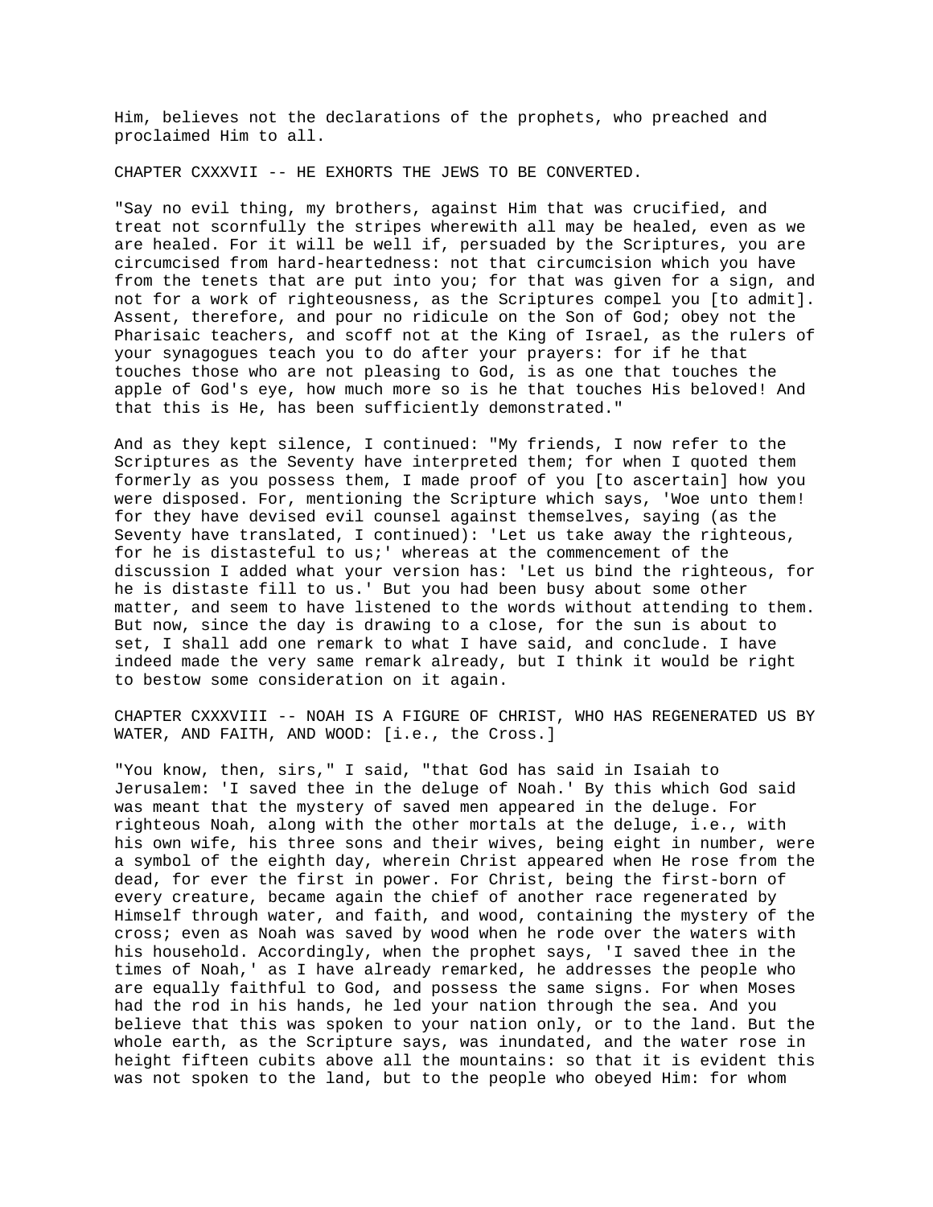Him, believes not the declarations of the prophets, who preached and proclaimed Him to all.

## CHAPTER CXXXVII -- HE EXHORTS THE JEWS TO BE CONVERTED.

"Say no evil thing, my brothers, against Him that was crucified, and treat not scornfully the stripes wherewith all may be healed, even as we are healed. For it will be well if, persuaded by the Scriptures, you are circumcised from hard-heartedness: not that circumcision which you have from the tenets that are put into you; for that was given for a sign, and not for a work of righteousness, as the Scriptures compel you [to admit]. Assent, therefore, and pour no ridicule on the Son of God; obey not the Pharisaic teachers, and scoff not at the King of Israel, as the rulers of your synagogues teach you to do after your prayers: for if he that touches those who are not pleasing to God, is as one that touches the apple of God's eye, how much more so is he that touches His beloved! And that this is He, has been sufficiently demonstrated."

And as they kept silence, I continued: "My friends, I now refer to the Scriptures as the Seventy have interpreted them; for when I quoted them formerly as you possess them, I made proof of you [to ascertain] how you were disposed. For, mentioning the Scripture which says, 'Woe unto them! for they have devised evil counsel against themselves, saying (as the Seventy have translated, I continued): 'Let us take away the righteous, for he is distasteful to us;' whereas at the commencement of the discussion I added what your version has: 'Let us bind the righteous, for he is distaste fill to us.' But you had been busy about some other matter, and seem to have listened to the words without attending to them. But now, since the day is drawing to a close, for the sun is about to set, I shall add one remark to what I have said, and conclude. I have indeed made the very same remark already, but I think it would be right to bestow some consideration on it again.

## CHAPTER CXXXVIII -- NOAH IS A FIGURE OF CHRIST, WHO HAS REGENERATED US BY WATER, AND FAITH, AND WOOD: [i.e., the Cross.]

"You know, then, sirs," I said, "that God has said in Isaiah to Jerusalem: 'I saved thee in the deluge of Noah.' By this which God said was meant that the mystery of saved men appeared in the deluge. For righteous Noah, along with the other mortals at the deluge, i.e., with his own wife, his three sons and their wives, being eight in number, were a symbol of the eighth day, wherein Christ appeared when He rose from the dead, for ever the first in power. For Christ, being the first-born of every creature, became again the chief of another race regenerated by Himself through water, and faith, and wood, containing the mystery of the cross; even as Noah was saved by wood when he rode over the waters with his household. Accordingly, when the prophet says, 'I saved thee in the times of Noah,' as I have already remarked, he addresses the people who are equally faithful to God, and possess the same signs. For when Moses had the rod in his hands, he led your nation through the sea. And you believe that this was spoken to your nation only, or to the land. But the whole earth, as the Scripture says, was inundated, and the water rose in height fifteen cubits above all the mountains: so that it is evident this was not spoken to the land, but to the people who obeyed Him: for whom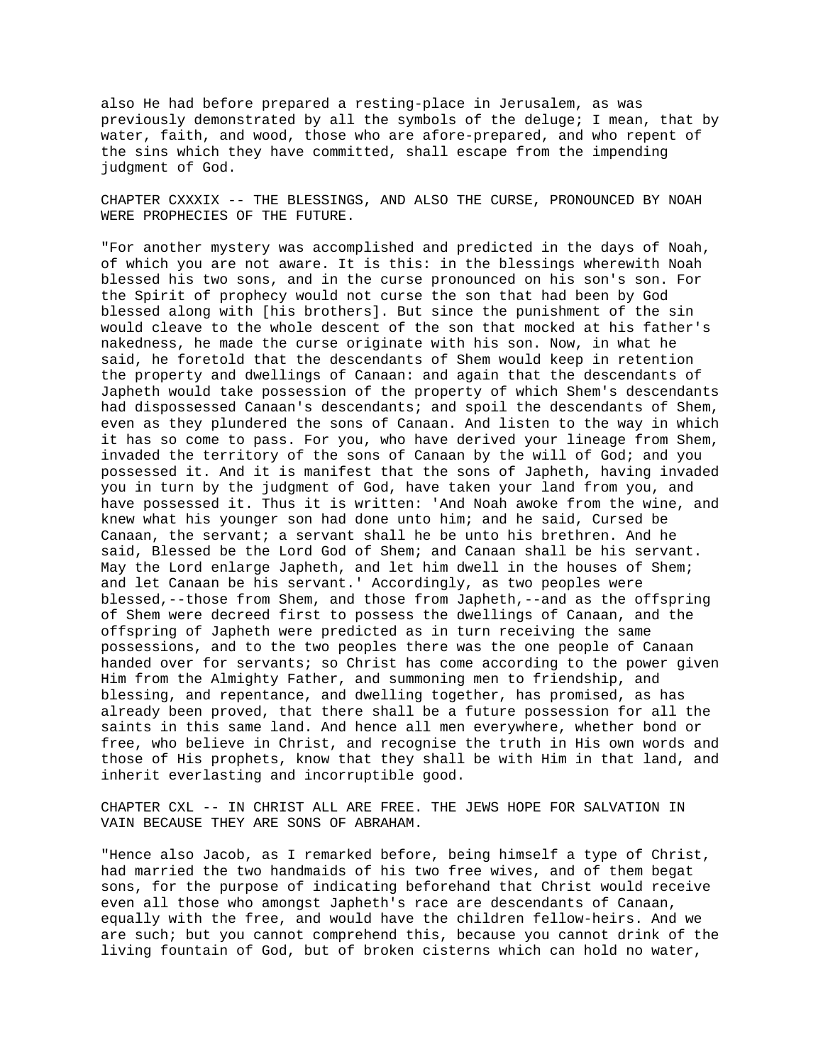also He had before prepared a resting-place in Jerusalem, as was previously demonstrated by all the symbols of the deluge; I mean, that by water, faith, and wood, those who are afore-prepared, and who repent of the sins which they have committed, shall escape from the impending judgment of God.

## CHAPTER CXXXIX -- THE BLESSINGS, AND ALSO THE CURSE, PRONOUNCED BY NOAH WERE PROPHECIES OF THE FUTURE.

"For another mystery was accomplished and predicted in the days of Noah, of which you are not aware. It is this: in the blessings wherewith Noah blessed his two sons, and in the curse pronounced on his son's son. For the Spirit of prophecy would not curse the son that had been by God blessed along with [his brothers]. But since the punishment of the sin would cleave to the whole descent of the son that mocked at his father's nakedness, he made the curse originate with his son. Now, in what he said, he foretold that the descendants of Shem would keep in retention the property and dwellings of Canaan: and again that the descendants of Japheth would take possession of the property of which Shem's descendants had dispossessed Canaan's descendants; and spoil the descendants of Shem, even as they plundered the sons of Canaan. And listen to the way in which it has so come to pass. For you, who have derived your lineage from Shem, invaded the territory of the sons of Canaan by the will of God; and you possessed it. And it is manifest that the sons of Japheth, having invaded you in turn by the judgment of God, have taken your land from you, and have possessed it. Thus it is written: 'And Noah awoke from the wine, and knew what his younger son had done unto him; and he said, Cursed be Canaan, the servant; a servant shall he be unto his brethren. And he said, Blessed be the Lord God of Shem; and Canaan shall be his servant. May the Lord enlarge Japheth, and let him dwell in the houses of Shem; and let Canaan be his servant.' Accordingly, as two peoples were blessed,--those from Shem, and those from Japheth,--and as the offspring of Shem were decreed first to possess the dwellings of Canaan, and the offspring of Japheth were predicted as in turn receiving the same possessions, and to the two peoples there was the one people of Canaan handed over for servants; so Christ has come according to the power given Him from the Almighty Father, and summoning men to friendship, and blessing, and repentance, and dwelling together, has promised, as has already been proved, that there shall be a future possession for all the saints in this same land. And hence all men everywhere, whether bond or free, who believe in Christ, and recognise the truth in His own words and those of His prophets, know that they shall be with Him in that land, and inherit everlasting and incorruptible good.

## CHAPTER CXL -- IN CHRIST ALL ARE FREE. THE JEWS HOPE FOR SALVATION IN VAIN BECAUSE THEY ARE SONS OF ABRAHAM.

"Hence also Jacob, as I remarked before, being himself a type of Christ, had married the two handmaids of his two free wives, and of them begat sons, for the purpose of indicating beforehand that Christ would receive even all those who amongst Japheth's race are descendants of Canaan, equally with the free, and would have the children fellow-heirs. And we are such; but you cannot comprehend this, because you cannot drink of the living fountain of God, but of broken cisterns which can hold no water,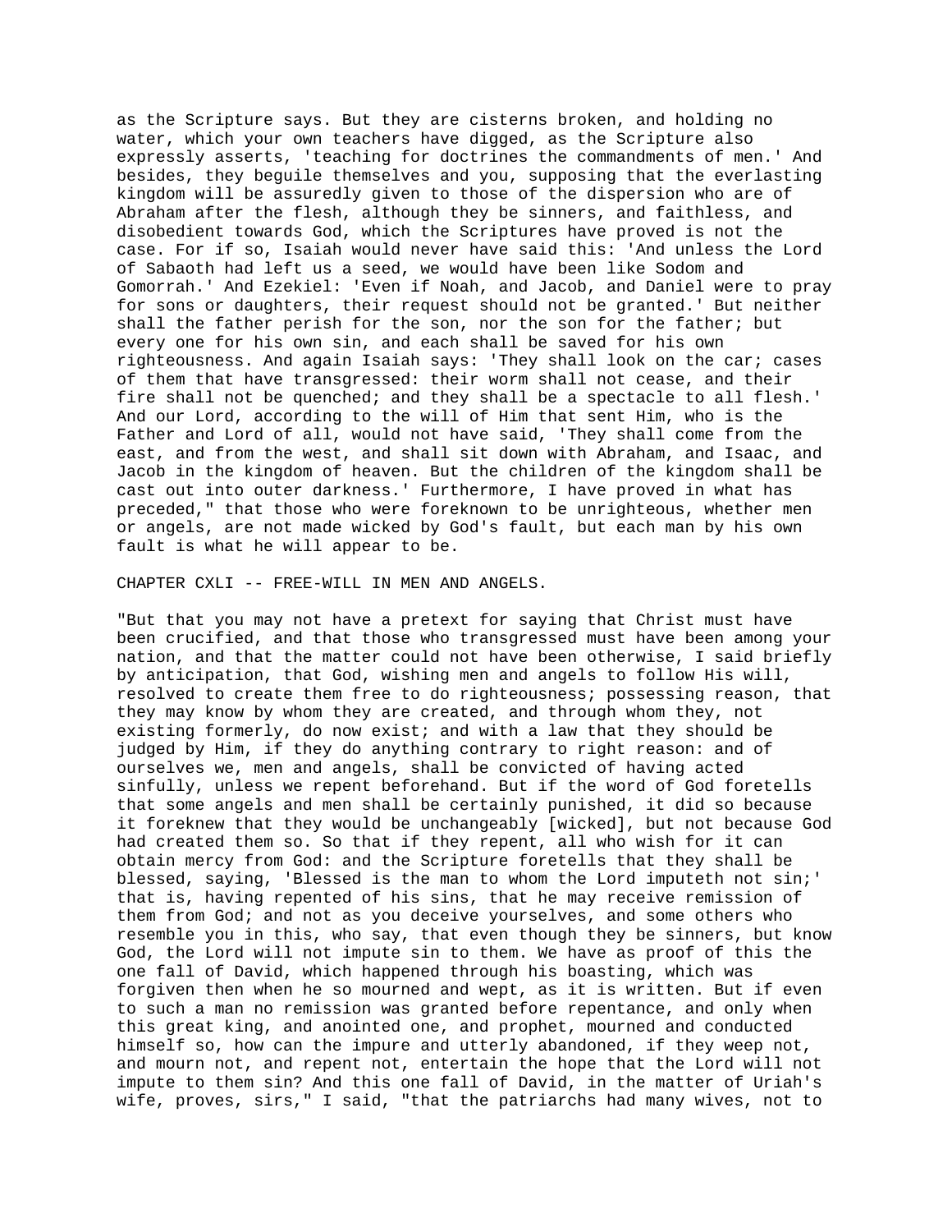as the Scripture says. But they are cisterns broken, and holding no water, which your own teachers have digged, as the Scripture also expressly asserts, 'teaching for doctrines the commandments of men.' And besides, they beguile themselves and you, supposing that the everlasting kingdom will be assuredly given to those of the dispersion who are of Abraham after the flesh, although they be sinners, and faithless, and disobedient towards God, which the Scriptures have proved is not the case. For if so, Isaiah would never have said this: 'And unless the Lord of Sabaoth had left us a seed, we would have been like Sodom and Gomorrah.' And Ezekiel: 'Even if Noah, and Jacob, and Daniel were to pray for sons or daughters, their request should not be granted.' But neither shall the father perish for the son, nor the son for the father; but every one for his own sin, and each shall be saved for his own righteousness. And again Isaiah says: 'They shall look on the car; cases of them that have transgressed: their worm shall not cease, and their fire shall not be quenched; and they shall be a spectacle to all flesh.' And our Lord, according to the will of Him that sent Him, who is the Father and Lord of all, would not have said, 'They shall come from the east, and from the west, and shall sit down with Abraham, and Isaac, and Jacob in the kingdom of heaven. But the children of the kingdom shall be cast out into outer darkness.' Furthermore, I have proved in what has preceded," that those who were foreknown to be unrighteous, whether men or angels, are not made wicked by God's fault, but each man by his own fault is what he will appear to be.

## CHAPTER CXLI -- FREE-WILL IN MEN AND ANGELS.

"But that you may not have a pretext for saying that Christ must have been crucified, and that those who transgressed must have been among your nation, and that the matter could not have been otherwise, I said briefly by anticipation, that God, wishing men and angels to follow His will, resolved to create them free to do righteousness; possessing reason, that they may know by whom they are created, and through whom they, not existing formerly, do now exist; and with a law that they should be judged by Him, if they do anything contrary to right reason: and of ourselves we, men and angels, shall be convicted of having acted sinfully, unless we repent beforehand. But if the word of God foretells that some angels and men shall be certainly punished, it did so because it foreknew that they would be unchangeably [wicked], but not because God had created them so. So that if they repent, all who wish for it can obtain mercy from God: and the Scripture foretells that they shall be blessed, saying, 'Blessed is the man to whom the Lord imputeth not sin;' that is, having repented of his sins, that he may receive remission of them from God; and not as you deceive yourselves, and some others who resemble you in this, who say, that even though they be sinners, but know God, the Lord will not impute sin to them. We have as proof of this the one fall of David, which happened through his boasting, which was forgiven then when he so mourned and wept, as it is written. But if even to such a man no remission was granted before repentance, and only when this great king, and anointed one, and prophet, mourned and conducted himself so, how can the impure and utterly abandoned, if they weep not, and mourn not, and repent not, entertain the hope that the Lord will not impute to them sin? And this one fall of David, in the matter of Uriah's wife, proves, sirs," I said, "that the patriarchs had many wives, not to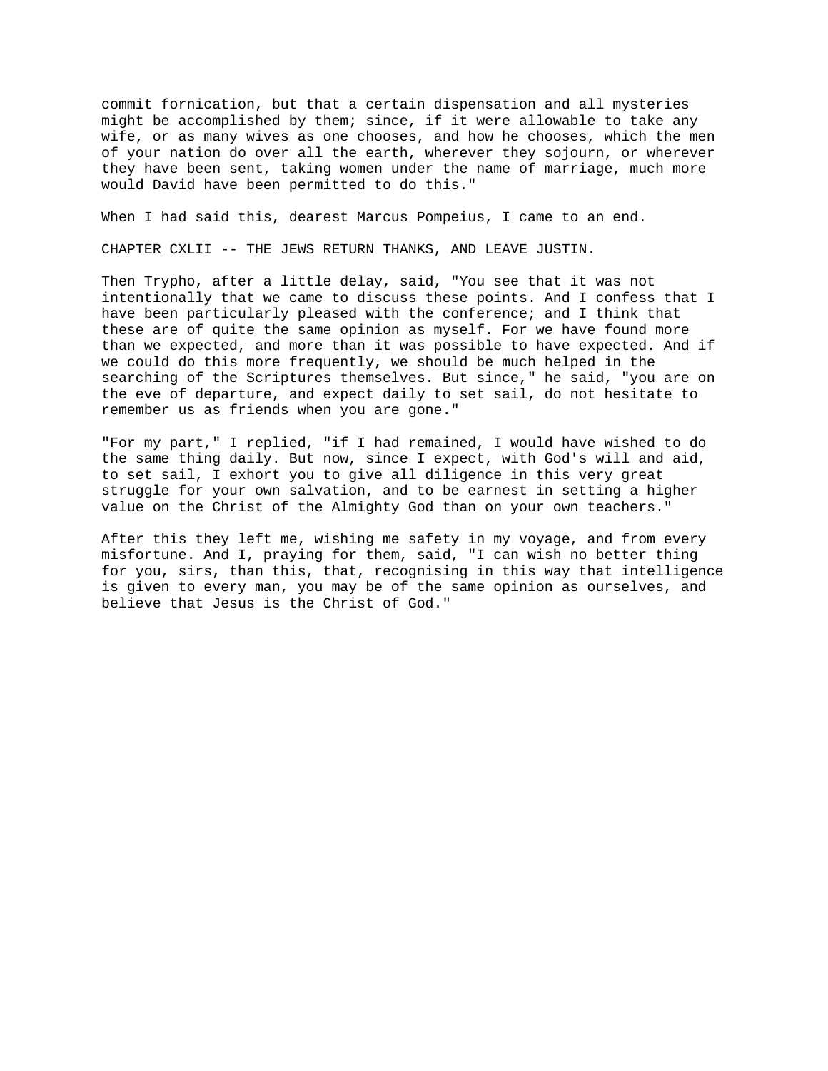commit fornication, but that a certain dispensation and all mysteries might be accomplished by them; since, if it were allowable to take any wife, or as many wives as one chooses, and how he chooses, which the men of your nation do over all the earth, wherever they sojourn, or wherever they have been sent, taking women under the name of marriage, much more would David have been permitted to do this."

When I had said this, dearest Marcus Pompeius, I came to an end.

## CHAPTER CXLII -- THE JEWS RETURN THANKS, AND LEAVE JUSTIN.

Then Trypho, after a little delay, said, "You see that it was not intentionally that we came to discuss these points. And I confess that I have been particularly pleased with the conference; and I think that these are of quite the same opinion as myself. For we have found more than we expected, and more than it was possible to have expected. And if we could do this more frequently, we should be much helped in the searching of the Scriptures themselves. But since," he said, "you are on the eve of departure, and expect daily to set sail, do not hesitate to remember us as friends when you are gone."

"For my part," I replied, "if I had remained, I would have wished to do the same thing daily. But now, since I expect, with God's will and aid, to set sail, I exhort you to give all diligence in this very great struggle for your own salvation, and to be earnest in setting a higher value on the Christ of the Almighty God than on your own teachers."

After this they left me, wishing me safety in my voyage, and from every misfortune. And I, praying for them, said, "I can wish no better thing for you, sirs, than this, that, recognising in this way that intelligence is given to every man, you may be of the same opinion as ourselves, and believe that Jesus is the Christ of God."